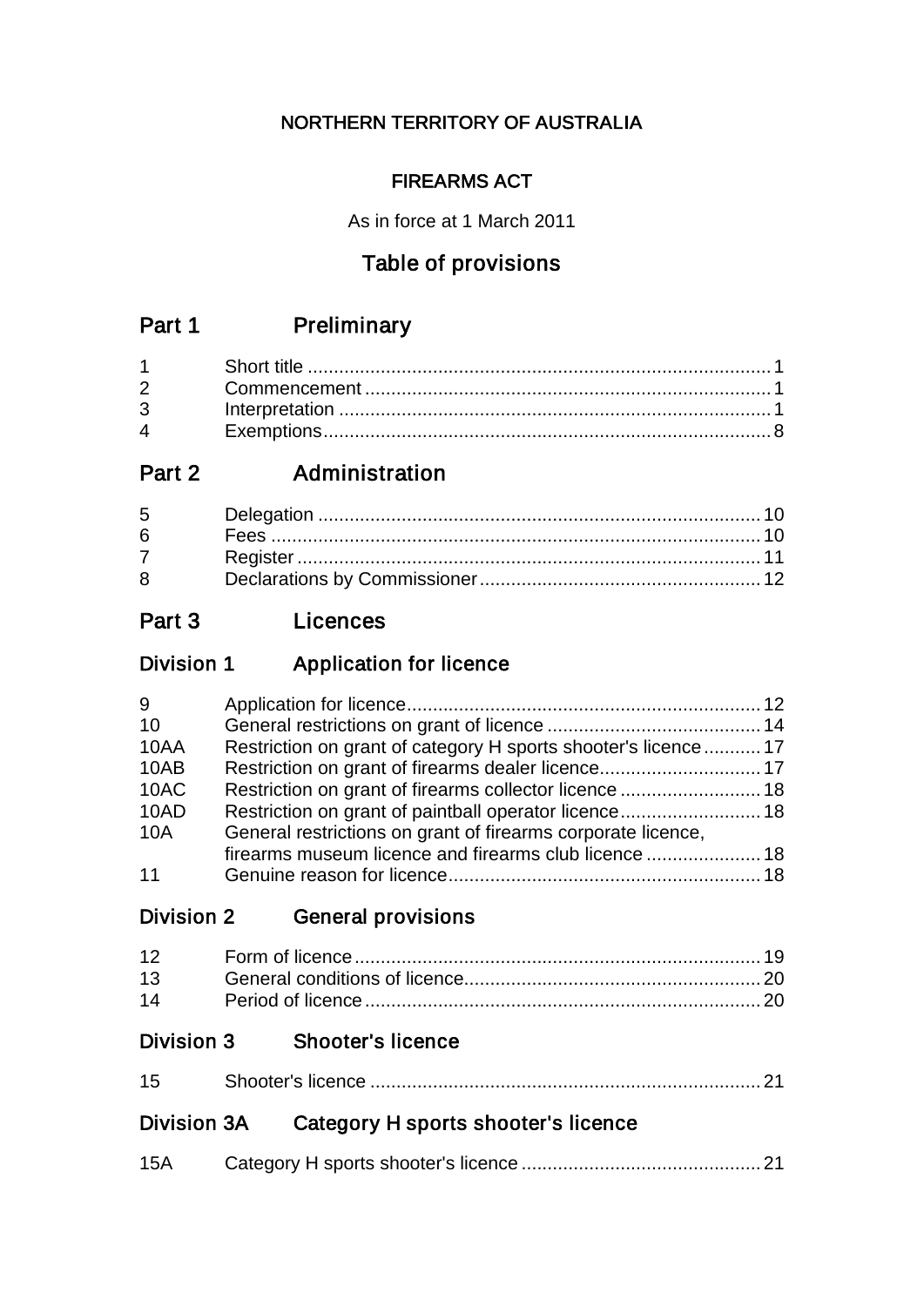NORTHERN TERRITORY OF AUSTRALIA

FIREARMS ACT

As in force at 1 March 2011

# Table of provisions

## Part 1 Preliminary

| | | |
|---|---|---|
| 1 | Short title | 1 |
| 2 | Commencement | 1 |
| 3 | Interpretation | 1 |
| 4 | Exemptions | 8 |

## Part 2 Administration

| | | |
|---|---|---|
| 5 | Delegation | 10 |
| 6 | Fees | 10 |
| 7 | Register | 11 |
| 8 | Declarations by Commissioner | 12 |

## Part 3 Licences

### Division 1 Application for licence

| | | |
|---|---|---|
| 9 | Application for licence | 12 |
| 10 | General restrictions on grant of licence | 14 |
| 10AA | Restriction on grant of category H sports shooter's licence | 17 |
| 10AB | Restriction on grant of firearms dealer licence | 17 |
| 10AC | Restriction on grant of firearms collector licence | 18 |
| 10AD | Restriction on grant of paintball operator licence | 18 |
| 10A | General restrictions on grant of firearms corporate licence, firearms museum licence and firearms club licence | 18 |
| 11 | Genuine reason for licence | 18 |

### Division 2 General provisions

| | | |
|---|---|---|
| 12 | Form of licence | 19 |
| 13 | General conditions of licence | 20 |
| 14 | Period of licence | 20 |

### Division 3 Shooter's licence

| | | |
|---|---|---|
| 15 | Shooter's licence | 21 |

### Division 3A Category H sports shooter's licence

| | | |
|---|---|---|
| 15A | Category H sports shooter's licence | 21 |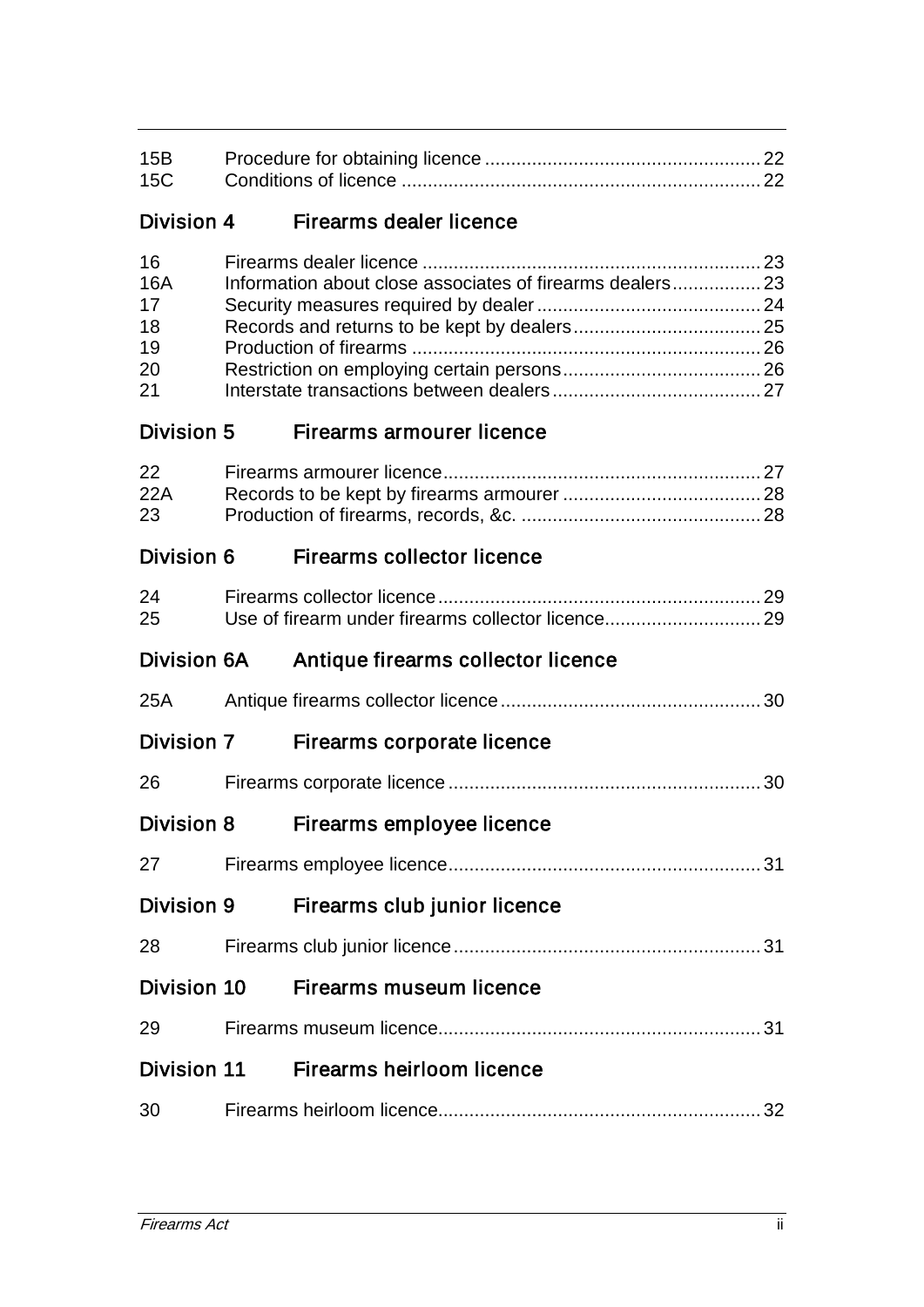| | | |
|---|---|---|
| 15B | Procedure for obtaining licence | 22 |
| 15C | Conditions of licence | 22 |

## Division 4 Firearms dealer licence

| | | |
|---|---|---|
| 16 | Firearms dealer licence | 23 |
| 16A | Information about close associates of firearms dealers | 23 |
| 17 | Security measures required by dealer | 24 |
| 18 | Records and returns to be kept by dealers | 25 |
| 19 | Production of firearms | 26 |
| 20 | Restriction on employing certain persons | 26 |
| 21 | Interstate transactions between dealers | 27 |

## Division 5 Firearms armourer licence

| | | |
|---|---|---|
| 22 | Firearms armourer licence | 27 |
| 22A | Records to be kept by firearms armourer | 28 |
| 23 | Production of firearms, records, &c. | 28 |

## Division 6 Firearms collector licence

| | | |
|---|---|---|
| 24 | Firearms collector licence | 29 |
| 25 | Use of firearm under firearms collector licence | 29 |

## Division 6A Antique firearms collector licence

| | | |
|---|---|---|
| 25A | Antique firearms collector licence | 30 |

## Division 7 Firearms corporate licence

| | | |
|---|---|---|
| 26 | Firearms corporate licence | 30 |

## Division 8 Firearms employee licence

| | | |
|---|---|---|
| 27 | Firearms employee licence | 31 |

## Division 9 Firearms club junior licence

| | | |
|---|---|---|
| 28 | Firearms club junior licence | 31 |

## Division 10 Firearms museum licence

| | | |
|---|---|---|
| 29 | Firearms museum licence | 31 |

## Division 11 Firearms heirloom licence

| | | |
|---|---|---|
| 30 | Firearms heirloom licence | 32 |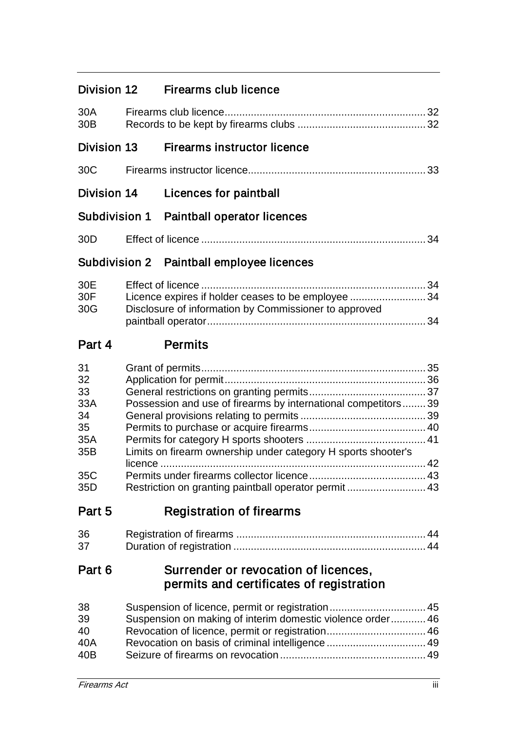## Division 12 Firearms club licence

| | | |
|---|---|---|
| 30A | Firearms club licence | 32 |
| 30B | Records to be kept by firearms clubs | 32 |

## Division 13 Firearms instructor licence

| | | |
|---|---|---|
| 30C | Firearms instructor licence | 33 |

## Division 14 Licences for paintball

### Subdivision 1 Paintball operator licences

| | | |
|---|---|---|
| 30D | Effect of licence | 34 |

### Subdivision 2 Paintball employee licences

| | | |
|---|---|---|
| 30E | Effect of licence | 34 |
| 30F | Licence expires if holder ceases to be employee | 34 |
| 30G | Disclosure of information by Commissioner to approved paintball operator | 34 |

# Part 4 Permits

| | | |
|---|---|---|
| 31 | Grant of permits | 35 |
| 32 | Application for permit | 36 |
| 33 | General restrictions on granting permits | 37 |
| 33A | Possession and use of firearms by international competitors | 39 |
| 34 | General provisions relating to permits | 39 |
| 35 | Permits to purchase or acquire firearms | 40 |
| 35A | Permits for category H sports shooters | 41 |
| 35B | Limits on firearm ownership under category H sports shooter's licence | 42 |
| 35C | Permits under firearms collector licence | 43 |
| 35D | Restriction on granting paintball operator permit | 43 |

# Part 5 Registration of firearms

| | | |
|---|---|---|
| 36 | Registration of firearms | 44 |
| 37 | Duration of registration | 44 |

# Part 6 Surrender or revocation of licences, permits and certificates of registration

| | | |
|---|---|---|
| 38 | Suspension of licence, permit or registration | 45 |
| 39 | Suspension on making of interim domestic violence order | 46 |
| 40 | Revocation of licence, permit or registration | 46 |
| 40A | Revocation on basis of criminal intelligence | 49 |
| 40B | Seizure of firearms on revocation | 49 |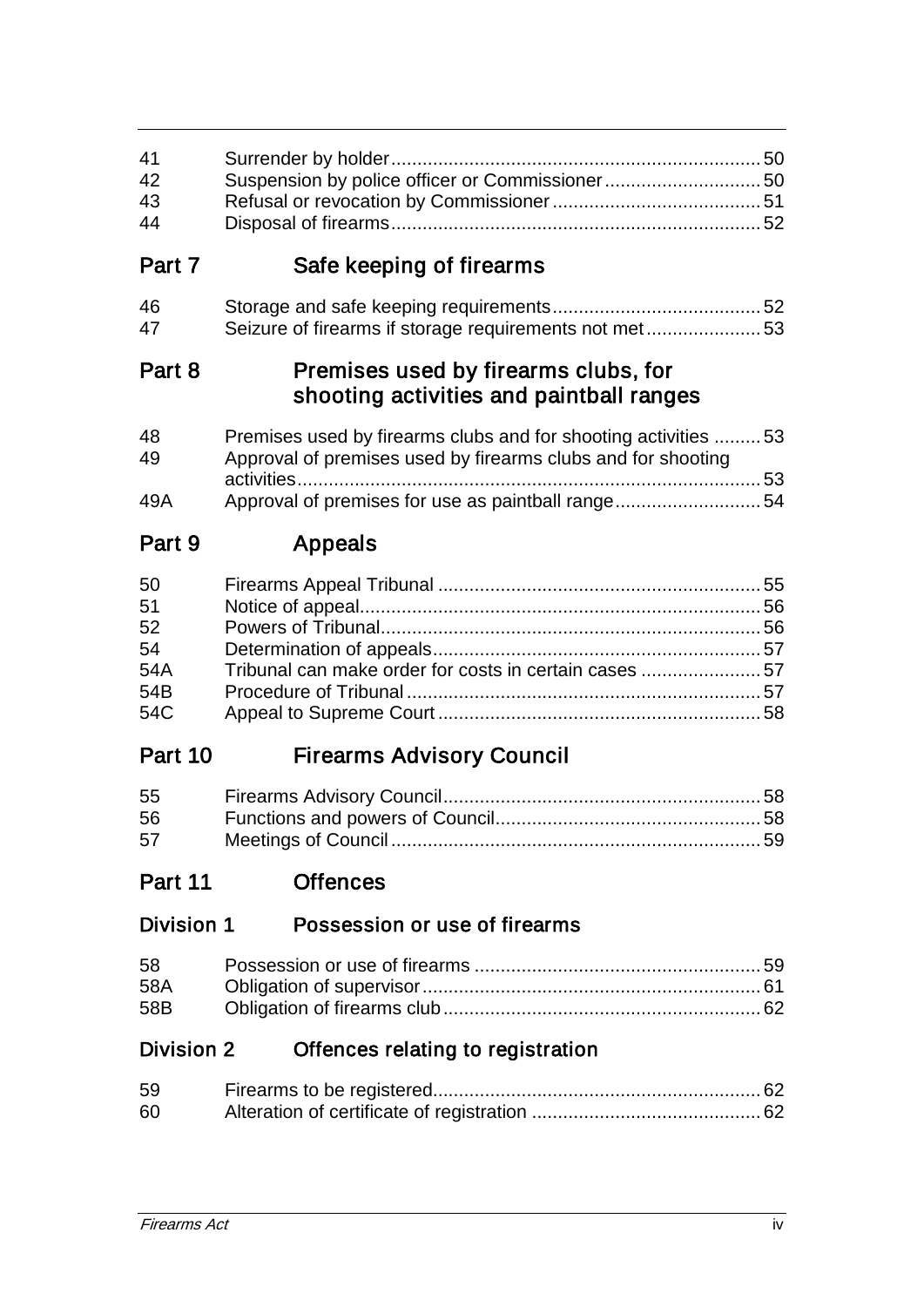| | | |
|---|---|---|
| 41 | Surrender by holder | 50 |
| 42 | Suspension by police officer or Commissioner | 50 |
| 43 | Refusal or revocation by Commissioner | 51 |
| 44 | Disposal of firearms | 52 |

## Part 7 Safe keeping of firearms

| | | |
|---|---|---|
| 46 | Storage and safe keeping requirements | 52 |
| 47 | Seizure of firearms if storage requirements not met | 53 |

## Part 8 Premises used by firearms clubs, for shooting activities and paintball ranges

| | | |
|---|---|---|
| 48 | Premises used by firearms clubs and for shooting activities | 53 |
| 49 | Approval of premises used by firearms clubs and for shooting activities | 53 |
| 49A | Approval of premises for use as paintball range | 54 |

## Part 9 Appeals

| | | |
|---|---|---|
| 50 | Firearms Appeal Tribunal | 55 |
| 51 | Notice of appeal | 56 |
| 52 | Powers of Tribunal | 56 |
| 54 | Determination of appeals | 57 |
| 54A | Tribunal can make order for costs in certain cases | 57 |
| 54B | Procedure of Tribunal | 57 |
| 54C | Appeal to Supreme Court | 58 |

## Part 10 Firearms Advisory Council

| | | |
|---|---|---|
| 55 | Firearms Advisory Council | 58 |
| 56 | Functions and powers of Council | 58 |
| 57 | Meetings of Council | 59 |

## Part 11 Offences

### Division 1 Possession or use of firearms

| | | |
|---|---|---|
| 58 | Possession or use of firearms | 59 |
| 58A | Obligation of supervisor | 61 |
| 58B | Obligation of firearms club | 62 |

### Division 2 Offences relating to registration

| | | |
|---|---|---|
| 59 | Firearms to be registered | 62 |
| 60 | Alteration of certificate of registration | 62 |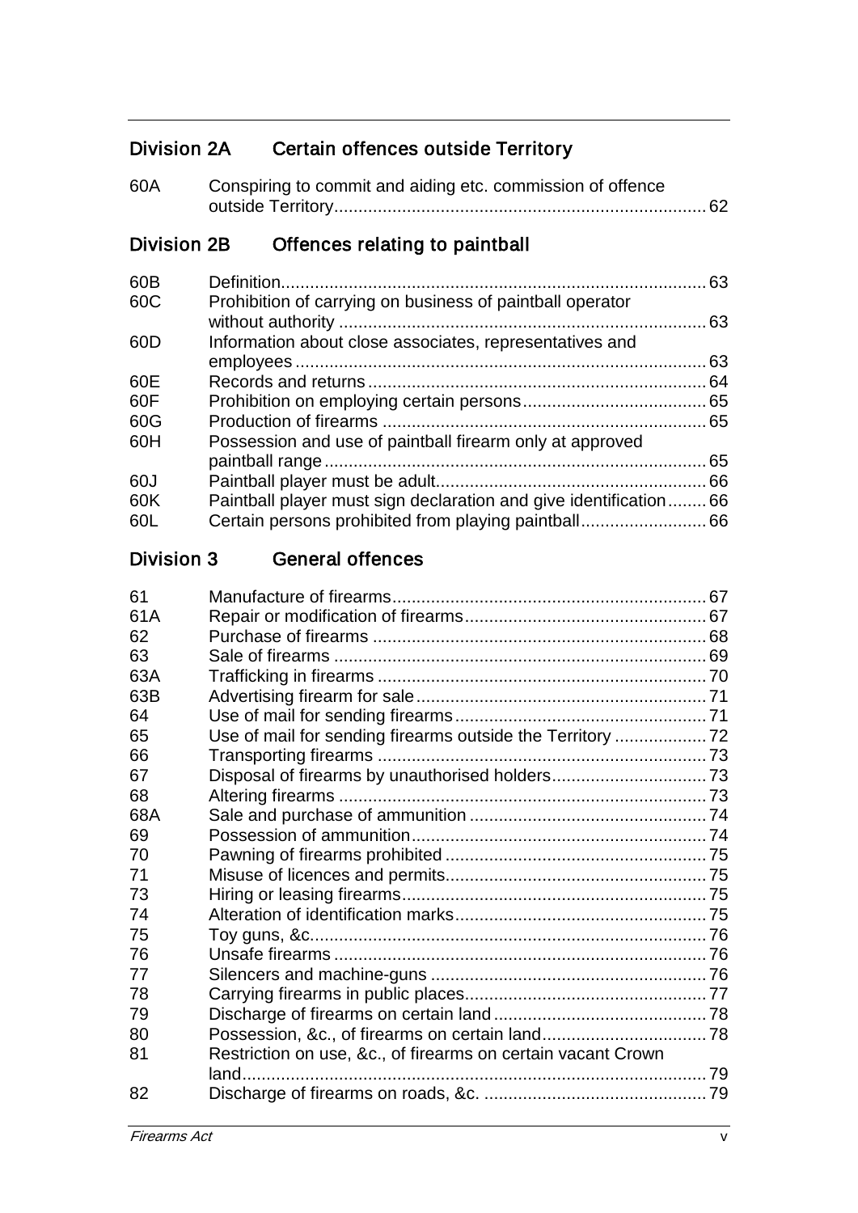### Division 2A Certain offences outside Territory

| | | |
|---|---|---|
| 60A | Conspiring to commit and aiding etc. commission of offence outside Territory | 62 |

### Division 2B Offences relating to paintball

| | | |
|---|---|---|
| 60B | Definition | 63 |
| 60C | Prohibition of carrying on business of paintball operator without authority | 63 |
| 60D | Information about close associates, representatives and employees | 63 |
| 60E | Records and returns | 64 |
| 60F | Prohibition on employing certain persons | 65 |
| 60G | Production of firearms | 65 |
| 60H | Possession and use of paintball firearm only at approved paintball range | 65 |
| 60J | Paintball player must be adult | 66 |
| 60K | Paintball player must sign declaration and give identification | 66 |
| 60L | Certain persons prohibited from playing paintball | 66 |

### Division 3 General offences

| | | |
|---|---|---|
| 61 | Manufacture of firearms | 67 |
| 61A | Repair or modification of firearms | 67 |
| 62 | Purchase of firearms | 68 |
| 63 | Sale of firearms | 69 |
| 63A | Trafficking in firearms | 70 |
| 63B | Advertising firearm for sale | 71 |
| 64 | Use of mail for sending firearms | 71 |
| 65 | Use of mail for sending firearms outside the Territory | 72 |
| 66 | Transporting firearms | 73 |
| 67 | Disposal of firearms by unauthorised holders | 73 |
| 68 | Altering firearms | 73 |
| 68A | Sale and purchase of ammunition | 74 |
| 69 | Possession of ammunition | 74 |
| 70 | Pawning of firearms prohibited | 75 |
| 71 | Misuse of licences and permits | 75 |
| 73 | Hiring or leasing firearms | 75 |
| 74 | Alteration of identification marks | 75 |
| 75 | Toy guns, &c. | 76 |
| 76 | Unsafe firearms | 76 |
| 77 | Silencers and machine-guns | 76 |
| 78 | Carrying firearms in public places | 77 |
| 79 | Discharge of firearms on certain land | 78 |
| 80 | Possession, &c., of firearms on certain land | 78 |
| 81 | Restriction on use, &c., of firearms on certain vacant Crown land | 79 |
| 82 | Discharge of firearms on roads, &c. | 79 |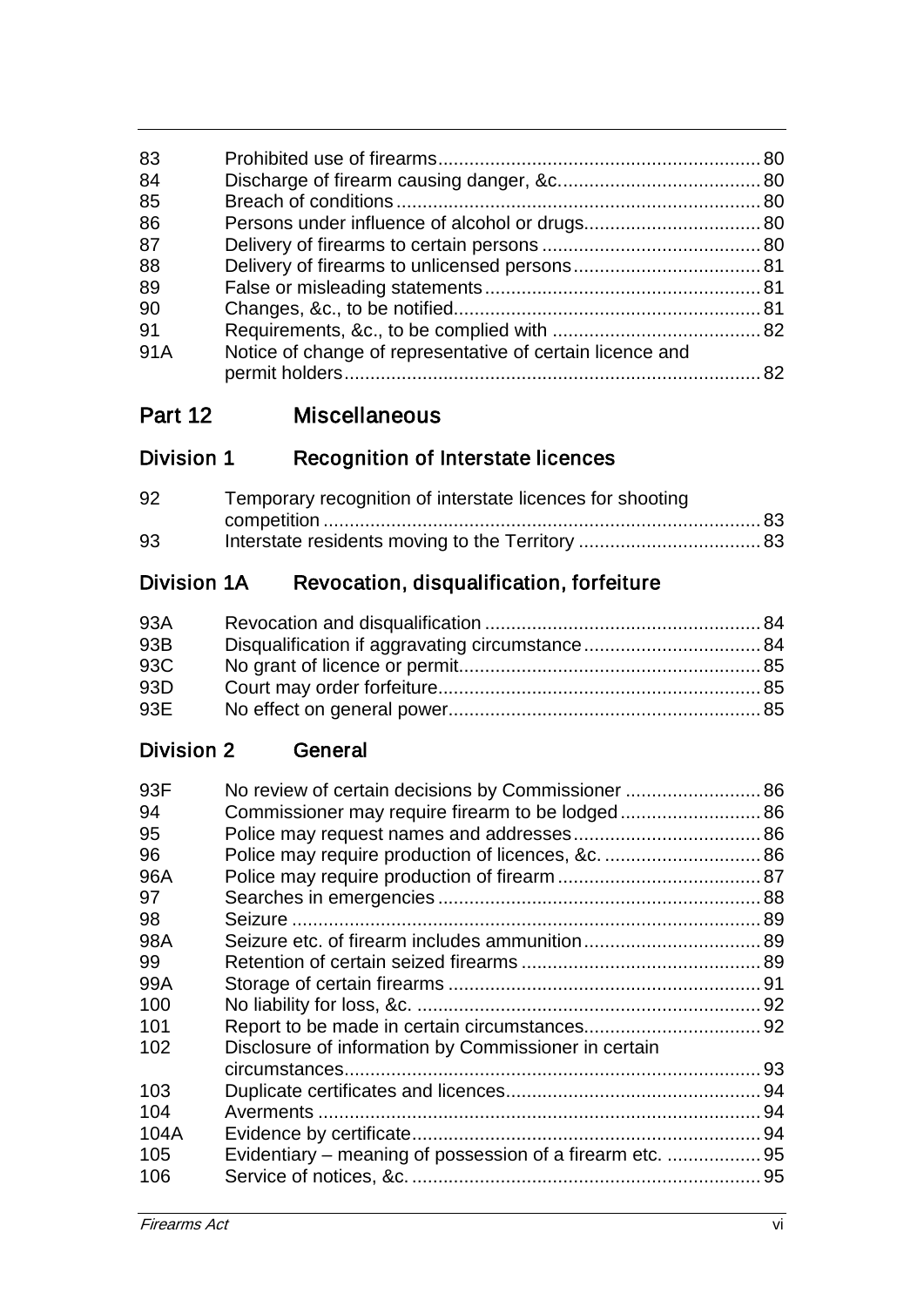| | | |
|---|---|---|
| 83 | Prohibited use of firearms | 80 |
| 84 | Discharge of firearm causing danger, &c. | 80 |
| 85 | Breach of conditions | 80 |
| 86 | Persons under influence of alcohol or drugs | 80 |
| 87 | Delivery of firearms to certain persons | 80 |
| 88 | Delivery of firearms to unlicensed persons | 81 |
| 89 | False or misleading statements | 81 |
| 90 | Changes, &c., to be notified | 81 |
| 91 | Requirements, &c., to be complied with | 82 |
| 91A | Notice of change of representative of certain licence and permit holders | 82 |

## Part 12 Miscellaneous

### Division 1 Recognition of Interstate licences

| | | |
|---|---|---|
| 92 | Temporary recognition of interstate licences for shooting competition | 83 |
| 93 | Interstate residents moving to the Territory | 83 |

### Division 1A Revocation, disqualification, forfeiture

| | | |
|---|---|---|
| 93A | Revocation and disqualification | 84 |
| 93B | Disqualification if aggravating circumstance | 84 |
| 93C | No grant of licence or permit | 85 |
| 93D | Court may order forfeiture | 85 |
| 93E | No effect on general power | 85 |

### Division 2 General

| | | |
|---|---|---|
| 93F | No review of certain decisions by Commissioner | 86 |
| 94 | Commissioner may require firearm to be lodged | 86 |
| 95 | Police may request names and addresses | 86 |
| 96 | Police may require production of licences, &c. | 86 |
| 96A | Police may require production of firearm | 87 |
| 97 | Searches in emergencies | 88 |
| 98 | Seizure | 89 |
| 98A | Seizure etc. of firearm includes ammunition | 89 |
| 99 | Retention of certain seized firearms | 89 |
| 99A | Storage of certain firearms | 91 |
| 100 | No liability for loss, &c. | 92 |
| 101 | Report to be made in certain circumstances | 92 |
| 102 | Disclosure of information by Commissioner in certain circumstances | 93 |
| 103 | Duplicate certificates and licences | 94 |
| 104 | Averments | 94 |
| 104A | Evidence by certificate | 94 |
| 105 | Evidentiary – meaning of possession of a firearm etc. | 95 |
| 106 | Service of notices, &c. | 95 |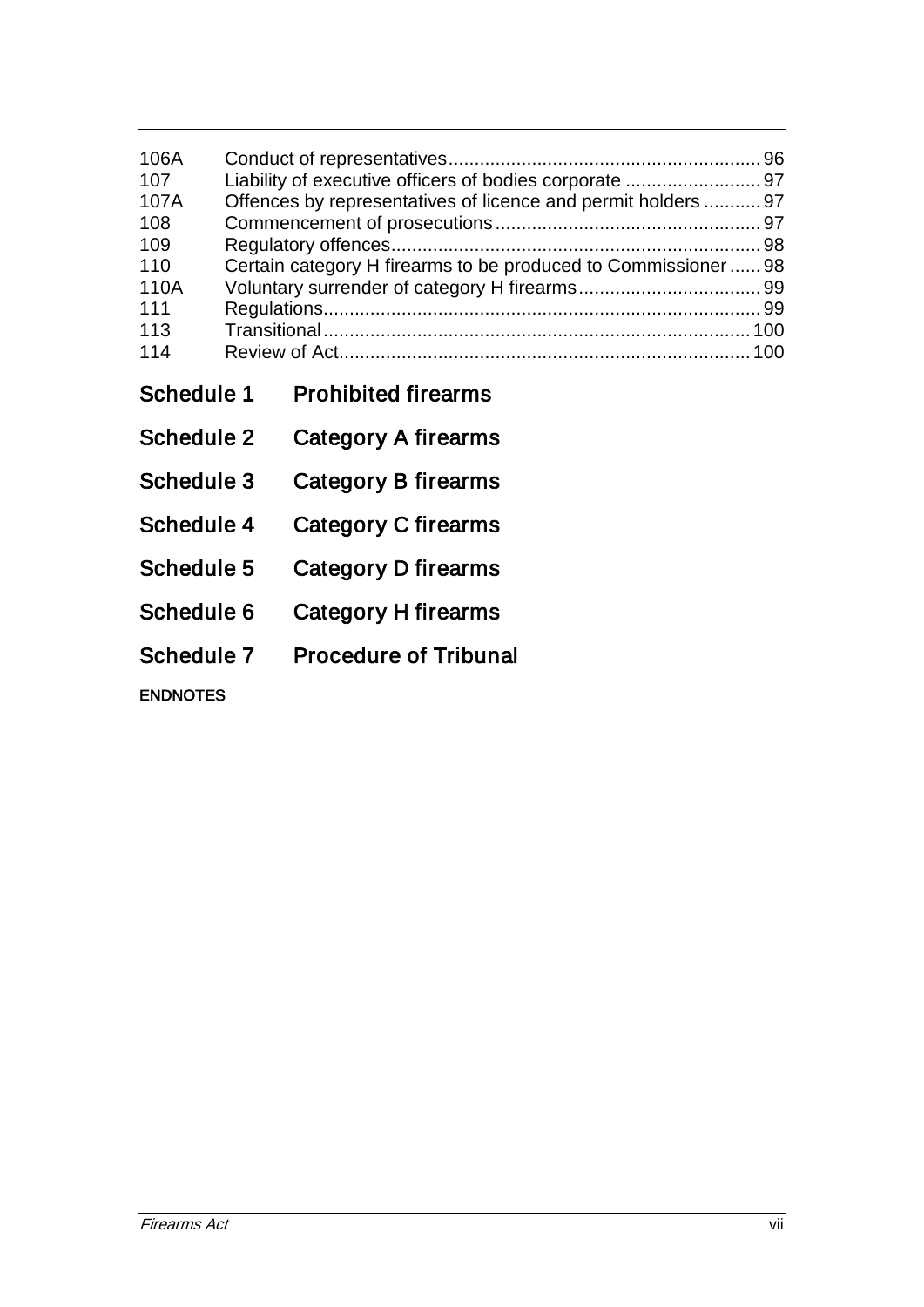| | | |
|---|---|---|
| 106A | Conduct of representatives | 96 |
| 107 | Liability of executive officers of bodies corporate | 97 |
| 107A | Offences by representatives of licence and permit holders | 97 |
| 108 | Commencement of prosecutions | 97 |
| 109 | Regulatory offences | 98 |
| 110 | Certain category H firearms to be produced to Commissioner | 98 |
| 110A | Voluntary surrender of category H firearms | 99 |
| 111 | Regulations | 99 |
| 113 | Transitional | 100 |
| 114 | Review of Act | 100 |

## Schedule 1 Prohibited firearms

## Schedule 2 Category A firearms

## Schedule 3 Category B firearms

## Schedule 4 Category C firearms

## Schedule 5 Category D firearms

## Schedule 6 Category H firearms

## Schedule 7 Procedure of Tribunal

**ENDNOTES**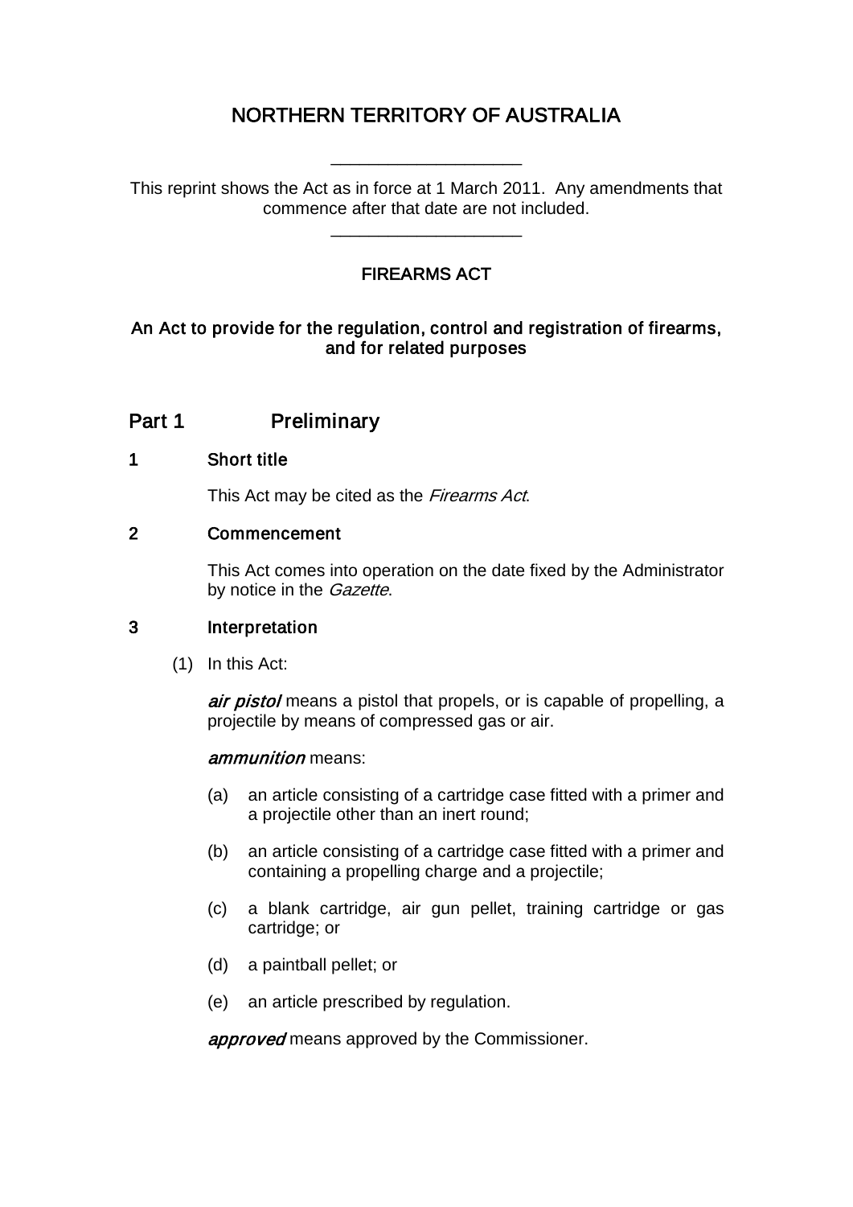# NORTHERN TERRITORY OF AUSTRALIA

\_\_\_\_\_\_\_\_\_\_\_\_\_\_\_\_\_\_\_\_

This reprint shows the Act as in force at 1 March 2011. Any amendments that commence after that date are not included.

\_\_\_\_\_\_\_\_\_\_\_\_\_\_\_\_\_\_\_\_

## FIREARMS ACT

### An Act to provide for the regulation, control and registration of firearms, and for related purposes

## Part 1 Preliminary

### 1 Short title

This Act may be cited as the *Firearms Act*.

### 2 Commencement

This Act comes into operation on the date fixed by the Administrator by notice in the *Gazette*.

### 3 Interpretation

(1) In this Act:

***air pistol*** means a pistol that propels, or is capable of propelling, a projectile by means of compressed gas or air.

***ammunition*** means:

(a) an article consisting of a cartridge case fitted with a primer and a projectile other than an inert round;

(b) an article consisting of a cartridge case fitted with a primer and containing a propelling charge and a projectile;

(c) a blank cartridge, air gun pellet, training cartridge or gas cartridge; or

(d) a paintball pellet; or

(e) an article prescribed by regulation.

***approved*** means approved by the Commissioner.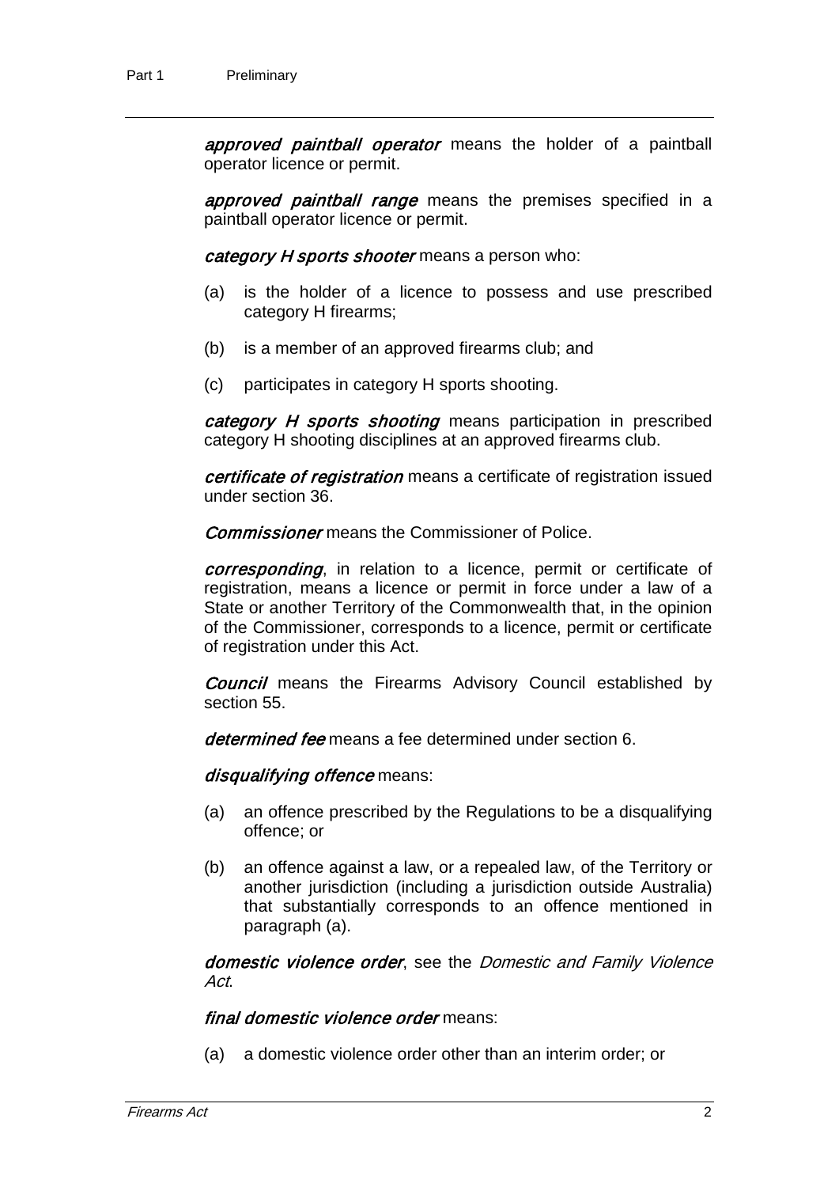***approved paintball operator*** means the holder of a paintball operator licence or permit.

***approved paintball range*** means the premises specified in a paintball operator licence or permit.

***category H sports shooter*** means a person who:

(a) is the holder of a licence to possess and use prescribed category H firearms;

(b) is a member of an approved firearms club; and

(c) participates in category H sports shooting.

***category H sports shooting*** means participation in prescribed category H shooting disciplines at an approved firearms club.

***certificate of registration*** means a certificate of registration issued under section 36.

***Commissioner*** means the Commissioner of Police.

***corresponding***, in relation to a licence, permit or certificate of registration, means a licence or permit in force under a law of a State or another Territory of the Commonwealth that, in the opinion of the Commissioner, corresponds to a licence, permit or certificate of registration under this Act.

***Council*** means the Firearms Advisory Council established by section 55.

***determined fee*** means a fee determined under section 6.

***disqualifying offence*** means:

(a) an offence prescribed by the Regulations to be a disqualifying offence; or

(b) an offence against a law, or a repealed law, of the Territory or another jurisdiction (including a jurisdiction outside Australia) that substantially corresponds to an offence mentioned in paragraph (a).

***domestic violence order***, see the *Domestic and Family Violence Act*.

***final domestic violence order*** means:

(a) a domestic violence order other than an interim order; or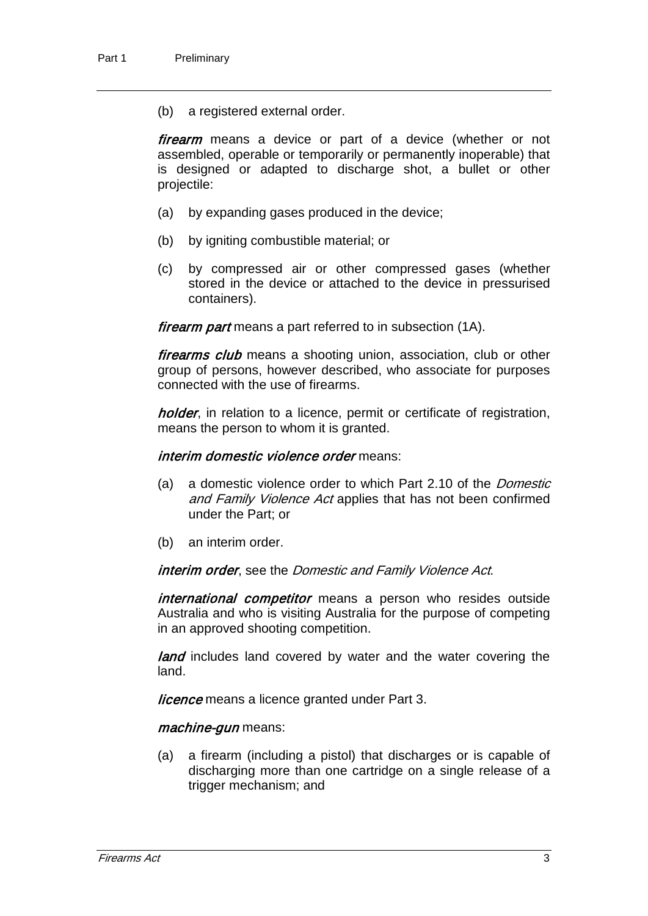(b) a registered external order.

***firearm*** means a device or part of a device (whether or not assembled, operable or temporarily or permanently inoperable) that is designed or adapted to discharge shot, a bullet or other projectile:

(a) by expanding gases produced in the device;

(b) by igniting combustible material; or

(c) by compressed air or other compressed gases (whether stored in the device or attached to the device in pressurised containers).

***firearm part*** means a part referred to in subsection (1A).

***firearms club*** means a shooting union, association, club or other group of persons, however described, who associate for purposes connected with the use of firearms.

***holder***, in relation to a licence, permit or certificate of registration, means the person to whom it is granted.

***interim domestic violence order*** means:

(a) a domestic violence order to which Part 2.10 of the *Domestic and Family Violence Act* applies that has not been confirmed under the Part; or

(b) an interim order.

***interim order***, see the *Domestic and Family Violence Act*.

***international competitor*** means a person who resides outside Australia and who is visiting Australia for the purpose of competing in an approved shooting competition.

***land*** includes land covered by water and the water covering the land.

***licence*** means a licence granted under Part 3.

***machine-gun*** means:

(a) a firearm (including a pistol) that discharges or is capable of discharging more than one cartridge on a single release of a trigger mechanism; and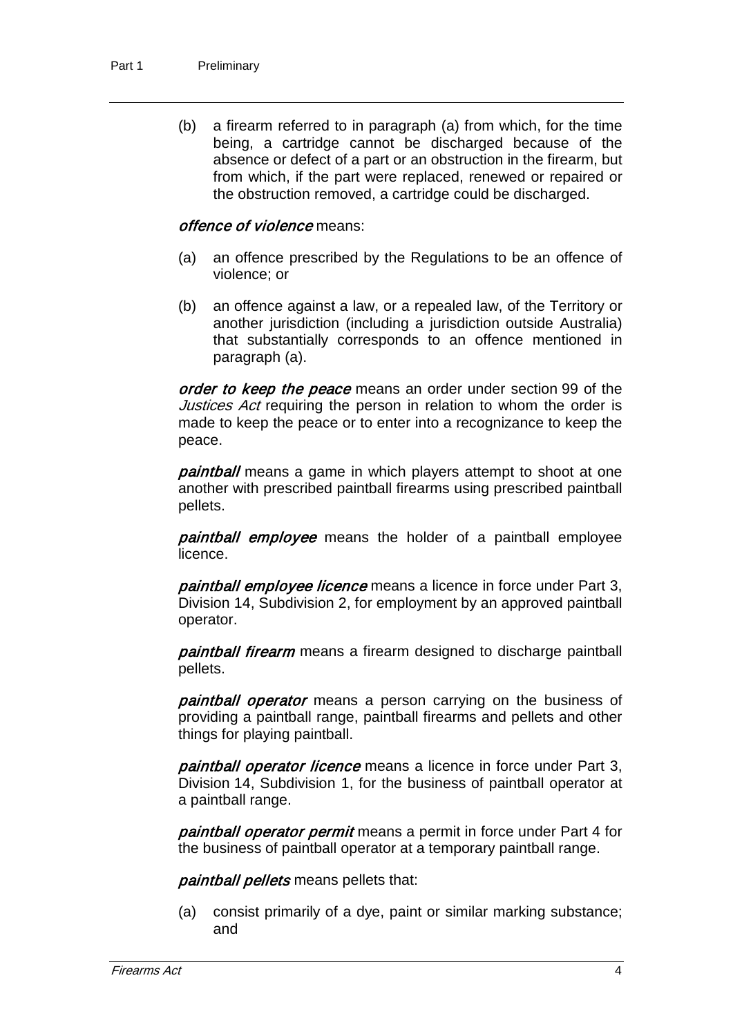(b) a firearm referred to in paragraph (a) from which, for the time being, a cartridge cannot be discharged because of the absence or defect of a part or an obstruction in the firearm, but from which, if the part were replaced, renewed or repaired or the obstruction removed, a cartridge could be discharged.

***offence of violence*** means:

(a) an offence prescribed by the Regulations to be an offence of violence; or

(b) an offence against a law, or a repealed law, of the Territory or another jurisdiction (including a jurisdiction outside Australia) that substantially corresponds to an offence mentioned in paragraph (a).

***order to keep the peace*** means an order under section 99 of the *Justices Act* requiring the person in relation to whom the order is made to keep the peace or to enter into a recognizance to keep the peace.

***paintball*** means a game in which players attempt to shoot at one another with prescribed paintball firearms using prescribed paintball pellets.

***paintball employee*** means the holder of a paintball employee licence.

***paintball employee licence*** means a licence in force under Part 3, Division 14, Subdivision 2, for employment by an approved paintball operator.

***paintball firearm*** means a firearm designed to discharge paintball pellets.

***paintball operator*** means a person carrying on the business of providing a paintball range, paintball firearms and pellets and other things for playing paintball.

***paintball operator licence*** means a licence in force under Part 3, Division 14, Subdivision 1, for the business of paintball operator at a paintball range.

***paintball operator permit*** means a permit in force under Part 4 for the business of paintball operator at a temporary paintball range.

***paintball pellets*** means pellets that:

(a) consist primarily of a dye, paint or similar marking substance; and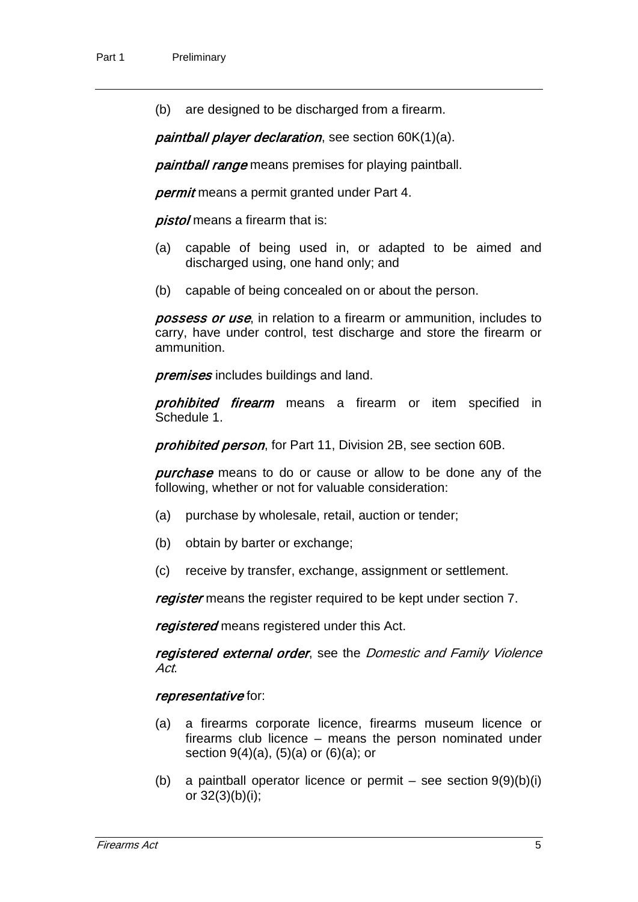(b) are designed to be discharged from a firearm.

***paintball player declaration***, see section 60K(1)(a).

***paintball range*** means premises for playing paintball.

***permit*** means a permit granted under Part 4.

***pistol*** means a firearm that is:

(a) capable of being used in, or adapted to be aimed and discharged using, one hand only; and

(b) capable of being concealed on or about the person.

***possess or use***, in relation to a firearm or ammunition, includes to carry, have under control, test discharge and store the firearm or ammunition.

***premises*** includes buildings and land.

***prohibited firearm*** means a firearm or item specified in Schedule 1.

***prohibited person***, for Part 11, Division 2B, see section 60B.

***purchase*** means to do or cause or allow to be done any of the following, whether or not for valuable consideration:

(a) purchase by wholesale, retail, auction or tender;

(b) obtain by barter or exchange;

(c) receive by transfer, exchange, assignment or settlement.

***register*** means the register required to be kept under section 7.

***registered*** means registered under this Act.

***registered external order***, see the *Domestic and Family Violence Act*.

***representative*** for:

(a) a firearms corporate licence, firearms museum licence or firearms club licence – means the person nominated under section 9(4)(a), (5)(a) or (6)(a); or

(b) a paintball operator licence or permit – see section 9(9)(b)(i) or 32(3)(b)(i);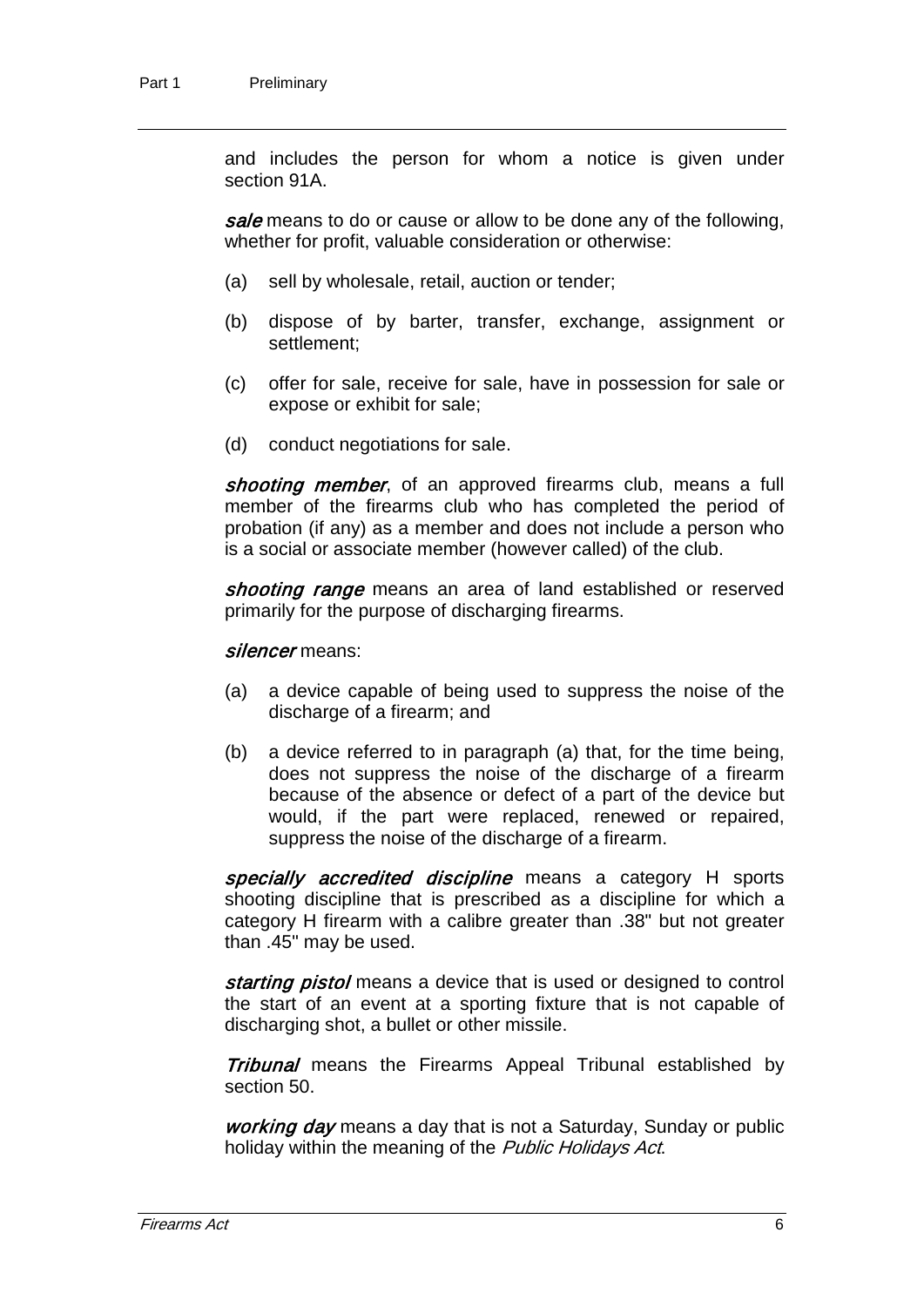and includes the person for whom a notice is given under section 91A.

***sale*** means to do or cause or allow to be done any of the following, whether for profit, valuable consideration or otherwise:

(a) sell by wholesale, retail, auction or tender;

(b) dispose of by barter, transfer, exchange, assignment or settlement;

(c) offer for sale, receive for sale, have in possession for sale or expose or exhibit for sale;

(d) conduct negotiations for sale.

***shooting member***, of an approved firearms club, means a full member of the firearms club who has completed the period of probation (if any) as a member and does not include a person who is a social or associate member (however called) of the club.

***shooting range*** means an area of land established or reserved primarily for the purpose of discharging firearms.

***silencer*** means:

(a) a device capable of being used to suppress the noise of the discharge of a firearm; and

(b) a device referred to in paragraph (a) that, for the time being, does not suppress the noise of the discharge of a firearm because of the absence or defect of a part of the device but would, if the part were replaced, renewed or repaired, suppress the noise of the discharge of a firearm.

***specially accredited discipline*** means a category H sports shooting discipline that is prescribed as a discipline for which a category H firearm with a calibre greater than .38" but not greater than .45" may be used.

***starting pistol*** means a device that is used or designed to control the start of an event at a sporting fixture that is not capable of discharging shot, a bullet or other missile.

***Tribunal*** means the Firearms Appeal Tribunal established by section 50.

***working day*** means a day that is not a Saturday, Sunday or public holiday within the meaning of the *Public Holidays Act*.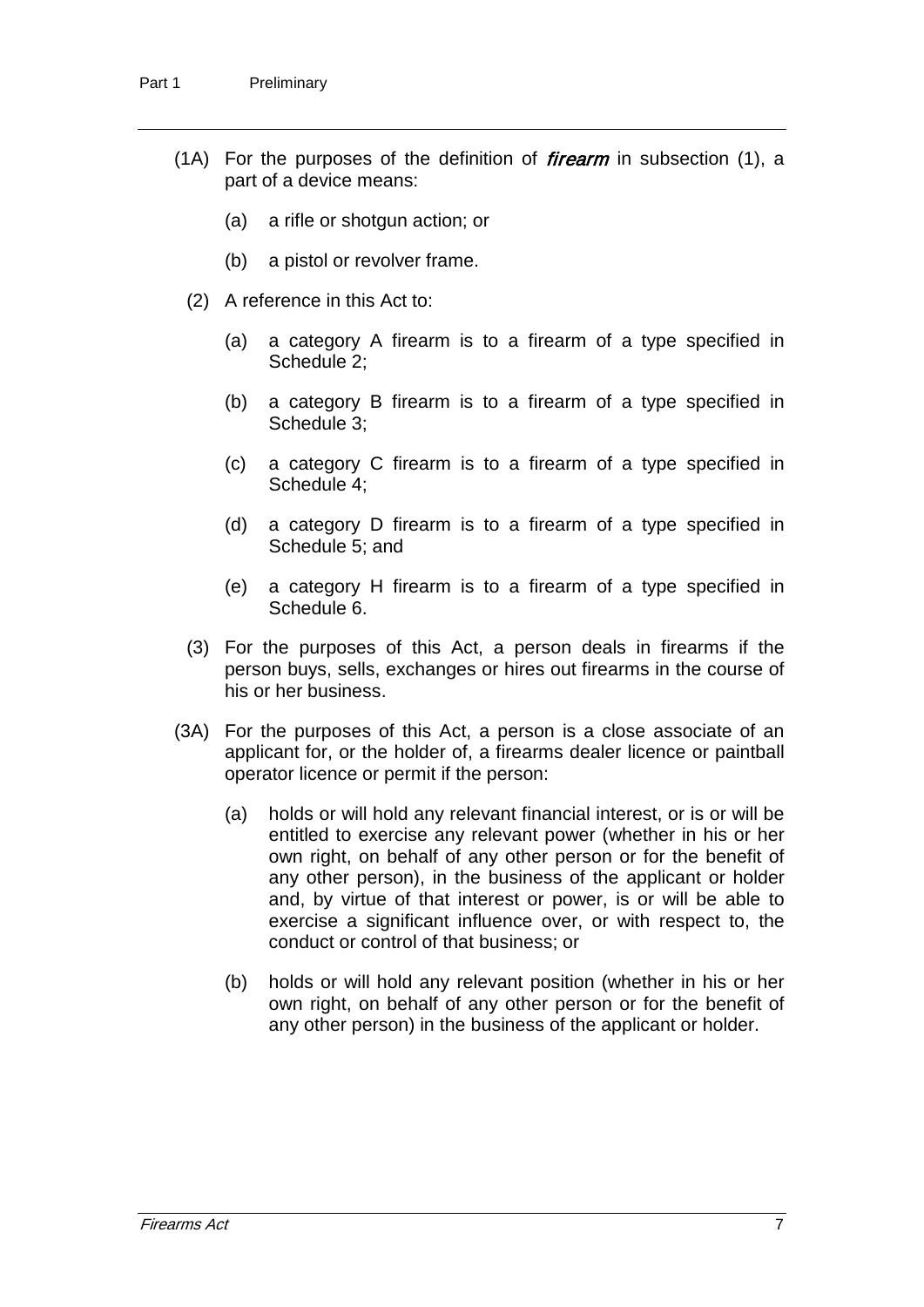(1A) For the purposes of the definition of ***firearm*** in subsection (1), a part of a device means:

(a) a rifle or shotgun action; or

(b) a pistol or revolver frame.

(2) A reference in this Act to:

(a) a category A firearm is to a firearm of a type specified in Schedule 2;

(b) a category B firearm is to a firearm of a type specified in Schedule 3;

(c) a category C firearm is to a firearm of a type specified in Schedule 4;

(d) a category D firearm is to a firearm of a type specified in Schedule 5; and

(e) a category H firearm is to a firearm of a type specified in Schedule 6.

(3) For the purposes of this Act, a person deals in firearms if the person buys, sells, exchanges or hires out firearms in the course of his or her business.

(3A) For the purposes of this Act, a person is a close associate of an applicant for, or the holder of, a firearms dealer licence or paintball operator licence or permit if the person:

(a) holds or will hold any relevant financial interest, or is or will be entitled to exercise any relevant power (whether in his or her own right, on behalf of any other person or for the benefit of any other person), in the business of the applicant or holder and, by virtue of that interest or power, is or will be able to exercise a significant influence over, or with respect to, the conduct or control of that business; or

(b) holds or will hold any relevant position (whether in his or her own right, on behalf of any other person or for the benefit of any other person) in the business of the applicant or holder.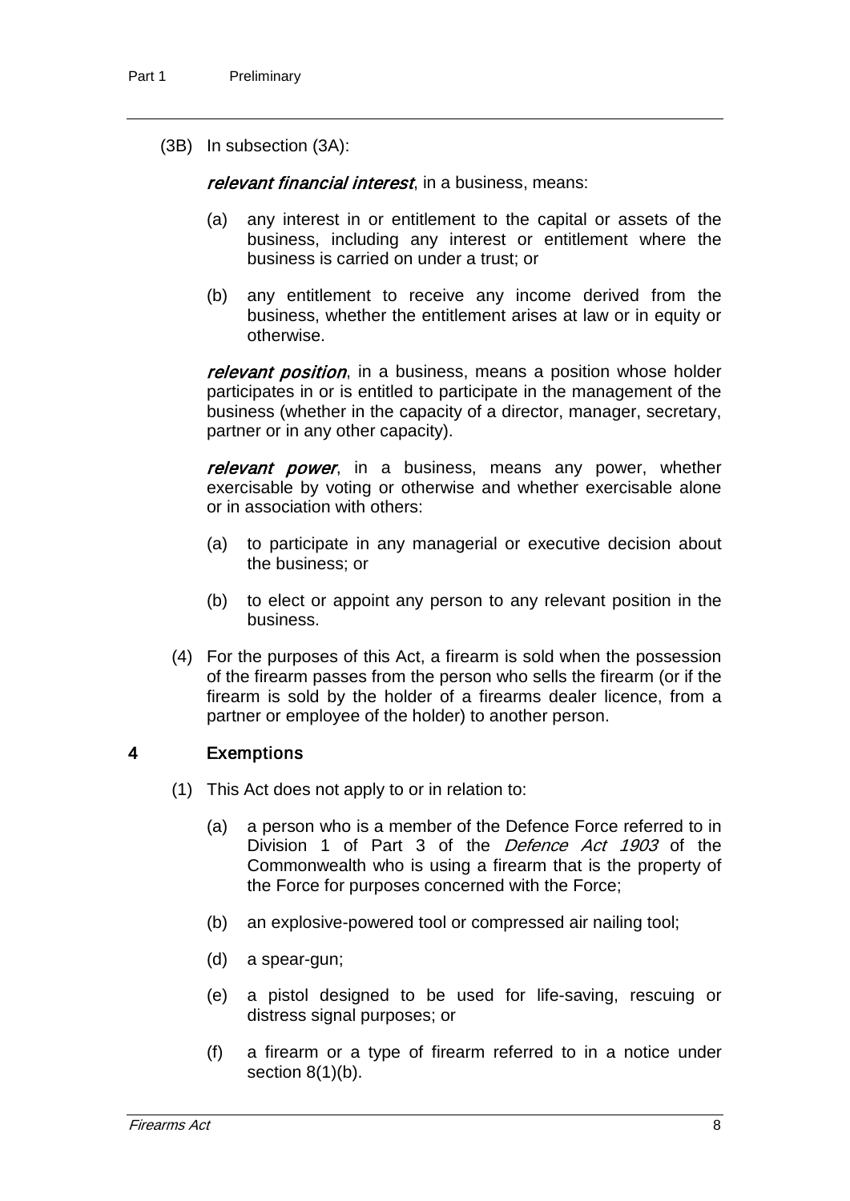(3B) In subsection (3A):

***relevant financial interest***, in a business, means:

(a) any interest in or entitlement to the capital or assets of the business, including any interest or entitlement where the business is carried on under a trust; or

(b) any entitlement to receive any income derived from the business, whether the entitlement arises at law or in equity or otherwise.

***relevant position***, in a business, means a position whose holder participates in or is entitled to participate in the management of the business (whether in the capacity of a director, manager, secretary, partner or in any other capacity).

***relevant power***, in a business, means any power, whether exercisable by voting or otherwise and whether exercisable alone or in association with others:

(a) to participate in any managerial or executive decision about the business; or

(b) to elect or appoint any person to any relevant position in the business.

(4) For the purposes of this Act, a firearm is sold when the possession of the firearm passes from the person who sells the firearm (or if the firearm is sold by the holder of a firearms dealer licence, from a partner or employee of the holder) to another person.

### 4 Exemptions

(1) This Act does not apply to or in relation to:

(a) a person who is a member of the Defence Force referred to in Division 1 of Part 3 of the *Defence Act 1903* of the Commonwealth who is using a firearm that is the property of the Force for purposes concerned with the Force;

(b) an explosive-powered tool or compressed air nailing tool;

(d) a spear-gun;

(e) a pistol designed to be used for life-saving, rescuing or distress signal purposes; or

(f) a firearm or a type of firearm referred to in a notice under section 8(1)(b).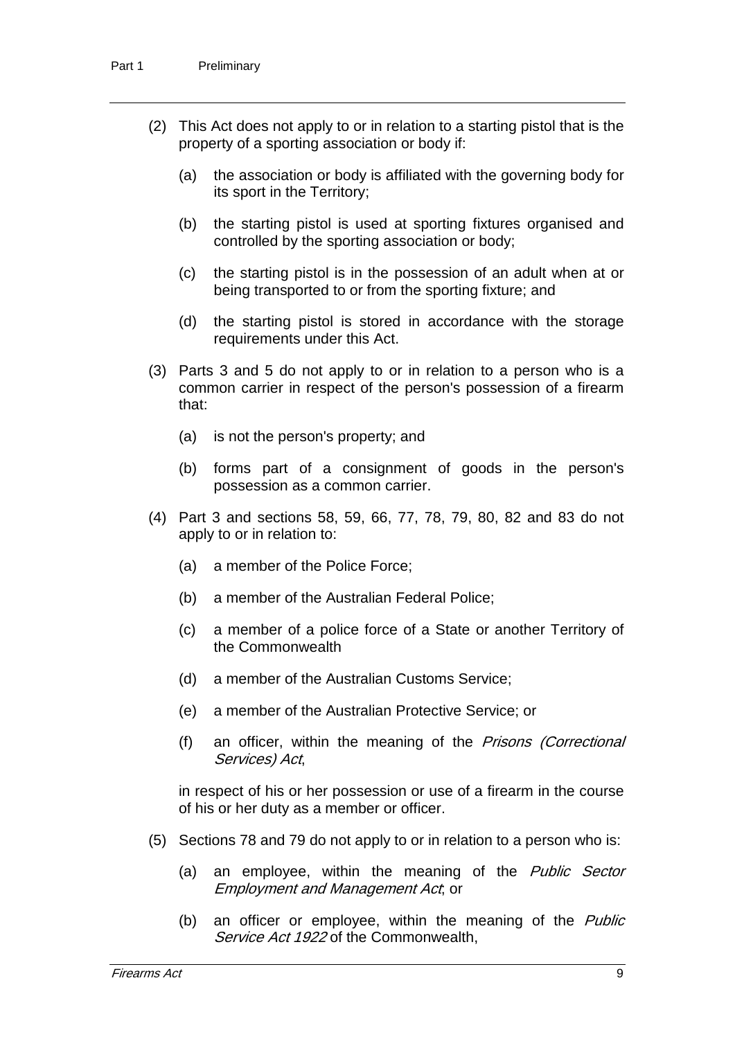(2) This Act does not apply to or in relation to a starting pistol that is the property of a sporting association or body if:

(a) the association or body is affiliated with the governing body for its sport in the Territory;

(b) the starting pistol is used at sporting fixtures organised and controlled by the sporting association or body;

(c) the starting pistol is in the possession of an adult when at or being transported to or from the sporting fixture; and

(d) the starting pistol is stored in accordance with the storage requirements under this Act.

(3) Parts 3 and 5 do not apply to or in relation to a person who is a common carrier in respect of the person's possession of a firearm that:

(a) is not the person's property; and

(b) forms part of a consignment of goods in the person's possession as a common carrier.

(4) Part 3 and sections 58, 59, 66, 77, 78, 79, 80, 82 and 83 do not apply to or in relation to:

(a) a member of the Police Force;

(b) a member of the Australian Federal Police;

(c) a member of a police force of a State or another Territory of the Commonwealth

(d) a member of the Australian Customs Service;

(e) a member of the Australian Protective Service; or

(f) an officer, within the meaning of the *Prisons (Correctional Services) Act*,

in respect of his or her possession or use of a firearm in the course of his or her duty as a member or officer.

(5) Sections 78 and 79 do not apply to or in relation to a person who is:

(a) an employee, within the meaning of the *Public Sector Employment and Management Act*; or

(b) an officer or employee, within the meaning of the *Public Service Act 1922* of the Commonwealth,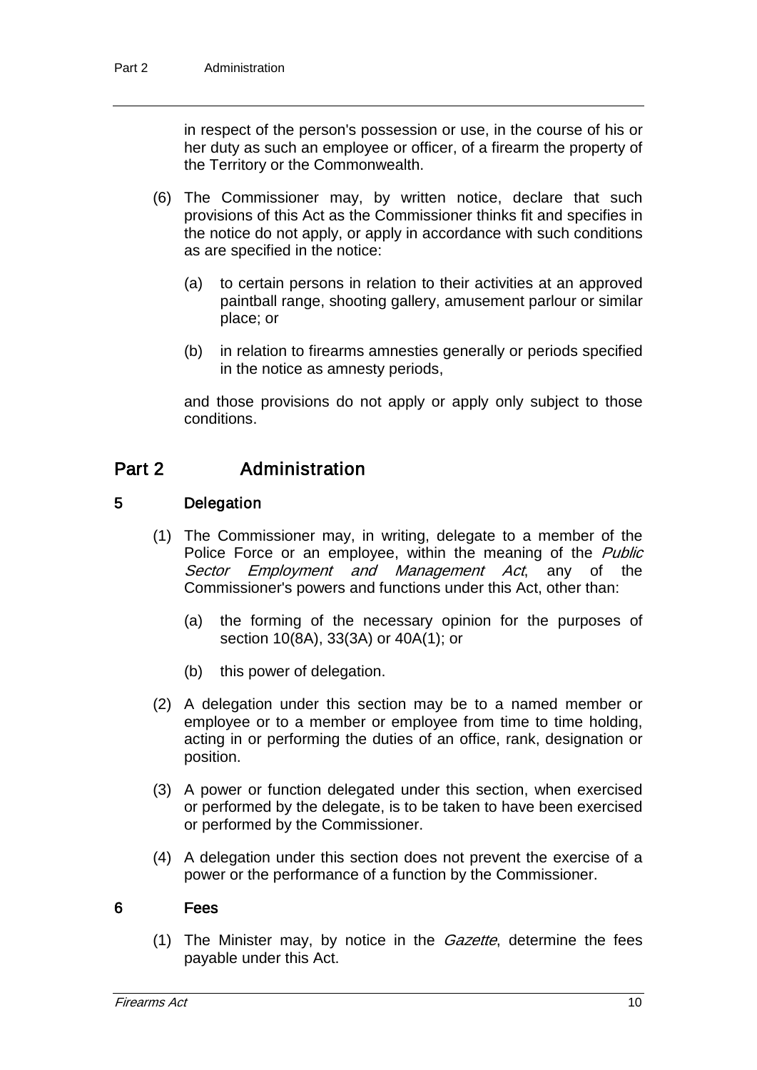in respect of the person's possession or use, in the course of his or her duty as such an employee or officer, of a firearm the property of the Territory or the Commonwealth.

(6) The Commissioner may, by written notice, declare that such provisions of this Act as the Commissioner thinks fit and specifies in the notice do not apply, or apply in accordance with such conditions as are specified in the notice:

(a) to certain persons in relation to their activities at an approved paintball range, shooting gallery, amusement parlour or similar place; or

(b) in relation to firearms amnesties generally or periods specified in the notice as amnesty periods,

and those provisions do not apply or apply only subject to those conditions.

## Part 2 Administration

### 5 Delegation

(1) The Commissioner may, in writing, delegate to a member of the Police Force or an employee, within the meaning of the *Public Sector Employment and Management Act*, any of the Commissioner's powers and functions under this Act, other than:

(a) the forming of the necessary opinion for the purposes of section 10(8A), 33(3A) or 40A(1); or

(b) this power of delegation.

(2) A delegation under this section may be to a named member or employee or to a member or employee from time to time holding, acting in or performing the duties of an office, rank, designation or position.

(3) A power or function delegated under this section, when exercised or performed by the delegate, is to be taken to have been exercised or performed by the Commissioner.

(4) A delegation under this section does not prevent the exercise of a power or the performance of a function by the Commissioner.

### 6 Fees

(1) The Minister may, by notice in the *Gazette*, determine the fees payable under this Act.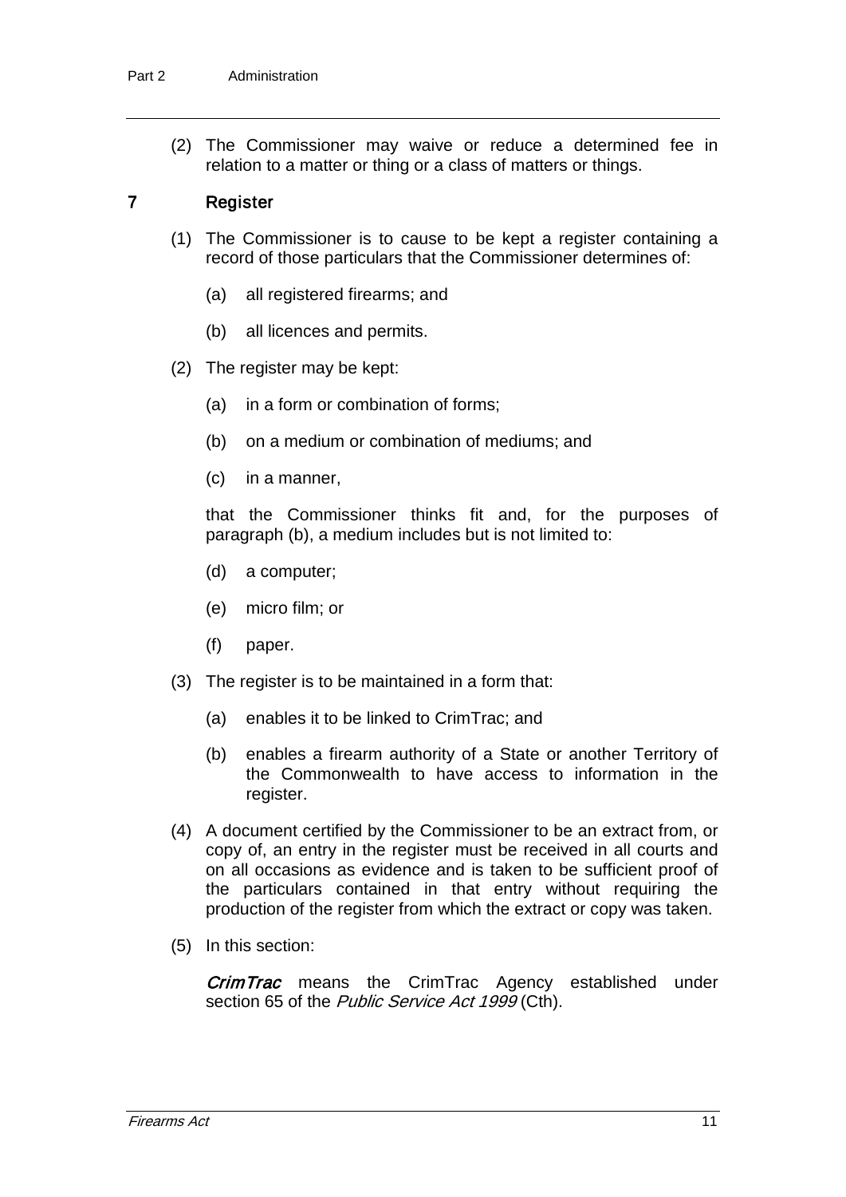(2) The Commissioner may waive or reduce a determined fee in relation to a matter or thing or a class of matters or things.

## 7 Register

(1) The Commissioner is to cause to be kept a register containing a record of those particulars that the Commissioner determines of:

(a) all registered firearms; and

(b) all licences and permits.

(2) The register may be kept:

(a) in a form or combination of forms;

(b) on a medium or combination of mediums; and

(c) in a manner,

that the Commissioner thinks fit and, for the purposes of paragraph (b), a medium includes but is not limited to:

(d) a computer;

(e) micro film; or

(f) paper.

(3) The register is to be maintained in a form that:

(a) enables it to be linked to CrimTrac; and

(b) enables a firearm authority of a State or another Territory of the Commonwealth to have access to information in the register.

(4) A document certified by the Commissioner to be an extract from, or copy of, an entry in the register must be received in all courts and on all occasions as evidence and is taken to be sufficient proof of the particulars contained in that entry without requiring the production of the register from which the extract or copy was taken.

(5) In this section:

***CrimTrac*** means the CrimTrac Agency established under section 65 of the *Public Service Act 1999* (Cth).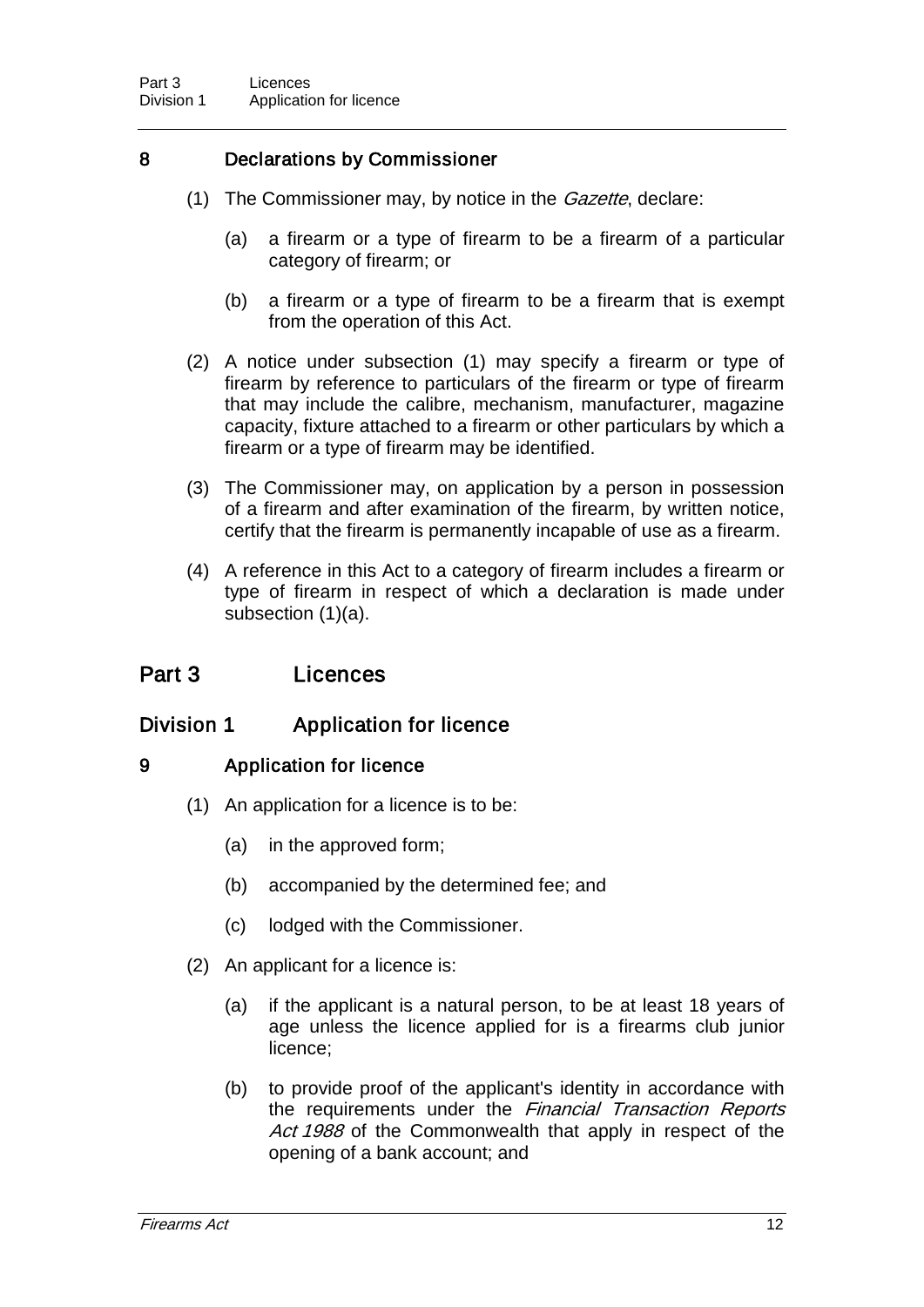### 8 Declarations by Commissioner

(1) The Commissioner may, by notice in the *Gazette*, declare:

(a) a firearm or a type of firearm to be a firearm of a particular category of firearm; or

(b) a firearm or a type of firearm to be a firearm that is exempt from the operation of this Act.

(2) A notice under subsection (1) may specify a firearm or type of firearm by reference to particulars of the firearm or type of firearm that may include the calibre, mechanism, manufacturer, magazine capacity, fixture attached to a firearm or other particulars by which a firearm or a type of firearm may be identified.

(3) The Commissioner may, on application by a person in possession of a firearm and after examination of the firearm, by written notice, certify that the firearm is permanently incapable of use as a firearm.

(4) A reference in this Act to a category of firearm includes a firearm or type of firearm in respect of which a declaration is made under subsection (1)(a).

# Part 3 Licences

## Division 1 Application for licence

### 9 Application for licence

(1) An application for a licence is to be:

(a) in the approved form;

(b) accompanied by the determined fee; and

(c) lodged with the Commissioner.

(2) An applicant for a licence is:

(a) if the applicant is a natural person, to be at least 18 years of age unless the licence applied for is a firearms club junior licence;

(b) to provide proof of the applicant's identity in accordance with the requirements under the *Financial Transaction Reports Act 1988* of the Commonwealth that apply in respect of the opening of a bank account; and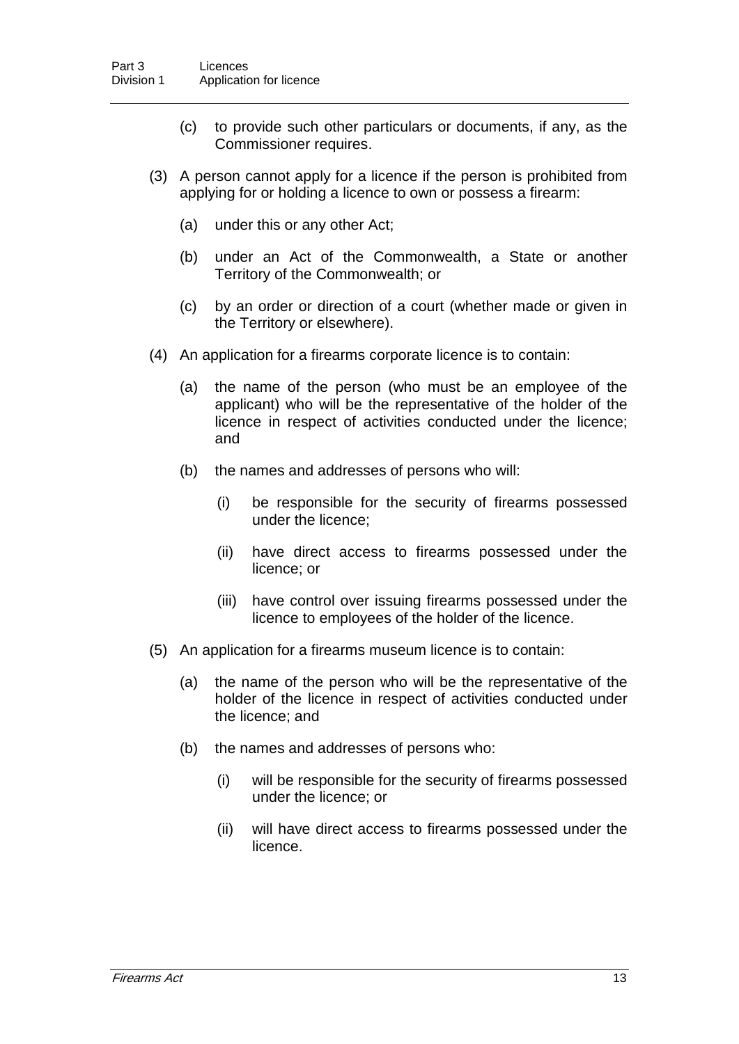(c) to provide such other particulars or documents, if any, as the Commissioner requires.

(3) A person cannot apply for a licence if the person is prohibited from applying for or holding a licence to own or possess a firearm:

(a) under this or any other Act;

(b) under an Act of the Commonwealth, a State or another Territory of the Commonwealth; or

(c) by an order or direction of a court (whether made or given in the Territory or elsewhere).

(4) An application for a firearms corporate licence is to contain:

(a) the name of the person (who must be an employee of the applicant) who will be the representative of the holder of the licence in respect of activities conducted under the licence; and

(b) the names and addresses of persons who will:

(i) be responsible for the security of firearms possessed under the licence;

(ii) have direct access to firearms possessed under the licence; or

(iii) have control over issuing firearms possessed under the licence to employees of the holder of the licence.

(5) An application for a firearms museum licence is to contain:

(a) the name of the person who will be the representative of the holder of the licence in respect of activities conducted under the licence; and

(b) the names and addresses of persons who:

(i) will be responsible for the security of firearms possessed under the licence; or

(ii) will have direct access to firearms possessed under the licence.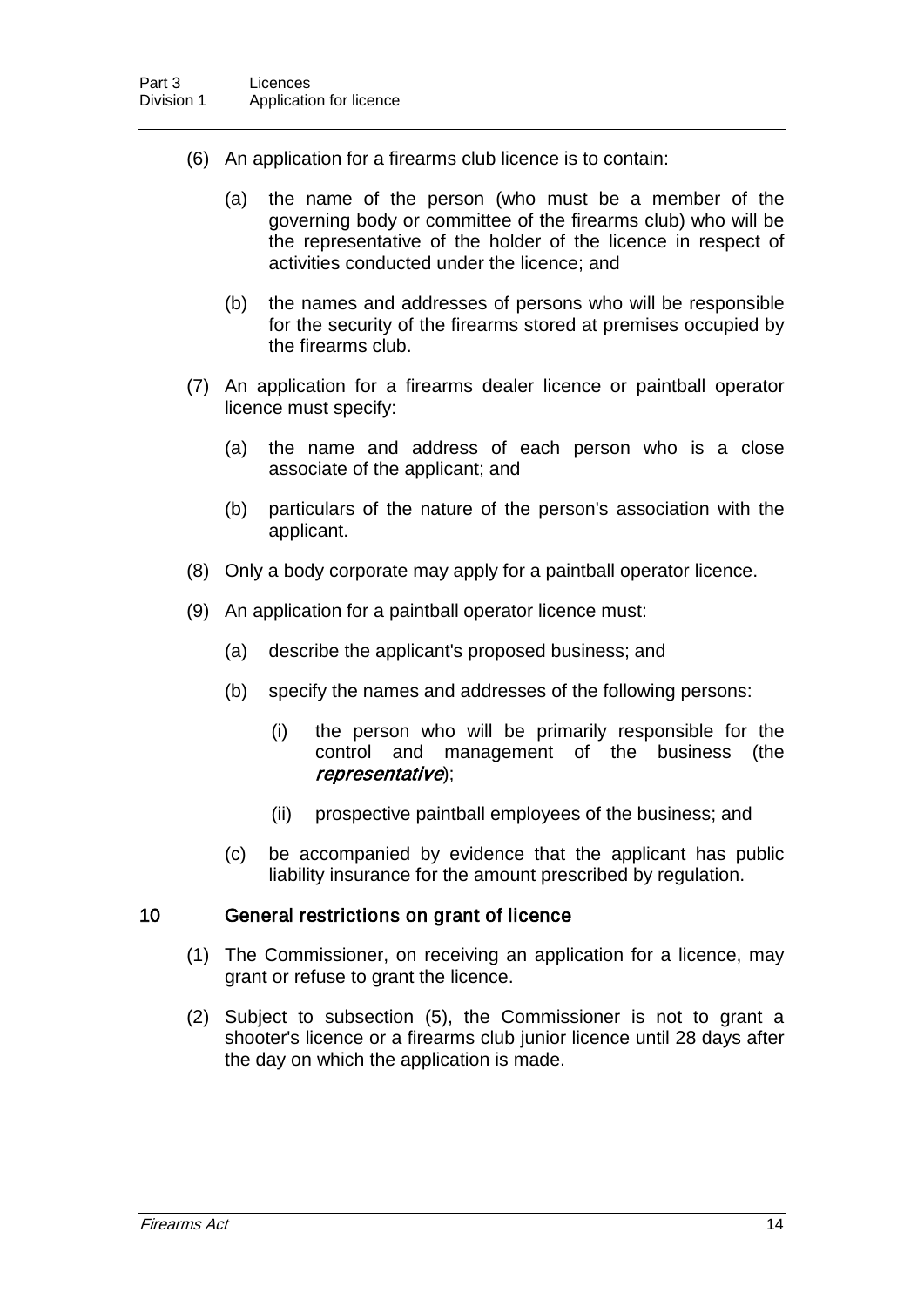(6) An application for a firearms club licence is to contain:

(a) the name of the person (who must be a member of the governing body or committee of the firearms club) who will be the representative of the holder of the licence in respect of activities conducted under the licence; and

(b) the names and addresses of persons who will be responsible for the security of the firearms stored at premises occupied by the firearms club.

(7) An application for a firearms dealer licence or paintball operator licence must specify:

(a) the name and address of each person who is a close associate of the applicant; and

(b) particulars of the nature of the person's association with the applicant.

(8) Only a body corporate may apply for a paintball operator licence.

(9) An application for a paintball operator licence must:

(a) describe the applicant's proposed business; and

(b) specify the names and addresses of the following persons:

(i) the person who will be primarily responsible for the control and management of the business (the ***representative***);

(ii) prospective paintball employees of the business; and

(c) be accompanied by evidence that the applicant has public liability insurance for the amount prescribed by regulation.

### 10 General restrictions on grant of licence

(1) The Commissioner, on receiving an application for a licence, may grant or refuse to grant the licence.

(2) Subject to subsection (5), the Commissioner is not to grant a shooter's licence or a firearms club junior licence until 28 days after the day on which the application is made.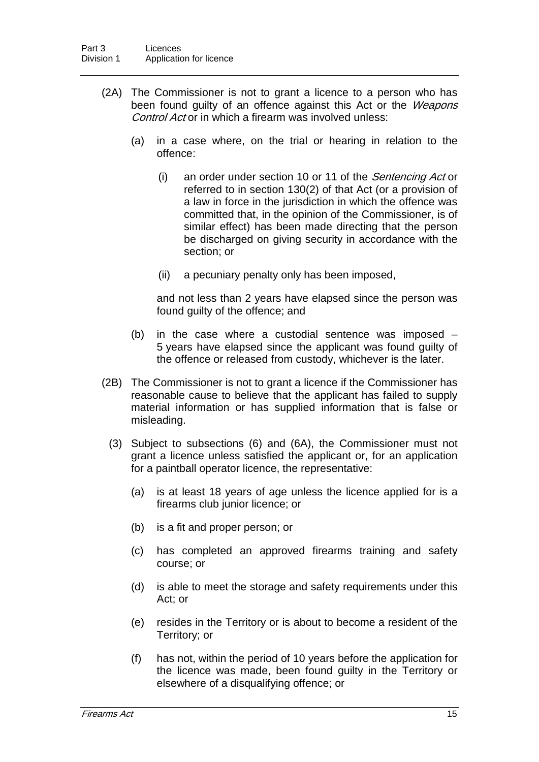(2A) The Commissioner is not to grant a licence to a person who has been found guilty of an offence against this Act or the *Weapons Control Act* or in which a firearm was involved unless:

(a) in a case where, on the trial or hearing in relation to the offence:

(i) an order under section 10 or 11 of the *Sentencing Act* or referred to in section 130(2) of that Act (or a provision of a law in force in the jurisdiction in which the offence was committed that, in the opinion of the Commissioner, is of similar effect) has been made directing that the person be discharged on giving security in accordance with the section; or

(ii) a pecuniary penalty only has been imposed,

and not less than 2 years have elapsed since the person was found guilty of the offence; and

(b) in the case where a custodial sentence was imposed – 5 years have elapsed since the applicant was found guilty of the offence or released from custody, whichever is the later.

(2B) The Commissioner is not to grant a licence if the Commissioner has reasonable cause to believe that the applicant has failed to supply material information or has supplied information that is false or misleading.

(3) Subject to subsections (6) and (6A), the Commissioner must not grant a licence unless satisfied the applicant or, for an application for a paintball operator licence, the representative:

(a) is at least 18 years of age unless the licence applied for is a firearms club junior licence; or

(b) is a fit and proper person; or

(c) has completed an approved firearms training and safety course; or

(d) is able to meet the storage and safety requirements under this Act; or

(e) resides in the Territory or is about to become a resident of the Territory; or

(f) has not, within the period of 10 years before the application for the licence was made, been found guilty in the Territory or elsewhere of a disqualifying offence; or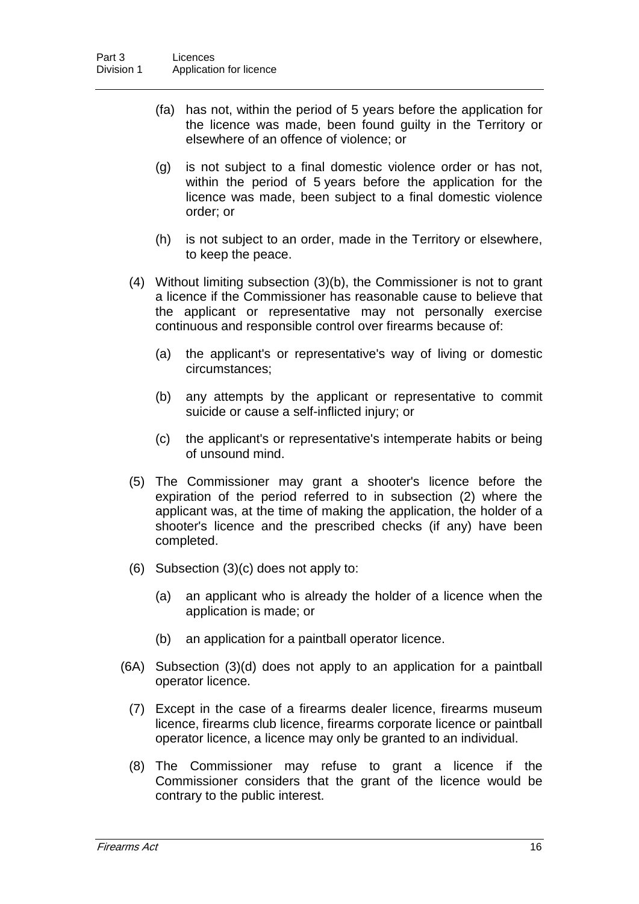(fa) has not, within the period of 5 years before the application for the licence was made, been found guilty in the Territory or elsewhere of an offence of violence; or

(g) is not subject to a final domestic violence order or has not, within the period of 5 years before the application for the licence was made, been subject to a final domestic violence order; or

(h) is not subject to an order, made in the Territory or elsewhere, to keep the peace.

(4) Without limiting subsection (3)(b), the Commissioner is not to grant a licence if the Commissioner has reasonable cause to believe that the applicant or representative may not personally exercise continuous and responsible control over firearms because of:

(a) the applicant's or representative's way of living or domestic circumstances;

(b) any attempts by the applicant or representative to commit suicide or cause a self-inflicted injury; or

(c) the applicant's or representative's intemperate habits or being of unsound mind.

(5) The Commissioner may grant a shooter's licence before the expiration of the period referred to in subsection (2) where the applicant was, at the time of making the application, the holder of a shooter's licence and the prescribed checks (if any) have been completed.

(6) Subsection (3)(c) does not apply to:

(a) an applicant who is already the holder of a licence when the application is made; or

(b) an application for a paintball operator licence.

(6A) Subsection (3)(d) does not apply to an application for a paintball operator licence.

(7) Except in the case of a firearms dealer licence, firearms museum licence, firearms club licence, firearms corporate licence or paintball operator licence, a licence may only be granted to an individual.

(8) The Commissioner may refuse to grant a licence if the Commissioner considers that the grant of the licence would be contrary to the public interest.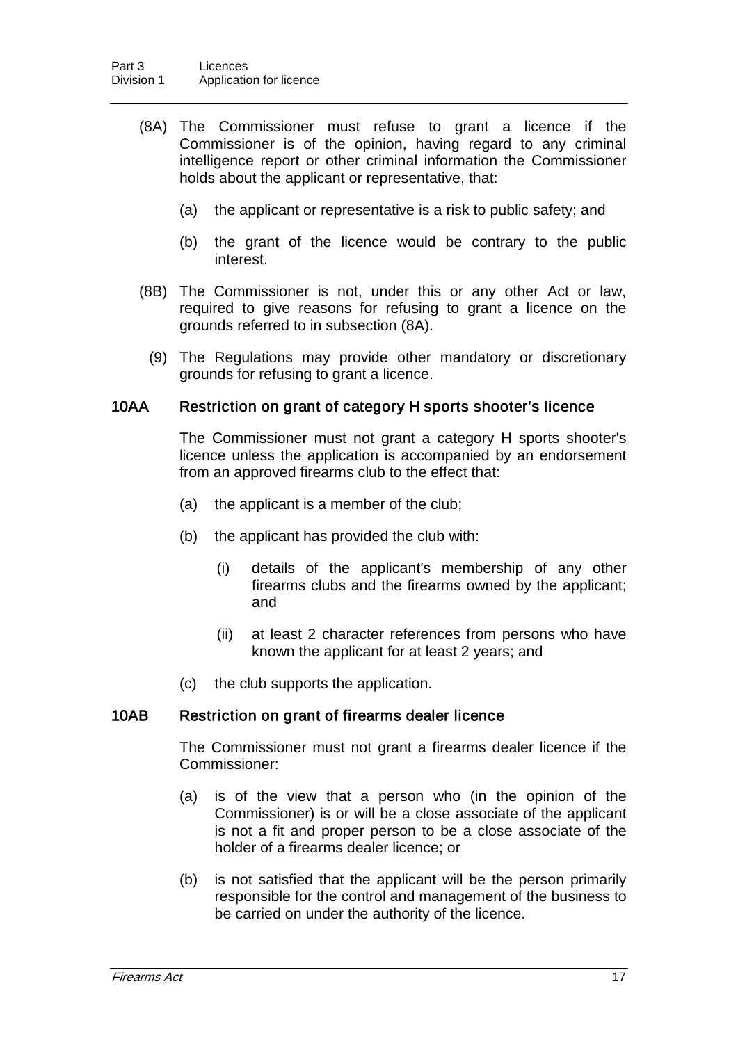(8A) The Commissioner must refuse to grant a licence if the Commissioner is of the opinion, having regard to any criminal intelligence report or other criminal information the Commissioner holds about the applicant or representative, that:

   (a) the applicant or representative is a risk to public safety; and

   (b) the grant of the licence would be contrary to the public interest.

(8B) The Commissioner is not, under this or any other Act or law, required to give reasons for refusing to grant a licence on the grounds referred to in subsection (8A).

(9) The Regulations may provide other mandatory or discretionary grounds for refusing to grant a licence.

### 10AA Restriction on grant of category H sports shooter's licence

The Commissioner must not grant a category H sports shooter's licence unless the application is accompanied by an endorsement from an approved firearms club to the effect that:

(a) the applicant is a member of the club;

(b) the applicant has provided the club with:

   (i) details of the applicant's membership of any other firearms clubs and the firearms owned by the applicant; and

   (ii) at least 2 character references from persons who have known the applicant for at least 2 years; and

(c) the club supports the application.

### 10AB Restriction on grant of firearms dealer licence

The Commissioner must not grant a firearms dealer licence if the Commissioner:

(a) is of the view that a person who (in the opinion of the Commissioner) is or will be a close associate of the applicant is not a fit and proper person to be a close associate of the holder of a firearms dealer licence; or

(b) is not satisfied that the applicant will be the person primarily responsible for the control and management of the business to be carried on under the authority of the licence.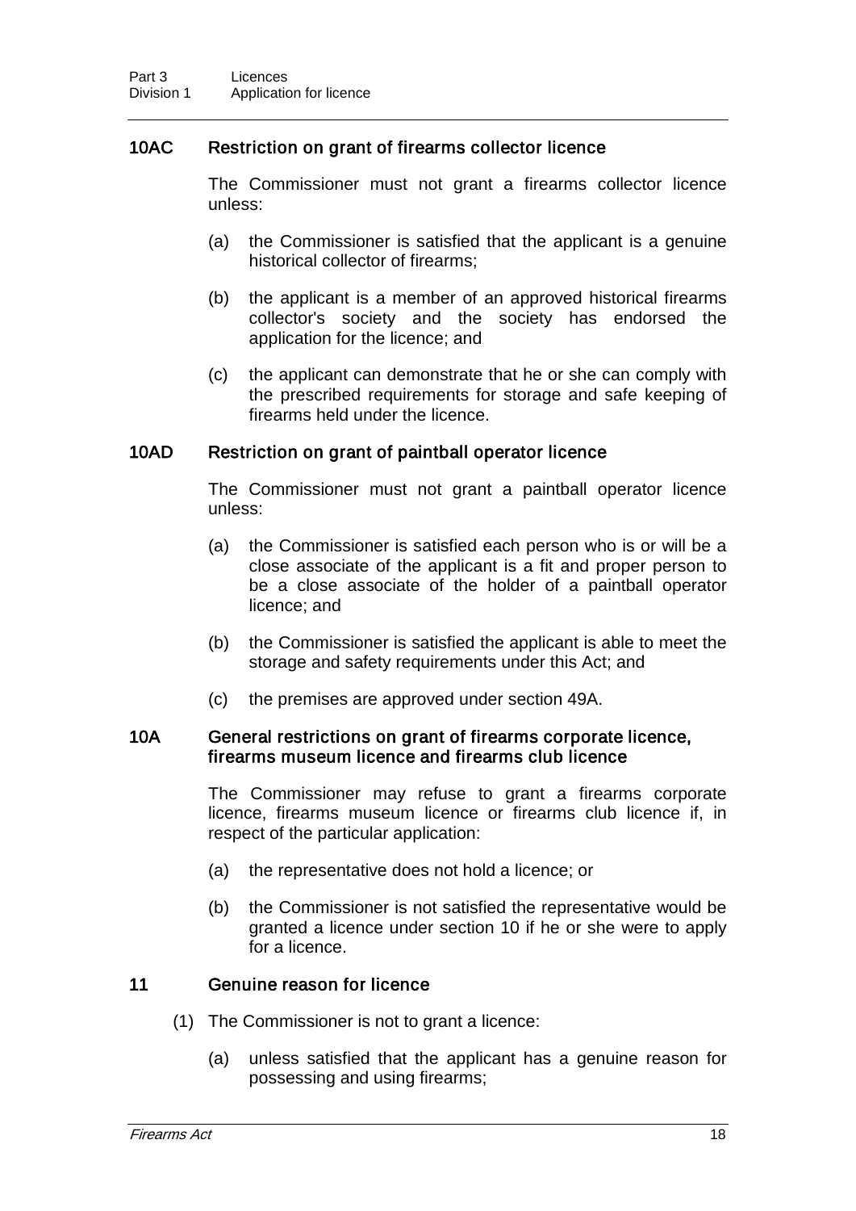### 10AC Restriction on grant of firearms collector licence

The Commissioner must not grant a firearms collector licence unless:

(a) the Commissioner is satisfied that the applicant is a genuine historical collector of firearms;

(b) the applicant is a member of an approved historical firearms collector's society and the society has endorsed the application for the licence; and

(c) the applicant can demonstrate that he or she can comply with the prescribed requirements for storage and safe keeping of firearms held under the licence.

### 10AD Restriction on grant of paintball operator licence

The Commissioner must not grant a paintball operator licence unless:

(a) the Commissioner is satisfied each person who is or will be a close associate of the applicant is a fit and proper person to be a close associate of the holder of a paintball operator licence; and

(b) the Commissioner is satisfied the applicant is able to meet the storage and safety requirements under this Act; and

(c) the premises are approved under section 49A.

### 10A General restrictions on grant of firearms corporate licence, firearms museum licence and firearms club licence

The Commissioner may refuse to grant a firearms corporate licence, firearms museum licence or firearms club licence if, in respect of the particular application:

(a) the representative does not hold a licence; or

(b) the Commissioner is not satisfied the representative would be granted a licence under section 10 if he or she were to apply for a licence.

### 11 Genuine reason for licence

(1) The Commissioner is not to grant a licence:

(a) unless satisfied that the applicant has a genuine reason for possessing and using firearms;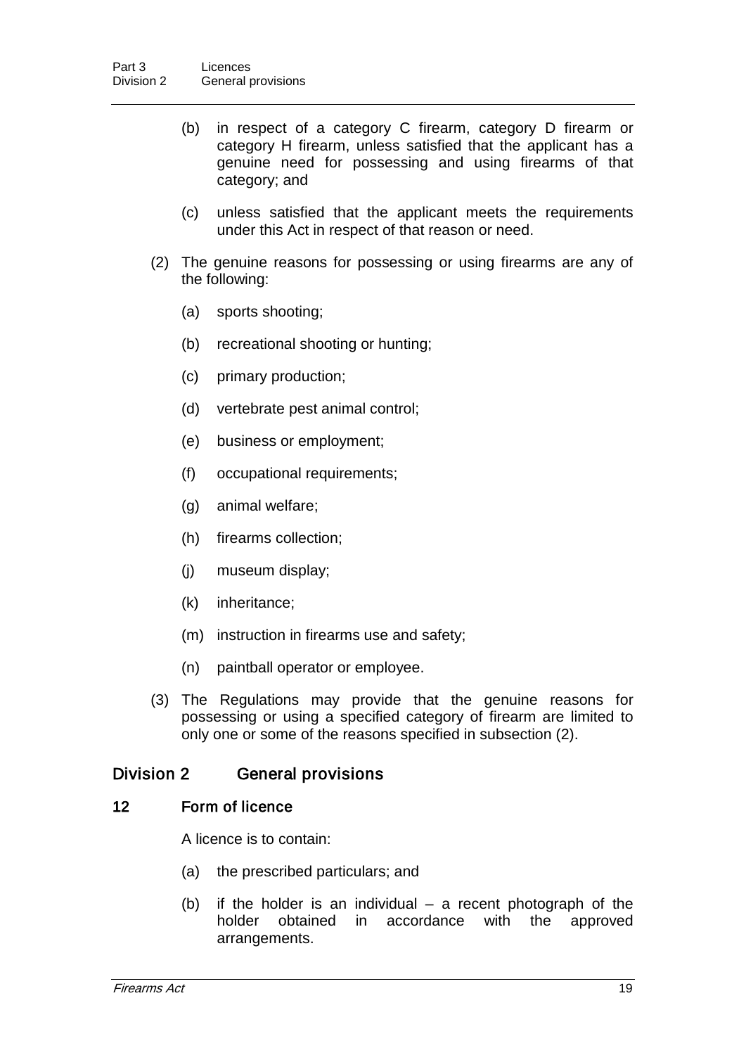(b) in respect of a category C firearm, category D firearm or category H firearm, unless satisfied that the applicant has a genuine need for possessing and using firearms of that category; and

(c) unless satisfied that the applicant meets the requirements under this Act in respect of that reason or need.

(2) The genuine reasons for possessing or using firearms are any of the following:

(a) sports shooting;

(b) recreational shooting or hunting;

(c) primary production;

(d) vertebrate pest animal control;

(e) business or employment;

(f) occupational requirements;

(g) animal welfare;

(h) firearms collection;

(j) museum display;

(k) inheritance;

(m) instruction in firearms use and safety;

(n) paintball operator or employee.

(3) The Regulations may provide that the genuine reasons for possessing or using a specified category of firearm are limited to only one or some of the reasons specified in subsection (2).

## Division 2 General provisions

### 12 Form of licence

A licence is to contain:

(a) the prescribed particulars; and

(b) if the holder is an individual – a recent photograph of the holder obtained in accordance with the approved arrangements.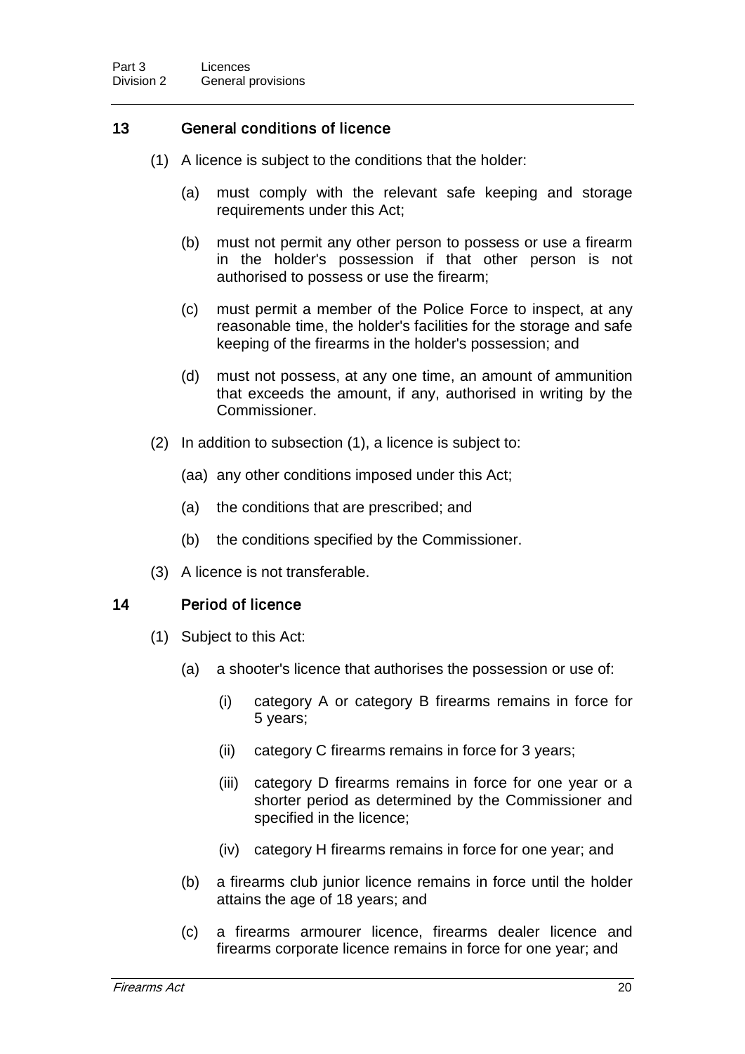## 13 General conditions of licence

(1) A licence is subject to the conditions that the holder:

(a) must comply with the relevant safe keeping and storage requirements under this Act;

(b) must not permit any other person to possess or use a firearm in the holder's possession if that other person is not authorised to possess or use the firearm;

(c) must permit a member of the Police Force to inspect, at any reasonable time, the holder's facilities for the storage and safe keeping of the firearms in the holder's possession; and

(d) must not possess, at any one time, an amount of ammunition that exceeds the amount, if any, authorised in writing by the Commissioner.

(2) In addition to subsection (1), a licence is subject to:

(aa) any other conditions imposed under this Act;

(a) the conditions that are prescribed; and

(b) the conditions specified by the Commissioner.

(3) A licence is not transferable.

## 14 Period of licence

(1) Subject to this Act:

(a) a shooter's licence that authorises the possession or use of:

(i) category A or category B firearms remains in force for 5 years;

(ii) category C firearms remains in force for 3 years;

(iii) category D firearms remains in force for one year or a shorter period as determined by the Commissioner and specified in the licence;

(iv) category H firearms remains in force for one year; and

(b) a firearms club junior licence remains in force until the holder attains the age of 18 years; and

(c) a firearms armourer licence, firearms dealer licence and firearms corporate licence remains in force for one year; and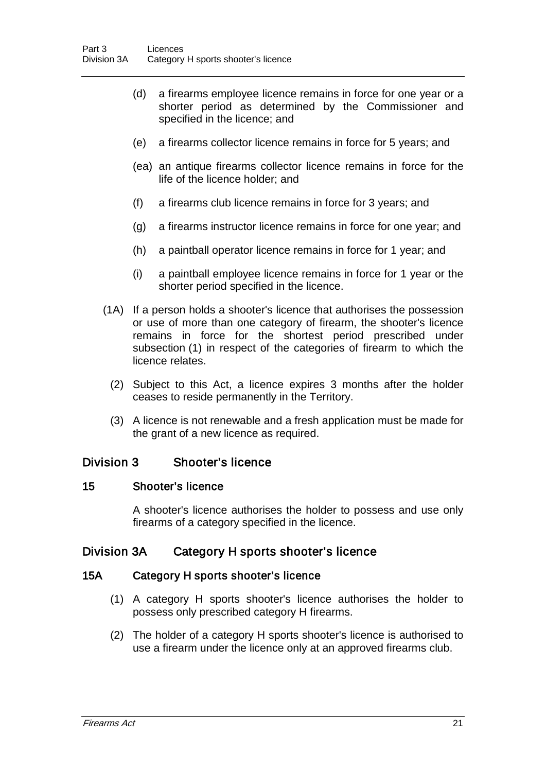(d) a firearms employee licence remains in force for one year or a shorter period as determined by the Commissioner and specified in the licence; and

(e) a firearms collector licence remains in force for 5 years; and

(ea) an antique firearms collector licence remains in force for the life of the licence holder; and

(f) a firearms club licence remains in force for 3 years; and

(g) a firearms instructor licence remains in force for one year; and

(h) a paintball operator licence remains in force for 1 year; and

(i) a paintball employee licence remains in force for 1 year or the shorter period specified in the licence.

(1A) If a person holds a shooter's licence that authorises the possession or use of more than one category of firearm, the shooter's licence remains in force for the shortest period prescribed under subsection (1) in respect of the categories of firearm to which the licence relates.

(2) Subject to this Act, a licence expires 3 months after the holder ceases to reside permanently in the Territory.

(3) A licence is not renewable and a fresh application must be made for the grant of a new licence as required.

## Division 3 Shooter's licence

### 15 Shooter's licence

A shooter's licence authorises the holder to possess and use only firearms of a category specified in the licence.

## Division 3A Category H sports shooter's licence

### 15A Category H sports shooter's licence

(1) A category H sports shooter's licence authorises the holder to possess only prescribed category H firearms.

(2) The holder of a category H sports shooter's licence is authorised to use a firearm under the licence only at an approved firearms club.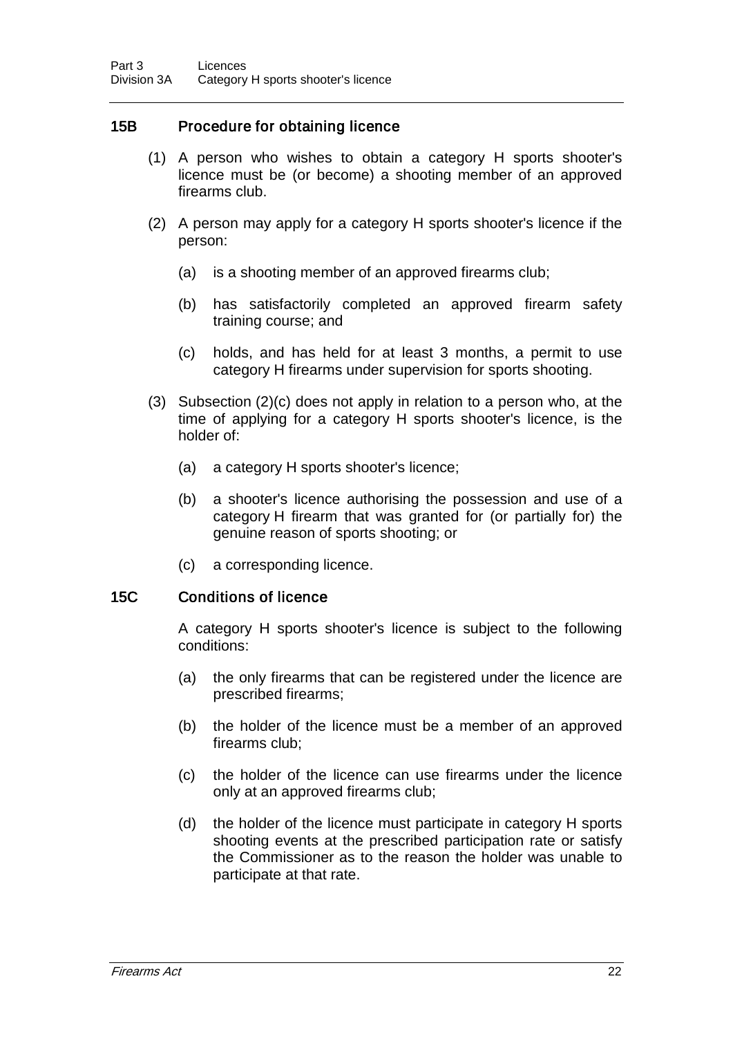### 15B Procedure for obtaining licence

(1) A person who wishes to obtain a category H sports shooter's licence must be (or become) a shooting member of an approved firearms club.

(2) A person may apply for a category H sports shooter's licence if the person:

(a) is a shooting member of an approved firearms club;

(b) has satisfactorily completed an approved firearm safety training course; and

(c) holds, and has held for at least 3 months, a permit to use category H firearms under supervision for sports shooting.

(3) Subsection (2)(c) does not apply in relation to a person who, at the time of applying for a category H sports shooter's licence, is the holder of:

(a) a category H sports shooter's licence;

(b) a shooter's licence authorising the possession and use of a category H firearm that was granted for (or partially for) the genuine reason of sports shooting; or

(c) a corresponding licence.

### 15C Conditions of licence

A category H sports shooter's licence is subject to the following conditions:

(a) the only firearms that can be registered under the licence are prescribed firearms;

(b) the holder of the licence must be a member of an approved firearms club;

(c) the holder of the licence can use firearms under the licence only at an approved firearms club;

(d) the holder of the licence must participate in category H sports shooting events at the prescribed participation rate or satisfy the Commissioner as to the reason the holder was unable to participate at that rate.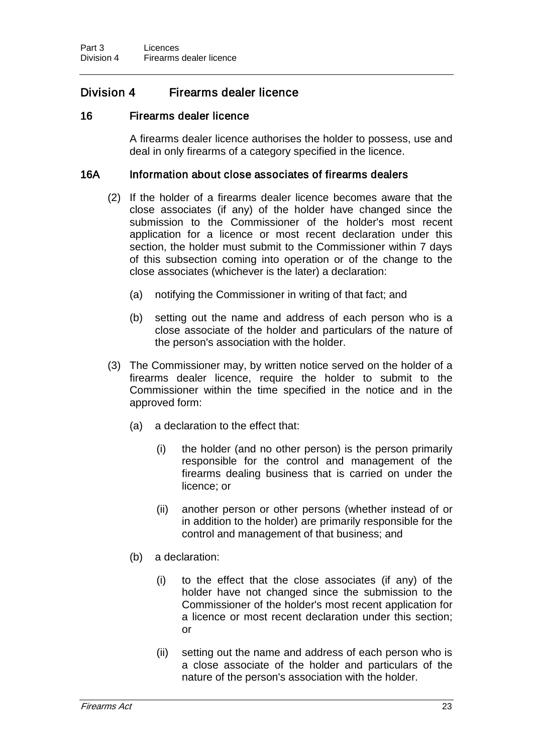## Division 4 Firearms dealer licence

### 16 Firearms dealer licence

A firearms dealer licence authorises the holder to possess, use and deal in only firearms of a category specified in the licence.

### 16A Information about close associates of firearms dealers

(2) If the holder of a firearms dealer licence becomes aware that the close associates (if any) of the holder have changed since the submission to the Commissioner of the holder's most recent application for a licence or most recent declaration under this section, the holder must submit to the Commissioner within 7 days of this subsection coming into operation or of the change to the close associates (whichever is the later) a declaration:

(a) notifying the Commissioner in writing of that fact; and

(b) setting out the name and address of each person who is a close associate of the holder and particulars of the nature of the person's association with the holder.

(3) The Commissioner may, by written notice served on the holder of a firearms dealer licence, require the holder to submit to the Commissioner within the time specified in the notice and in the approved form:

(a) a declaration to the effect that:

(i) the holder (and no other person) is the person primarily responsible for the control and management of the firearms dealing business that is carried on under the licence; or

(ii) another person or other persons (whether instead of or in addition to the holder) are primarily responsible for the control and management of that business; and

(b) a declaration:

(i) to the effect that the close associates (if any) of the holder have not changed since the submission to the Commissioner of the holder's most recent application for a licence or most recent declaration under this section; or

(ii) setting out the name and address of each person who is a close associate of the holder and particulars of the nature of the person's association with the holder.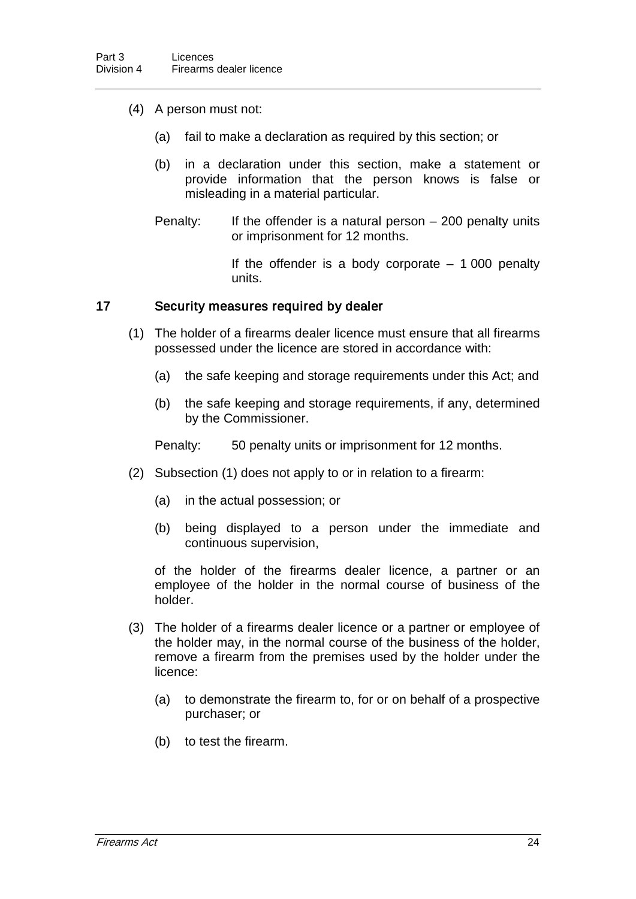(4) A person must not:

(a) fail to make a declaration as required by this section; or

(b) in a declaration under this section, make a statement or provide information that the person knows is false or misleading in a material particular.

Penalty: If the offender is a natural person – 200 penalty units or imprisonment for 12 months.

If the offender is a body corporate – 1 000 penalty units.

### 17 Security measures required by dealer

(1) The holder of a firearms dealer licence must ensure that all firearms possessed under the licence are stored in accordance with:

(a) the safe keeping and storage requirements under this Act; and

(b) the safe keeping and storage requirements, if any, determined by the Commissioner.

Penalty: 50 penalty units or imprisonment for 12 months.

(2) Subsection (1) does not apply to or in relation to a firearm:

(a) in the actual possession; or

(b) being displayed to a person under the immediate and continuous supervision,

of the holder of the firearms dealer licence, a partner or an employee of the holder in the normal course of business of the holder.

(3) The holder of a firearms dealer licence or a partner or employee of the holder may, in the normal course of the business of the holder, remove a firearm from the premises used by the holder under the licence:

(a) to demonstrate the firearm to, for or on behalf of a prospective purchaser; or

(b) to test the firearm.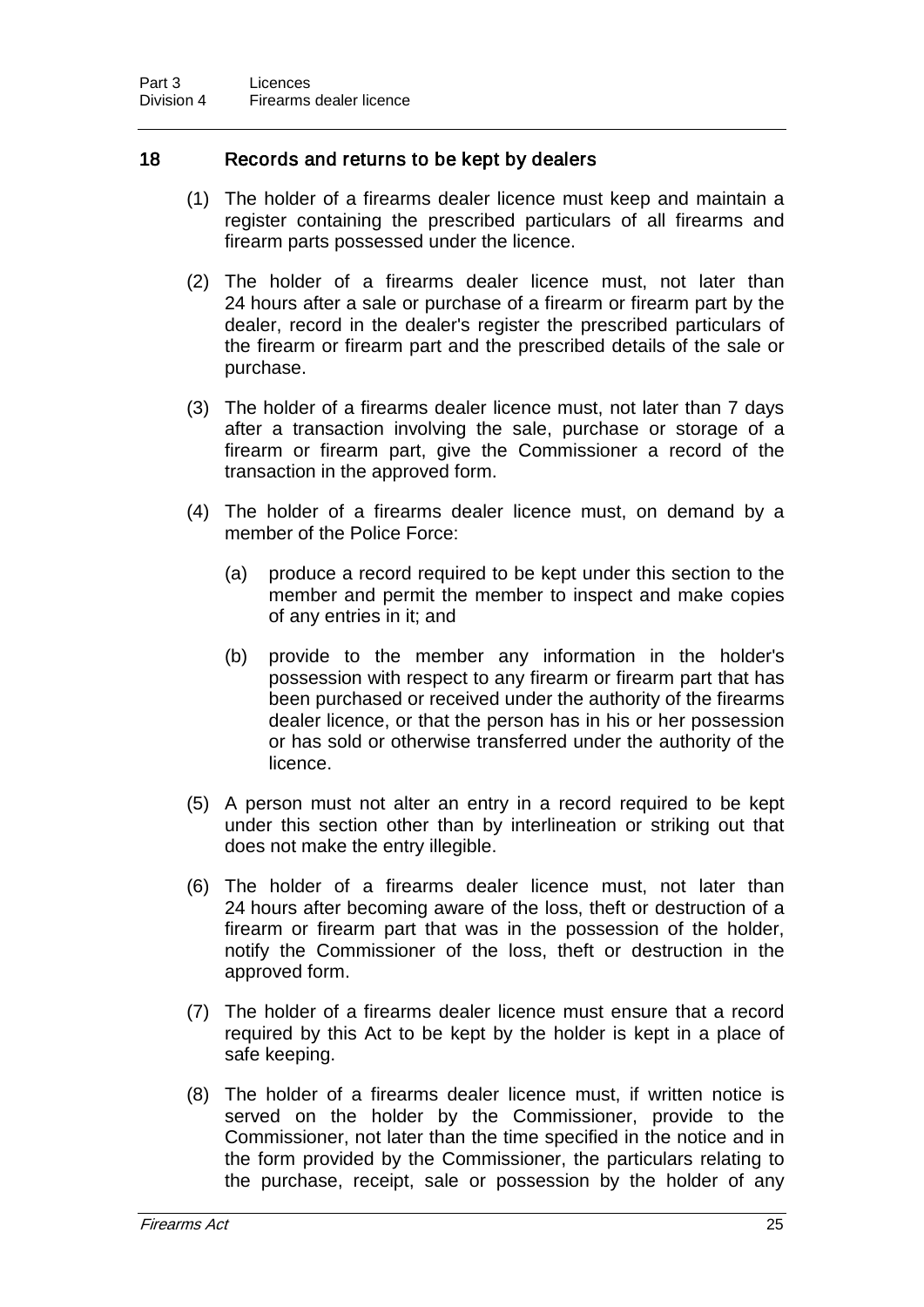## 18 Records and returns to be kept by dealers

(1) The holder of a firearms dealer licence must keep and maintain a register containing the prescribed particulars of all firearms and firearm parts possessed under the licence.

(2) The holder of a firearms dealer licence must, not later than 24 hours after a sale or purchase of a firearm or firearm part by the dealer, record in the dealer's register the prescribed particulars of the firearm or firearm part and the prescribed details of the sale or purchase.

(3) The holder of a firearms dealer licence must, not later than 7 days after a transaction involving the sale, purchase or storage of a firearm or firearm part, give the Commissioner a record of the transaction in the approved form.

(4) The holder of a firearms dealer licence must, on demand by a member of the Police Force:

(a) produce a record required to be kept under this section to the member and permit the member to inspect and make copies of any entries in it; and

(b) provide to the member any information in the holder's possession with respect to any firearm or firearm part that has been purchased or received under the authority of the firearms dealer licence, or that the person has in his or her possession or has sold or otherwise transferred under the authority of the licence.

(5) A person must not alter an entry in a record required to be kept under this section other than by interlineation or striking out that does not make the entry illegible.

(6) The holder of a firearms dealer licence must, not later than 24 hours after becoming aware of the loss, theft or destruction of a firearm or firearm part that was in the possession of the holder, notify the Commissioner of the loss, theft or destruction in the approved form.

(7) The holder of a firearms dealer licence must ensure that a record required by this Act to be kept by the holder is kept in a place of safe keeping.

(8) The holder of a firearms dealer licence must, if written notice is served on the holder by the Commissioner, provide to the Commissioner, not later than the time specified in the notice and in the form provided by the Commissioner, the particulars relating to the purchase, receipt, sale or possession by the holder of any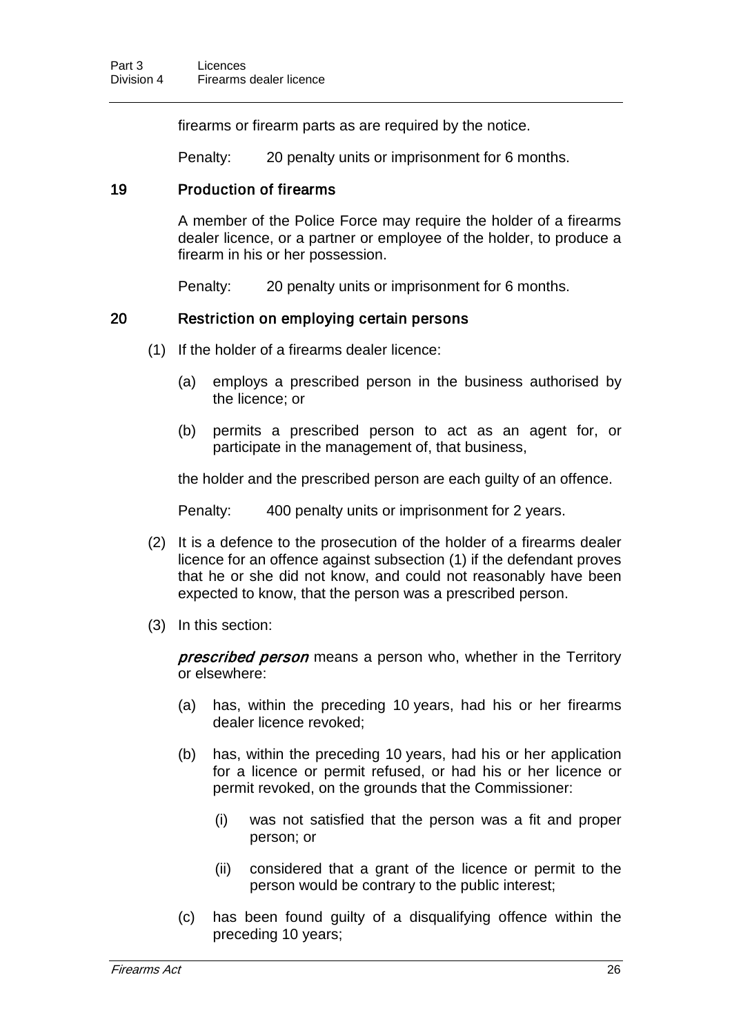firearms or firearm parts as are required by the notice.

Penalty: 20 penalty units or imprisonment for 6 months.

### 19 Production of firearms

A member of the Police Force may require the holder of a firearms dealer licence, or a partner or employee of the holder, to produce a firearm in his or her possession.

Penalty: 20 penalty units or imprisonment for 6 months.

### 20 Restriction on employing certain persons

(1) If the holder of a firearms dealer licence:

(a) employs a prescribed person in the business authorised by the licence; or

(b) permits a prescribed person to act as an agent for, or participate in the management of, that business,

the holder and the prescribed person are each guilty of an offence.

Penalty: 400 penalty units or imprisonment for 2 years.

(2) It is a defence to the prosecution of the holder of a firearms dealer licence for an offence against subsection (1) if the defendant proves that he or she did not know, and could not reasonably have been expected to know, that the person was a prescribed person.

(3) In this section:

***prescribed person*** means a person who, whether in the Territory or elsewhere:

(a) has, within the preceding 10 years, had his or her firearms dealer licence revoked;

(b) has, within the preceding 10 years, had his or her application for a licence or permit refused, or had his or her licence or permit revoked, on the grounds that the Commissioner:

(i) was not satisfied that the person was a fit and proper person; or

(ii) considered that a grant of the licence or permit to the person would be contrary to the public interest;

(c) has been found guilty of a disqualifying offence within the preceding 10 years;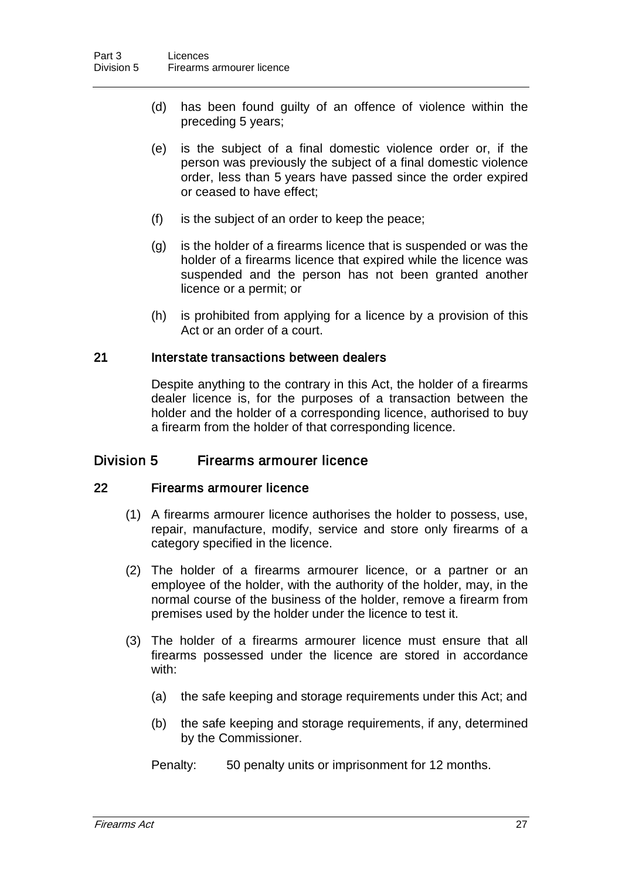(d) has been found guilty of an offence of violence within the preceding 5 years;

(e) is the subject of a final domestic violence order or, if the person was previously the subject of a final domestic violence order, less than 5 years have passed since the order expired or ceased to have effect;

(f) is the subject of an order to keep the peace;

(g) is the holder of a firearms licence that is suspended or was the holder of a firearms licence that expired while the licence was suspended and the person has not been granted another licence or a permit; or

(h) is prohibited from applying for a licence by a provision of this Act or an order of a court.

### 21 Interstate transactions between dealers

Despite anything to the contrary in this Act, the holder of a firearms dealer licence is, for the purposes of a transaction between the holder and the holder of a corresponding licence, authorised to buy a firearm from the holder of that corresponding licence.

## Division 5 Firearms armourer licence

### 22 Firearms armourer licence

(1) A firearms armourer licence authorises the holder to possess, use, repair, manufacture, modify, service and store only firearms of a category specified in the licence.

(2) The holder of a firearms armourer licence, or a partner or an employee of the holder, with the authority of the holder, may, in the normal course of the business of the holder, remove a firearm from premises used by the holder under the licence to test it.

(3) The holder of a firearms armourer licence must ensure that all firearms possessed under the licence are stored in accordance with:

(a) the safe keeping and storage requirements under this Act; and

(b) the safe keeping and storage requirements, if any, determined by the Commissioner.

Penalty: 50 penalty units or imprisonment for 12 months.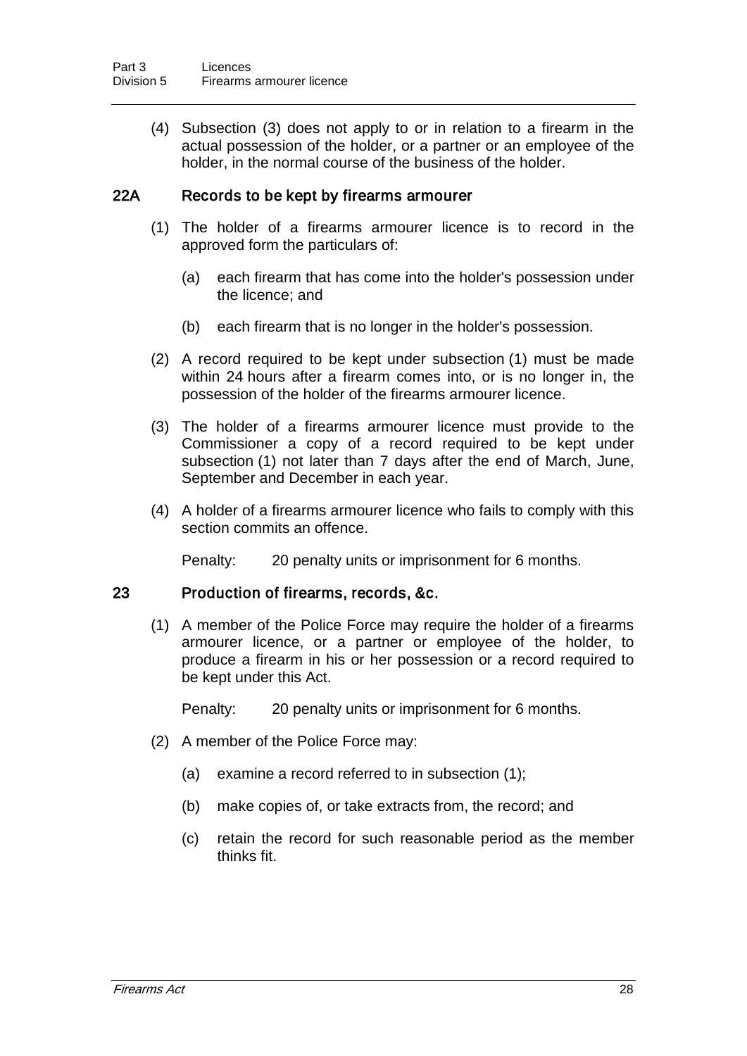(4) Subsection (3) does not apply to or in relation to a firearm in the actual possession of the holder, or a partner or an employee of the holder, in the normal course of the business of the holder.

### 22A Records to be kept by firearms armourer

(1) The holder of a firearms armourer licence is to record in the approved form the particulars of:

(a) each firearm that has come into the holder's possession under the licence; and

(b) each firearm that is no longer in the holder's possession.

(2) A record required to be kept under subsection (1) must be made within 24 hours after a firearm comes into, or is no longer in, the possession of the holder of the firearms armourer licence.

(3) The holder of a firearms armourer licence must provide to the Commissioner a copy of a record required to be kept under subsection (1) not later than 7 days after the end of March, June, September and December in each year.

(4) A holder of a firearms armourer licence who fails to comply with this section commits an offence.

Penalty: 20 penalty units or imprisonment for 6 months.

### 23 Production of firearms, records, &c.

(1) A member of the Police Force may require the holder of a firearms armourer licence, or a partner or employee of the holder, to produce a firearm in his or her possession or a record required to be kept under this Act.

Penalty: 20 penalty units or imprisonment for 6 months.

(2) A member of the Police Force may:

(a) examine a record referred to in subsection (1);

(b) make copies of, or take extracts from, the record; and

(c) retain the record for such reasonable period as the member thinks fit.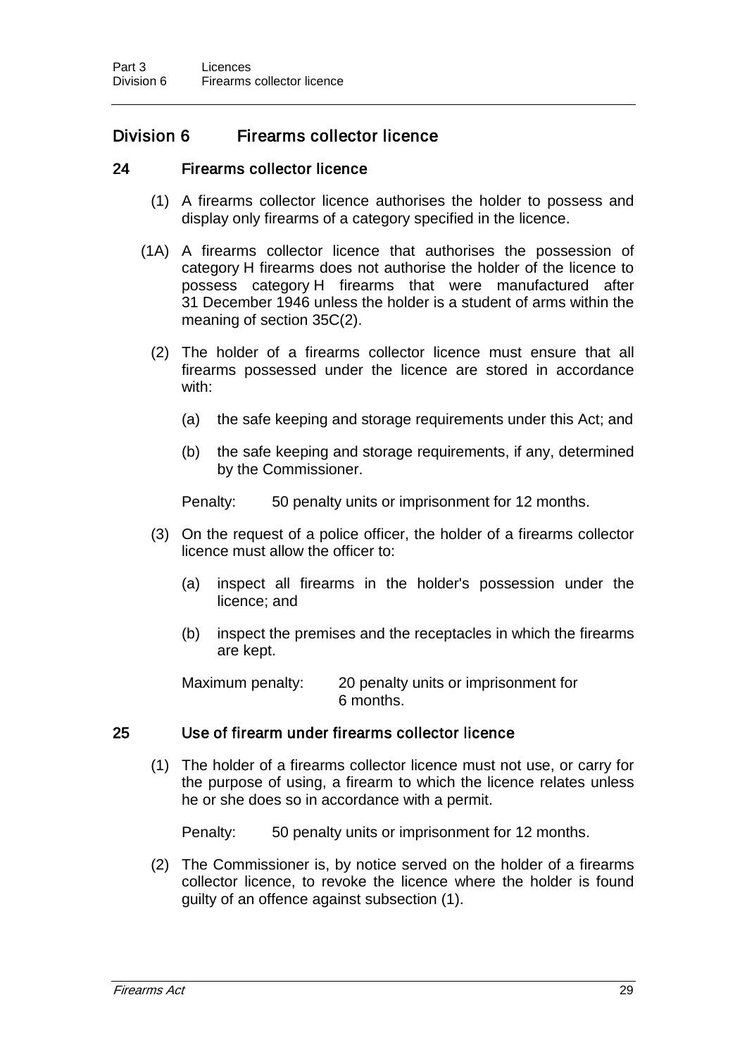## Division 6 Firearms collector licence

### 24 Firearms collector licence

(1) A firearms collector licence authorises the holder to possess and display only firearms of a category specified in the licence.

(1A) A firearms collector licence that authorises the possession of category H firearms does not authorise the holder of the licence to possess category H firearms that were manufactured after 31 December 1946 unless the holder is a student of arms within the meaning of section 35C(2).

(2) The holder of a firearms collector licence must ensure that all firearms possessed under the licence are stored in accordance with:

(a) the safe keeping and storage requirements under this Act; and

(b) the safe keeping and storage requirements, if any, determined by the Commissioner.

Penalty: 50 penalty units or imprisonment for 12 months.

(3) On the request of a police officer, the holder of a firearms collector licence must allow the officer to:

(a) inspect all firearms in the holder's possession under the licence; and

(b) inspect the premises and the receptacles in which the firearms are kept.

Maximum penalty: 20 penalty units or imprisonment for 6 months.

### 25 Use of firearm under firearms collector licence

(1) The holder of a firearms collector licence must not use, or carry for the purpose of using, a firearm to which the licence relates unless he or she does so in accordance with a permit.

Penalty: 50 penalty units or imprisonment for 12 months.

(2) The Commissioner is, by notice served on the holder of a firearms collector licence, to revoke the licence where the holder is found guilty of an offence against subsection (1).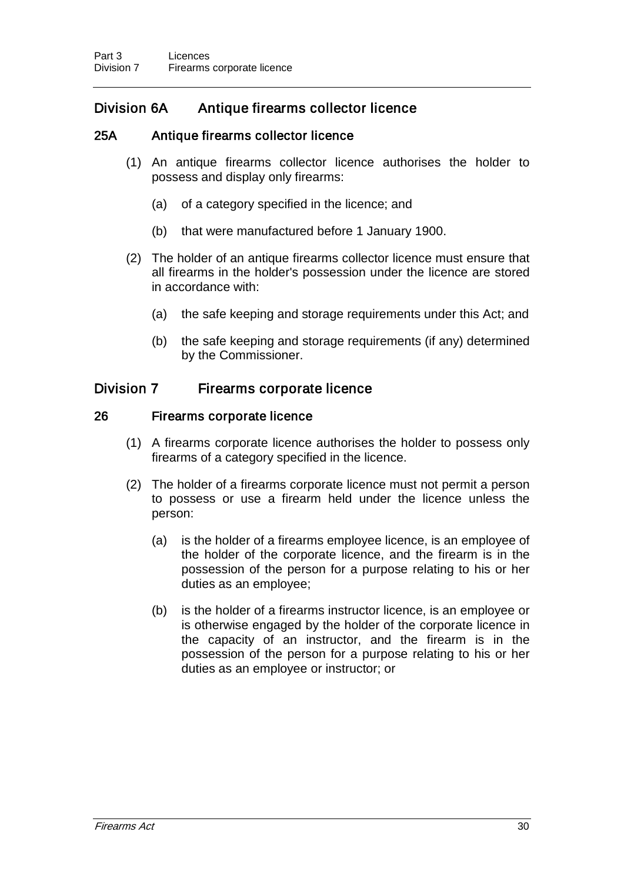## Division 6A Antique firearms collector licence

### 25A Antique firearms collector licence

(1) An antique firearms collector licence authorises the holder to possess and display only firearms:

(a) of a category specified in the licence; and

(b) that were manufactured before 1 January 1900.

(2) The holder of an antique firearms collector licence must ensure that all firearms in the holder's possession under the licence are stored in accordance with:

(a) the safe keeping and storage requirements under this Act; and

(b) the safe keeping and storage requirements (if any) determined by the Commissioner.

## Division 7 Firearms corporate licence

### 26 Firearms corporate licence

(1) A firearms corporate licence authorises the holder to possess only firearms of a category specified in the licence.

(2) The holder of a firearms corporate licence must not permit a person to possess or use a firearm held under the licence unless the person:

(a) is the holder of a firearms employee licence, is an employee of the holder of the corporate licence, and the firearm is in the possession of the person for a purpose relating to his or her duties as an employee;

(b) is the holder of a firearms instructor licence, is an employee or is otherwise engaged by the holder of the corporate licence in the capacity of an instructor, and the firearm is in the possession of the person for a purpose relating to his or her duties as an employee or instructor; or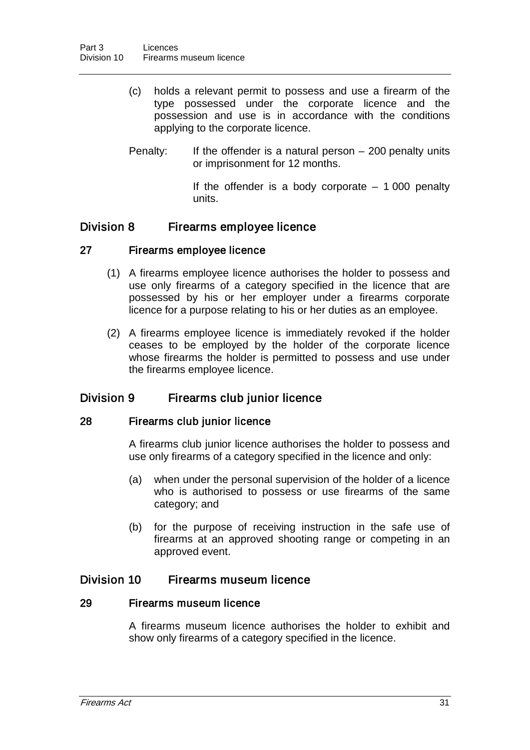(c) holds a relevant permit to possess and use a firearm of the type possessed under the corporate licence and the possession and use is in accordance with the conditions applying to the corporate licence.

Penalty: If the offender is a natural person – 200 penalty units or imprisonment for 12 months.

If the offender is a body corporate – 1 000 penalty units.

## Division 8 Firearms employee licence

### 27 Firearms employee licence

(1) A firearms employee licence authorises the holder to possess and use only firearms of a category specified in the licence that are possessed by his or her employer under a firearms corporate licence for a purpose relating to his or her duties as an employee.

(2) A firearms employee licence is immediately revoked if the holder ceases to be employed by the holder of the corporate licence whose firearms the holder is permitted to possess and use under the firearms employee licence.

## Division 9 Firearms club junior licence

### 28 Firearms club junior licence

A firearms club junior licence authorises the holder to possess and use only firearms of a category specified in the licence and only:

(a) when under the personal supervision of the holder of a licence who is authorised to possess or use firearms of the same category; and

(b) for the purpose of receiving instruction in the safe use of firearms at an approved shooting range or competing in an approved event.

## Division 10 Firearms museum licence

### 29 Firearms museum licence

A firearms museum licence authorises the holder to exhibit and show only firearms of a category specified in the licence.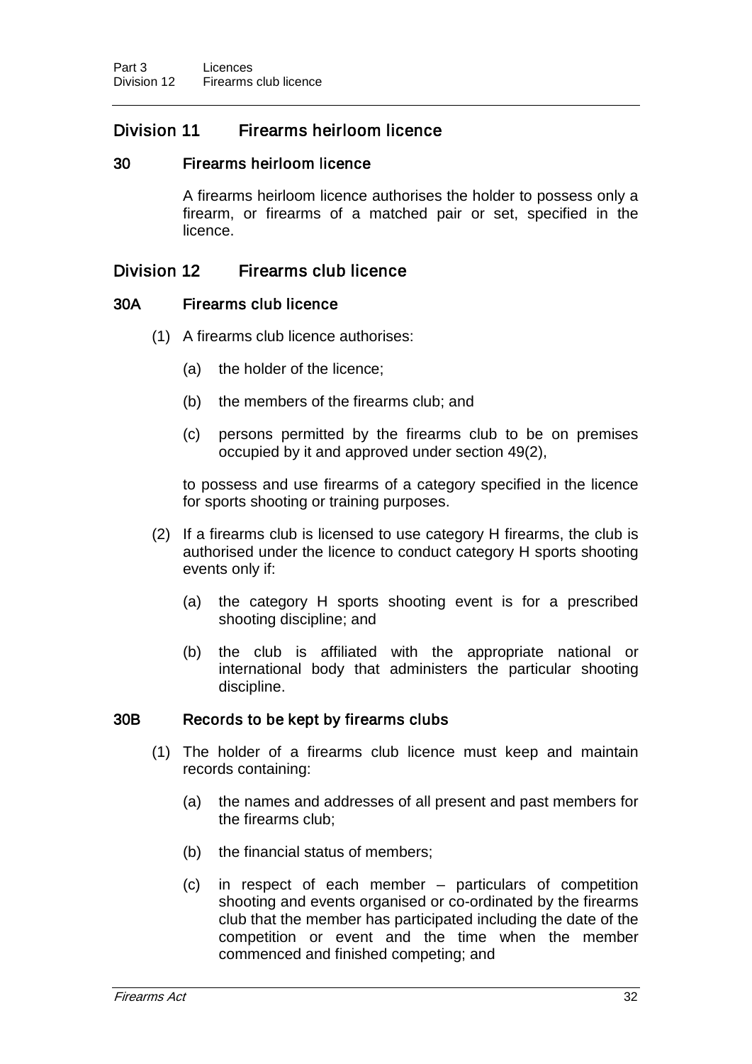## Division 11 Firearms heirloom licence

### 30 Firearms heirloom licence

A firearms heirloom licence authorises the holder to possess only a firearm, or firearms of a matched pair or set, specified in the licence.

## Division 12 Firearms club licence

### 30A Firearms club licence

(1) A firearms club licence authorises:

(a) the holder of the licence;

(b) the members of the firearms club; and

(c) persons permitted by the firearms club to be on premises occupied by it and approved under section 49(2),

to possess and use firearms of a category specified in the licence for sports shooting or training purposes.

(2) If a firearms club is licensed to use category H firearms, the club is authorised under the licence to conduct category H sports shooting events only if:

(a) the category H sports shooting event is for a prescribed shooting discipline; and

(b) the club is affiliated with the appropriate national or international body that administers the particular shooting discipline.

### 30B Records to be kept by firearms clubs

(1) The holder of a firearms club licence must keep and maintain records containing:

(a) the names and addresses of all present and past members for the firearms club;

(b) the financial status of members;

(c) in respect of each member – particulars of competition shooting and events organised or co-ordinated by the firearms club that the member has participated including the date of the competition or event and the time when the member commenced and finished competing; and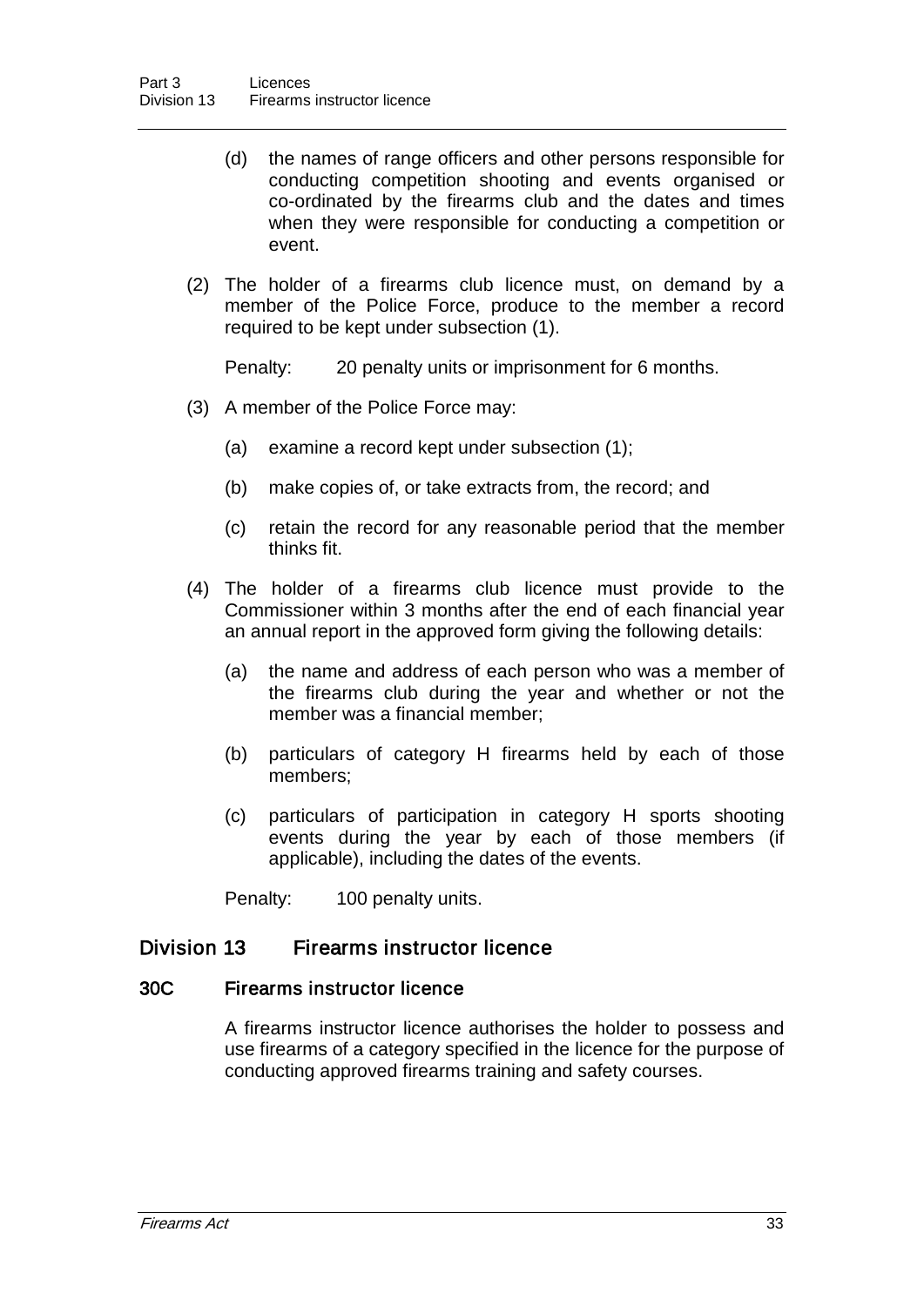(d) the names of range officers and other persons responsible for conducting competition shooting and events organised or co-ordinated by the firearms club and the dates and times when they were responsible for conducting a competition or event.

(2) The holder of a firearms club licence must, on demand by a member of the Police Force, produce to the member a record required to be kept under subsection (1).

Penalty: 20 penalty units or imprisonment for 6 months.

(3) A member of the Police Force may:

(a) examine a record kept under subsection (1);

(b) make copies of, or take extracts from, the record; and

(c) retain the record for any reasonable period that the member thinks fit.

(4) The holder of a firearms club licence must provide to the Commissioner within 3 months after the end of each financial year an annual report in the approved form giving the following details:

(a) the name and address of each person who was a member of the firearms club during the year and whether or not the member was a financial member;

(b) particulars of category H firearms held by each of those members;

(c) particulars of participation in category H sports shooting events during the year by each of those members (if applicable), including the dates of the events.

Penalty: 100 penalty units.

## Division 13 Firearms instructor licence

### 30C Firearms instructor licence

A firearms instructor licence authorises the holder to possess and use firearms of a category specified in the licence for the purpose of conducting approved firearms training and safety courses.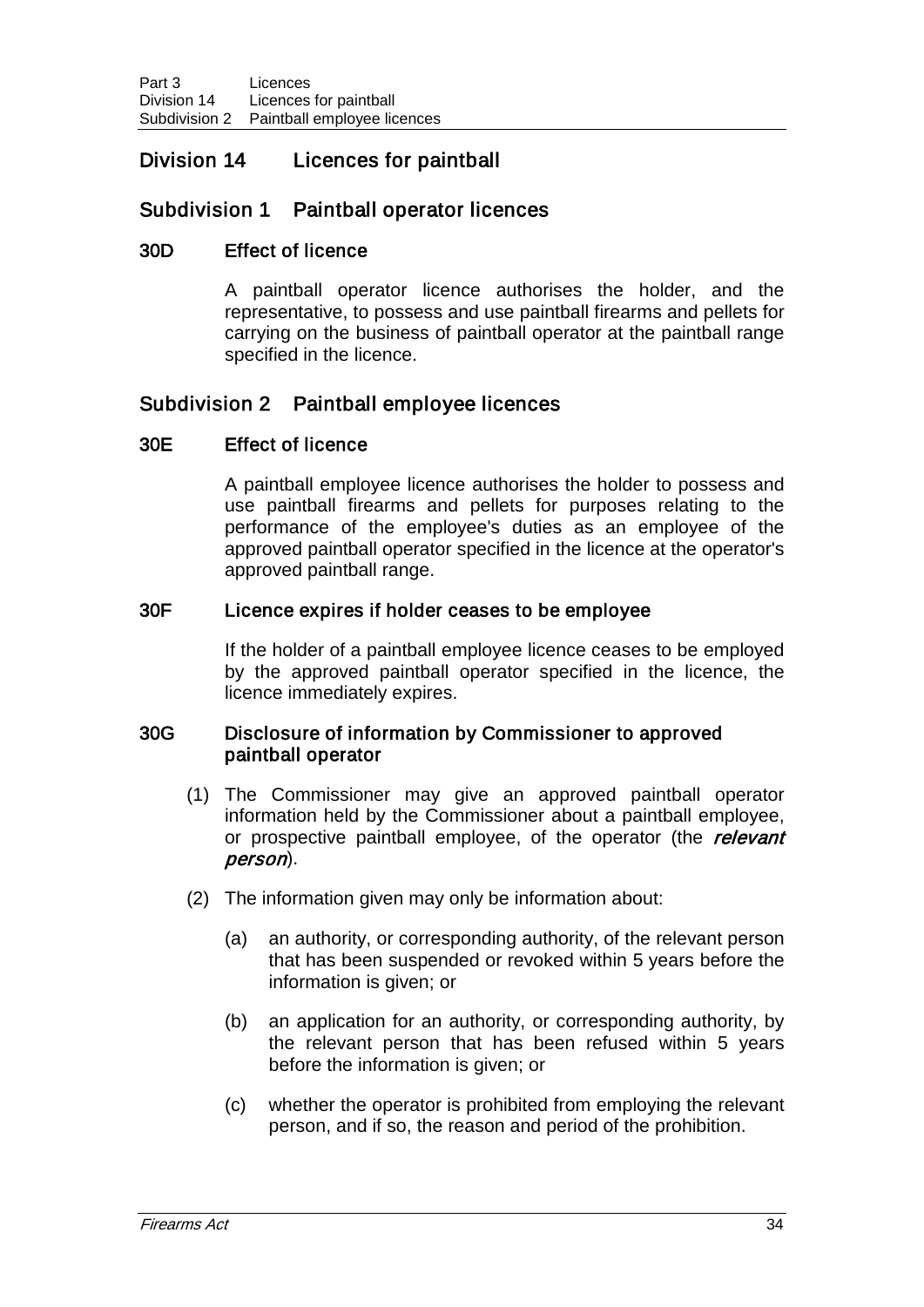## Division 14 Licences for paintball

### Subdivision 1 Paintball operator licences

#### 30D Effect of licence

A paintball operator licence authorises the holder, and the representative, to possess and use paintball firearms and pellets for carrying on the business of paintball operator at the paintball range specified in the licence.

### Subdivision 2 Paintball employee licences

#### 30E Effect of licence

A paintball employee licence authorises the holder to possess and use paintball firearms and pellets for purposes relating to the performance of the employee's duties as an employee of the approved paintball operator specified in the licence at the operator's approved paintball range.

#### 30F Licence expires if holder ceases to be employee

If the holder of a paintball employee licence ceases to be employed by the approved paintball operator specified in the licence, the licence immediately expires.

#### 30G Disclosure of information by Commissioner to approved paintball operator

(1) The Commissioner may give an approved paintball operator information held by the Commissioner about a paintball employee, or prospective paintball employee, of the operator (the ***relevant person***).

(2) The information given may only be information about:

(a) an authority, or corresponding authority, of the relevant person that has been suspended or revoked within 5 years before the information is given; or

(b) an application for an authority, or corresponding authority, by the relevant person that has been refused within 5 years before the information is given; or

(c) whether the operator is prohibited from employing the relevant person, and if so, the reason and period of the prohibition.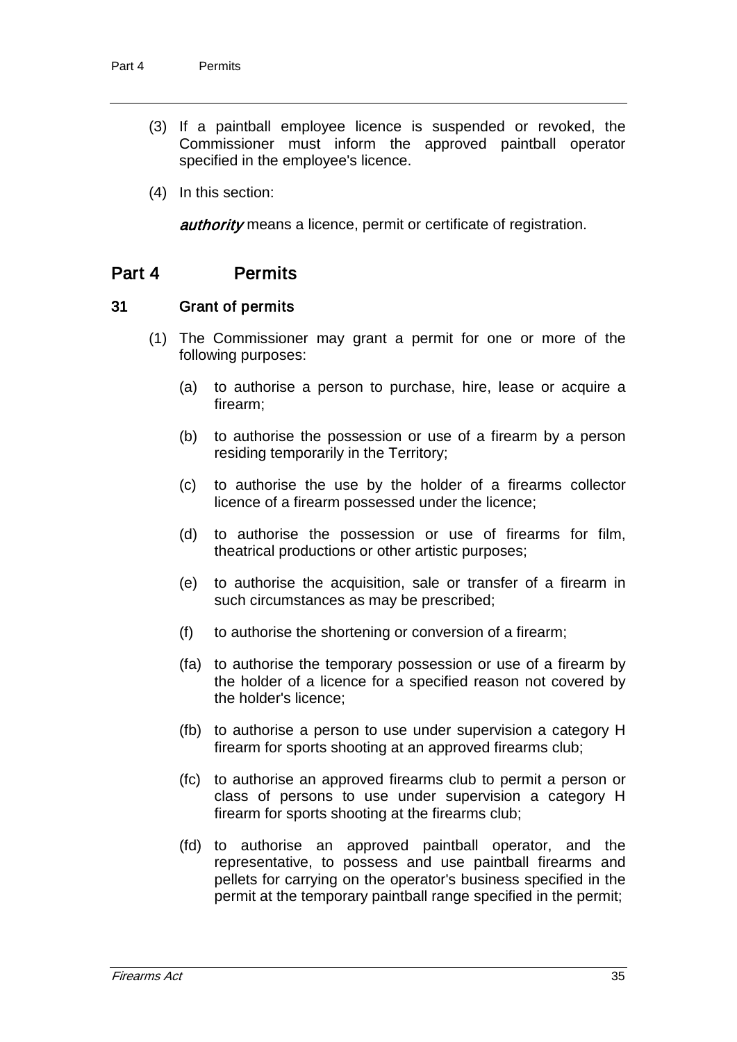(3) If a paintball employee licence is suspended or revoked, the Commissioner must inform the approved paintball operator specified in the employee's licence.

(4) In this section:

***authority*** means a licence, permit or certificate of registration.

## Part 4 Permits

### 31 Grant of permits

(1) The Commissioner may grant a permit for one or more of the following purposes:

(a) to authorise a person to purchase, hire, lease or acquire a firearm;

(b) to authorise the possession or use of a firearm by a person residing temporarily in the Territory;

(c) to authorise the use by the holder of a firearms collector licence of a firearm possessed under the licence;

(d) to authorise the possession or use of firearms for film, theatrical productions or other artistic purposes;

(e) to authorise the acquisition, sale or transfer of a firearm in such circumstances as may be prescribed;

(f) to authorise the shortening or conversion of a firearm;

(fa) to authorise the temporary possession or use of a firearm by the holder of a licence for a specified reason not covered by the holder's licence;

(fb) to authorise a person to use under supervision a category H firearm for sports shooting at an approved firearms club;

(fc) to authorise an approved firearms club to permit a person or class of persons to use under supervision a category H firearm for sports shooting at the firearms club;

(fd) to authorise an approved paintball operator, and the representative, to possess and use paintball firearms and pellets for carrying on the operator's business specified in the permit at the temporary paintball range specified in the permit;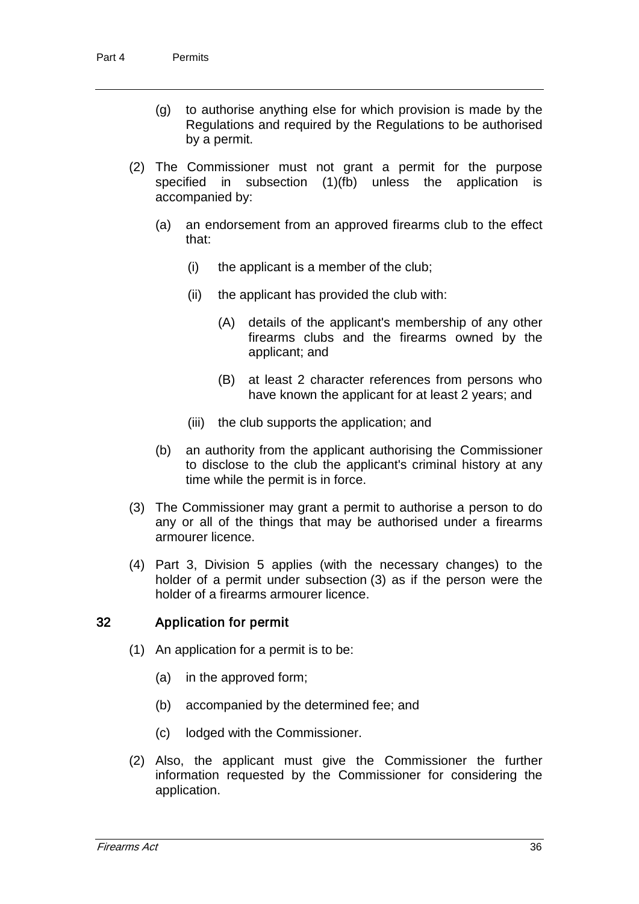(g) to authorise anything else for which provision is made by the Regulations and required by the Regulations to be authorised by a permit.

(2) The Commissioner must not grant a permit for the purpose specified in subsection (1)(fb) unless the application is accompanied by:

(a) an endorsement from an approved firearms club to the effect that:

(i) the applicant is a member of the club;

(ii) the applicant has provided the club with:

(A) details of the applicant's membership of any other firearms clubs and the firearms owned by the applicant; and

(B) at least 2 character references from persons who have known the applicant for at least 2 years; and

(iii) the club supports the application; and

(b) an authority from the applicant authorising the Commissioner to disclose to the club the applicant's criminal history at any time while the permit is in force.

(3) The Commissioner may grant a permit to authorise a person to do any or all of the things that may be authorised under a firearms armourer licence.

(4) Part 3, Division 5 applies (with the necessary changes) to the holder of a permit under subsection (3) as if the person were the holder of a firearms armourer licence.

### 32 Application for permit

(1) An application for a permit is to be:

(a) in the approved form;

(b) accompanied by the determined fee; and

(c) lodged with the Commissioner.

(2) Also, the applicant must give the Commissioner the further information requested by the Commissioner for considering the application.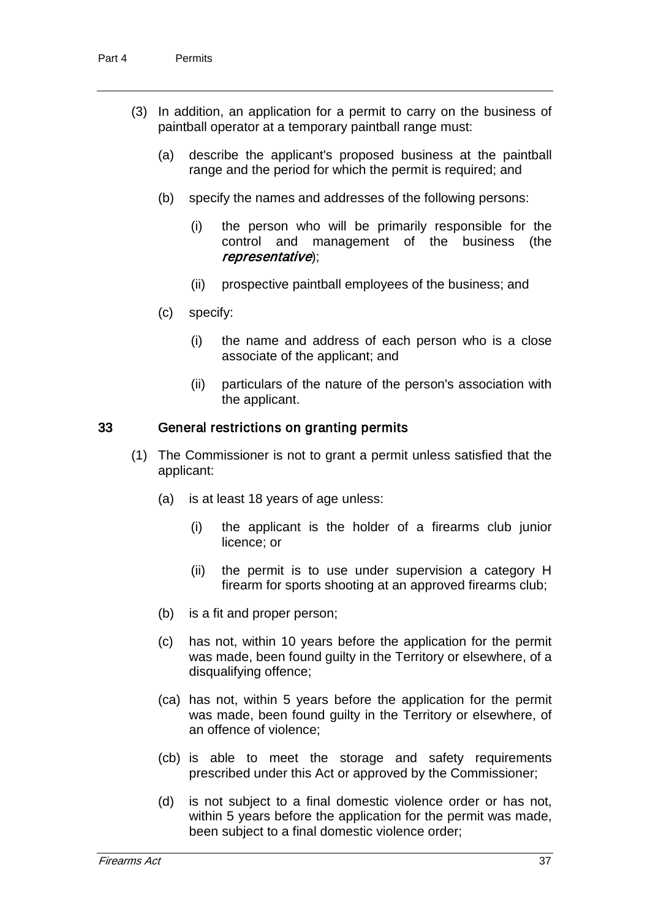(3) In addition, an application for a permit to carry on the business of paintball operator at a temporary paintball range must:

(a) describe the applicant's proposed business at the paintball range and the period for which the permit is required; and

(b) specify the names and addresses of the following persons:

(i) the person who will be primarily responsible for the control and management of the business (the ***representative***);

(ii) prospective paintball employees of the business; and

(c) specify:

(i) the name and address of each person who is a close associate of the applicant; and

(ii) particulars of the nature of the person's association with the applicant.

### 33 General restrictions on granting permits

(1) The Commissioner is not to grant a permit unless satisfied that the applicant:

(a) is at least 18 years of age unless:

(i) the applicant is the holder of a firearms club junior licence; or

(ii) the permit is to use under supervision a category H firearm for sports shooting at an approved firearms club;

(b) is a fit and proper person;

(c) has not, within 10 years before the application for the permit was made, been found guilty in the Territory or elsewhere, of a disqualifying offence;

(ca) has not, within 5 years before the application for the permit was made, been found guilty in the Territory or elsewhere, of an offence of violence;

(cb) is able to meet the storage and safety requirements prescribed under this Act or approved by the Commissioner;

(d) is not subject to a final domestic violence order or has not, within 5 years before the application for the permit was made, been subject to a final domestic violence order;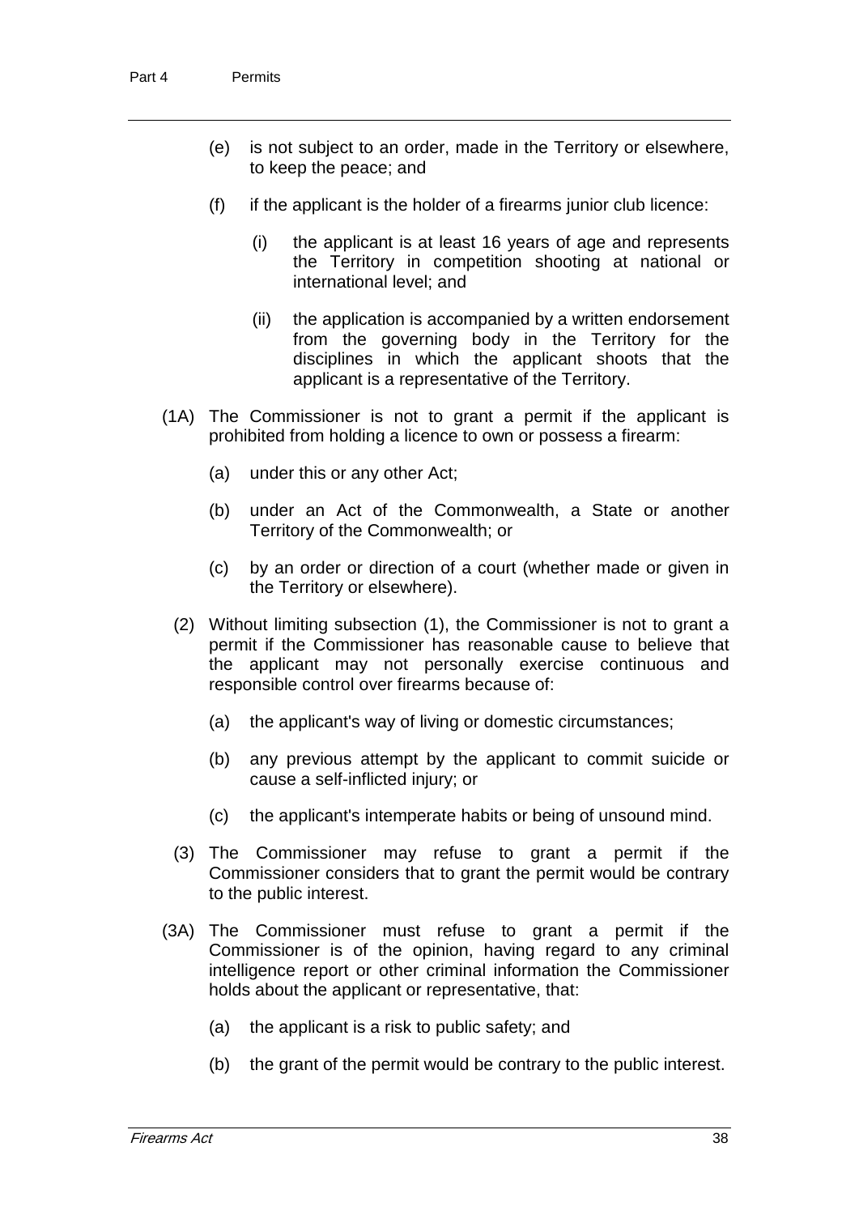(e) is not subject to an order, made in the Territory or elsewhere, to keep the peace; and

(f) if the applicant is the holder of a firearms junior club licence:

(i) the applicant is at least 16 years of age and represents the Territory in competition shooting at national or international level; and

(ii) the application is accompanied by a written endorsement from the governing body in the Territory for the disciplines in which the applicant shoots that the applicant is a representative of the Territory.

(1A) The Commissioner is not to grant a permit if the applicant is prohibited from holding a licence to own or possess a firearm:

(a) under this or any other Act;

(b) under an Act of the Commonwealth, a State or another Territory of the Commonwealth; or

(c) by an order or direction of a court (whether made or given in the Territory or elsewhere).

(2) Without limiting subsection (1), the Commissioner is not to grant a permit if the Commissioner has reasonable cause to believe that the applicant may not personally exercise continuous and responsible control over firearms because of:

(a) the applicant's way of living or domestic circumstances;

(b) any previous attempt by the applicant to commit suicide or cause a self-inflicted injury; or

(c) the applicant's intemperate habits or being of unsound mind.

(3) The Commissioner may refuse to grant a permit if the Commissioner considers that to grant the permit would be contrary to the public interest.

(3A) The Commissioner must refuse to grant a permit if the Commissioner is of the opinion, having regard to any criminal intelligence report or other criminal information the Commissioner holds about the applicant or representative, that:

(a) the applicant is a risk to public safety; and

(b) the grant of the permit would be contrary to the public interest.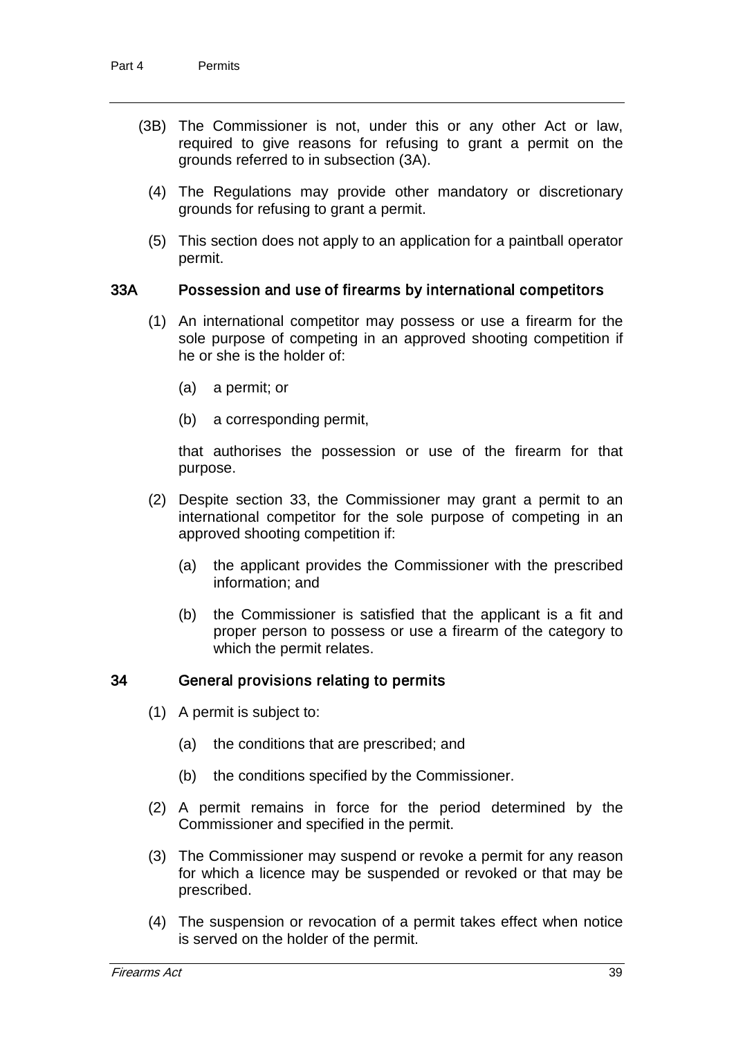(3B) The Commissioner is not, under this or any other Act or law, required to give reasons for refusing to grant a permit on the grounds referred to in subsection (3A).

(4) The Regulations may provide other mandatory or discretionary grounds for refusing to grant a permit.

(5) This section does not apply to an application for a paintball operator permit.

### 33A Possession and use of firearms by international competitors

(1) An international competitor may possess or use a firearm for the sole purpose of competing in an approved shooting competition if he or she is the holder of:

(a) a permit; or

(b) a corresponding permit,

that authorises the possession or use of the firearm for that purpose.

(2) Despite section 33, the Commissioner may grant a permit to an international competitor for the sole purpose of competing in an approved shooting competition if:

(a) the applicant provides the Commissioner with the prescribed information; and

(b) the Commissioner is satisfied that the applicant is a fit and proper person to possess or use a firearm of the category to which the permit relates.

### 34 General provisions relating to permits

(1) A permit is subject to:

(a) the conditions that are prescribed; and

(b) the conditions specified by the Commissioner.

(2) A permit remains in force for the period determined by the Commissioner and specified in the permit.

(3) The Commissioner may suspend or revoke a permit for any reason for which a licence may be suspended or revoked or that may be prescribed.

(4) The suspension or revocation of a permit takes effect when notice is served on the holder of the permit.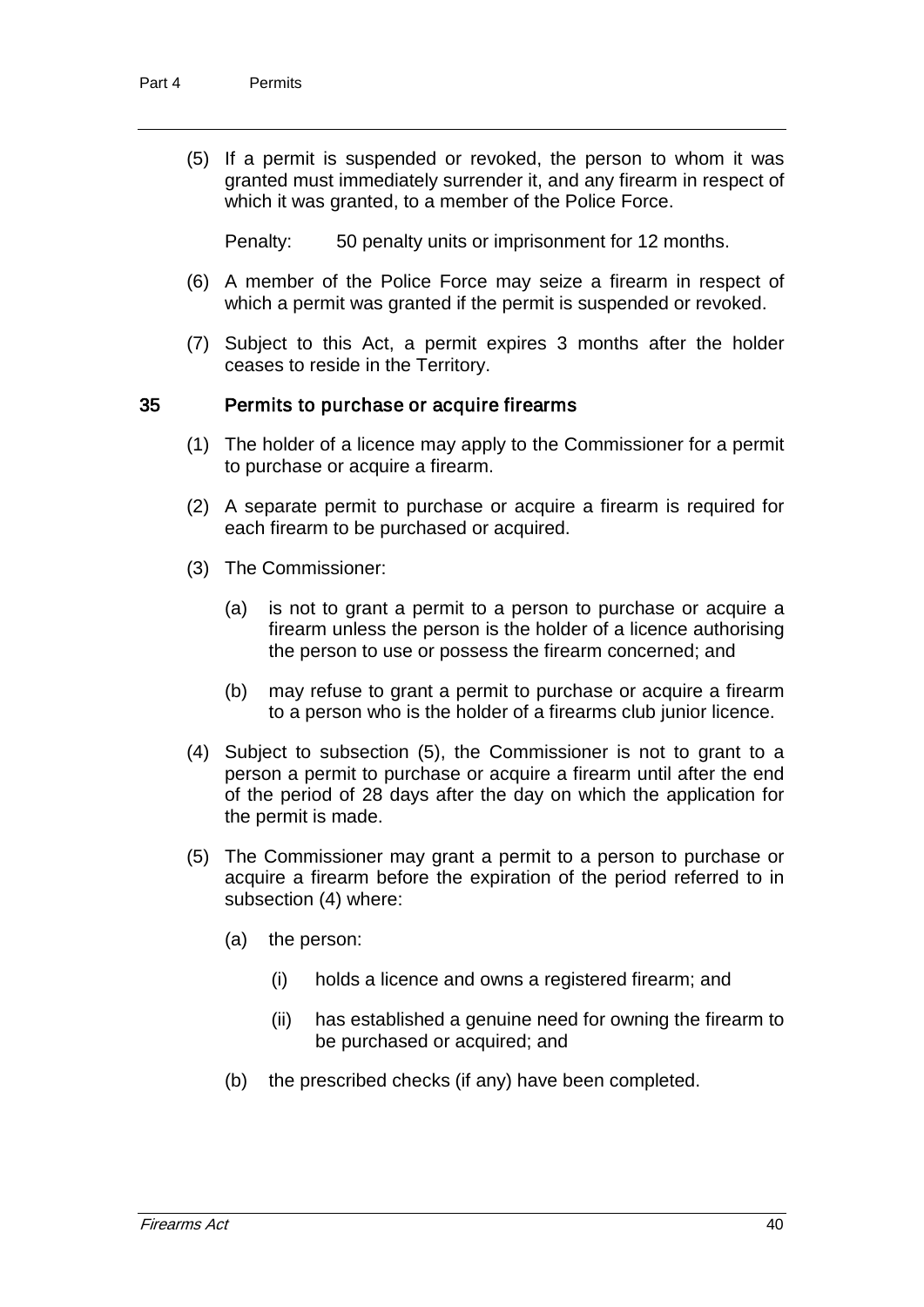(5) If a permit is suspended or revoked, the person to whom it was granted must immediately surrender it, and any firearm in respect of which it was granted, to a member of the Police Force.

Penalty: 50 penalty units or imprisonment for 12 months.

(6) A member of the Police Force may seize a firearm in respect of which a permit was granted if the permit is suspended or revoked.

(7) Subject to this Act, a permit expires 3 months after the holder ceases to reside in the Territory.

## 35 Permits to purchase or acquire firearms

(1) The holder of a licence may apply to the Commissioner for a permit to purchase or acquire a firearm.

(2) A separate permit to purchase or acquire a firearm is required for each firearm to be purchased or acquired.

(3) The Commissioner:

- (a) is not to grant a permit to a person to purchase or acquire a firearm unless the person is the holder of a licence authorising the person to use or possess the firearm concerned; and
- (b) may refuse to grant a permit to purchase or acquire a firearm to a person who is the holder of a firearms club junior licence.

(4) Subject to subsection (5), the Commissioner is not to grant to a person a permit to purchase or acquire a firearm until after the end of the period of 28 days after the day on which the application for the permit is made.

(5) The Commissioner may grant a permit to a person to purchase or acquire a firearm before the expiration of the period referred to in subsection (4) where:

- (a) the person:
  - (i) holds a licence and owns a registered firearm; and
  - (ii) has established a genuine need for owning the firearm to be purchased or acquired; and
- (b) the prescribed checks (if any) have been completed.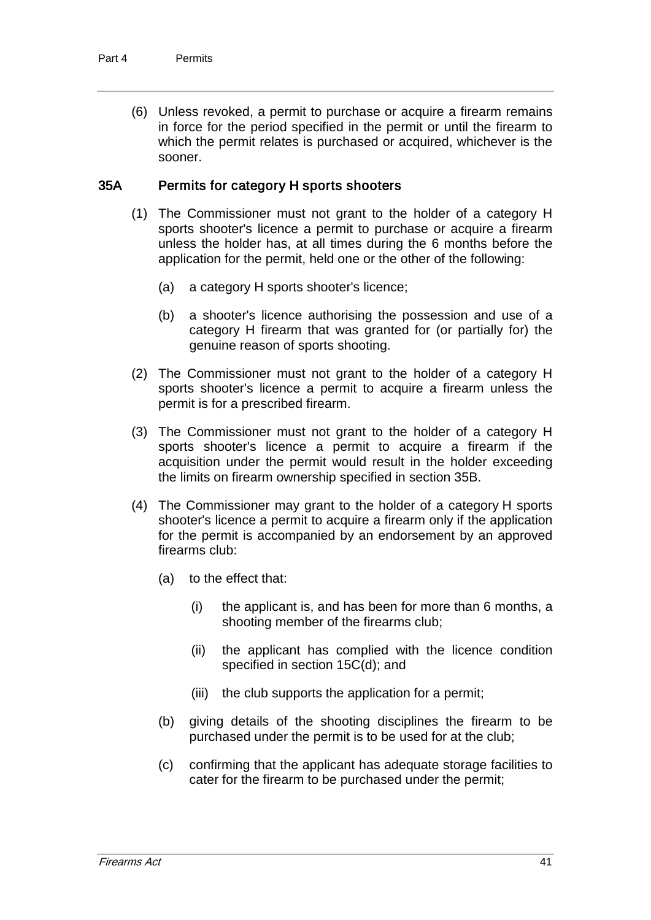(6) Unless revoked, a permit to purchase or acquire a firearm remains in force for the period specified in the permit or until the firearm to which the permit relates is purchased or acquired, whichever is the sooner.

### 35A Permits for category H sports shooters

(1) The Commissioner must not grant to the holder of a category H sports shooter's licence a permit to purchase or acquire a firearm unless the holder has, at all times during the 6 months before the application for the permit, held one or the other of the following:

(a) a category H sports shooter's licence;

(b) a shooter's licence authorising the possession and use of a category H firearm that was granted for (or partially for) the genuine reason of sports shooting.

(2) The Commissioner must not grant to the holder of a category H sports shooter's licence a permit to acquire a firearm unless the permit is for a prescribed firearm.

(3) The Commissioner must not grant to the holder of a category H sports shooter's licence a permit to acquire a firearm if the acquisition under the permit would result in the holder exceeding the limits on firearm ownership specified in section 35B.

(4) The Commissioner may grant to the holder of a category H sports shooter's licence a permit to acquire a firearm only if the application for the permit is accompanied by an endorsement by an approved firearms club:

(a) to the effect that:

(i) the applicant is, and has been for more than 6 months, a shooting member of the firearms club;

(ii) the applicant has complied with the licence condition specified in section 15C(d); and

(iii) the club supports the application for a permit;

(b) giving details of the shooting disciplines the firearm to be purchased under the permit is to be used for at the club;

(c) confirming that the applicant has adequate storage facilities to cater for the firearm to be purchased under the permit;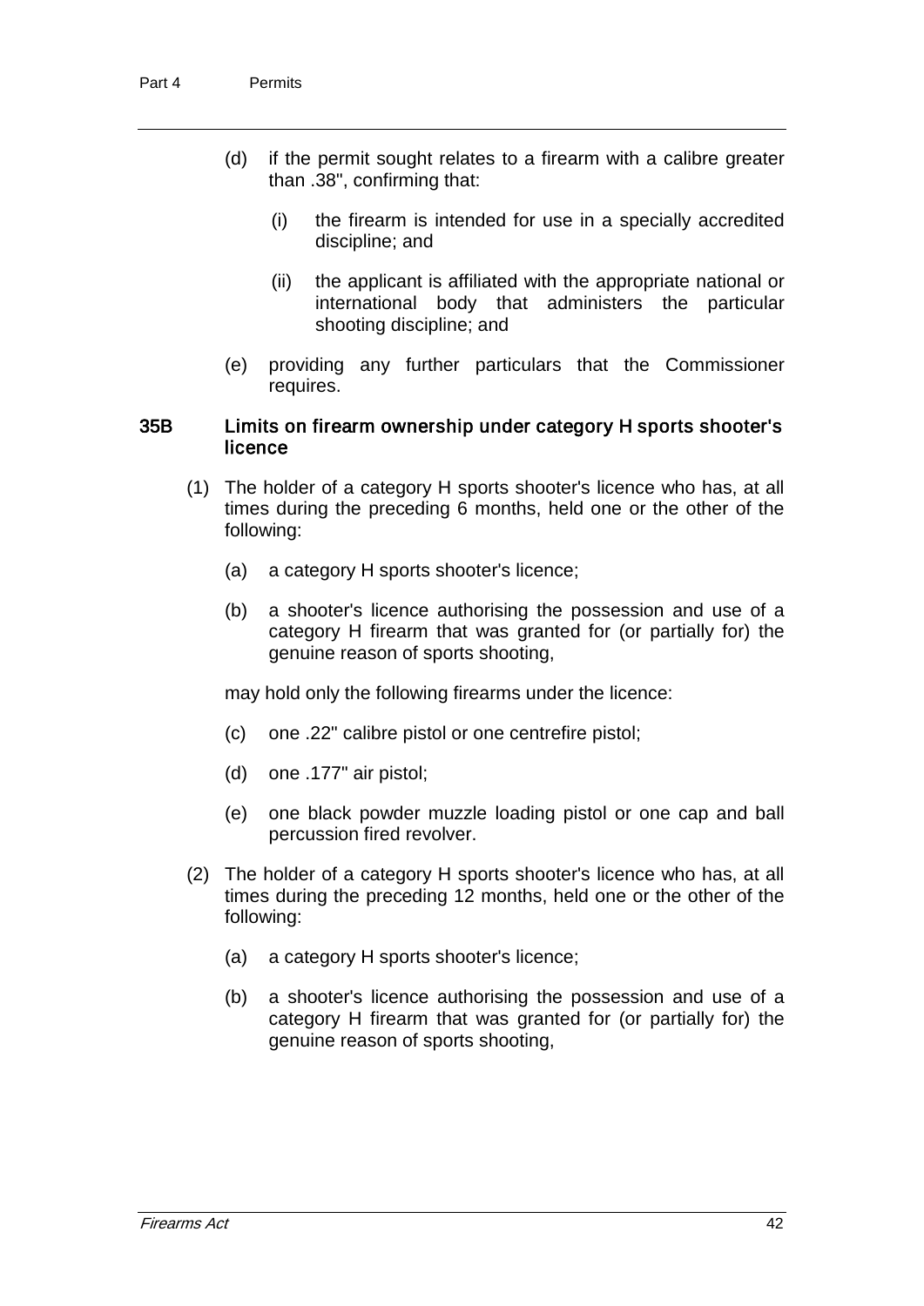(d) if the permit sought relates to a firearm with a calibre greater than .38", confirming that:

 (i) the firearm is intended for use in a specially accredited discipline; and

 (ii) the applicant is affiliated with the appropriate national or international body that administers the particular shooting discipline; and

(e) providing any further particulars that the Commissioner requires.

### 35B Limits on firearm ownership under category H sports shooter's licence

(1) The holder of a category H sports shooter's licence who has, at all times during the preceding 6 months, held one or the other of the following:

 (a) a category H sports shooter's licence;

 (b) a shooter's licence authorising the possession and use of a category H firearm that was granted for (or partially for) the genuine reason of sports shooting,

 may hold only the following firearms under the licence:

 (c) one .22" calibre pistol or one centrefire pistol;

 (d) one .177" air pistol;

 (e) one black powder muzzle loading pistol or one cap and ball percussion fired revolver.

(2) The holder of a category H sports shooter's licence who has, at all times during the preceding 12 months, held one or the other of the following:

 (a) a category H sports shooter's licence;

 (b) a shooter's licence authorising the possession and use of a category H firearm that was granted for (or partially for) the genuine reason of sports shooting,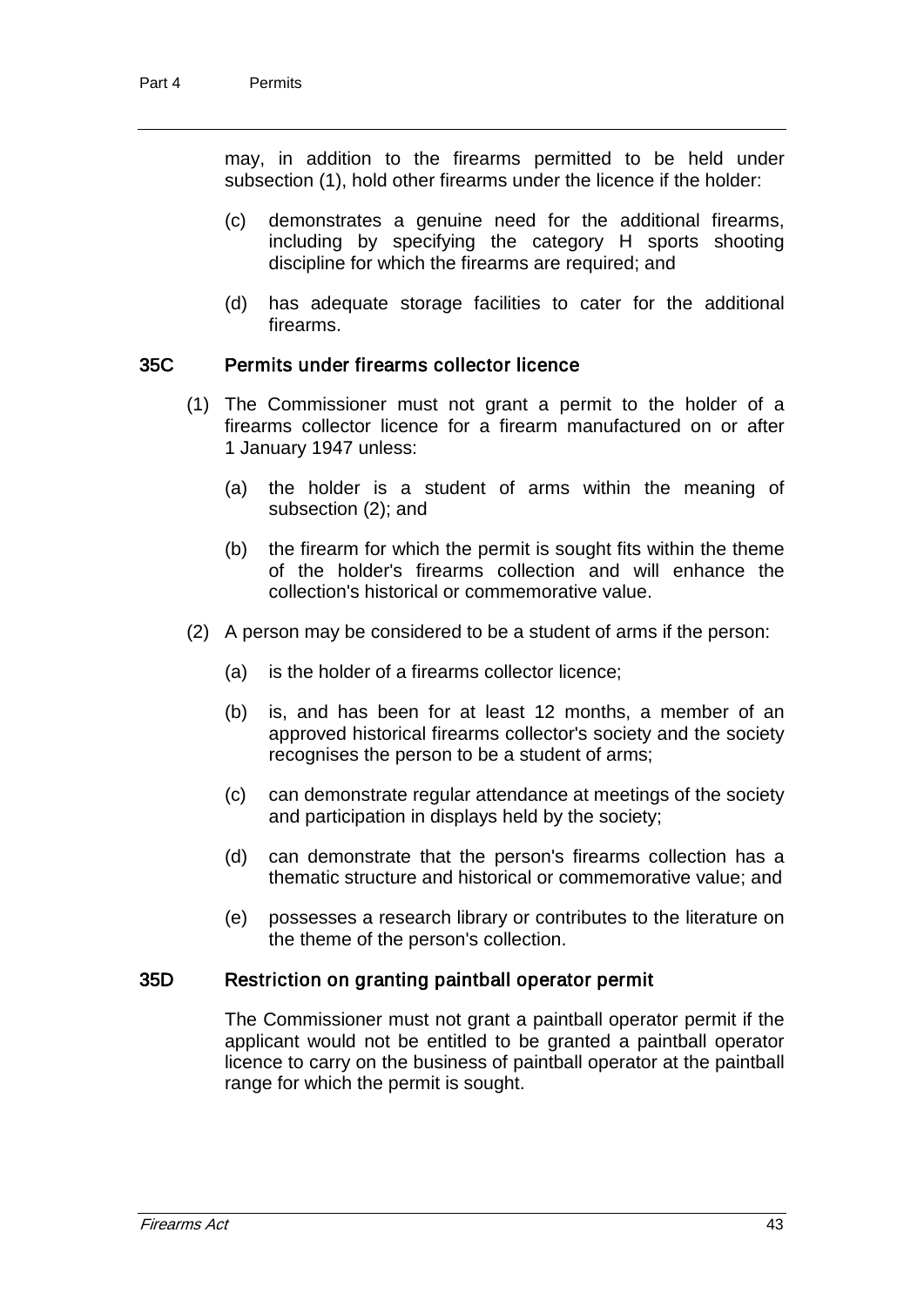may, in addition to the firearms permitted to be held under subsection (1), hold other firearms under the licence if the holder:

(c) demonstrates a genuine need for the additional firearms, including by specifying the category H sports shooting discipline for which the firearms are required; and

(d) has adequate storage facilities to cater for the additional firearms.

### 35C Permits under firearms collector licence

(1) The Commissioner must not grant a permit to the holder of a firearms collector licence for a firearm manufactured on or after 1 January 1947 unless:

(a) the holder is a student of arms within the meaning of subsection (2); and

(b) the firearm for which the permit is sought fits within the theme of the holder's firearms collection and will enhance the collection's historical or commemorative value.

(2) A person may be considered to be a student of arms if the person:

(a) is the holder of a firearms collector licence;

(b) is, and has been for at least 12 months, a member of an approved historical firearms collector's society and the society recognises the person to be a student of arms;

(c) can demonstrate regular attendance at meetings of the society and participation in displays held by the society;

(d) can demonstrate that the person's firearms collection has a thematic structure and historical or commemorative value; and

(e) possesses a research library or contributes to the literature on the theme of the person's collection.

### 35D Restriction on granting paintball operator permit

The Commissioner must not grant a paintball operator permit if the applicant would not be entitled to be granted a paintball operator licence to carry on the business of paintball operator at the paintball range for which the permit is sought.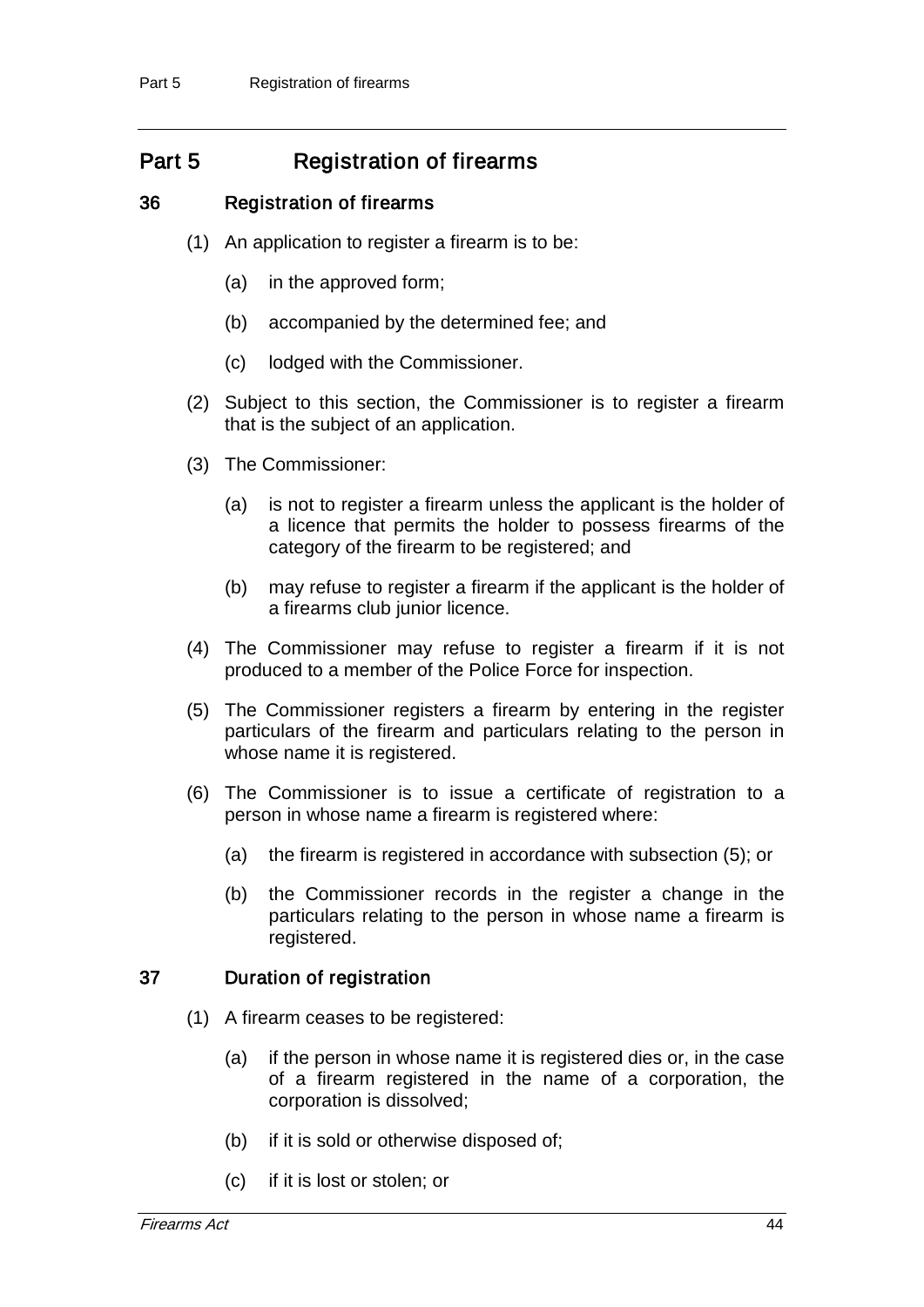# Part 5 Registration of firearms

## 36 Registration of firearms

(1) An application to register a firearm is to be:

- (a) in the approved form;
- (b) accompanied by the determined fee; and
- (c) lodged with the Commissioner.

(2) Subject to this section, the Commissioner is to register a firearm that is the subject of an application.

(3) The Commissioner:

- (a) is not to register a firearm unless the applicant is the holder of a licence that permits the holder to possess firearms of the category of the firearm to be registered; and
- (b) may refuse to register a firearm if the applicant is the holder of a firearms club junior licence.

(4) The Commissioner may refuse to register a firearm if it is not produced to a member of the Police Force for inspection.

(5) The Commissioner registers a firearm by entering in the register particulars of the firearm and particulars relating to the person in whose name it is registered.

(6) The Commissioner is to issue a certificate of registration to a person in whose name a firearm is registered where:

- (a) the firearm is registered in accordance with subsection (5); or
- (b) the Commissioner records in the register a change in the particulars relating to the person in whose name a firearm is registered.

## 37 Duration of registration

(1) A firearm ceases to be registered:

- (a) if the person in whose name it is registered dies or, in the case of a firearm registered in the name of a corporation, the corporation is dissolved;
- (b) if it is sold or otherwise disposed of;
- (c) if it is lost or stolen; or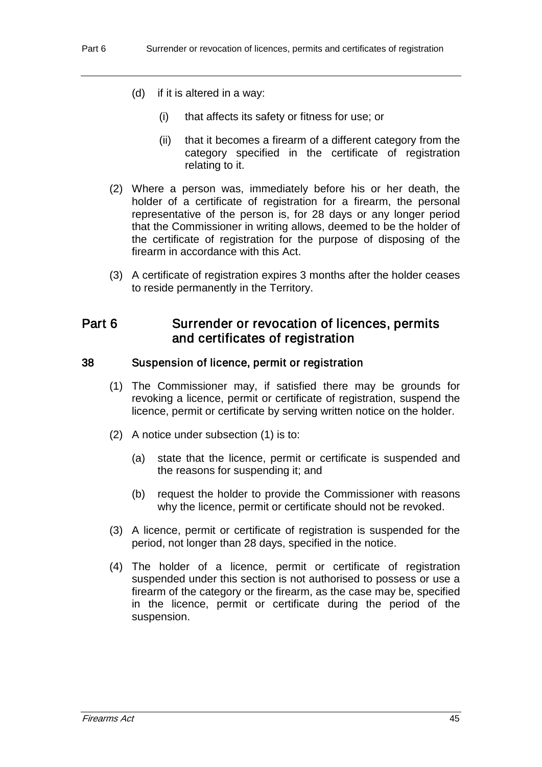(d) if it is altered in a way:

(i) that affects its safety or fitness for use; or

(ii) that it becomes a firearm of a different category from the category specified in the certificate of registration relating to it.

(2) Where a person was, immediately before his or her death, the holder of a certificate of registration for a firearm, the personal representative of the person is, for 28 days or any longer period that the Commissioner in writing allows, deemed to be the holder of the certificate of registration for the purpose of disposing of the firearm in accordance with this Act.

(3) A certificate of registration expires 3 months after the holder ceases to reside permanently in the Territory.

# Part 6 Surrender or revocation of licences, permits and certificates of registration

## 38 Suspension of licence, permit or registration

(1) The Commissioner may, if satisfied there may be grounds for revoking a licence, permit or certificate of registration, suspend the licence, permit or certificate by serving written notice on the holder.

(2) A notice under subsection (1) is to:

(a) state that the licence, permit or certificate is suspended and the reasons for suspending it; and

(b) request the holder to provide the Commissioner with reasons why the licence, permit or certificate should not be revoked.

(3) A licence, permit or certificate of registration is suspended for the period, not longer than 28 days, specified in the notice.

(4) The holder of a licence, permit or certificate of registration suspended under this section is not authorised to possess or use a firearm of the category or the firearm, as the case may be, specified in the licence, permit or certificate during the period of the suspension.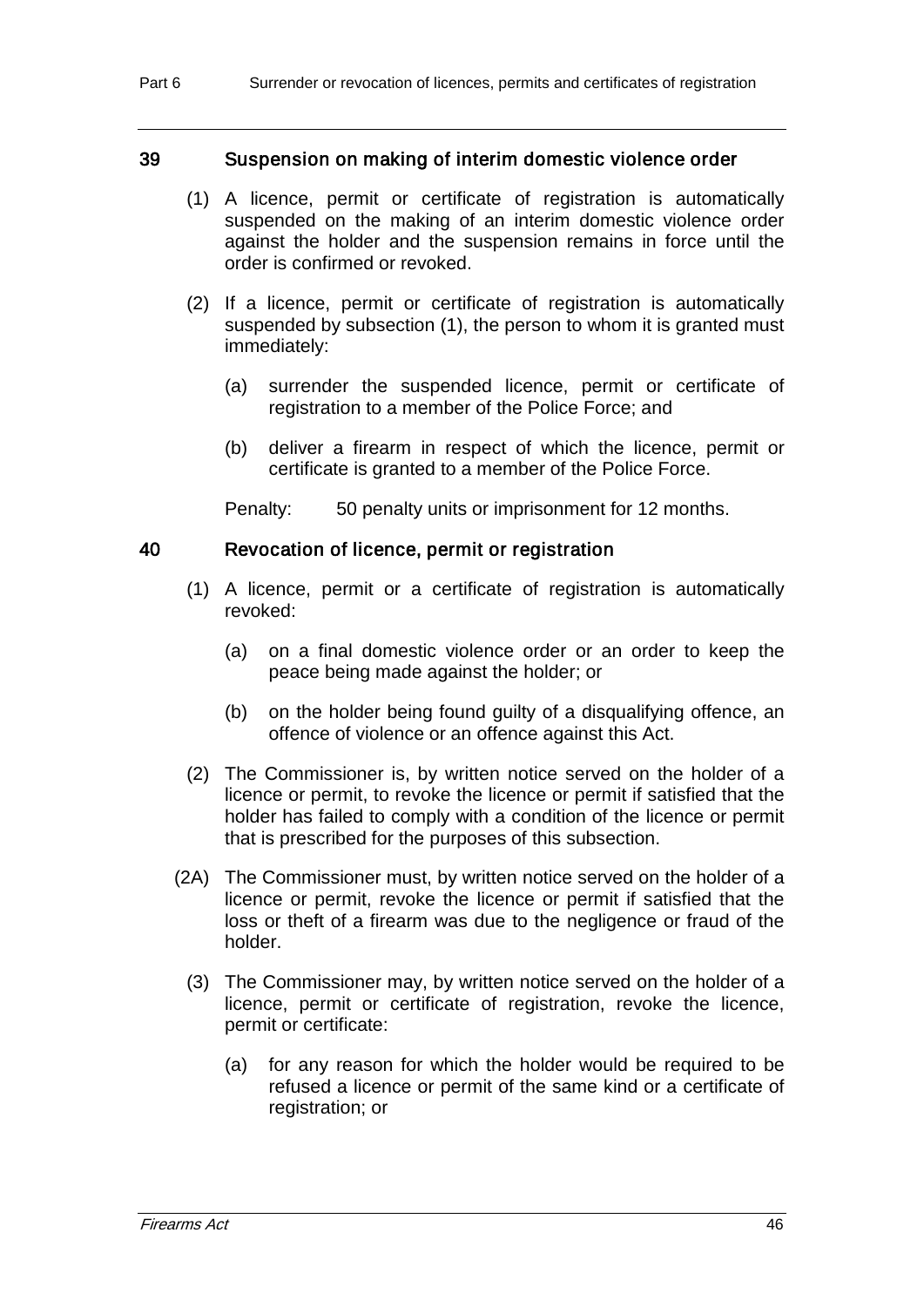### 39 Suspension on making of interim domestic violence order

(1) A licence, permit or certificate of registration is automatically suspended on the making of an interim domestic violence order against the holder and the suspension remains in force until the order is confirmed or revoked.

(2) If a licence, permit or certificate of registration is automatically suspended by subsection (1), the person to whom it is granted must immediately:

(a) surrender the suspended licence, permit or certificate of registration to a member of the Police Force; and

(b) deliver a firearm in respect of which the licence, permit or certificate is granted to a member of the Police Force.

Penalty: 50 penalty units or imprisonment for 12 months.

### 40 Revocation of licence, permit or registration

(1) A licence, permit or a certificate of registration is automatically revoked:

(a) on a final domestic violence order or an order to keep the peace being made against the holder; or

(b) on the holder being found guilty of a disqualifying offence, an offence of violence or an offence against this Act.

(2) The Commissioner is, by written notice served on the holder of a licence or permit, to revoke the licence or permit if satisfied that the holder has failed to comply with a condition of the licence or permit that is prescribed for the purposes of this subsection.

(2A) The Commissioner must, by written notice served on the holder of a licence or permit, revoke the licence or permit if satisfied that the loss or theft of a firearm was due to the negligence or fraud of the holder.

(3) The Commissioner may, by written notice served on the holder of a licence, permit or certificate of registration, revoke the licence, permit or certificate:

(a) for any reason for which the holder would be required to be refused a licence or permit of the same kind or a certificate of registration; or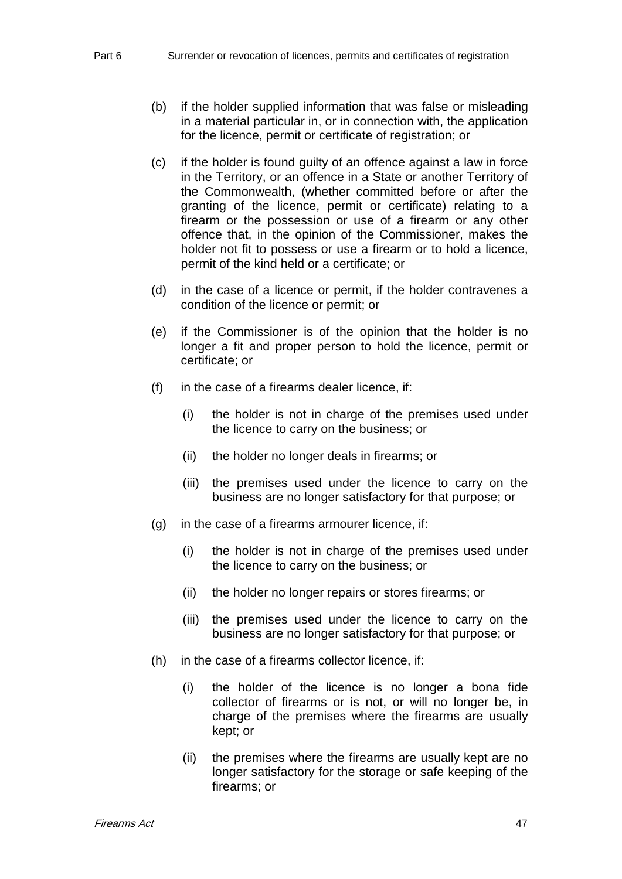(b) if the holder supplied information that was false or misleading in a material particular in, or in connection with, the application for the licence, permit or certificate of registration; or

(c) if the holder is found guilty of an offence against a law in force in the Territory, or an offence in a State or another Territory of the Commonwealth, (whether committed before or after the granting of the licence, permit or certificate) relating to a firearm or the possession or use of a firearm or any other offence that, in the opinion of the Commissioner, makes the holder not fit to possess or use a firearm or to hold a licence, permit of the kind held or a certificate; or

(d) in the case of a licence or permit, if the holder contravenes a condition of the licence or permit; or

(e) if the Commissioner is of the opinion that the holder is no longer a fit and proper person to hold the licence, permit or certificate; or

(f) in the case of a firearms dealer licence, if:

 (i) the holder is not in charge of the premises used under the licence to carry on the business; or

 (ii) the holder no longer deals in firearms; or

 (iii) the premises used under the licence to carry on the business are no longer satisfactory for that purpose; or

(g) in the case of a firearms armourer licence, if:

 (i) the holder is not in charge of the premises used under the licence to carry on the business; or

 (ii) the holder no longer repairs or stores firearms; or

 (iii) the premises used under the licence to carry on the business are no longer satisfactory for that purpose; or

(h) in the case of a firearms collector licence, if:

 (i) the holder of the licence is no longer a bona fide collector of firearms or is not, or will no longer be, in charge of the premises where the firearms are usually kept; or

 (ii) the premises where the firearms are usually kept are no longer satisfactory for the storage or safe keeping of the firearms; or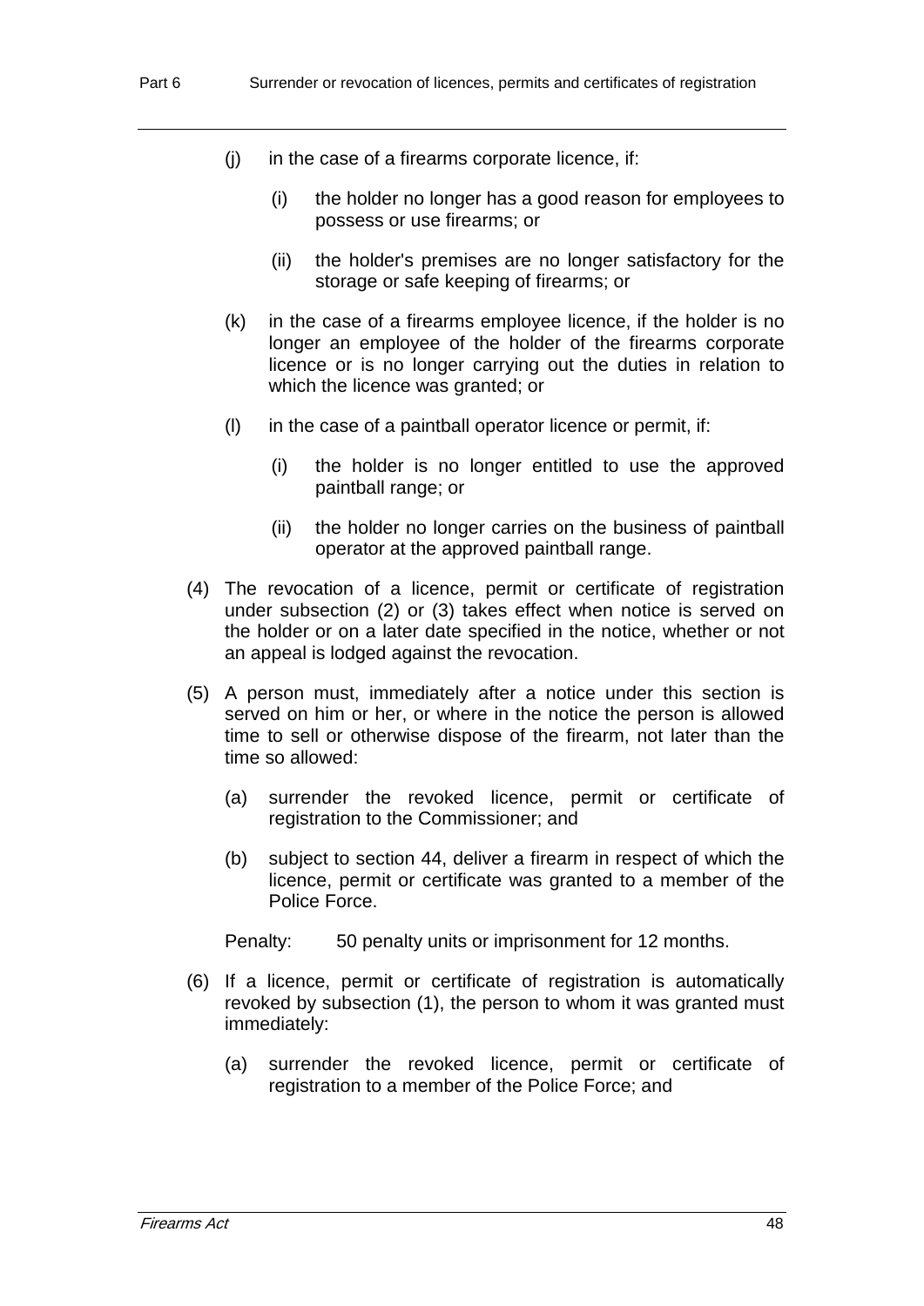(j) in the case of a firearms corporate licence, if:

  (i) the holder no longer has a good reason for employees to possess or use firearms; or

  (ii) the holder's premises are no longer satisfactory for the storage or safe keeping of firearms; or

(k) in the case of a firearms employee licence, if the holder is no longer an employee of the holder of the firearms corporate licence or is no longer carrying out the duties in relation to which the licence was granted; or

(l) in the case of a paintball operator licence or permit, if:

  (i) the holder is no longer entitled to use the approved paintball range; or

  (ii) the holder no longer carries on the business of paintball operator at the approved paintball range.

(4) The revocation of a licence, permit or certificate of registration under subsection (2) or (3) takes effect when notice is served on the holder or on a later date specified in the notice, whether or not an appeal is lodged against the revocation.

(5) A person must, immediately after a notice under this section is served on him or her, or where in the notice the person is allowed time to sell or otherwise dispose of the firearm, not later than the time so allowed:

  (a) surrender the revoked licence, permit or certificate of registration to the Commissioner; and

  (b) subject to section 44, deliver a firearm in respect of which the licence, permit or certificate was granted to a member of the Police Force.

Penalty: 50 penalty units or imprisonment for 12 months.

(6) If a licence, permit or certificate of registration is automatically revoked by subsection (1), the person to whom it was granted must immediately:

  (a) surrender the revoked licence, permit or certificate of registration to a member of the Police Force; and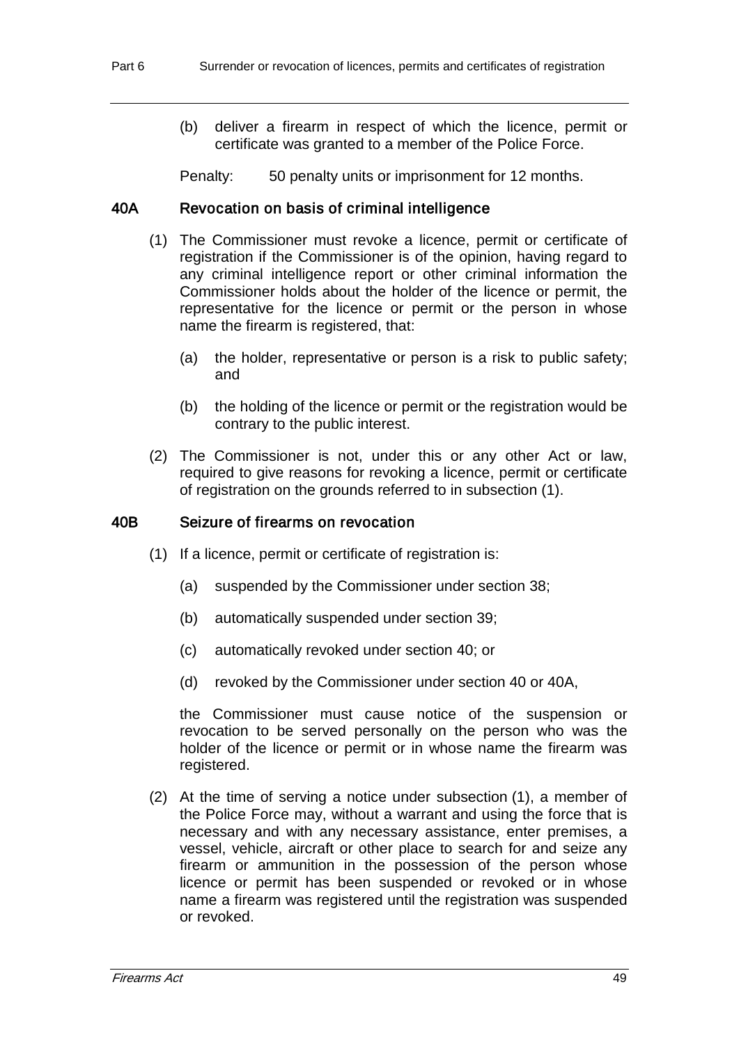(b) deliver a firearm in respect of which the licence, permit or certificate was granted to a member of the Police Force.

Penalty: 50 penalty units or imprisonment for 12 months.

### 40A Revocation on basis of criminal intelligence

(1) The Commissioner must revoke a licence, permit or certificate of registration if the Commissioner is of the opinion, having regard to any criminal intelligence report or other criminal information the Commissioner holds about the holder of the licence or permit, the representative for the licence or permit or the person in whose name the firearm is registered, that:

(a) the holder, representative or person is a risk to public safety; and

(b) the holding of the licence or permit or the registration would be contrary to the public interest.

(2) The Commissioner is not, under this or any other Act or law, required to give reasons for revoking a licence, permit or certificate of registration on the grounds referred to in subsection (1).

### 40B Seizure of firearms on revocation

(1) If a licence, permit or certificate of registration is:

(a) suspended by the Commissioner under section 38;

(b) automatically suspended under section 39;

(c) automatically revoked under section 40; or

(d) revoked by the Commissioner under section 40 or 40A,

the Commissioner must cause notice of the suspension or revocation to be served personally on the person who was the holder of the licence or permit or in whose name the firearm was registered.

(2) At the time of serving a notice under subsection (1), a member of the Police Force may, without a warrant and using the force that is necessary and with any necessary assistance, enter premises, a vessel, vehicle, aircraft or other place to search for and seize any firearm or ammunition in the possession of the person whose licence or permit has been suspended or revoked or in whose name a firearm was registered until the registration was suspended or revoked.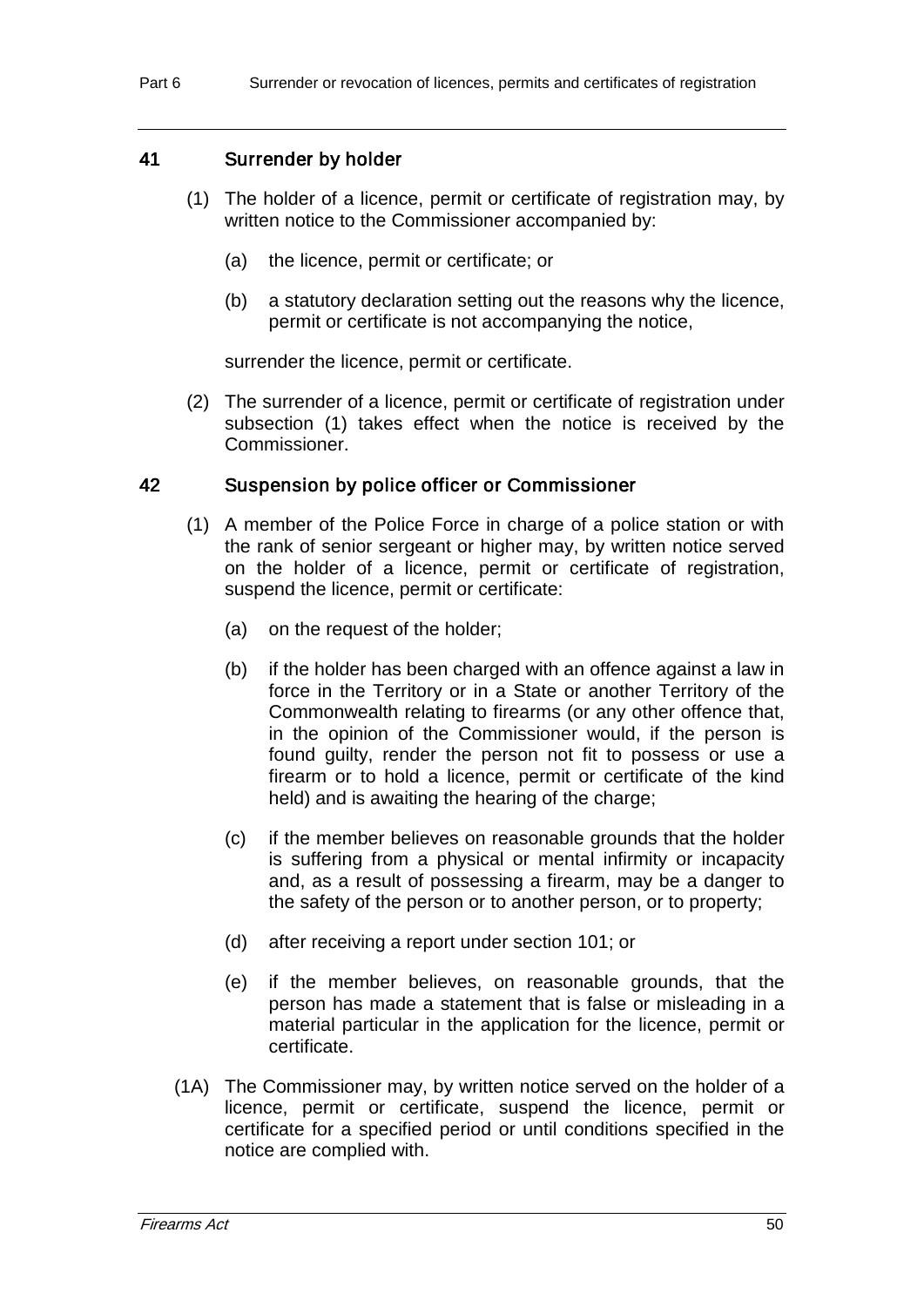### 41 Surrender by holder

(1) The holder of a licence, permit or certificate of registration may, by written notice to the Commissioner accompanied by:

(a) the licence, permit or certificate; or

(b) a statutory declaration setting out the reasons why the licence, permit or certificate is not accompanying the notice,

surrender the licence, permit or certificate.

(2) The surrender of a licence, permit or certificate of registration under subsection (1) takes effect when the notice is received by the Commissioner.

### 42 Suspension by police officer or Commissioner

(1) A member of the Police Force in charge of a police station or with the rank of senior sergeant or higher may, by written notice served on the holder of a licence, permit or certificate of registration, suspend the licence, permit or certificate:

(a) on the request of the holder;

(b) if the holder has been charged with an offence against a law in force in the Territory or in a State or another Territory of the Commonwealth relating to firearms (or any other offence that, in the opinion of the Commissioner would, if the person is found guilty, render the person not fit to possess or use a firearm or to hold a licence, permit or certificate of the kind held) and is awaiting the hearing of the charge;

(c) if the member believes on reasonable grounds that the holder is suffering from a physical or mental infirmity or incapacity and, as a result of possessing a firearm, may be a danger to the safety of the person or to another person, or to property;

(d) after receiving a report under section 101; or

(e) if the member believes, on reasonable grounds, that the person has made a statement that is false or misleading in a material particular in the application for the licence, permit or certificate.

(1A) The Commissioner may, by written notice served on the holder of a licence, permit or certificate, suspend the licence, permit or certificate for a specified period or until conditions specified in the notice are complied with.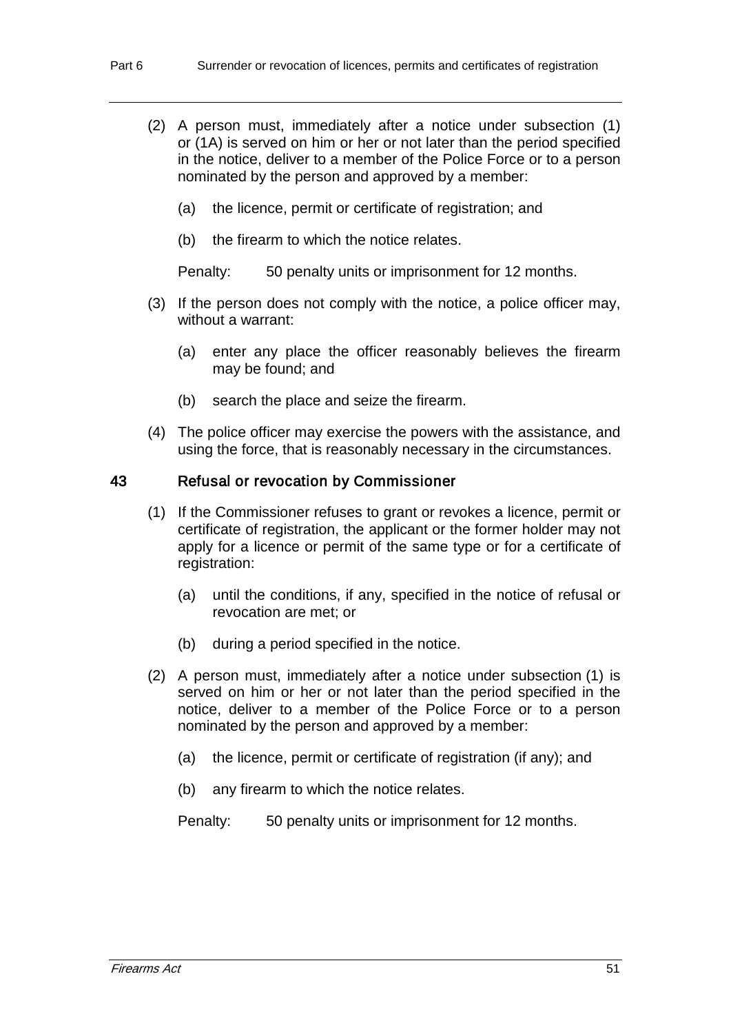(2) A person must, immediately after a notice under subsection (1) or (1A) is served on him or her or not later than the period specified in the notice, deliver to a member of the Police Force or to a person nominated by the person and approved by a member:

(a) the licence, permit or certificate of registration; and

(b) the firearm to which the notice relates.

Penalty: 50 penalty units or imprisonment for 12 months.

(3) If the person does not comply with the notice, a police officer may, without a warrant:

(a) enter any place the officer reasonably believes the firearm may be found; and

(b) search the place and seize the firearm.

(4) The police officer may exercise the powers with the assistance, and using the force, that is reasonably necessary in the circumstances.

## 43 Refusal or revocation by Commissioner

(1) If the Commissioner refuses to grant or revokes a licence, permit or certificate of registration, the applicant or the former holder may not apply for a licence or permit of the same type or for a certificate of registration:

(a) until the conditions, if any, specified in the notice of refusal or revocation are met; or

(b) during a period specified in the notice.

(2) A person must, immediately after a notice under subsection (1) is served on him or her or not later than the period specified in the notice, deliver to a member of the Police Force or to a person nominated by the person and approved by a member:

(a) the licence, permit or certificate of registration (if any); and

(b) any firearm to which the notice relates.

Penalty: 50 penalty units or imprisonment for 12 months.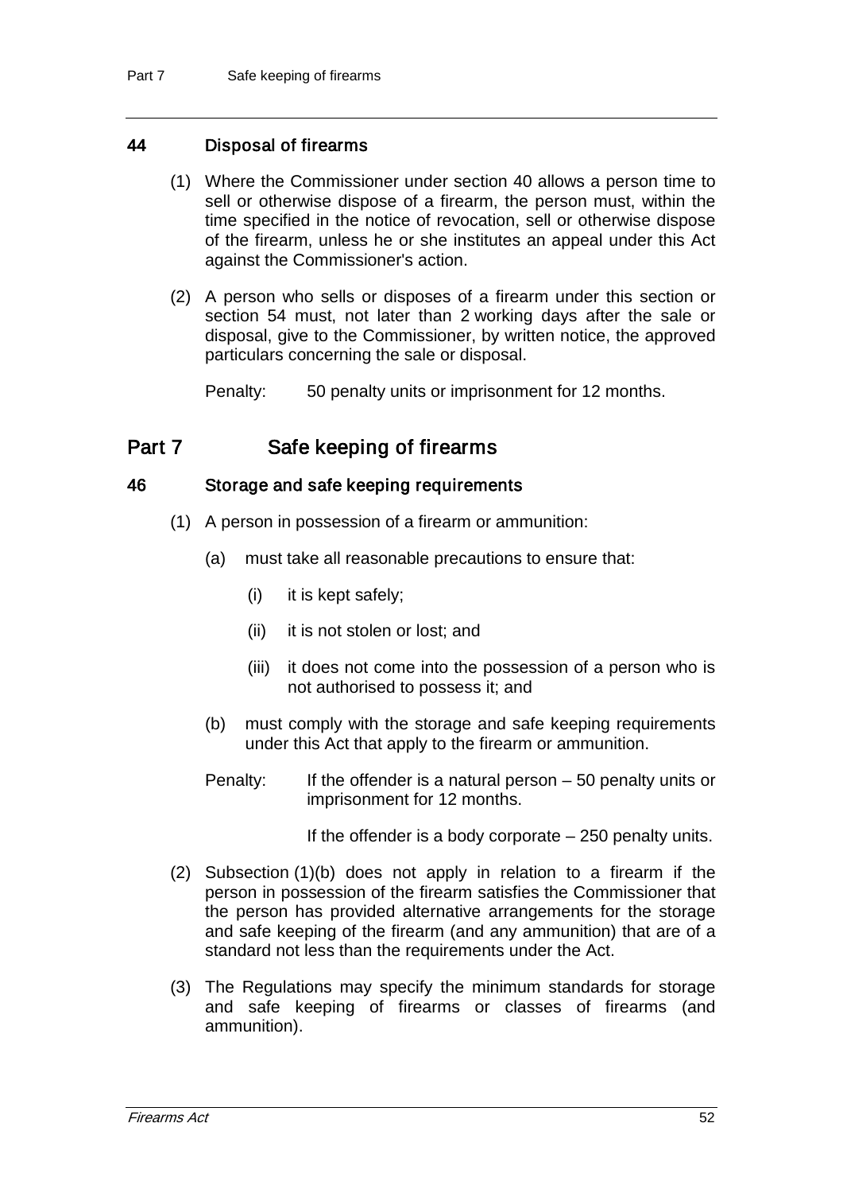### 44 Disposal of firearms

(1) Where the Commissioner under section 40 allows a person time to sell or otherwise dispose of a firearm, the person must, within the time specified in the notice of revocation, sell or otherwise dispose of the firearm, unless he or she institutes an appeal under this Act against the Commissioner's action.

(2) A person who sells or disposes of a firearm under this section or section 54 must, not later than 2 working days after the sale or disposal, give to the Commissioner, by written notice, the approved particulars concerning the sale or disposal.

Penalty: 50 penalty units or imprisonment for 12 months.

## Part 7 Safe keeping of firearms

### 46 Storage and safe keeping requirements

(1) A person in possession of a firearm or ammunition:

(a) must take all reasonable precautions to ensure that:

(i) it is kept safely;

(ii) it is not stolen or lost; and

(iii) it does not come into the possession of a person who is not authorised to possess it; and

(b) must comply with the storage and safe keeping requirements under this Act that apply to the firearm or ammunition.

Penalty: If the offender is a natural person – 50 penalty units or imprisonment for 12 months.

If the offender is a body corporate – 250 penalty units.

(2) Subsection (1)(b) does not apply in relation to a firearm if the person in possession of the firearm satisfies the Commissioner that the person has provided alternative arrangements for the storage and safe keeping of the firearm (and any ammunition) that are of a standard not less than the requirements under the Act.

(3) The Regulations may specify the minimum standards for storage and safe keeping of firearms or classes of firearms (and ammunition).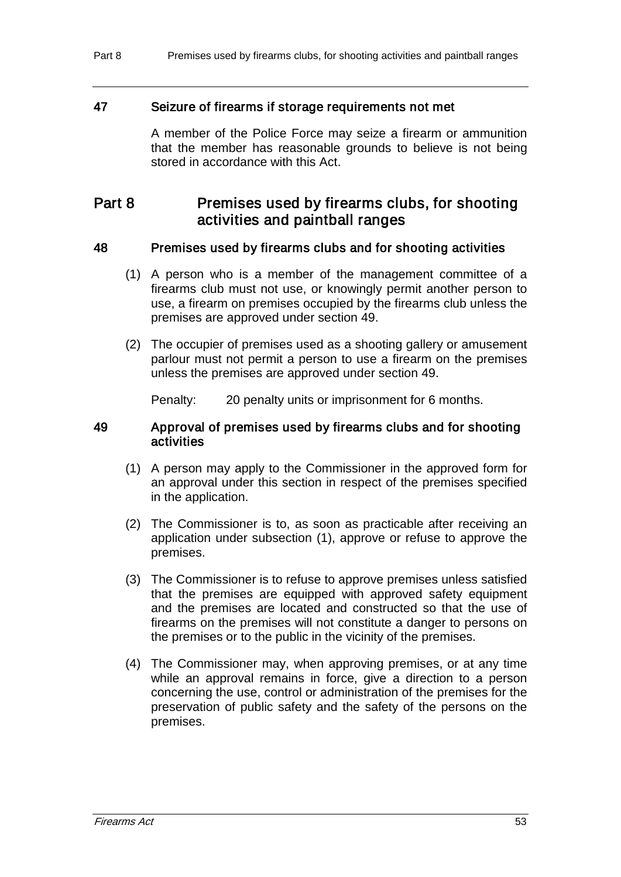### 47 Seizure of firearms if storage requirements not met

A member of the Police Force may seize a firearm or ammunition that the member has reasonable grounds to believe is not being stored in accordance with this Act.

## Part 8 Premises used by firearms clubs, for shooting activities and paintball ranges

### 48 Premises used by firearms clubs and for shooting activities

(1) A person who is a member of the management committee of a firearms club must not use, or knowingly permit another person to use, a firearm on premises occupied by the firearms club unless the premises are approved under section 49.

(2) The occupier of premises used as a shooting gallery or amusement parlour must not permit a person to use a firearm on the premises unless the premises are approved under section 49.

Penalty: 20 penalty units or imprisonment for 6 months.

### 49 Approval of premises used by firearms clubs and for shooting activities

(1) A person may apply to the Commissioner in the approved form for an approval under this section in respect of the premises specified in the application.

(2) The Commissioner is to, as soon as practicable after receiving an application under subsection (1), approve or refuse to approve the premises.

(3) The Commissioner is to refuse to approve premises unless satisfied that the premises are equipped with approved safety equipment and the premises are located and constructed so that the use of firearms on the premises will not constitute a danger to persons on the premises or to the public in the vicinity of the premises.

(4) The Commissioner may, when approving premises, or at any time while an approval remains in force, give a direction to a person concerning the use, control or administration of the premises for the preservation of public safety and the safety of the persons on the premises.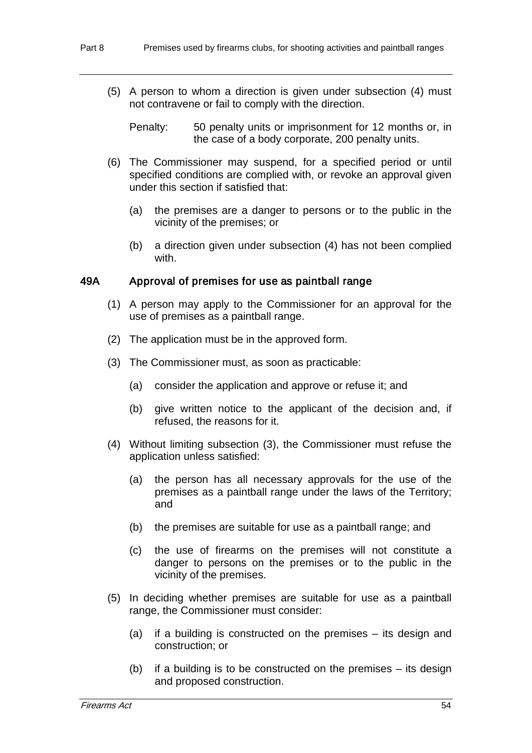(5) A person to whom a direction is given under subsection (4) must not contravene or fail to comply with the direction.

Penalty: 50 penalty units or imprisonment for 12 months or, in the case of a body corporate, 200 penalty units.

(6) The Commissioner may suspend, for a specified period or until specified conditions are complied with, or revoke an approval given under this section if satisfied that:

(a) the premises are a danger to persons or to the public in the vicinity of the premises; or

(b) a direction given under subsection (4) has not been complied with.

### 49A Approval of premises for use as paintball range

(1) A person may apply to the Commissioner for an approval for the use of premises as a paintball range.

(2) The application must be in the approved form.

(3) The Commissioner must, as soon as practicable:

(a) consider the application and approve or refuse it; and

(b) give written notice to the applicant of the decision and, if refused, the reasons for it.

(4) Without limiting subsection (3), the Commissioner must refuse the application unless satisfied:

(a) the person has all necessary approvals for the use of the premises as a paintball range under the laws of the Territory; and

(b) the premises are suitable for use as a paintball range; and

(c) the use of firearms on the premises will not constitute a danger to persons on the premises or to the public in the vicinity of the premises.

(5) In deciding whether premises are suitable for use as a paintball range, the Commissioner must consider:

(a) if a building is constructed on the premises – its design and construction; or

(b) if a building is to be constructed on the premises – its design and proposed construction.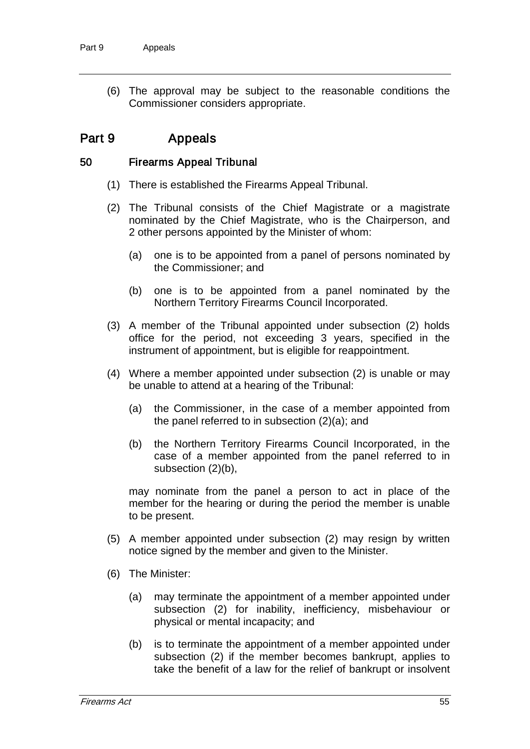(6) The approval may be subject to the reasonable conditions the Commissioner considers appropriate.

## Part 9 Appeals

### 50 Firearms Appeal Tribunal

(1) There is established the Firearms Appeal Tribunal.

(2) The Tribunal consists of the Chief Magistrate or a magistrate nominated by the Chief Magistrate, who is the Chairperson, and 2 other persons appointed by the Minister of whom:

(a) one is to be appointed from a panel of persons nominated by the Commissioner; and

(b) one is to be appointed from a panel nominated by the Northern Territory Firearms Council Incorporated.

(3) A member of the Tribunal appointed under subsection (2) holds office for the period, not exceeding 3 years, specified in the instrument of appointment, but is eligible for reappointment.

(4) Where a member appointed under subsection (2) is unable or may be unable to attend at a hearing of the Tribunal:

(a) the Commissioner, in the case of a member appointed from the panel referred to in subsection (2)(a); and

(b) the Northern Territory Firearms Council Incorporated, in the case of a member appointed from the panel referred to in subsection (2)(b),

may nominate from the panel a person to act in place of the member for the hearing or during the period the member is unable to be present.

(5) A member appointed under subsection (2) may resign by written notice signed by the member and given to the Minister.

(6) The Minister:

(a) may terminate the appointment of a member appointed under subsection (2) for inability, inefficiency, misbehaviour or physical or mental incapacity; and

(b) is to terminate the appointment of a member appointed under subsection (2) if the member becomes bankrupt, applies to take the benefit of a law for the relief of bankrupt or insolvent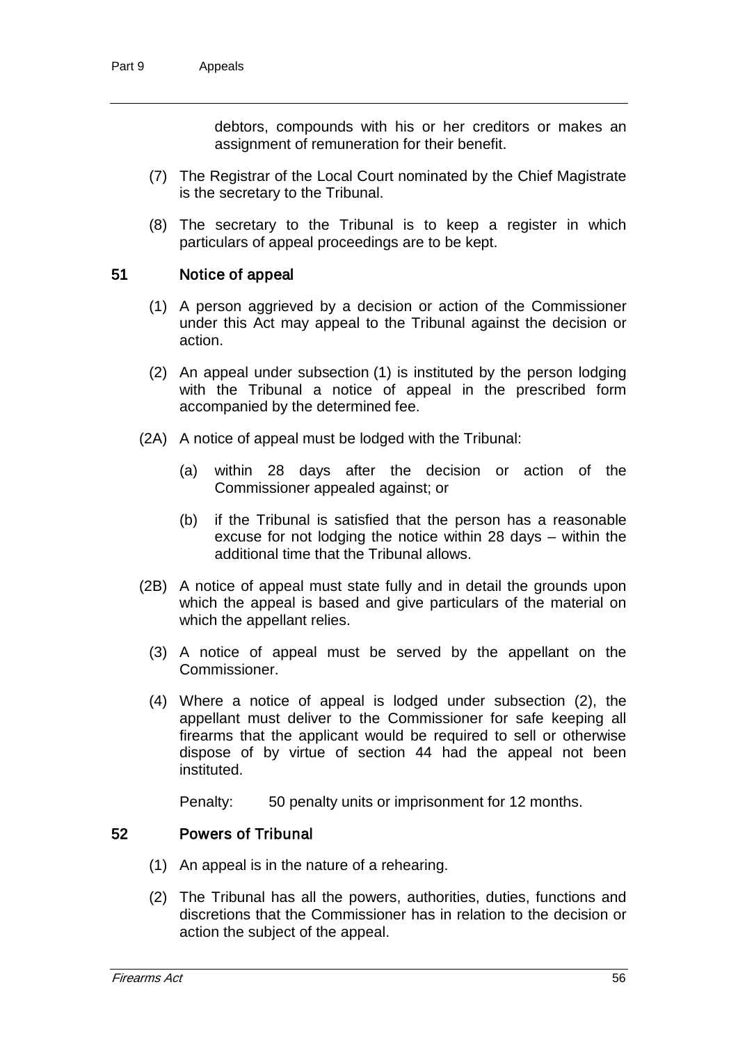debtors, compounds with his or her creditors or makes an assignment of remuneration for their benefit.

(7) The Registrar of the Local Court nominated by the Chief Magistrate is the secretary to the Tribunal.

(8) The secretary to the Tribunal is to keep a register in which particulars of appeal proceedings are to be kept.

## 51 Notice of appeal

(1) A person aggrieved by a decision or action of the Commissioner under this Act may appeal to the Tribunal against the decision or action.

(2) An appeal under subsection (1) is instituted by the person lodging with the Tribunal a notice of appeal in the prescribed form accompanied by the determined fee.

(2A) A notice of appeal must be lodged with the Tribunal:

(a) within 28 days after the decision or action of the Commissioner appealed against; or

(b) if the Tribunal is satisfied that the person has a reasonable excuse for not lodging the notice within 28 days – within the additional time that the Tribunal allows.

(2B) A notice of appeal must state fully and in detail the grounds upon which the appeal is based and give particulars of the material on which the appellant relies.

(3) A notice of appeal must be served by the appellant on the Commissioner.

(4) Where a notice of appeal is lodged under subsection (2), the appellant must deliver to the Commissioner for safe keeping all firearms that the applicant would be required to sell or otherwise dispose of by virtue of section 44 had the appeal not been instituted.

Penalty: 50 penalty units or imprisonment for 12 months.

## 52 Powers of Tribunal

(1) An appeal is in the nature of a rehearing.

(2) The Tribunal has all the powers, authorities, duties, functions and discretions that the Commissioner has in relation to the decision or action the subject of the appeal.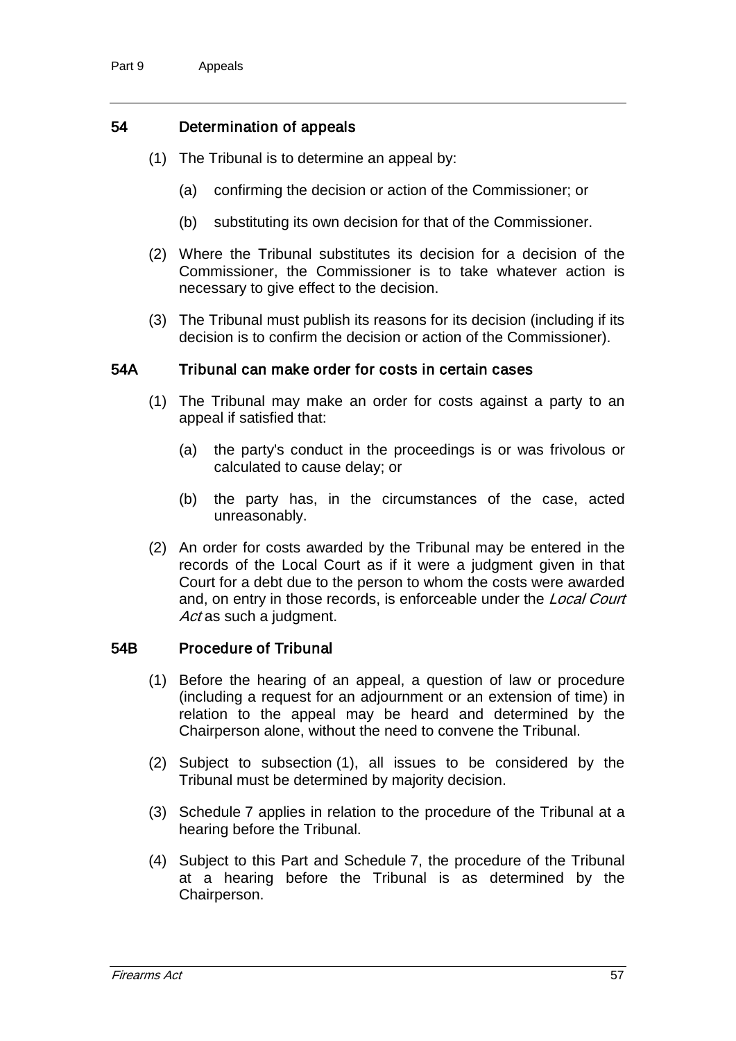## 54 Determination of appeals

(1) The Tribunal is to determine an appeal by:

(a) confirming the decision or action of the Commissioner; or

(b) substituting its own decision for that of the Commissioner.

(2) Where the Tribunal substitutes its decision for a decision of the Commissioner, the Commissioner is to take whatever action is necessary to give effect to the decision.

(3) The Tribunal must publish its reasons for its decision (including if its decision is to confirm the decision or action of the Commissioner).

## 54A Tribunal can make order for costs in certain cases

(1) The Tribunal may make an order for costs against a party to an appeal if satisfied that:

(a) the party's conduct in the proceedings is or was frivolous or calculated to cause delay; or

(b) the party has, in the circumstances of the case, acted unreasonably.

(2) An order for costs awarded by the Tribunal may be entered in the records of the Local Court as if it were a judgment given in that Court for a debt due to the person to whom the costs were awarded and, on entry in those records, is enforceable under the *Local Court Act* as such a judgment.

## 54B Procedure of Tribunal

(1) Before the hearing of an appeal, a question of law or procedure (including a request for an adjournment or an extension of time) in relation to the appeal may be heard and determined by the Chairperson alone, without the need to convene the Tribunal.

(2) Subject to subsection (1), all issues to be considered by the Tribunal must be determined by majority decision.

(3) Schedule 7 applies in relation to the procedure of the Tribunal at a hearing before the Tribunal.

(4) Subject to this Part and Schedule 7, the procedure of the Tribunal at a hearing before the Tribunal is as determined by the Chairperson.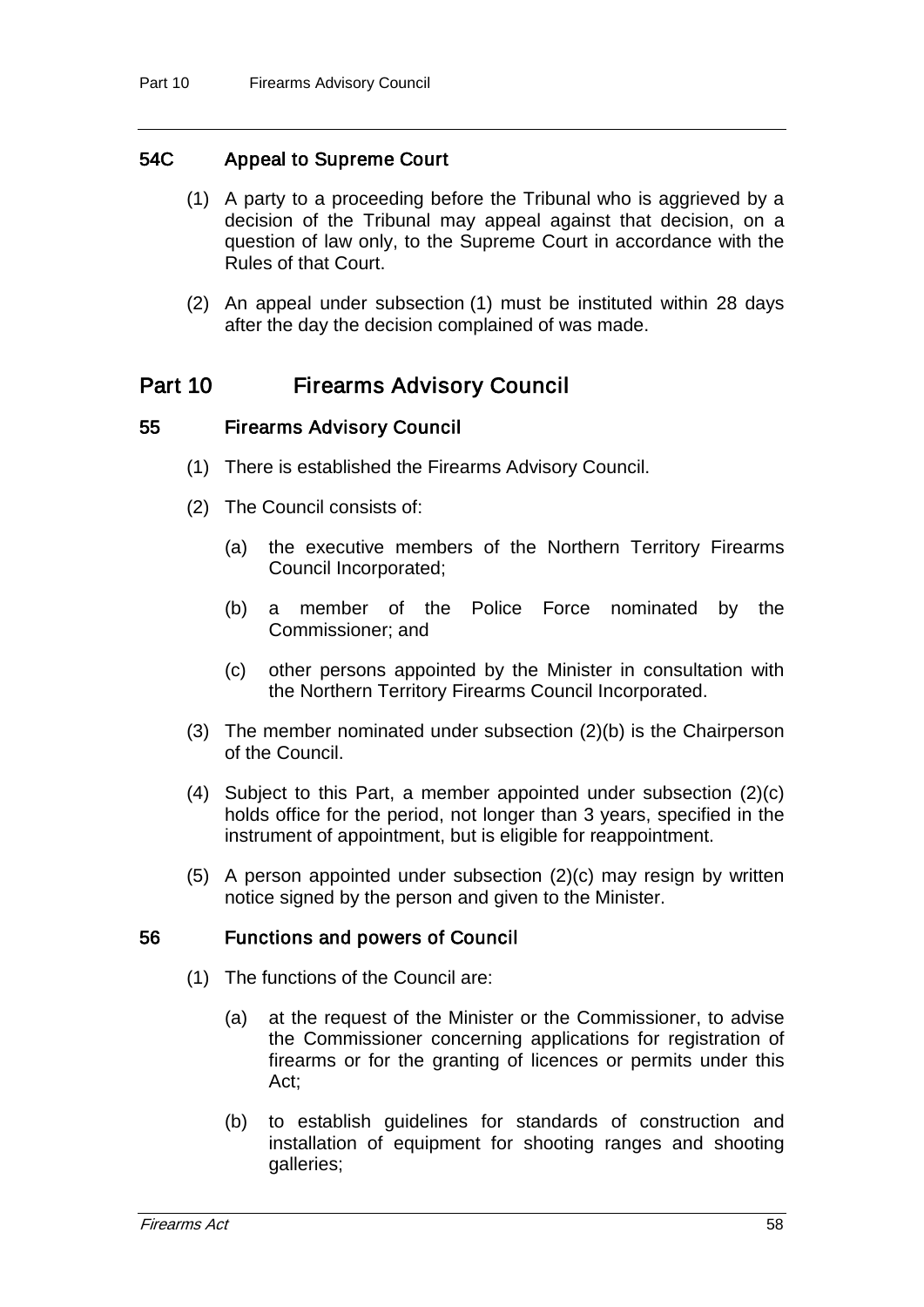### 54C Appeal to Supreme Court

(1) A party to a proceeding before the Tribunal who is aggrieved by a decision of the Tribunal may appeal against that decision, on a question of law only, to the Supreme Court in accordance with the Rules of that Court.

(2) An appeal under subsection (1) must be instituted within 28 days after the day the decision complained of was made.

## Part 10 Firearms Advisory Council

### 55 Firearms Advisory Council

(1) There is established the Firearms Advisory Council.

(2) The Council consists of:

(a) the executive members of the Northern Territory Firearms Council Incorporated;

(b) a member of the Police Force nominated by the Commissioner; and

(c) other persons appointed by the Minister in consultation with the Northern Territory Firearms Council Incorporated.

(3) The member nominated under subsection (2)(b) is the Chairperson of the Council.

(4) Subject to this Part, a member appointed under subsection (2)(c) holds office for the period, not longer than 3 years, specified in the instrument of appointment, but is eligible for reappointment.

(5) A person appointed under subsection (2)(c) may resign by written notice signed by the person and given to the Minister.

### 56 Functions and powers of Council

(1) The functions of the Council are:

(a) at the request of the Minister or the Commissioner, to advise the Commissioner concerning applications for registration of firearms or for the granting of licences or permits under this Act;

(b) to establish guidelines for standards of construction and installation of equipment for shooting ranges and shooting galleries;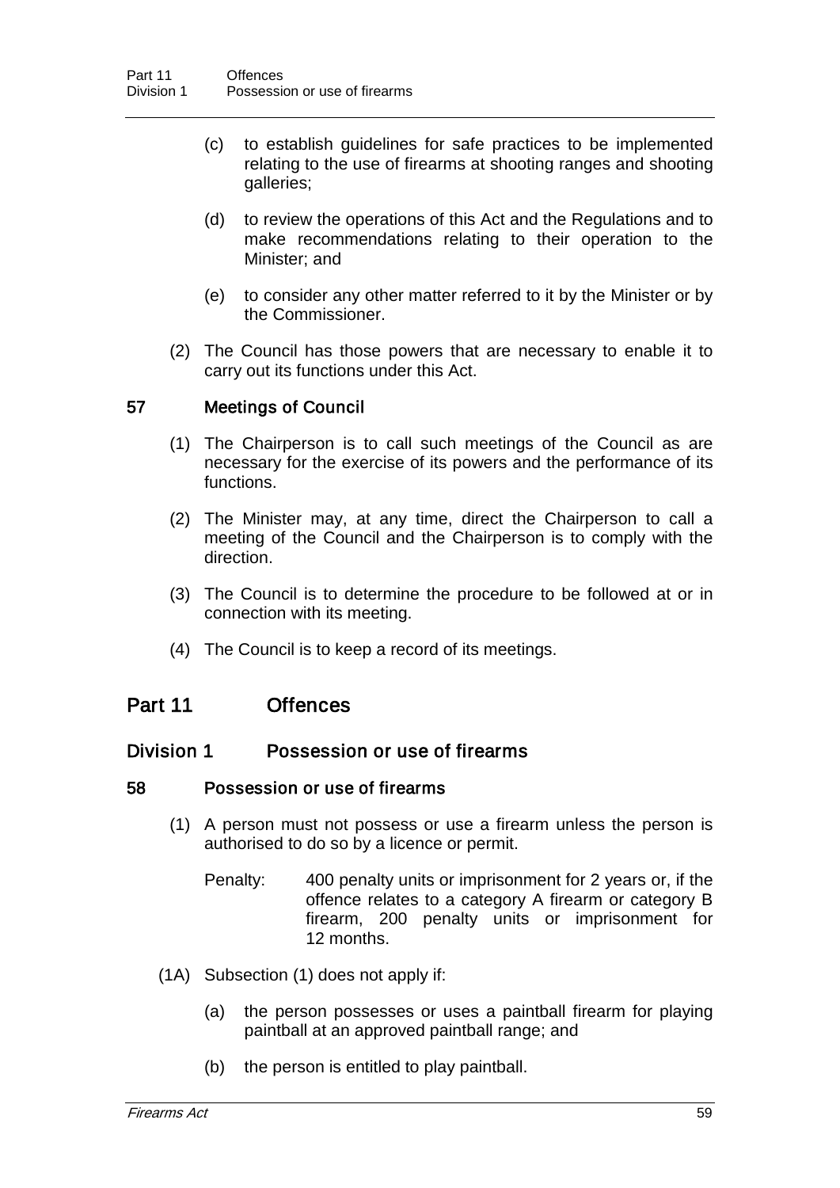(c) to establish guidelines for safe practices to be implemented relating to the use of firearms at shooting ranges and shooting galleries;

(d) to review the operations of this Act and the Regulations and to make recommendations relating to their operation to the Minister; and

(e) to consider any other matter referred to it by the Minister or by the Commissioner.

(2) The Council has those powers that are necessary to enable it to carry out its functions under this Act.

### 57 Meetings of Council

(1) The Chairperson is to call such meetings of the Council as are necessary for the exercise of its powers and the performance of its functions.

(2) The Minister may, at any time, direct the Chairperson to call a meeting of the Council and the Chairperson is to comply with the direction.

(3) The Council is to determine the procedure to be followed at or in connection with its meeting.

(4) The Council is to keep a record of its meetings.

# Part 11 Offences

## Division 1 Possession or use of firearms

### 58 Possession or use of firearms

(1) A person must not possess or use a firearm unless the person is authorised to do so by a licence or permit.

Penalty: 400 penalty units or imprisonment for 2 years or, if the offence relates to a category A firearm or category B firearm, 200 penalty units or imprisonment for 12 months.

(1A) Subsection (1) does not apply if:

(a) the person possesses or uses a paintball firearm for playing paintball at an approved paintball range; and

(b) the person is entitled to play paintball.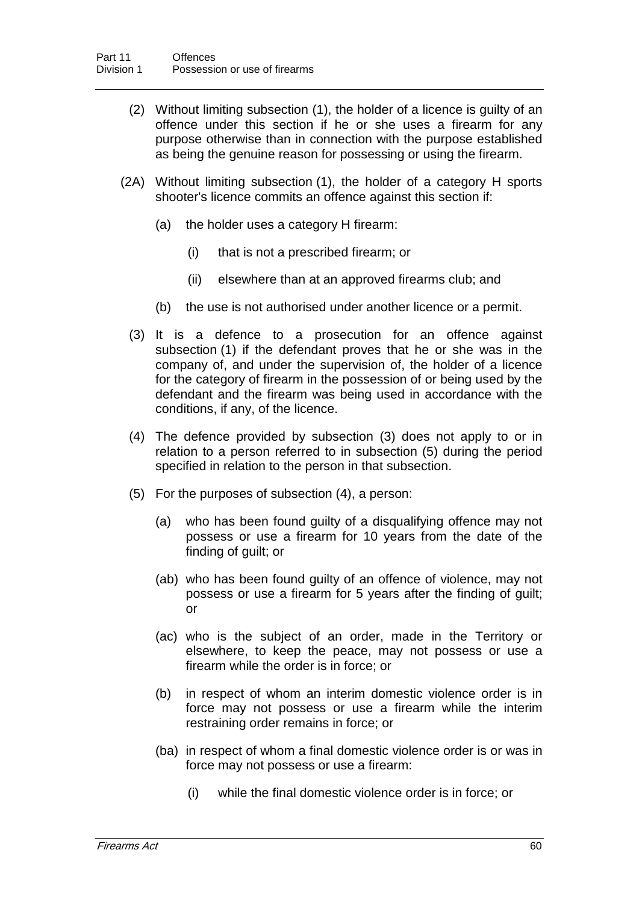(2) Without limiting subsection (1), the holder of a licence is guilty of an offence under this section if he or she uses a firearm for any purpose otherwise than in connection with the purpose established as being the genuine reason for possessing or using the firearm.

(2A) Without limiting subsection (1), the holder of a category H sports shooter's licence commits an offence against this section if:

(a) the holder uses a category H firearm:

(i) that is not a prescribed firearm; or

(ii) elsewhere than at an approved firearms club; and

(b) the use is not authorised under another licence or a permit.

(3) It is a defence to a prosecution for an offence against subsection (1) if the defendant proves that he or she was in the company of, and under the supervision of, the holder of a licence for the category of firearm in the possession of or being used by the defendant and the firearm was being used in accordance with the conditions, if any, of the licence.

(4) The defence provided by subsection (3) does not apply to or in relation to a person referred to in subsection (5) during the period specified in relation to the person in that subsection.

(5) For the purposes of subsection (4), a person:

(a) who has been found guilty of a disqualifying offence may not possess or use a firearm for 10 years from the date of the finding of guilt; or

(ab) who has been found guilty of an offence of violence, may not possess or use a firearm for 5 years after the finding of guilt; or

(ac) who is the subject of an order, made in the Territory or elsewhere, to keep the peace, may not possess or use a firearm while the order is in force; or

(b) in respect of whom an interim domestic violence order is in force may not possess or use a firearm while the interim restraining order remains in force; or

(ba) in respect of whom a final domestic violence order is or was in force may not possess or use a firearm:

(i) while the final domestic violence order is in force; or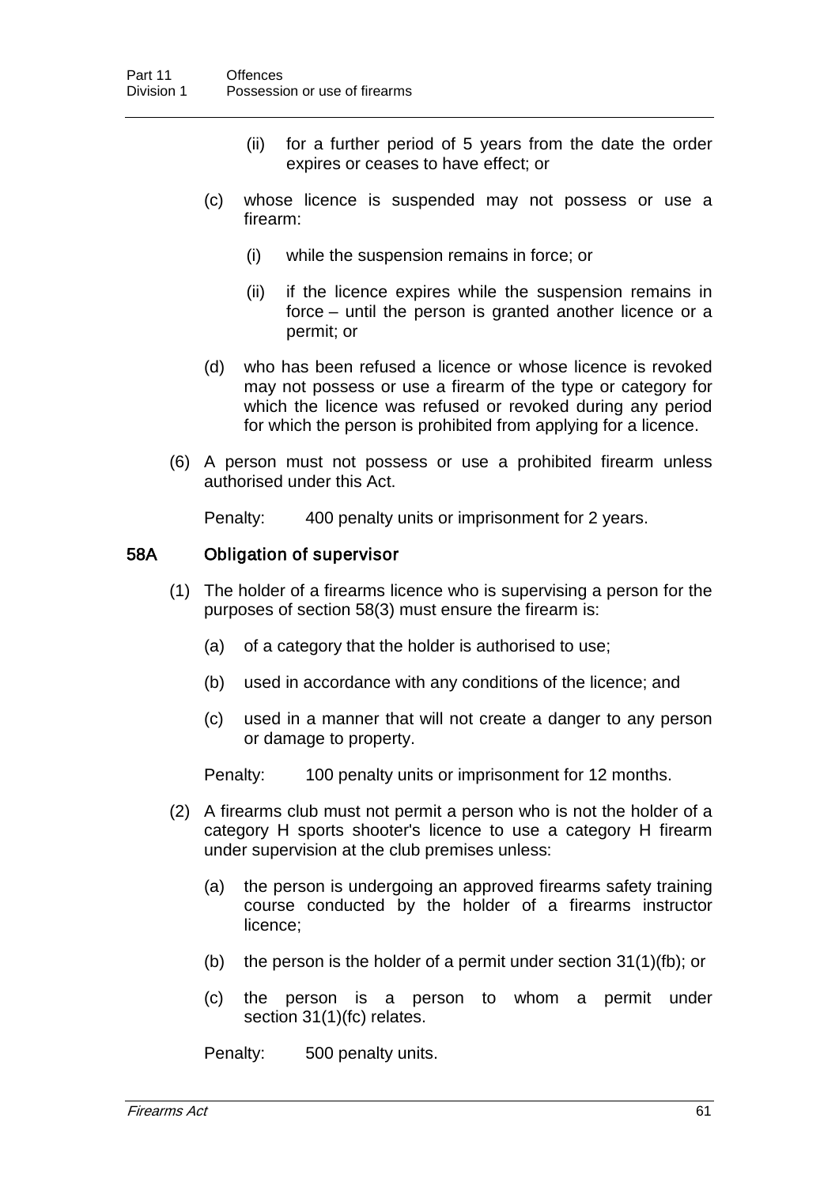(ii) for a further period of 5 years from the date the order expires or ceases to have effect; or

(c) whose licence is suspended may not possess or use a firearm:

(i) while the suspension remains in force; or

(ii) if the licence expires while the suspension remains in force – until the person is granted another licence or a permit; or

(d) who has been refused a licence or whose licence is revoked may not possess or use a firearm of the type or category for which the licence was refused or revoked during any period for which the person is prohibited from applying for a licence.

(6) A person must not possess or use a prohibited firearm unless authorised under this Act.

Penalty: 400 penalty units or imprisonment for 2 years.

### 58A Obligation of supervisor

(1) The holder of a firearms licence who is supervising a person for the purposes of section 58(3) must ensure the firearm is:

(a) of a category that the holder is authorised to use;

(b) used in accordance with any conditions of the licence; and

(c) used in a manner that will not create a danger to any person or damage to property.

Penalty: 100 penalty units or imprisonment for 12 months.

(2) A firearms club must not permit a person who is not the holder of a category H sports shooter's licence to use a category H firearm under supervision at the club premises unless:

(a) the person is undergoing an approved firearms safety training course conducted by the holder of a firearms instructor licence;

(b) the person is the holder of a permit under section 31(1)(fb); or

(c) the person is a person to whom a permit under section 31(1)(fc) relates.

Penalty: 500 penalty units.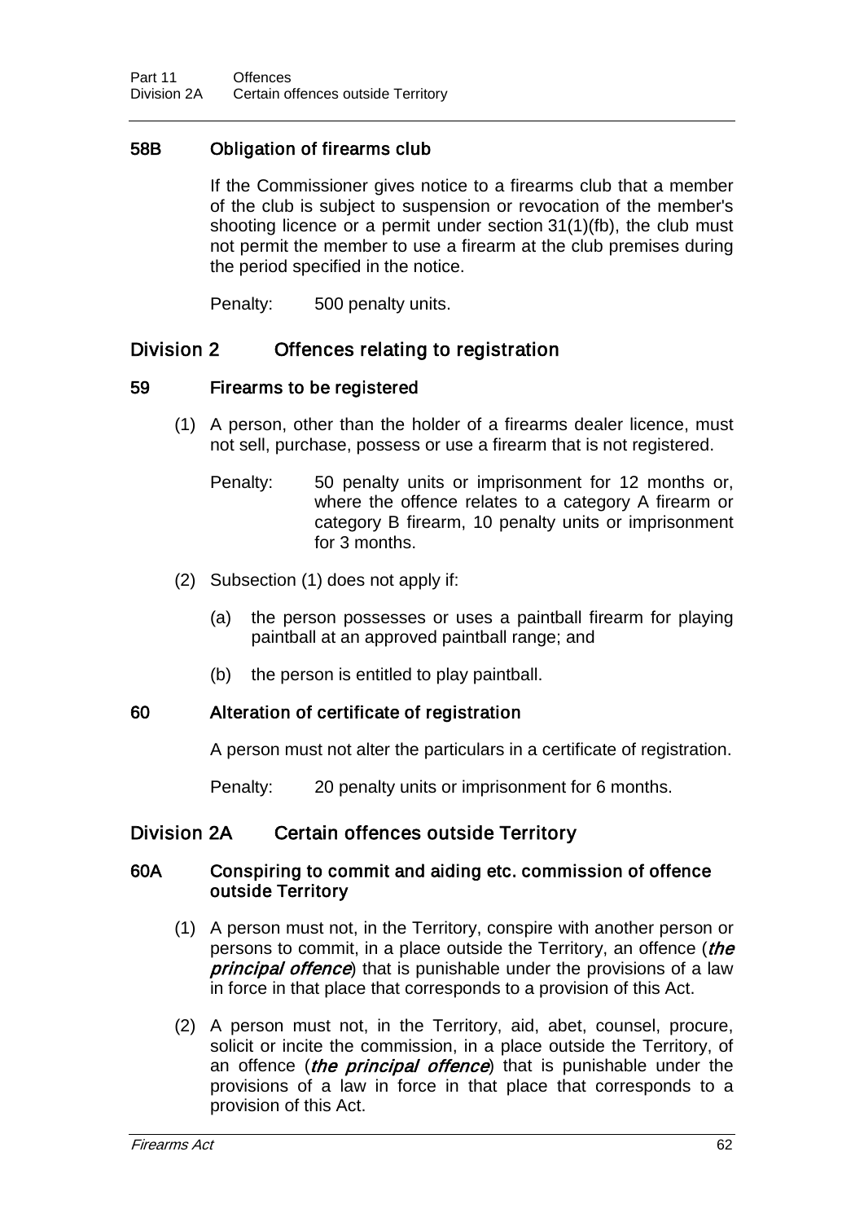### 58B Obligation of firearms club

If the Commissioner gives notice to a firearms club that a member of the club is subject to suspension or revocation of the member's shooting licence or a permit under section 31(1)(fb), the club must not permit the member to use a firearm at the club premises during the period specified in the notice.

Penalty: 500 penalty units.

## Division 2 Offences relating to registration

### 59 Firearms to be registered

(1) A person, other than the holder of a firearms dealer licence, must not sell, purchase, possess or use a firearm that is not registered.

Penalty: 50 penalty units or imprisonment for 12 months or, where the offence relates to a category A firearm or category B firearm, 10 penalty units or imprisonment for 3 months.

(2) Subsection (1) does not apply if:

(a) the person possesses or uses a paintball firearm for playing paintball at an approved paintball range; and

(b) the person is entitled to play paintball.

### 60 Alteration of certificate of registration

A person must not alter the particulars in a certificate of registration.

Penalty: 20 penalty units or imprisonment for 6 months.

## Division 2A Certain offences outside Territory

### 60A Conspiring to commit and aiding etc. commission of offence outside Territory

(1) A person must not, in the Territory, conspire with another person or persons to commit, in a place outside the Territory, an offence (***the principal offence***) that is punishable under the provisions of a law in force in that place that corresponds to a provision of this Act.

(2) A person must not, in the Territory, aid, abet, counsel, procure, solicit or incite the commission, in a place outside the Territory, of an offence (***the principal offence***) that is punishable under the provisions of a law in force in that place that corresponds to a provision of this Act.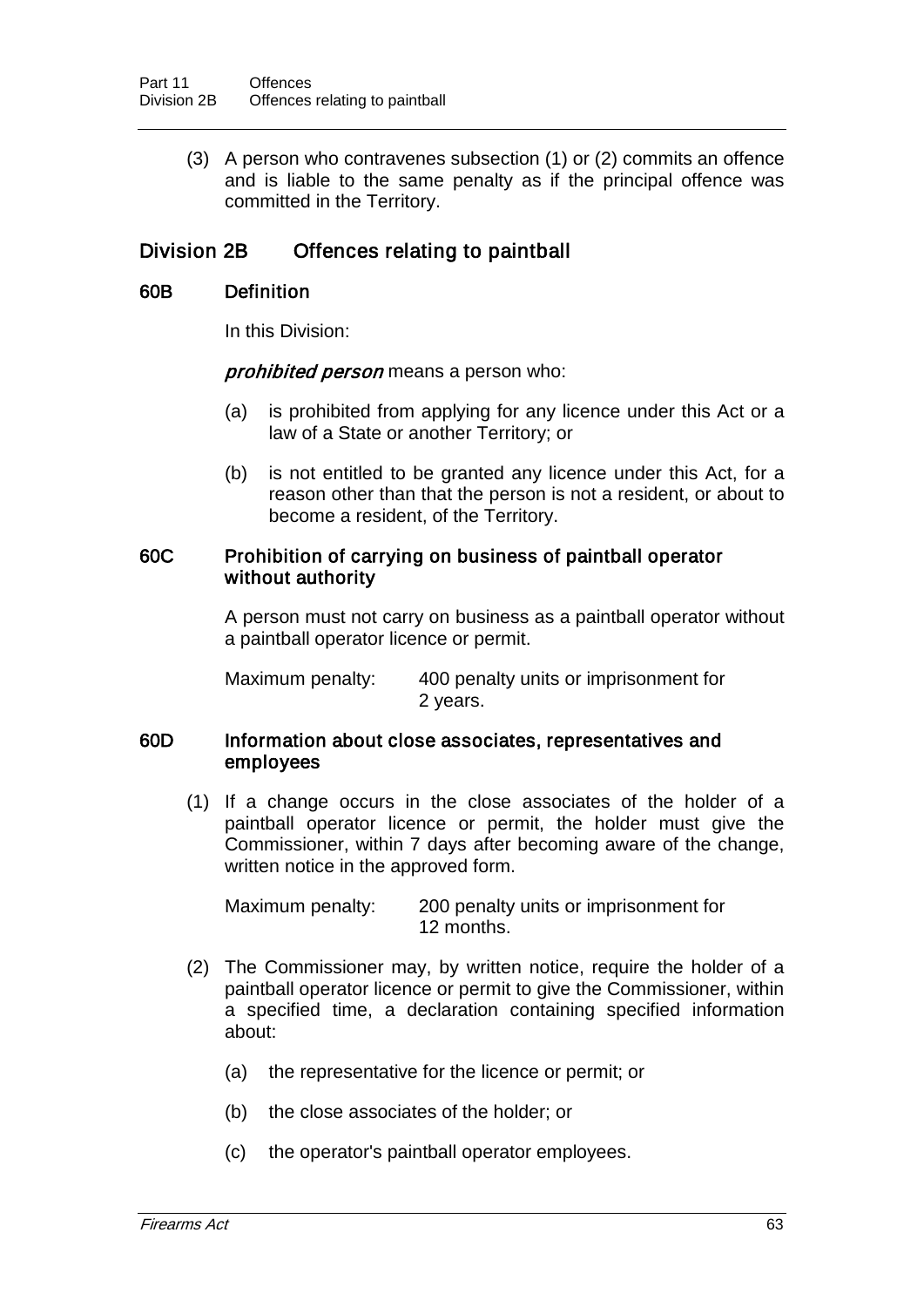(3) A person who contravenes subsection (1) or (2) commits an offence and is liable to the same penalty as if the principal offence was committed in the Territory.

## Division 2B Offences relating to paintball

### 60B Definition

In this Division:

***prohibited person*** means a person who:

(a) is prohibited from applying for any licence under this Act or a law of a State or another Territory; or

(b) is not entitled to be granted any licence under this Act, for a reason other than that the person is not a resident, or about to become a resident, of the Territory.

### 60C Prohibition of carrying on business of paintball operator without authority

A person must not carry on business as a paintball operator without a paintball operator licence or permit.

Maximum penalty: 400 penalty units or imprisonment for 2 years.

### 60D Information about close associates, representatives and employees

(1) If a change occurs in the close associates of the holder of a paintball operator licence or permit, the holder must give the Commissioner, within 7 days after becoming aware of the change, written notice in the approved form.

Maximum penalty: 200 penalty units or imprisonment for 12 months.

(2) The Commissioner may, by written notice, require the holder of a paintball operator licence or permit to give the Commissioner, within a specified time, a declaration containing specified information about:

(a) the representative for the licence or permit; or

(b) the close associates of the holder; or

(c) the operator's paintball operator employees.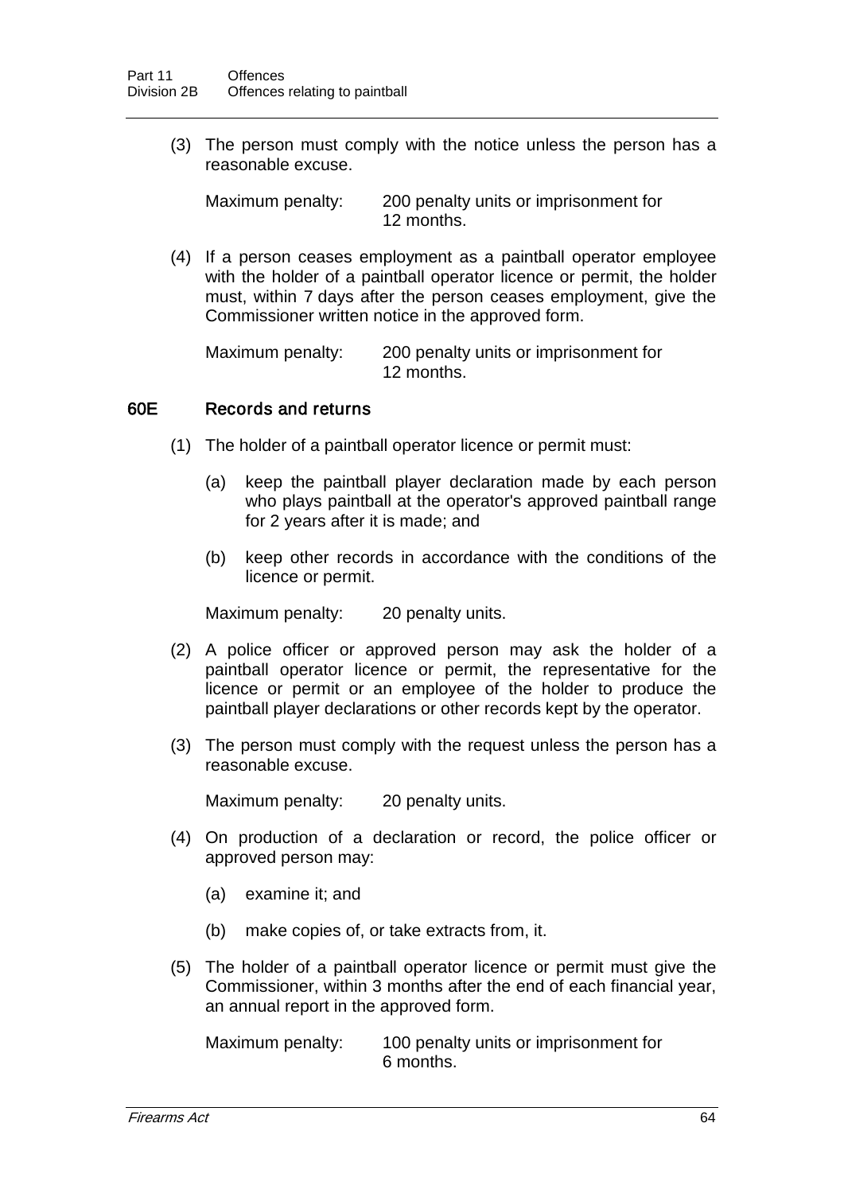(3) The person must comply with the notice unless the person has a reasonable excuse.

Maximum penalty: 200 penalty units or imprisonment for 12 months.

(4) If a person ceases employment as a paintball operator employee with the holder of a paintball operator licence or permit, the holder must, within 7 days after the person ceases employment, give the Commissioner written notice in the approved form.

Maximum penalty: 200 penalty units or imprisonment for 12 months.

### 60E Records and returns

(1) The holder of a paintball operator licence or permit must:

(a) keep the paintball player declaration made by each person who plays paintball at the operator's approved paintball range for 2 years after it is made; and

(b) keep other records in accordance with the conditions of the licence or permit.

Maximum penalty: 20 penalty units.

(2) A police officer or approved person may ask the holder of a paintball operator licence or permit, the representative for the licence or permit or an employee of the holder to produce the paintball player declarations or other records kept by the operator.

(3) The person must comply with the request unless the person has a reasonable excuse.

Maximum penalty: 20 penalty units.

(4) On production of a declaration or record, the police officer or approved person may:

(a) examine it; and

(b) make copies of, or take extracts from, it.

(5) The holder of a paintball operator licence or permit must give the Commissioner, within 3 months after the end of each financial year, an annual report in the approved form.

Maximum penalty: 100 penalty units or imprisonment for 6 months.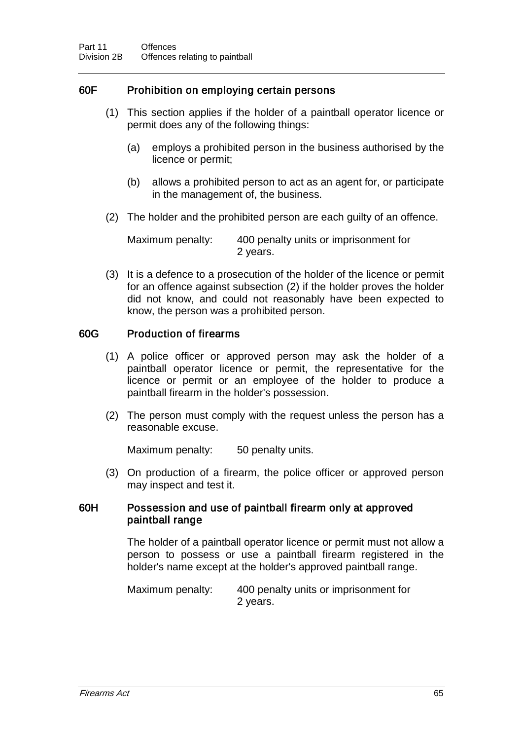### 60F Prohibition on employing certain persons

(1) This section applies if the holder of a paintball operator licence or permit does any of the following things:

(a) employs a prohibited person in the business authorised by the licence or permit;

(b) allows a prohibited person to act as an agent for, or participate in the management of, the business.

(2) The holder and the prohibited person are each guilty of an offence.

Maximum penalty: 400 penalty units or imprisonment for 2 years.

(3) It is a defence to a prosecution of the holder of the licence or permit for an offence against subsection (2) if the holder proves the holder did not know, and could not reasonably have been expected to know, the person was a prohibited person.

### 60G Production of firearms

(1) A police officer or approved person may ask the holder of a paintball operator licence or permit, the representative for the licence or permit or an employee of the holder to produce a paintball firearm in the holder's possession.

(2) The person must comply with the request unless the person has a reasonable excuse.

Maximum penalty: 50 penalty units.

(3) On production of a firearm, the police officer or approved person may inspect and test it.

### 60H Possession and use of paintball firearm only at approved paintball range

The holder of a paintball operator licence or permit must not allow a person to possess or use a paintball firearm registered in the holder's name except at the holder's approved paintball range.

Maximum penalty: 400 penalty units or imprisonment for 2 years.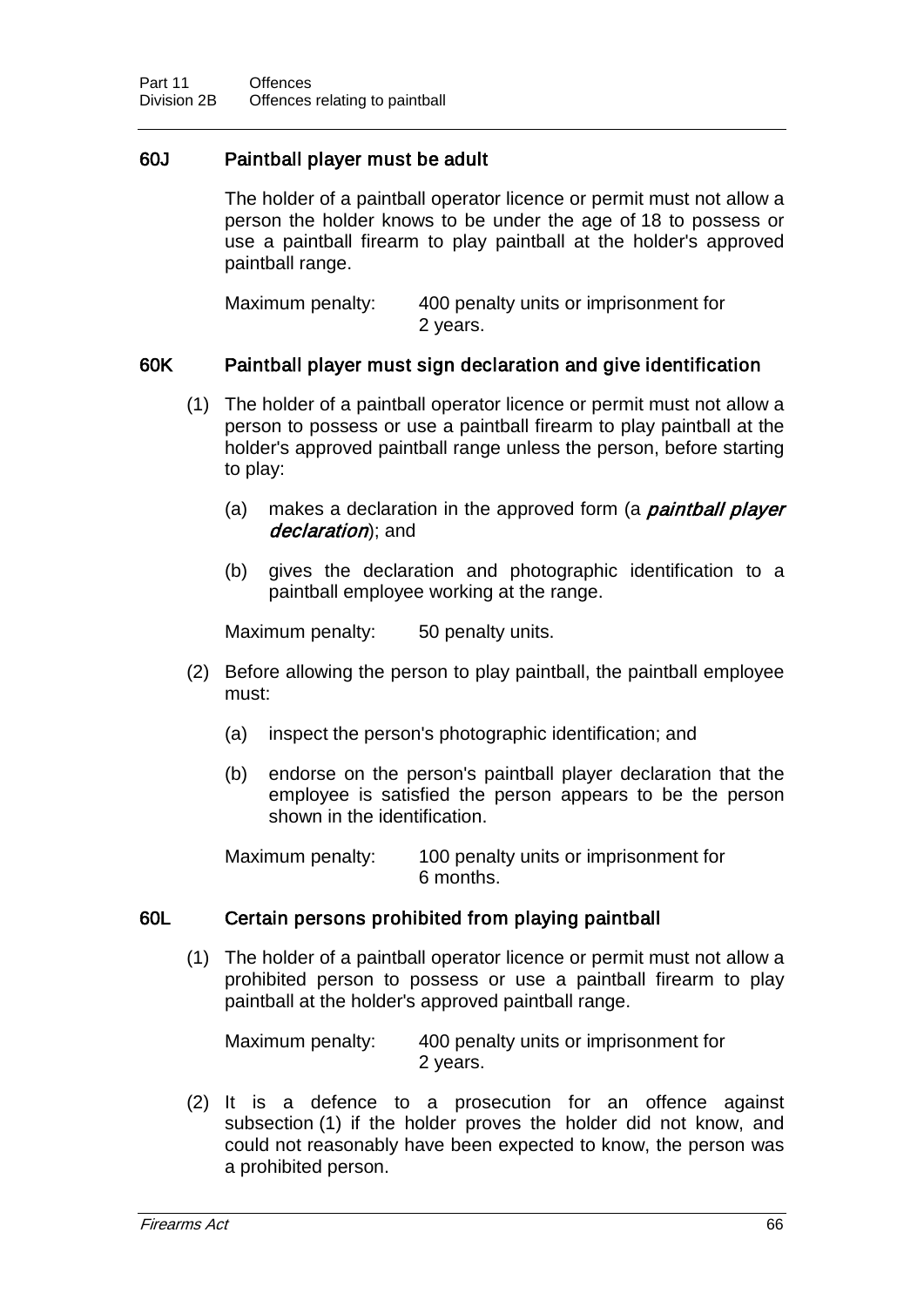### 60J Paintball player must be adult

The holder of a paintball operator licence or permit must not allow a person the holder knows to be under the age of 18 to possess or use a paintball firearm to play paintball at the holder's approved paintball range.

Maximum penalty: 400 penalty units or imprisonment for 2 years.

### 60K Paintball player must sign declaration and give identification

(1) The holder of a paintball operator licence or permit must not allow a person to possess or use a paintball firearm to play paintball at the holder's approved paintball range unless the person, before starting to play:

(a) makes a declaration in the approved form (a ***paintball player declaration***); and

(b) gives the declaration and photographic identification to a paintball employee working at the range.

Maximum penalty: 50 penalty units.

(2) Before allowing the person to play paintball, the paintball employee must:

(a) inspect the person's photographic identification; and

(b) endorse on the person's paintball player declaration that the employee is satisfied the person appears to be the person shown in the identification.

Maximum penalty: 100 penalty units or imprisonment for 6 months.

### 60L Certain persons prohibited from playing paintball

(1) The holder of a paintball operator licence or permit must not allow a prohibited person to possess or use a paintball firearm to play paintball at the holder's approved paintball range.

Maximum penalty: 400 penalty units or imprisonment for 2 years.

(2) It is a defence to a prosecution for an offence against subsection (1) if the holder proves the holder did not know, and could not reasonably have been expected to know, the person was a prohibited person.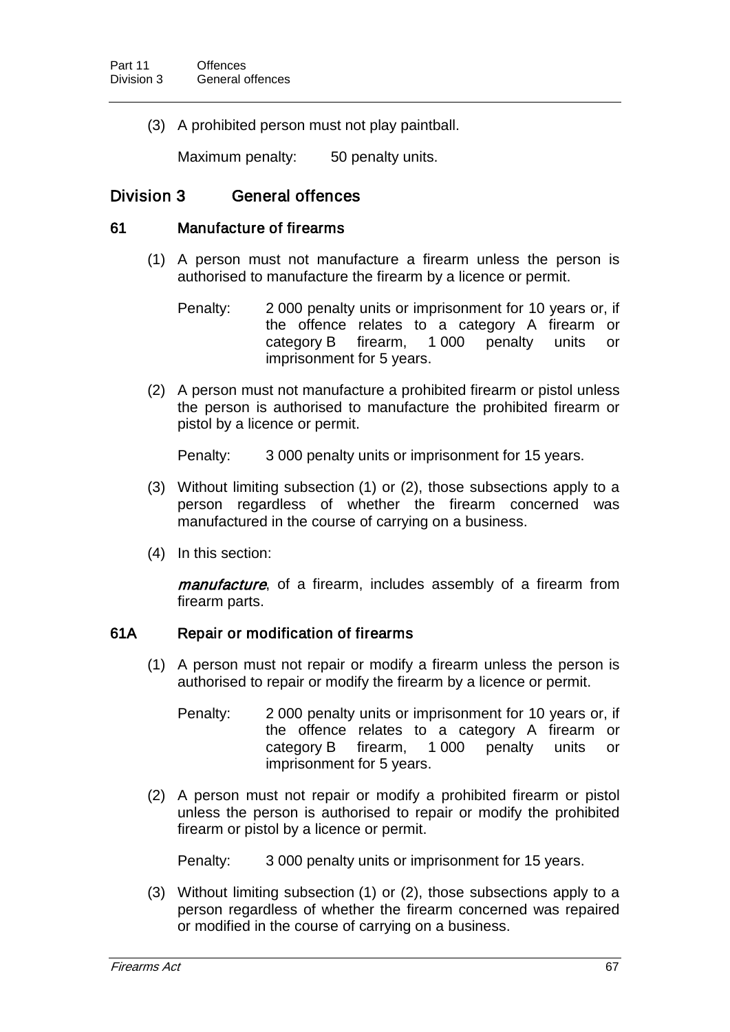(3) A prohibited person must not play paintball.

Maximum penalty: 50 penalty units.

## Division 3 General offences

### 61 Manufacture of firearms

(1) A person must not manufacture a firearm unless the person is authorised to manufacture the firearm by a licence or permit.

Penalty: 2 000 penalty units or imprisonment for 10 years or, if the offence relates to a category A firearm or category B firearm, 1 000 penalty units or imprisonment for 5 years.

(2) A person must not manufacture a prohibited firearm or pistol unless the person is authorised to manufacture the prohibited firearm or pistol by a licence or permit.

Penalty: 3 000 penalty units or imprisonment for 15 years.

(3) Without limiting subsection (1) or (2), those subsections apply to a person regardless of whether the firearm concerned was manufactured in the course of carrying on a business.

(4) In this section:

***manufacture***, of a firearm, includes assembly of a firearm from firearm parts.

### 61A Repair or modification of firearms

(1) A person must not repair or modify a firearm unless the person is authorised to repair or modify the firearm by a licence or permit.

Penalty: 2 000 penalty units or imprisonment for 10 years or, if the offence relates to a category A firearm or category B firearm, 1 000 penalty units or imprisonment for 5 years.

(2) A person must not repair or modify a prohibited firearm or pistol unless the person is authorised to repair or modify the prohibited firearm or pistol by a licence or permit.

Penalty: 3 000 penalty units or imprisonment for 15 years.

(3) Without limiting subsection (1) or (2), those subsections apply to a person regardless of whether the firearm concerned was repaired or modified in the course of carrying on a business.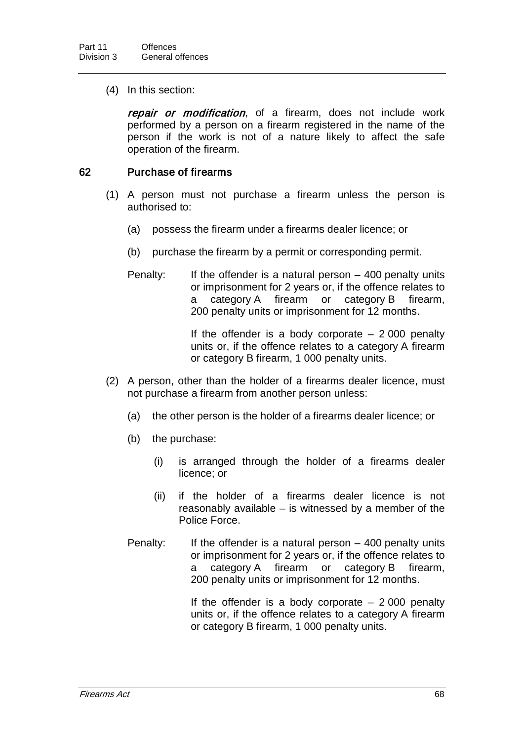(4) In this section:

***repair or modification***, of a firearm, does not include work performed by a person on a firearm registered in the name of the person if the work is not of a nature likely to affect the safe operation of the firearm.

### 62 Purchase of firearms

(1) A person must not purchase a firearm unless the person is authorised to:

(a) possess the firearm under a firearms dealer licence; or

(b) purchase the firearm by a permit or corresponding permit.

Penalty: If the offender is a natural person – 400 penalty units or imprisonment for 2 years or, if the offence relates to a category A firearm or category B firearm, 200 penalty units or imprisonment for 12 months.

If the offender is a body corporate – 2 000 penalty units or, if the offence relates to a category A firearm or category B firearm, 1 000 penalty units.

(2) A person, other than the holder of a firearms dealer licence, must not purchase a firearm from another person unless:

(a) the other person is the holder of a firearms dealer licence; or

(b) the purchase:

(i) is arranged through the holder of a firearms dealer licence; or

(ii) if the holder of a firearms dealer licence is not reasonably available – is witnessed by a member of the Police Force.

Penalty: If the offender is a natural person – 400 penalty units or imprisonment for 2 years or, if the offence relates to a category A firearm or category B firearm, 200 penalty units or imprisonment for 12 months.

If the offender is a body corporate – 2 000 penalty units or, if the offence relates to a category A firearm or category B firearm, 1 000 penalty units.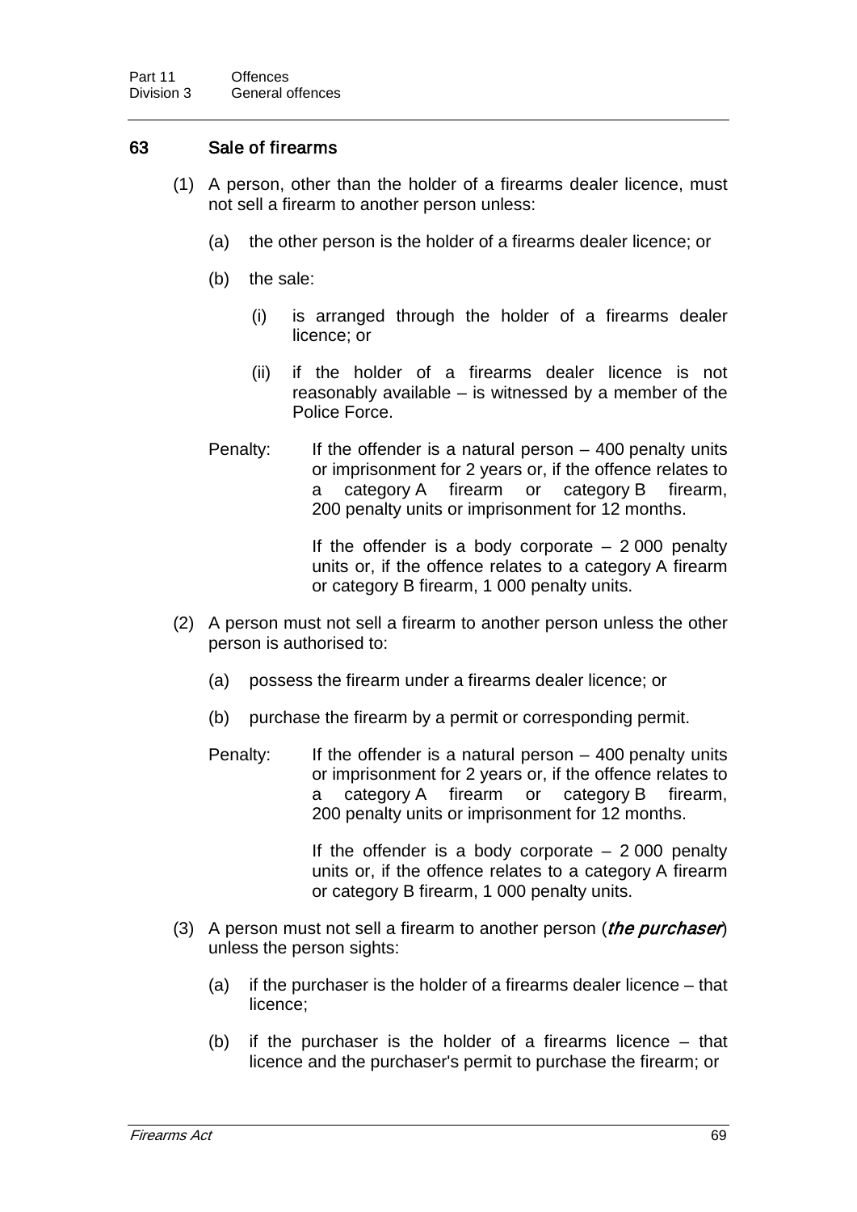## 63 Sale of firearms

(1) A person, other than the holder of a firearms dealer licence, must not sell a firearm to another person unless:

(a) the other person is the holder of a firearms dealer licence; or

(b) the sale:

(i) is arranged through the holder of a firearms dealer licence; or

(ii) if the holder of a firearms dealer licence is not reasonably available – is witnessed by a member of the Police Force.

Penalty: If the offender is a natural person – 400 penalty units or imprisonment for 2 years or, if the offence relates to a category A firearm or category B firearm, 200 penalty units or imprisonment for 12 months.

If the offender is a body corporate – 2 000 penalty units or, if the offence relates to a category A firearm or category B firearm, 1 000 penalty units.

(2) A person must not sell a firearm to another person unless the other person is authorised to:

(a) possess the firearm under a firearms dealer licence; or

(b) purchase the firearm by a permit or corresponding permit.

Penalty: If the offender is a natural person – 400 penalty units or imprisonment for 2 years or, if the offence relates to a category A firearm or category B firearm, 200 penalty units or imprisonment for 12 months.

If the offender is a body corporate – 2 000 penalty units or, if the offence relates to a category A firearm or category B firearm, 1 000 penalty units.

(3) A person must not sell a firearm to another person (***the purchaser***) unless the person sights:

(a) if the purchaser is the holder of a firearms dealer licence – that licence;

(b) if the purchaser is the holder of a firearms licence – that licence and the purchaser's permit to purchase the firearm; or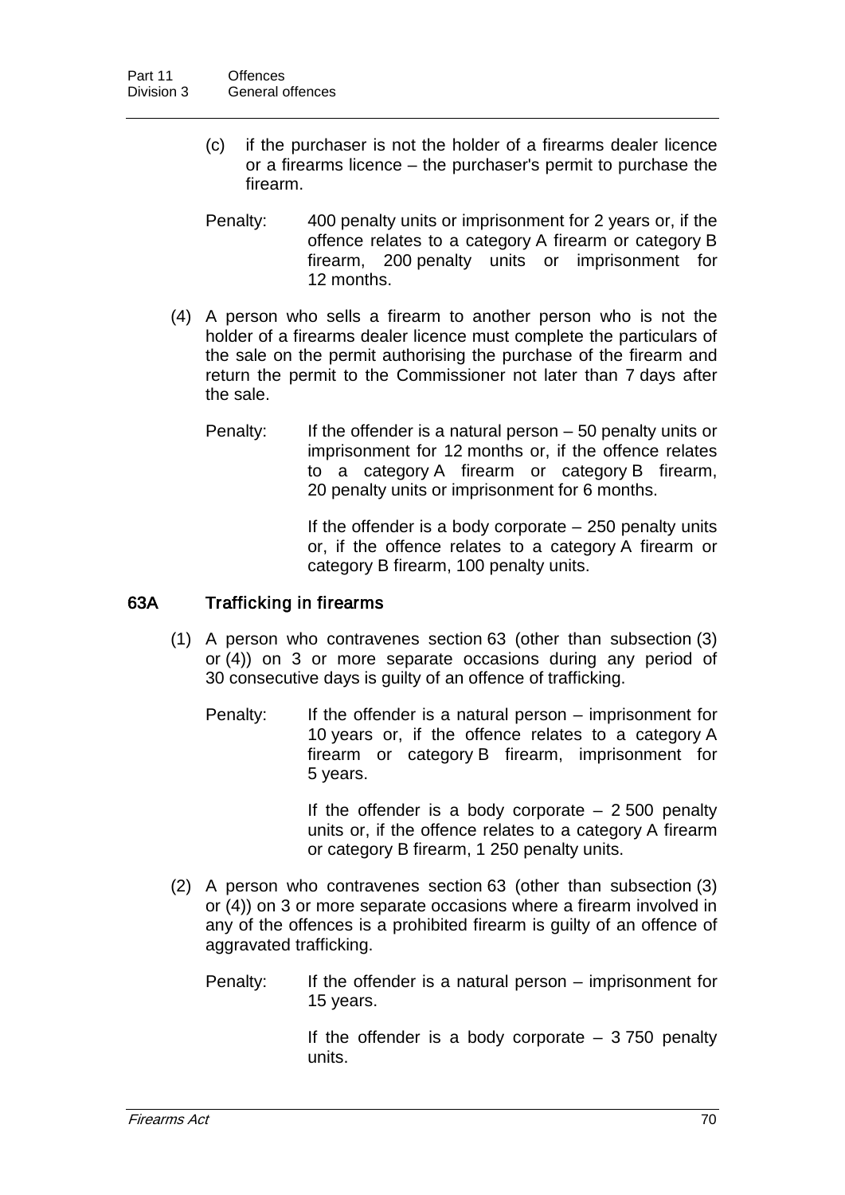(c) if the purchaser is not the holder of a firearms dealer licence or a firearms licence – the purchaser's permit to purchase the firearm.

Penalty: 400 penalty units or imprisonment for 2 years or, if the offence relates to a category A firearm or category B firearm, 200 penalty units or imprisonment for 12 months.

(4) A person who sells a firearm to another person who is not the holder of a firearms dealer licence must complete the particulars of the sale on the permit authorising the purchase of the firearm and return the permit to the Commissioner not later than 7 days after the sale.

Penalty: If the offender is a natural person – 50 penalty units or imprisonment for 12 months or, if the offence relates to a category A firearm or category B firearm, 20 penalty units or imprisonment for 6 months.

If the offender is a body corporate – 250 penalty units or, if the offence relates to a category A firearm or category B firearm, 100 penalty units.

### 63A Trafficking in firearms

(1) A person who contravenes section 63 (other than subsection (3) or (4)) on 3 or more separate occasions during any period of 30 consecutive days is guilty of an offence of trafficking.

Penalty: If the offender is a natural person – imprisonment for 10 years or, if the offence relates to a category A firearm or category B firearm, imprisonment for 5 years.

If the offender is a body corporate – 2 500 penalty units or, if the offence relates to a category A firearm or category B firearm, 1 250 penalty units.

(2) A person who contravenes section 63 (other than subsection (3) or (4)) on 3 or more separate occasions where a firearm involved in any of the offences is a prohibited firearm is guilty of an offence of aggravated trafficking.

Penalty: If the offender is a natural person – imprisonment for 15 years.

If the offender is a body corporate – 3 750 penalty units.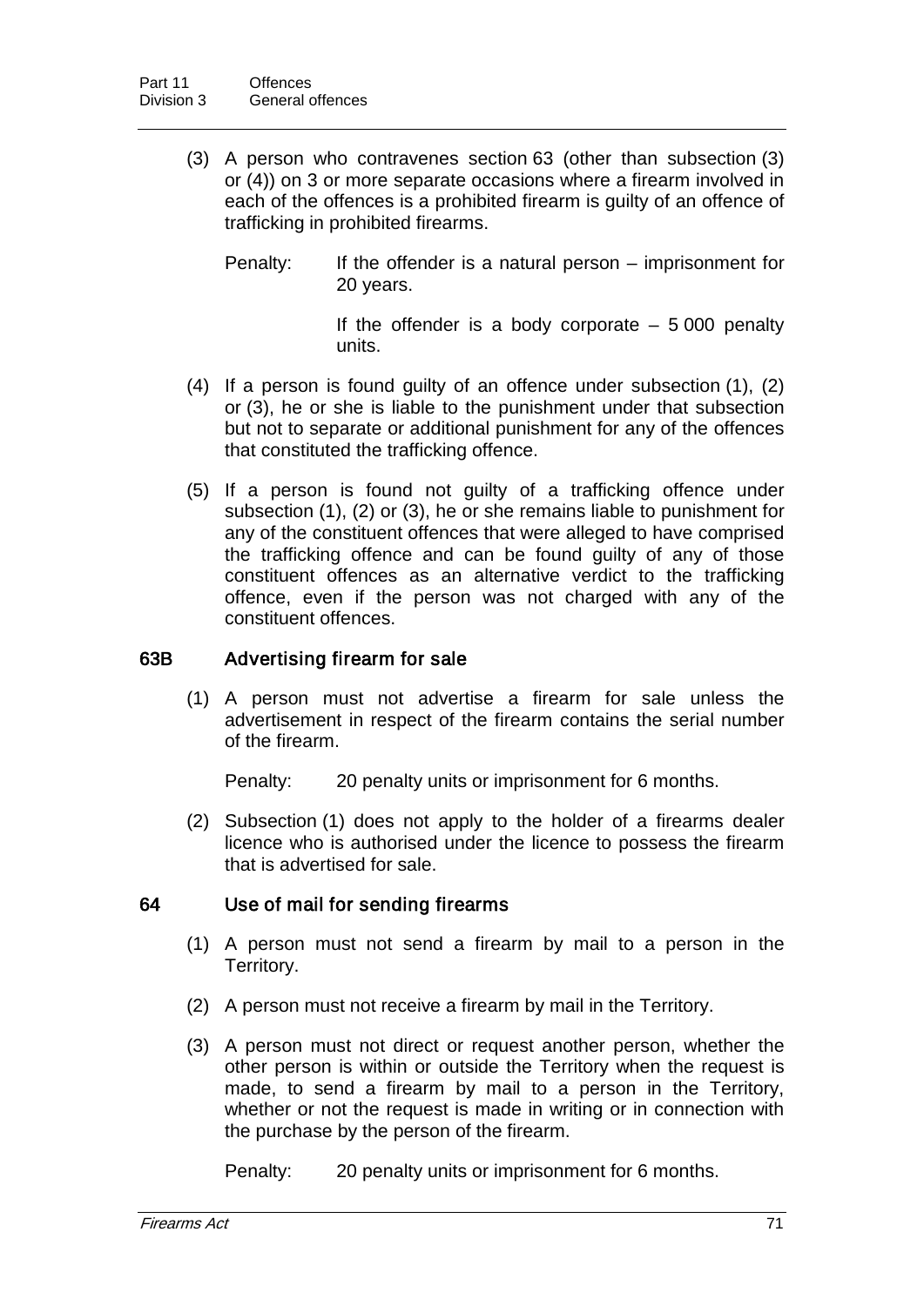(3) A person who contravenes section 63 (other than subsection (3) or (4)) on 3 or more separate occasions where a firearm involved in each of the offences is a prohibited firearm is guilty of an offence of trafficking in prohibited firearms.

Penalty: If the offender is a natural person – imprisonment for 20 years.

If the offender is a body corporate – 5 000 penalty units.

(4) If a person is found guilty of an offence under subsection (1), (2) or (3), he or she is liable to the punishment under that subsection but not to separate or additional punishment for any of the offences that constituted the trafficking offence.

(5) If a person is found not guilty of a trafficking offence under subsection (1), (2) or (3), he or she remains liable to punishment for any of the constituent offences that were alleged to have comprised the trafficking offence and can be found guilty of any of those constituent offences as an alternative verdict to the trafficking offence, even if the person was not charged with any of the constituent offences.

### 63B Advertising firearm for sale

(1) A person must not advertise a firearm for sale unless the advertisement in respect of the firearm contains the serial number of the firearm.

Penalty: 20 penalty units or imprisonment for 6 months.

(2) Subsection (1) does not apply to the holder of a firearms dealer licence who is authorised under the licence to possess the firearm that is advertised for sale.

### 64 Use of mail for sending firearms

(1) A person must not send a firearm by mail to a person in the Territory.

(2) A person must not receive a firearm by mail in the Territory.

(3) A person must not direct or request another person, whether the other person is within or outside the Territory when the request is made, to send a firearm by mail to a person in the Territory, whether or not the request is made in writing or in connection with the purchase by the person of the firearm.

Penalty: 20 penalty units or imprisonment for 6 months.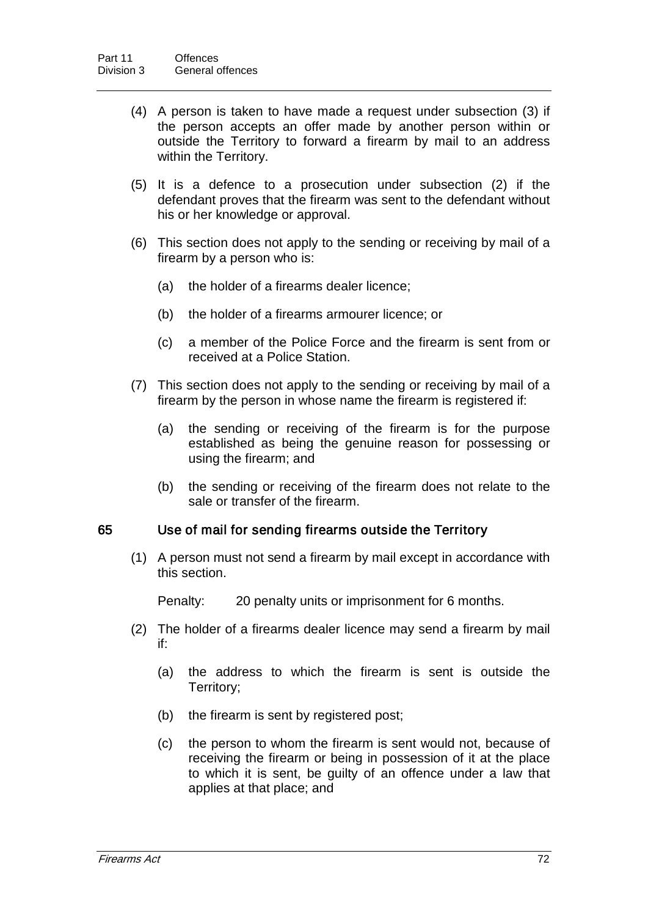(4) A person is taken to have made a request under subsection (3) if the person accepts an offer made by another person within or outside the Territory to forward a firearm by mail to an address within the Territory.

(5) It is a defence to a prosecution under subsection (2) if the defendant proves that the firearm was sent to the defendant without his or her knowledge or approval.

(6) This section does not apply to the sending or receiving by mail of a firearm by a person who is:

- (a) the holder of a firearms dealer licence;
- (b) the holder of a firearms armourer licence; or
- (c) a member of the Police Force and the firearm is sent from or received at a Police Station.

(7) This section does not apply to the sending or receiving by mail of a firearm by the person in whose name the firearm is registered if:

- (a) the sending or receiving of the firearm is for the purpose established as being the genuine reason for possessing or using the firearm; and
- (b) the sending or receiving of the firearm does not relate to the sale or transfer of the firearm.

### 65 Use of mail for sending firearms outside the Territory

(1) A person must not send a firearm by mail except in accordance with this section.

Penalty: 20 penalty units or imprisonment for 6 months.

(2) The holder of a firearms dealer licence may send a firearm by mail if:

- (a) the address to which the firearm is sent is outside the Territory;
- (b) the firearm is sent by registered post;
- (c) the person to whom the firearm is sent would not, because of receiving the firearm or being in possession of it at the place to which it is sent, be guilty of an offence under a law that applies at that place; and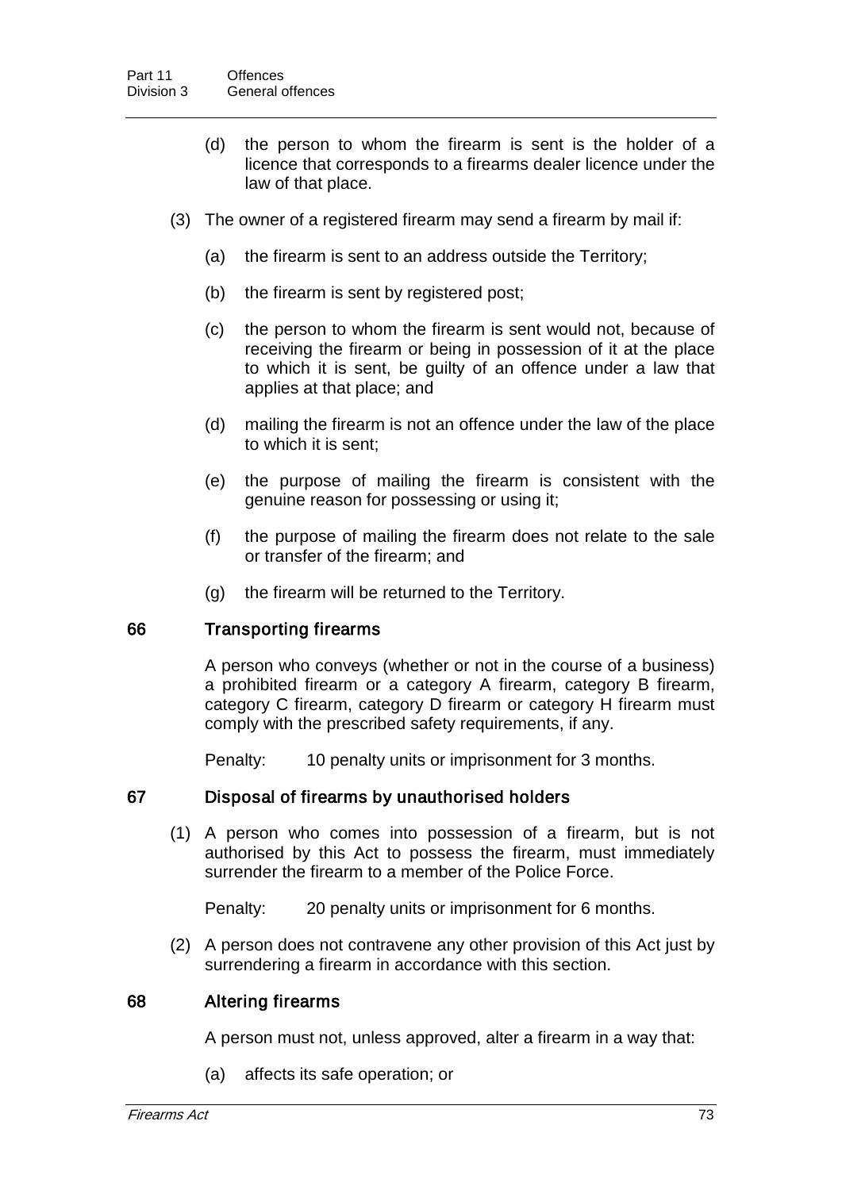(d) the person to whom the firearm is sent is the holder of a licence that corresponds to a firearms dealer licence under the law of that place.

(3) The owner of a registered firearm may send a firearm by mail if:

(a) the firearm is sent to an address outside the Territory;

(b) the firearm is sent by registered post;

(c) the person to whom the firearm is sent would not, because of receiving the firearm or being in possession of it at the place to which it is sent, be guilty of an offence under a law that applies at that place; and

(d) mailing the firearm is not an offence under the law of the place to which it is sent;

(e) the purpose of mailing the firearm is consistent with the genuine reason for possessing or using it;

(f) the purpose of mailing the firearm does not relate to the sale or transfer of the firearm; and

(g) the firearm will be returned to the Territory.

### 66 Transporting firearms

A person who conveys (whether or not in the course of a business) a prohibited firearm or a category A firearm, category B firearm, category C firearm, category D firearm or category H firearm must comply with the prescribed safety requirements, if any.

Penalty: 10 penalty units or imprisonment for 3 months.

### 67 Disposal of firearms by unauthorised holders

(1) A person who comes into possession of a firearm, but is not authorised by this Act to possess the firearm, must immediately surrender the firearm to a member of the Police Force.

Penalty: 20 penalty units or imprisonment for 6 months.

(2) A person does not contravene any other provision of this Act just by surrendering a firearm in accordance with this section.

### 68 Altering firearms

A person must not, unless approved, alter a firearm in a way that:

(a) affects its safe operation; or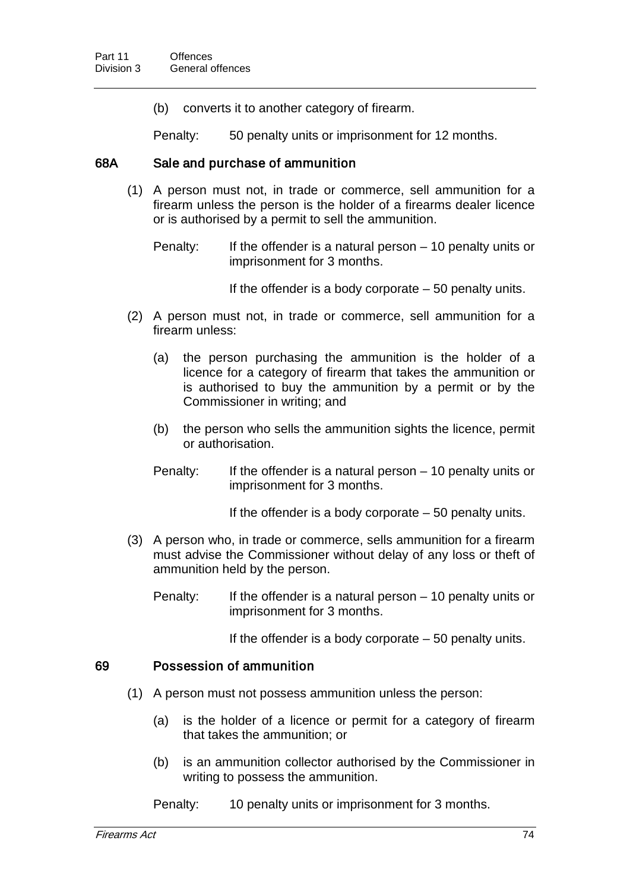(b) converts it to another category of firearm.

Penalty: 50 penalty units or imprisonment for 12 months.

### 68A Sale and purchase of ammunition

(1) A person must not, in trade or commerce, sell ammunition for a firearm unless the person is the holder of a firearms dealer licence or is authorised by a permit to sell the ammunition.

Penalty: If the offender is a natural person – 10 penalty units or imprisonment for 3 months.

If the offender is a body corporate – 50 penalty units.

(2) A person must not, in trade or commerce, sell ammunition for a firearm unless:

(a) the person purchasing the ammunition is the holder of a licence for a category of firearm that takes the ammunition or is authorised to buy the ammunition by a permit or by the Commissioner in writing; and

(b) the person who sells the ammunition sights the licence, permit or authorisation.

Penalty: If the offender is a natural person – 10 penalty units or imprisonment for 3 months.

If the offender is a body corporate – 50 penalty units.

(3) A person who, in trade or commerce, sells ammunition for a firearm must advise the Commissioner without delay of any loss or theft of ammunition held by the person.

Penalty: If the offender is a natural person – 10 penalty units or imprisonment for 3 months.

If the offender is a body corporate – 50 penalty units.

### 69 Possession of ammunition

(1) A person must not possess ammunition unless the person:

(a) is the holder of a licence or permit for a category of firearm that takes the ammunition; or

(b) is an ammunition collector authorised by the Commissioner in writing to possess the ammunition.

Penalty: 10 penalty units or imprisonment for 3 months.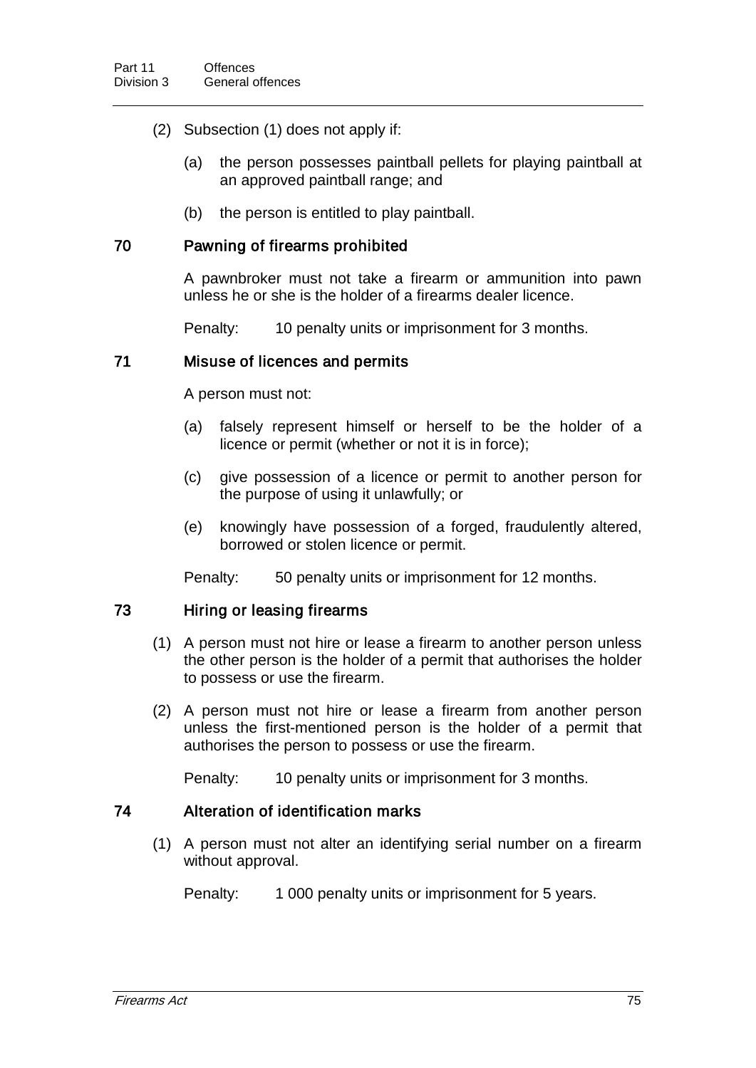(2) Subsection (1) does not apply if:

(a) the person possesses paintball pellets for playing paintball at an approved paintball range; and

(b) the person is entitled to play paintball.

### 70 Pawning of firearms prohibited

A pawnbroker must not take a firearm or ammunition into pawn unless he or she is the holder of a firearms dealer licence.

Penalty: 10 penalty units or imprisonment for 3 months.

### 71 Misuse of licences and permits

A person must not:

(a) falsely represent himself or herself to be the holder of a licence or permit (whether or not it is in force);

(c) give possession of a licence or permit to another person for the purpose of using it unlawfully; or

(e) knowingly have possession of a forged, fraudulently altered, borrowed or stolen licence or permit.

Penalty: 50 penalty units or imprisonment for 12 months.

### 73 Hiring or leasing firearms

(1) A person must not hire or lease a firearm to another person unless the other person is the holder of a permit that authorises the holder to possess or use the firearm.

(2) A person must not hire or lease a firearm from another person unless the first-mentioned person is the holder of a permit that authorises the person to possess or use the firearm.

Penalty: 10 penalty units or imprisonment for 3 months.

### 74 Alteration of identification marks

(1) A person must not alter an identifying serial number on a firearm without approval.

Penalty: 1 000 penalty units or imprisonment for 5 years.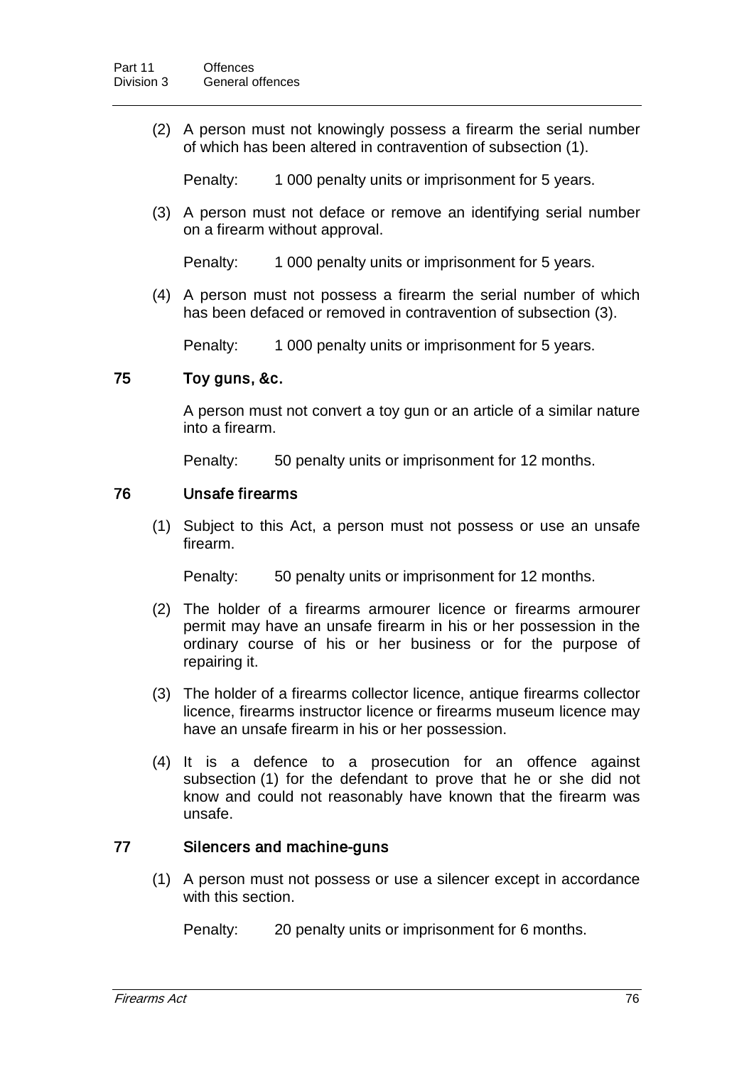(2) A person must not knowingly possess a firearm the serial number of which has been altered in contravention of subsection (1).

Penalty: 1 000 penalty units or imprisonment for 5 years.

(3) A person must not deface or remove an identifying serial number on a firearm without approval.

Penalty: 1 000 penalty units or imprisonment for 5 years.

(4) A person must not possess a firearm the serial number of which has been defaced or removed in contravention of subsection (3).

Penalty: 1 000 penalty units or imprisonment for 5 years.

### 75 Toy guns, &c.

A person must not convert a toy gun or an article of a similar nature into a firearm.

Penalty: 50 penalty units or imprisonment for 12 months.

### 76 Unsafe firearms

(1) Subject to this Act, a person must not possess or use an unsafe firearm.

Penalty: 50 penalty units or imprisonment for 12 months.

(2) The holder of a firearms armourer licence or firearms armourer permit may have an unsafe firearm in his or her possession in the ordinary course of his or her business or for the purpose of repairing it.

(3) The holder of a firearms collector licence, antique firearms collector licence, firearms instructor licence or firearms museum licence may have an unsafe firearm in his or her possession.

(4) It is a defence to a prosecution for an offence against subsection (1) for the defendant to prove that he or she did not know and could not reasonably have known that the firearm was unsafe.

### 77 Silencers and machine-guns

(1) A person must not possess or use a silencer except in accordance with this section.

Penalty: 20 penalty units or imprisonment for 6 months.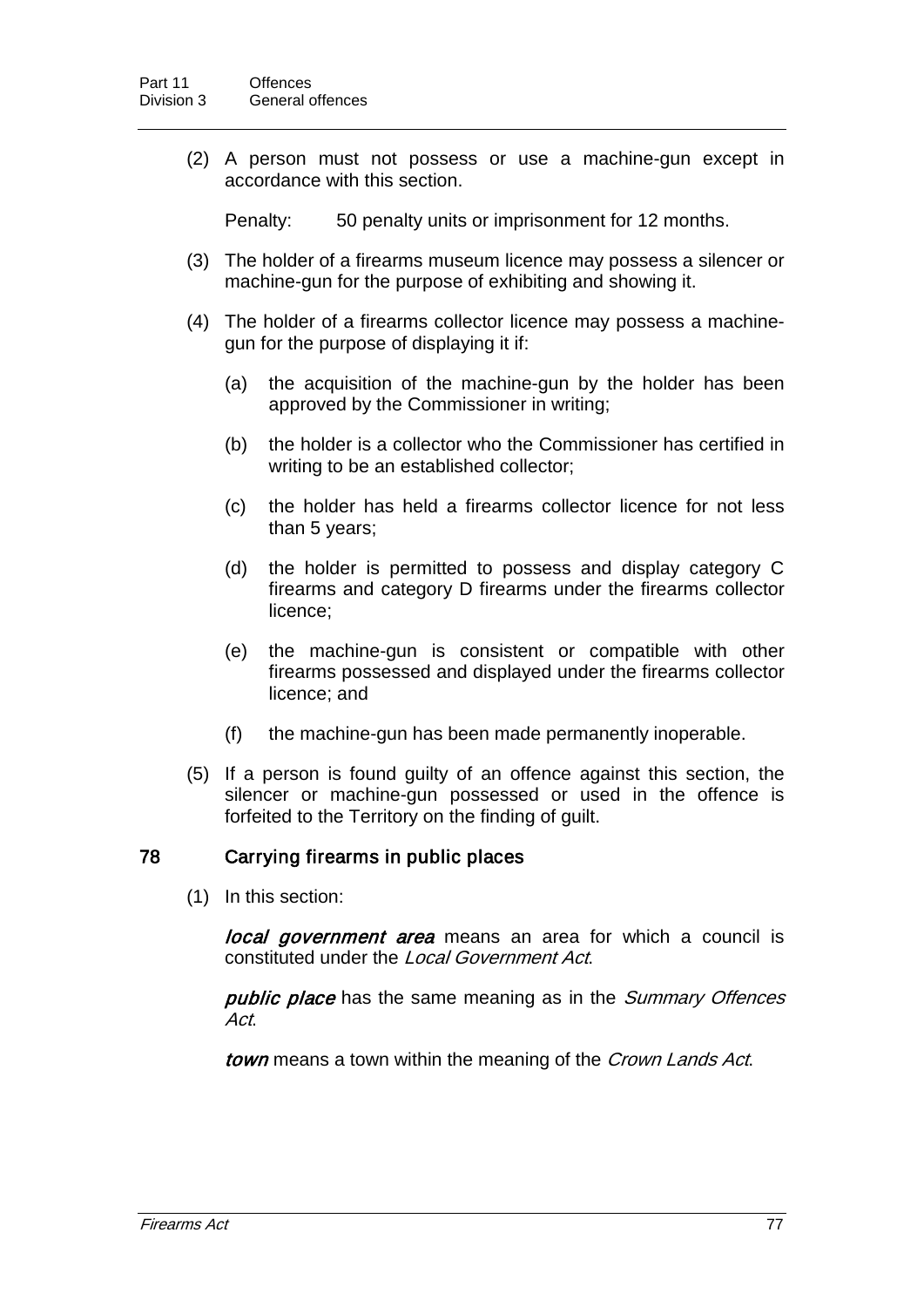(2) A person must not possess or use a machine-gun except in accordance with this section.

Penalty: 50 penalty units or imprisonment for 12 months.

(3) The holder of a firearms museum licence may possess a silencer or machine-gun for the purpose of exhibiting and showing it.

(4) The holder of a firearms collector licence may possess a machine-gun for the purpose of displaying it if:

(a) the acquisition of the machine-gun by the holder has been approved by the Commissioner in writing;

(b) the holder is a collector who the Commissioner has certified in writing to be an established collector;

(c) the holder has held a firearms collector licence for not less than 5 years;

(d) the holder is permitted to possess and display category C firearms and category D firearms under the firearms collector licence;

(e) the machine-gun is consistent or compatible with other firearms possessed and displayed under the firearms collector licence; and

(f) the machine-gun has been made permanently inoperable.

(5) If a person is found guilty of an offence against this section, the silencer or machine-gun possessed or used in the offence is forfeited to the Territory on the finding of guilt.

### 78 Carrying firearms in public places

(1) In this section:

***local government area*** means an area for which a council is constituted under the *Local Government Act*.

***public place*** has the same meaning as in the *Summary Offences Act*.

***town*** means a town within the meaning of the *Crown Lands Act*.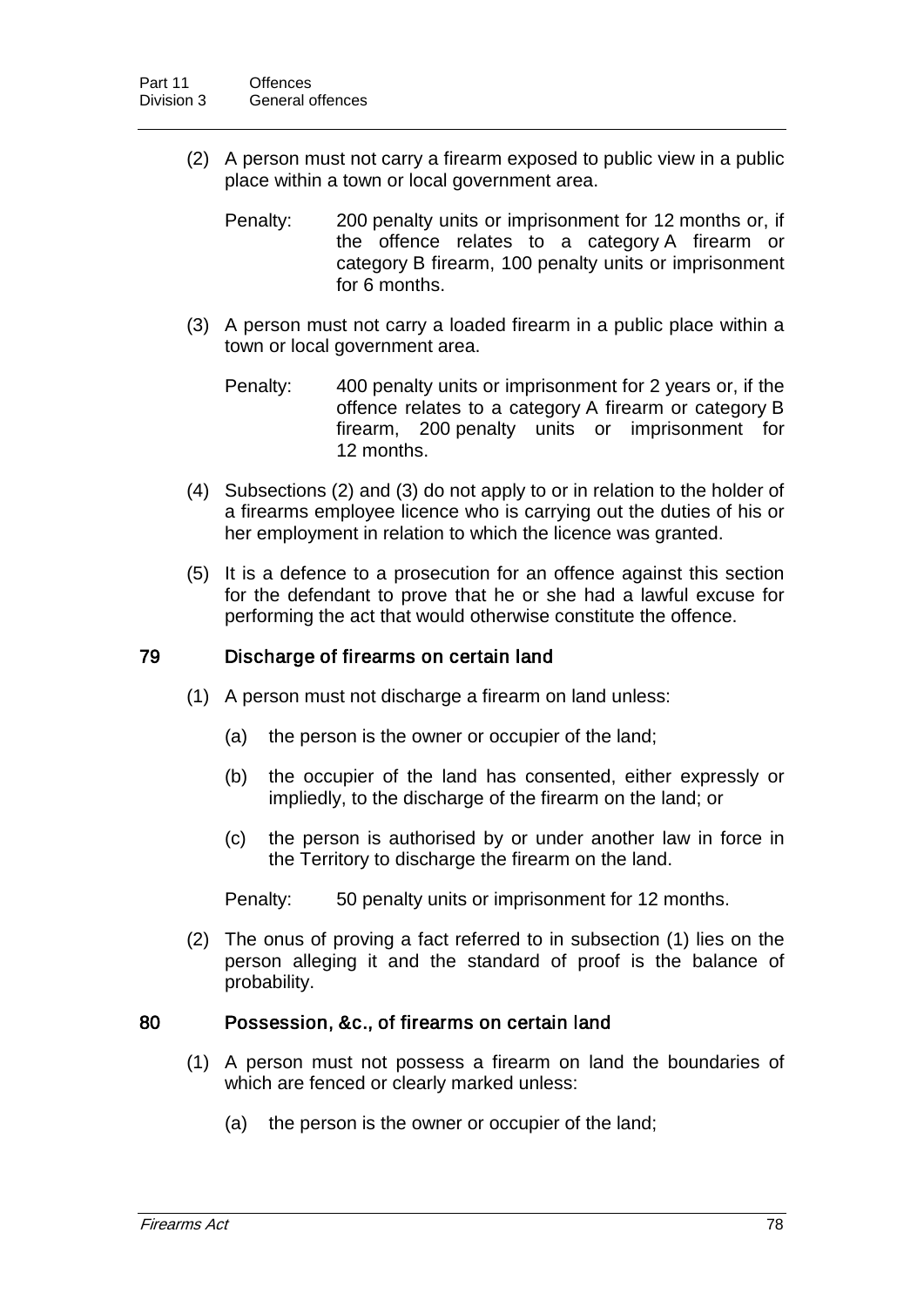(2) A person must not carry a firearm exposed to public view in a public place within a town or local government area.

Penalty: 200 penalty units or imprisonment for 12 months or, if the offence relates to a category A firearm or category B firearm, 100 penalty units or imprisonment for 6 months.

(3) A person must not carry a loaded firearm in a public place within a town or local government area.

Penalty: 400 penalty units or imprisonment for 2 years or, if the offence relates to a category A firearm or category B firearm, 200 penalty units or imprisonment for 12 months.

(4) Subsections (2) and (3) do not apply to or in relation to the holder of a firearms employee licence who is carrying out the duties of his or her employment in relation to which the licence was granted.

(5) It is a defence to a prosecution for an offence against this section for the defendant to prove that he or she had a lawful excuse for performing the act that would otherwise constitute the offence.

## 79 Discharge of firearms on certain land

(1) A person must not discharge a firearm on land unless:

(a) the person is the owner or occupier of the land;

(b) the occupier of the land has consented, either expressly or impliedly, to the discharge of the firearm on the land; or

(c) the person is authorised by or under another law in force in the Territory to discharge the firearm on the land.

Penalty: 50 penalty units or imprisonment for 12 months.

(2) The onus of proving a fact referred to in subsection (1) lies on the person alleging it and the standard of proof is the balance of probability.

## 80 Possession, &c., of firearms on certain land

(1) A person must not possess a firearm on land the boundaries of which are fenced or clearly marked unless:

(a) the person is the owner or occupier of the land;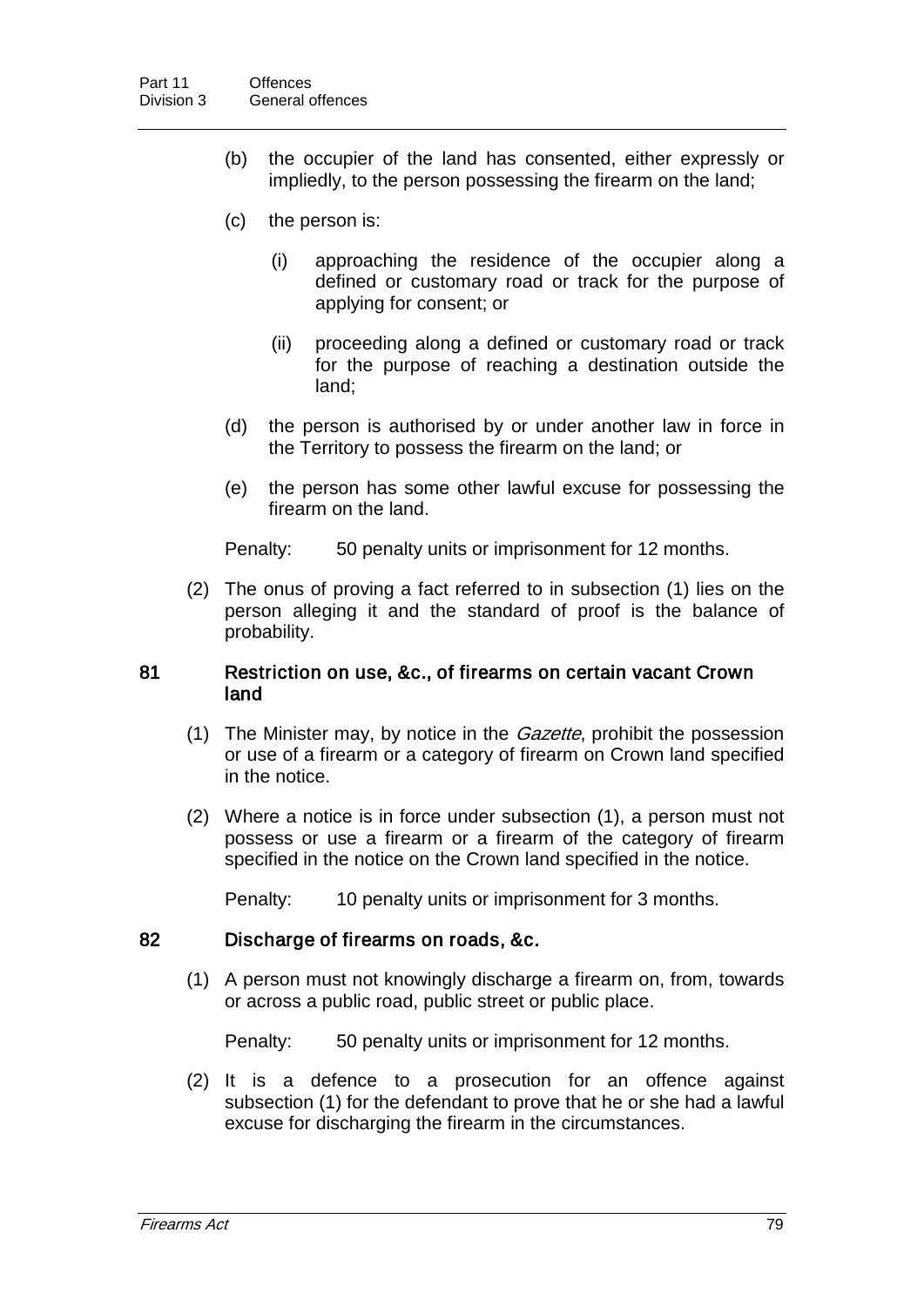(b) the occupier of the land has consented, either expressly or impliedly, to the person possessing the firearm on the land;

(c) the person is:

(i) approaching the residence of the occupier along a defined or customary road or track for the purpose of applying for consent; or

(ii) proceeding along a defined or customary road or track for the purpose of reaching a destination outside the land;

(d) the person is authorised by or under another law in force in the Territory to possess the firearm on the land; or

(e) the person has some other lawful excuse for possessing the firearm on the land.

Penalty: 50 penalty units or imprisonment for 12 months.

(2) The onus of proving a fact referred to in subsection (1) lies on the person alleging it and the standard of proof is the balance of probability.

## 81 Restriction on use, &c., of firearms on certain vacant Crown land

(1) The Minister may, by notice in the *Gazette*, prohibit the possession or use of a firearm or a category of firearm on Crown land specified in the notice.

(2) Where a notice is in force under subsection (1), a person must not possess or use a firearm or a firearm of the category of firearm specified in the notice on the Crown land specified in the notice.

Penalty: 10 penalty units or imprisonment for 3 months.

## 82 Discharge of firearms on roads, &c.

(1) A person must not knowingly discharge a firearm on, from, towards or across a public road, public street or public place.

Penalty: 50 penalty units or imprisonment for 12 months.

(2) It is a defence to a prosecution for an offence against subsection (1) for the defendant to prove that he or she had a lawful excuse for discharging the firearm in the circumstances.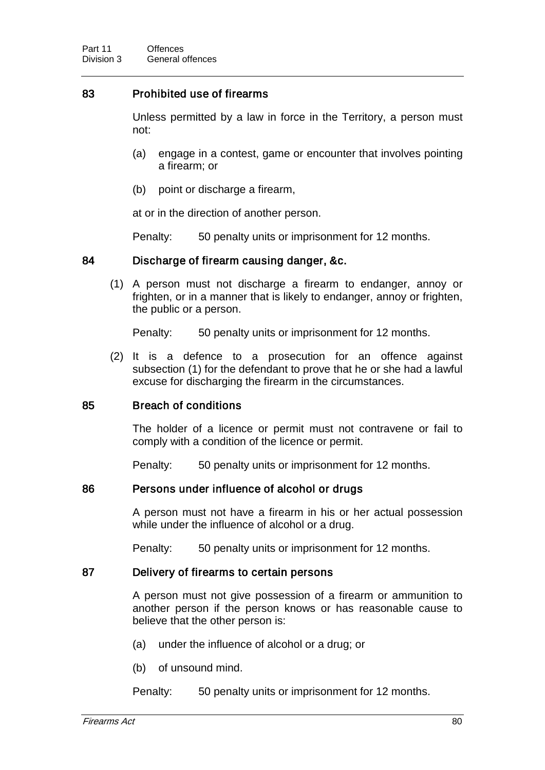## 83 Prohibited use of firearms

Unless permitted by a law in force in the Territory, a person must not:

(a) engage in a contest, game or encounter that involves pointing a firearm; or

(b) point or discharge a firearm,

at or in the direction of another person.

Penalty: 50 penalty units or imprisonment for 12 months.

## 84 Discharge of firearm causing danger, &c.

(1) A person must not discharge a firearm to endanger, annoy or frighten, or in a manner that is likely to endanger, annoy or frighten, the public or a person.

Penalty: 50 penalty units or imprisonment for 12 months.

(2) It is a defence to a prosecution for an offence against subsection (1) for the defendant to prove that he or she had a lawful excuse for discharging the firearm in the circumstances.

## 85 Breach of conditions

The holder of a licence or permit must not contravene or fail to comply with a condition of the licence or permit.

Penalty: 50 penalty units or imprisonment for 12 months.

## 86 Persons under influence of alcohol or drugs

A person must not have a firearm in his or her actual possession while under the influence of alcohol or a drug.

Penalty: 50 penalty units or imprisonment for 12 months.

## 87 Delivery of firearms to certain persons

A person must not give possession of a firearm or ammunition to another person if the person knows or has reasonable cause to believe that the other person is:

(a) under the influence of alcohol or a drug; or

(b) of unsound mind.

Penalty: 50 penalty units or imprisonment for 12 months.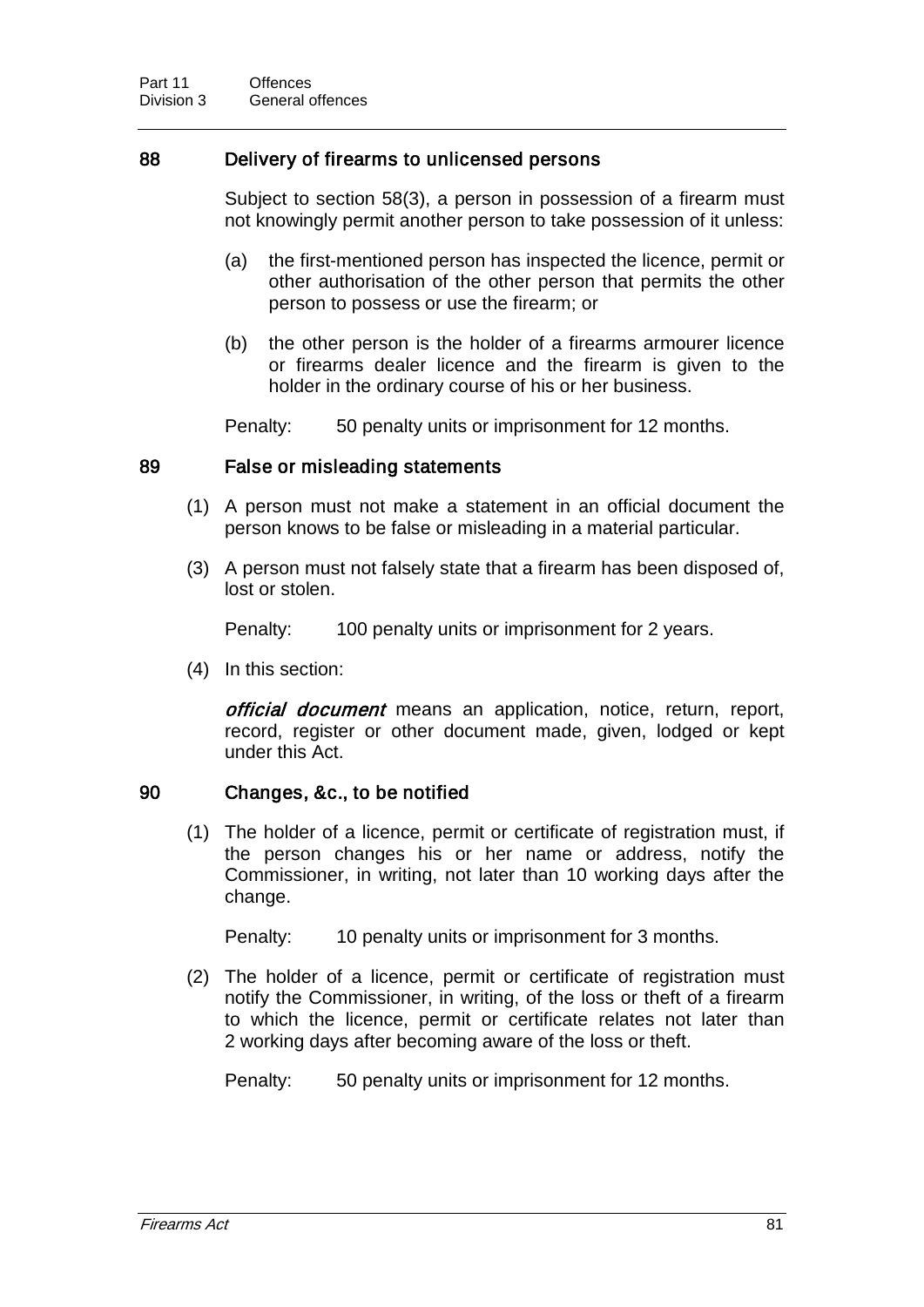### 88 Delivery of firearms to unlicensed persons

Subject to section 58(3), a person in possession of a firearm must not knowingly permit another person to take possession of it unless:

(a) the first-mentioned person has inspected the licence, permit or other authorisation of the other person that permits the other person to possess or use the firearm; or

(b) the other person is the holder of a firearms armourer licence or firearms dealer licence and the firearm is given to the holder in the ordinary course of his or her business.

Penalty: 50 penalty units or imprisonment for 12 months.

### 89 False or misleading statements

(1) A person must not make a statement in an official document the person knows to be false or misleading in a material particular.

(3) A person must not falsely state that a firearm has been disposed of, lost or stolen.

Penalty: 100 penalty units or imprisonment for 2 years.

(4) In this section:

***official document*** means an application, notice, return, report, record, register or other document made, given, lodged or kept under this Act.

### 90 Changes, &c., to be notified

(1) The holder of a licence, permit or certificate of registration must, if the person changes his or her name or address, notify the Commissioner, in writing, not later than 10 working days after the change.

Penalty: 10 penalty units or imprisonment for 3 months.

(2) The holder of a licence, permit or certificate of registration must notify the Commissioner, in writing, of the loss or theft of a firearm to which the licence, permit or certificate relates not later than 2 working days after becoming aware of the loss or theft.

Penalty: 50 penalty units or imprisonment for 12 months.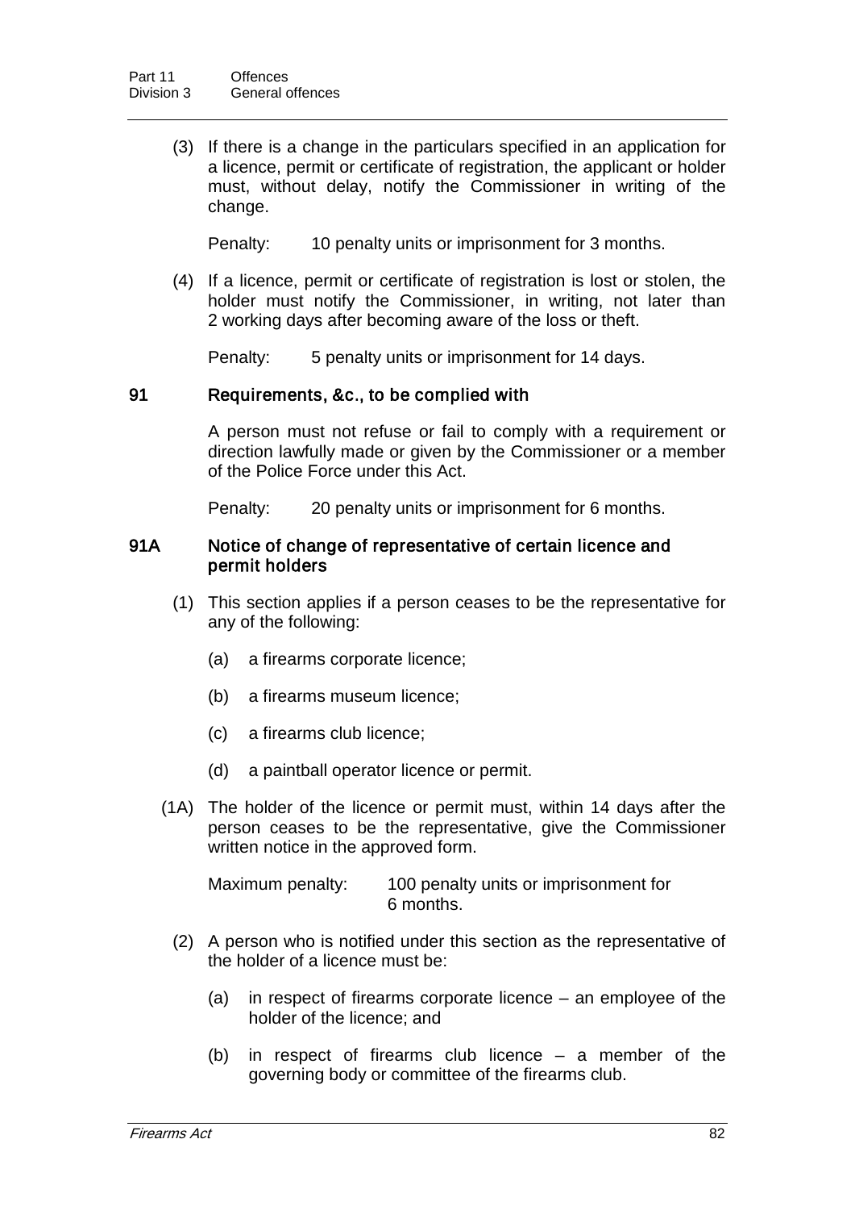(3) If there is a change in the particulars specified in an application for a licence, permit or certificate of registration, the applicant or holder must, without delay, notify the Commissioner in writing of the change.

Penalty: 10 penalty units or imprisonment for 3 months.

(4) If a licence, permit or certificate of registration is lost or stolen, the holder must notify the Commissioner, in writing, not later than 2 working days after becoming aware of the loss or theft.

Penalty: 5 penalty units or imprisonment for 14 days.

### 91 Requirements, &c., to be complied with

A person must not refuse or fail to comply with a requirement or direction lawfully made or given by the Commissioner or a member of the Police Force under this Act.

Penalty: 20 penalty units or imprisonment for 6 months.

### 91A Notice of change of representative of certain licence and permit holders

(1) This section applies if a person ceases to be the representative for any of the following:

(a) a firearms corporate licence;

(b) a firearms museum licence;

(c) a firearms club licence;

(d) a paintball operator licence or permit.

(1A) The holder of the licence or permit must, within 14 days after the person ceases to be the representative, give the Commissioner written notice in the approved form.

Maximum penalty: 100 penalty units or imprisonment for 6 months.

(2) A person who is notified under this section as the representative of the holder of a licence must be:

(a) in respect of firearms corporate licence – an employee of the holder of the licence; and

(b) in respect of firearms club licence – a member of the governing body or committee of the firearms club.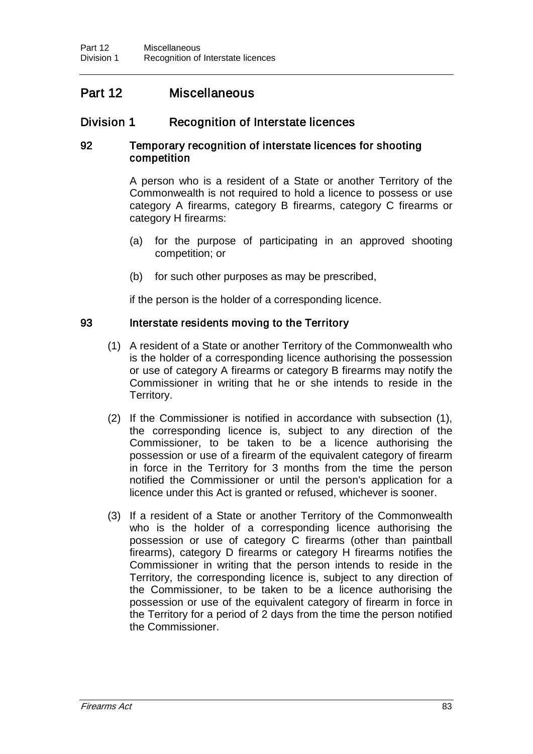## Part 12 Miscellaneous

### Division 1 Recognition of Interstate licences

#### 92 Temporary recognition of interstate licences for shooting competition

A person who is a resident of a State or another Territory of the Commonwealth is not required to hold a licence to possess or use category A firearms, category B firearms, category C firearms or category H firearms:

(a) for the purpose of participating in an approved shooting competition; or

(b) for such other purposes as may be prescribed,

if the person is the holder of a corresponding licence.

#### 93 Interstate residents moving to the Territory

(1) A resident of a State or another Territory of the Commonwealth who is the holder of a corresponding licence authorising the possession or use of category A firearms or category B firearms may notify the Commissioner in writing that he or she intends to reside in the Territory.

(2) If the Commissioner is notified in accordance with subsection (1), the corresponding licence is, subject to any direction of the Commissioner, to be taken to be a licence authorising the possession or use of a firearm of the equivalent category of firearm in force in the Territory for 3 months from the time the person notified the Commissioner or until the person's application for a licence under this Act is granted or refused, whichever is sooner.

(3) If a resident of a State or another Territory of the Commonwealth who is the holder of a corresponding licence authorising the possession or use of category C firearms (other than paintball firearms), category D firearms or category H firearms notifies the Commissioner in writing that the person intends to reside in the Territory, the corresponding licence is, subject to any direction of the Commissioner, to be taken to be a licence authorising the possession or use of the equivalent category of firearm in force in the Territory for a period of 2 days from the time the person notified the Commissioner.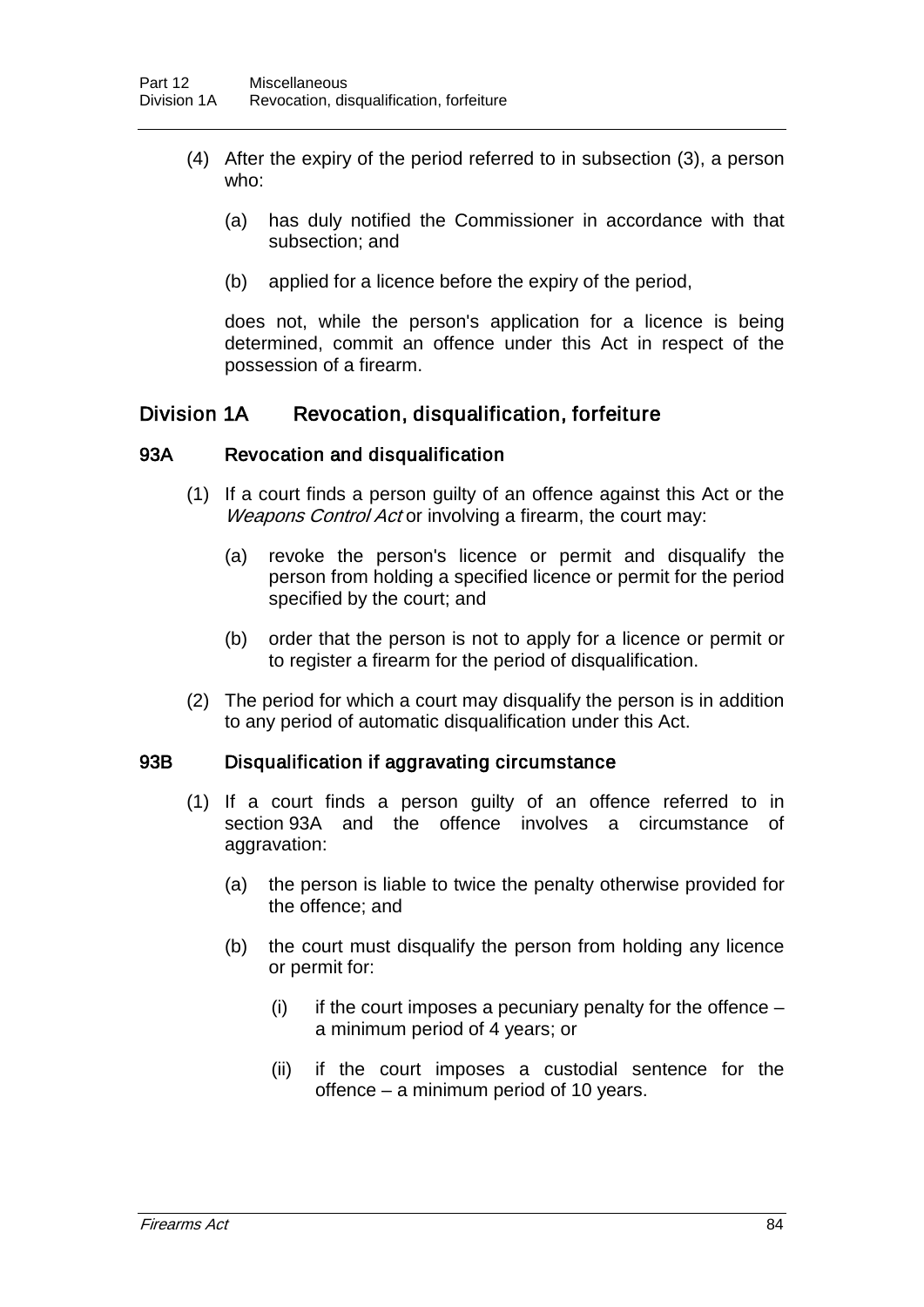(4) After the expiry of the period referred to in subsection (3), a person who:

(a) has duly notified the Commissioner in accordance with that subsection; and

(b) applied for a licence before the expiry of the period,

does not, while the person's application for a licence is being determined, commit an offence under this Act in respect of the possession of a firearm.

## Division 1A Revocation, disqualification, forfeiture

### 93A Revocation and disqualification

(1) If a court finds a person guilty of an offence against this Act or the *Weapons Control Act* or involving a firearm, the court may:

(a) revoke the person's licence or permit and disqualify the person from holding a specified licence or permit for the period specified by the court; and

(b) order that the person is not to apply for a licence or permit or to register a firearm for the period of disqualification.

(2) The period for which a court may disqualify the person is in addition to any period of automatic disqualification under this Act.

### 93B Disqualification if aggravating circumstance

(1) If a court finds a person guilty of an offence referred to in section 93A and the offence involves a circumstance of aggravation:

(a) the person is liable to twice the penalty otherwise provided for the offence; and

(b) the court must disqualify the person from holding any licence or permit for:

(i) if the court imposes a pecuniary penalty for the offence – a minimum period of 4 years; or

(ii) if the court imposes a custodial sentence for the offence – a minimum period of 10 years.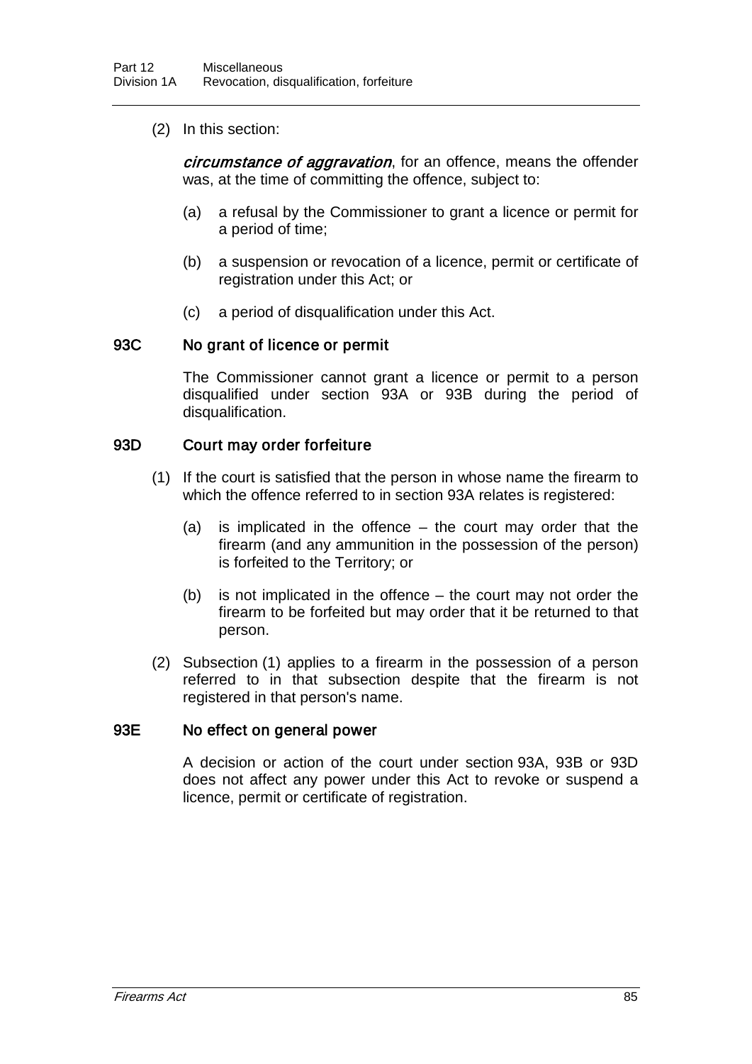(2) In this section:

*circumstance of aggravation*, for an offence, means the offender was, at the time of committing the offence, subject to:

(a) a refusal by the Commissioner to grant a licence or permit for a period of time;

(b) a suspension or revocation of a licence, permit or certificate of registration under this Act; or

(c) a period of disqualification under this Act.

### 93C No grant of licence or permit

The Commissioner cannot grant a licence or permit to a person disqualified under section 93A or 93B during the period of disqualification.

### 93D Court may order forfeiture

(1) If the court is satisfied that the person in whose name the firearm to which the offence referred to in section 93A relates is registered:

(a) is implicated in the offence – the court may order that the firearm (and any ammunition in the possession of the person) is forfeited to the Territory; or

(b) is not implicated in the offence – the court may not order the firearm to be forfeited but may order that it be returned to that person.

(2) Subsection (1) applies to a firearm in the possession of a person referred to in that subsection despite that the firearm is not registered in that person's name.

### 93E No effect on general power

A decision or action of the court under section 93A, 93B or 93D does not affect any power under this Act to revoke or suspend a licence, permit or certificate of registration.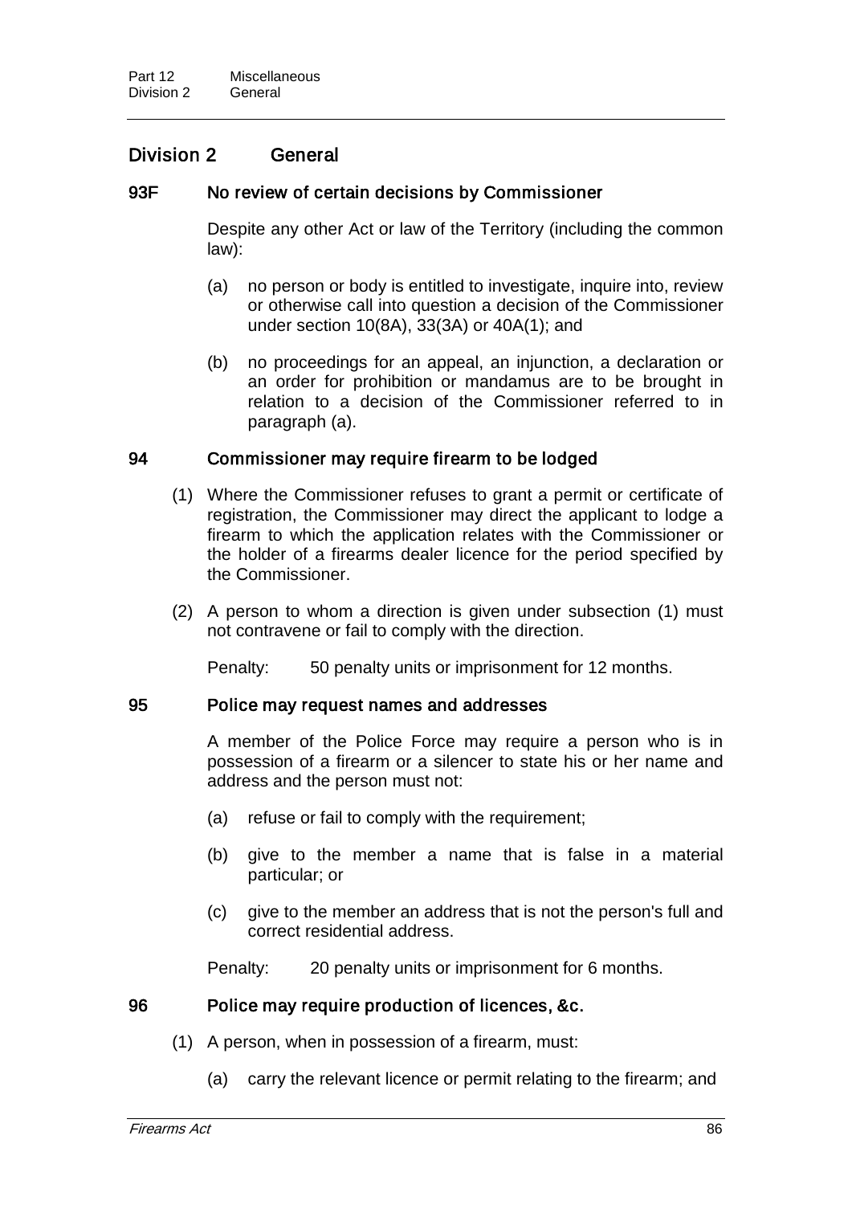## Division 2 General

### 93F No review of certain decisions by Commissioner

Despite any other Act or law of the Territory (including the common law):

(a) no person or body is entitled to investigate, inquire into, review or otherwise call into question a decision of the Commissioner under section 10(8A), 33(3A) or 40A(1); and

(b) no proceedings for an appeal, an injunction, a declaration or an order for prohibition or mandamus are to be brought in relation to a decision of the Commissioner referred to in paragraph (a).

### 94 Commissioner may require firearm to be lodged

(1) Where the Commissioner refuses to grant a permit or certificate of registration, the Commissioner may direct the applicant to lodge a firearm to which the application relates with the Commissioner or the holder of a firearms dealer licence for the period specified by the Commissioner.

(2) A person to whom a direction is given under subsection (1) must not contravene or fail to comply with the direction.

Penalty: 50 penalty units or imprisonment for 12 months.

### 95 Police may request names and addresses

A member of the Police Force may require a person who is in possession of a firearm or a silencer to state his or her name and address and the person must not:

(a) refuse or fail to comply with the requirement;

(b) give to the member a name that is false in a material particular; or

(c) give to the member an address that is not the person's full and correct residential address.

Penalty: 20 penalty units or imprisonment for 6 months.

### 96 Police may require production of licences, &c.

(1) A person, when in possession of a firearm, must:

(a) carry the relevant licence or permit relating to the firearm; and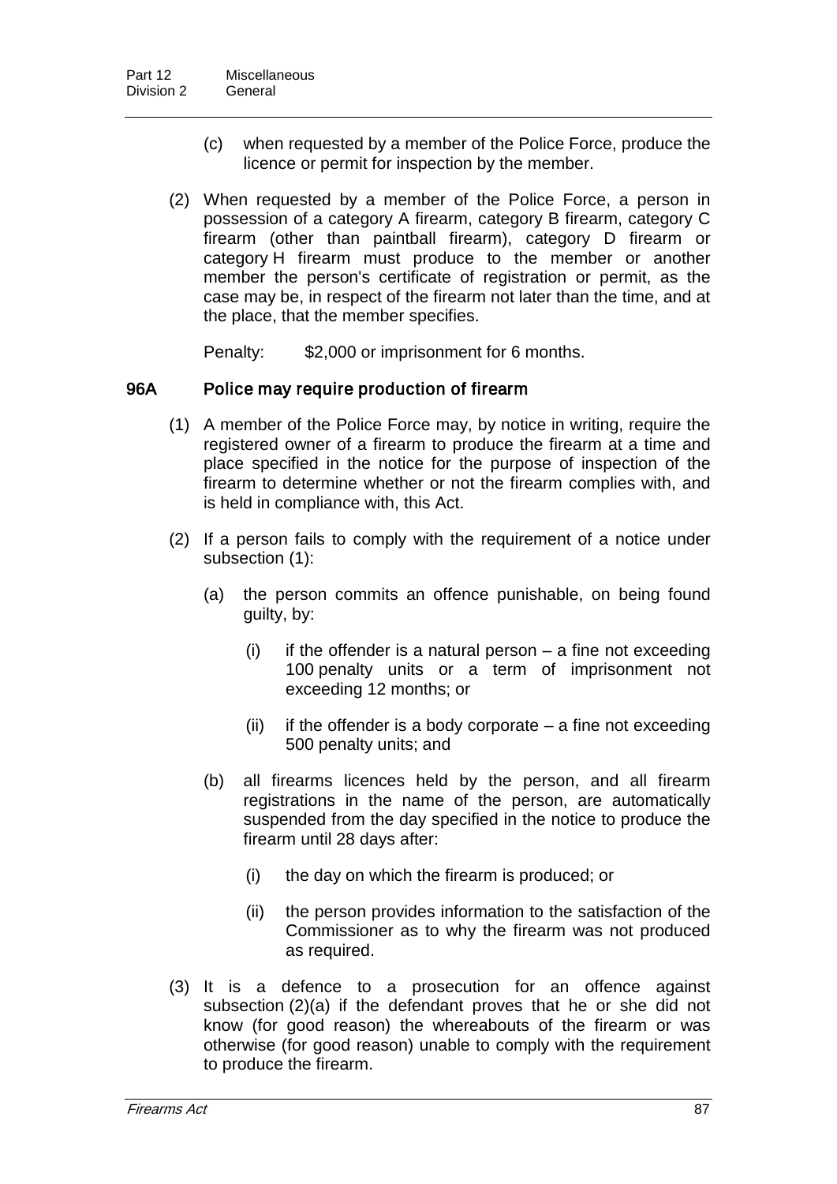(c) when requested by a member of the Police Force, produce the licence or permit for inspection by the member.

(2) When requested by a member of the Police Force, a person in possession of a category A firearm, category B firearm, category C firearm (other than paintball firearm), category D firearm or category H firearm must produce to the member or another member the person's certificate of registration or permit, as the case may be, in respect of the firearm not later than the time, and at the place, that the member specifies.

Penalty: $2,000 or imprisonment for 6 months.

### 96A Police may require production of firearm

(1) A member of the Police Force may, by notice in writing, require the registered owner of a firearm to produce the firearm at a time and place specified in the notice for the purpose of inspection of the firearm to determine whether or not the firearm complies with, and is held in compliance with, this Act.

(2) If a person fails to comply with the requirement of a notice under subsection (1):

(a) the person commits an offence punishable, on being found guilty, by:

(i) if the offender is a natural person – a fine not exceeding 100 penalty units or a term of imprisonment not exceeding 12 months; or

(ii) if the offender is a body corporate – a fine not exceeding 500 penalty units; and

(b) all firearms licences held by the person, and all firearm registrations in the name of the person, are automatically suspended from the day specified in the notice to produce the firearm until 28 days after:

(i) the day on which the firearm is produced; or

(ii) the person provides information to the satisfaction of the Commissioner as to why the firearm was not produced as required.

(3) It is a defence to a prosecution for an offence against subsection (2)(a) if the defendant proves that he or she did not know (for good reason) the whereabouts of the firearm or was otherwise (for good reason) unable to comply with the requirement to produce the firearm.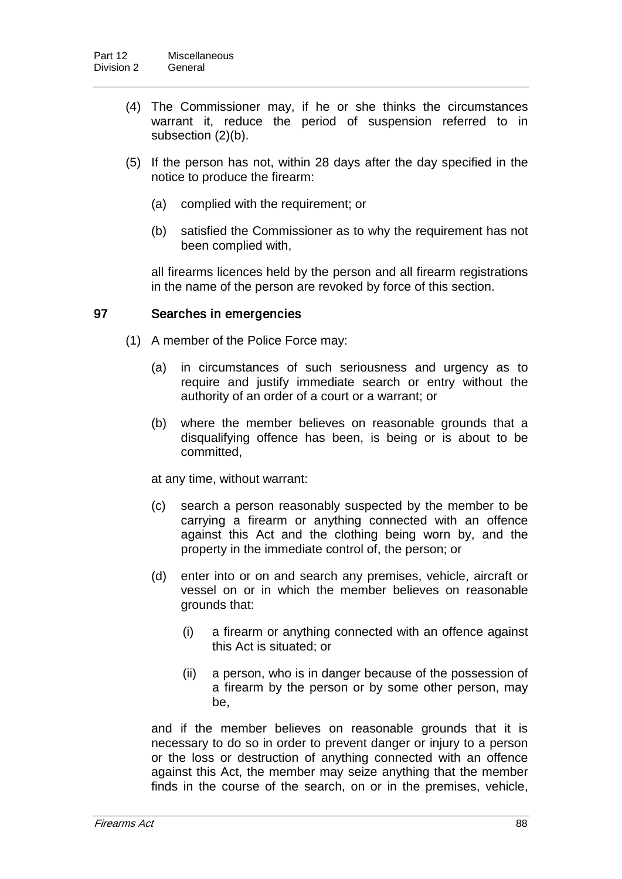(4) The Commissioner may, if he or she thinks the circumstances warrant it, reduce the period of suspension referred to in subsection (2)(b).

(5) If the person has not, within 28 days after the day specified in the notice to produce the firearm:

(a) complied with the requirement; or

(b) satisfied the Commissioner as to why the requirement has not been complied with,

all firearms licences held by the person and all firearm registrations in the name of the person are revoked by force of this section.

### 97 Searches in emergencies

(1) A member of the Police Force may:

(a) in circumstances of such seriousness and urgency as to require and justify immediate search or entry without the authority of an order of a court or a warrant; or

(b) where the member believes on reasonable grounds that a disqualifying offence has been, is being or is about to be committed,

at any time, without warrant:

(c) search a person reasonably suspected by the member to be carrying a firearm or anything connected with an offence against this Act and the clothing being worn by, and the property in the immediate control of, the person; or

(d) enter into or on and search any premises, vehicle, aircraft or vessel on or in which the member believes on reasonable grounds that:

(i) a firearm or anything connected with an offence against this Act is situated; or

(ii) a person, who is in danger because of the possession of a firearm by the person or by some other person, may be,

and if the member believes on reasonable grounds that it is necessary to do so in order to prevent danger or injury to a person or the loss or destruction of anything connected with an offence against this Act, the member may seize anything that the member finds in the course of the search, on or in the premises, vehicle,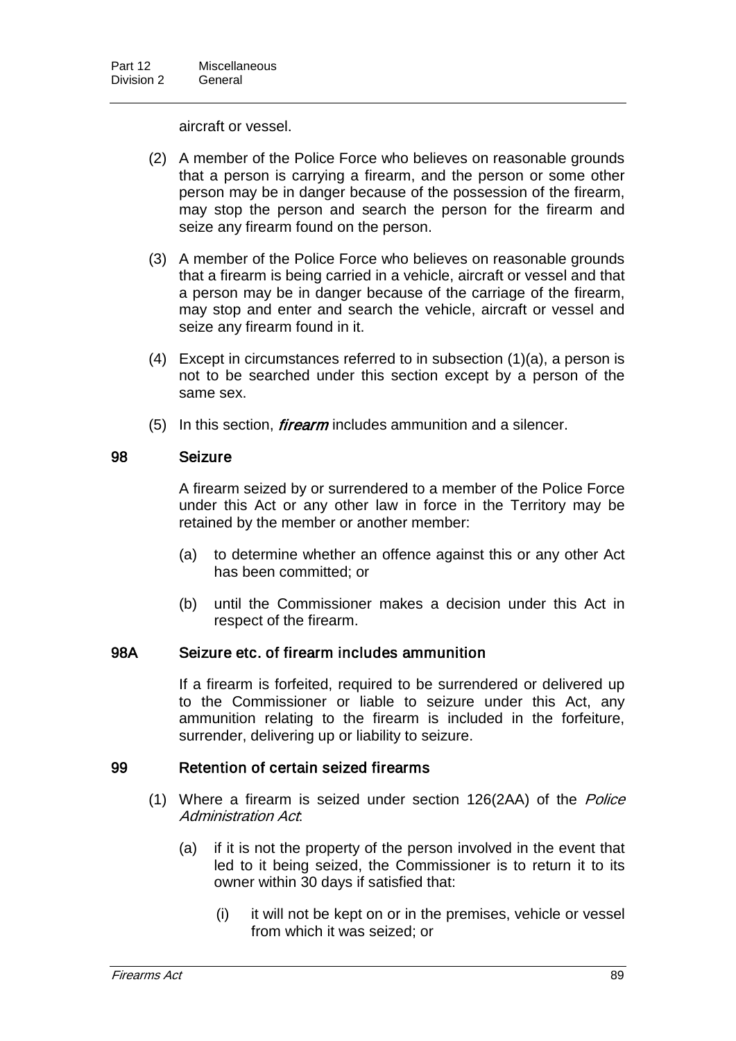aircraft or vessel.

(2) A member of the Police Force who believes on reasonable grounds that a person is carrying a firearm, and the person or some other person may be in danger because of the possession of the firearm, may stop the person and search the person for the firearm and seize any firearm found on the person.

(3) A member of the Police Force who believes on reasonable grounds that a firearm is being carried in a vehicle, aircraft or vessel and that a person may be in danger because of the carriage of the firearm, may stop and enter and search the vehicle, aircraft or vessel and seize any firearm found in it.

(4) Except in circumstances referred to in subsection (1)(a), a person is not to be searched under this section except by a person of the same sex.

(5) In this section, ***firearm*** includes ammunition and a silencer.

### 98 Seizure

A firearm seized by or surrendered to a member of the Police Force under this Act or any other law in force in the Territory may be retained by the member or another member:

(a) to determine whether an offence against this or any other Act has been committed; or

(b) until the Commissioner makes a decision under this Act in respect of the firearm.

### 98A Seizure etc. of firearm includes ammunition

If a firearm is forfeited, required to be surrendered or delivered up to the Commissioner or liable to seizure under this Act, any ammunition relating to the firearm is included in the forfeiture, surrender, delivering up or liability to seizure.

### 99 Retention of certain seized firearms

(1) Where a firearm is seized under section 126(2AA) of the *Police Administration Act*:

(a) if it is not the property of the person involved in the event that led to it being seized, the Commissioner is to return it to its owner within 30 days if satisfied that:

(i) it will not be kept on or in the premises, vehicle or vessel from which it was seized; or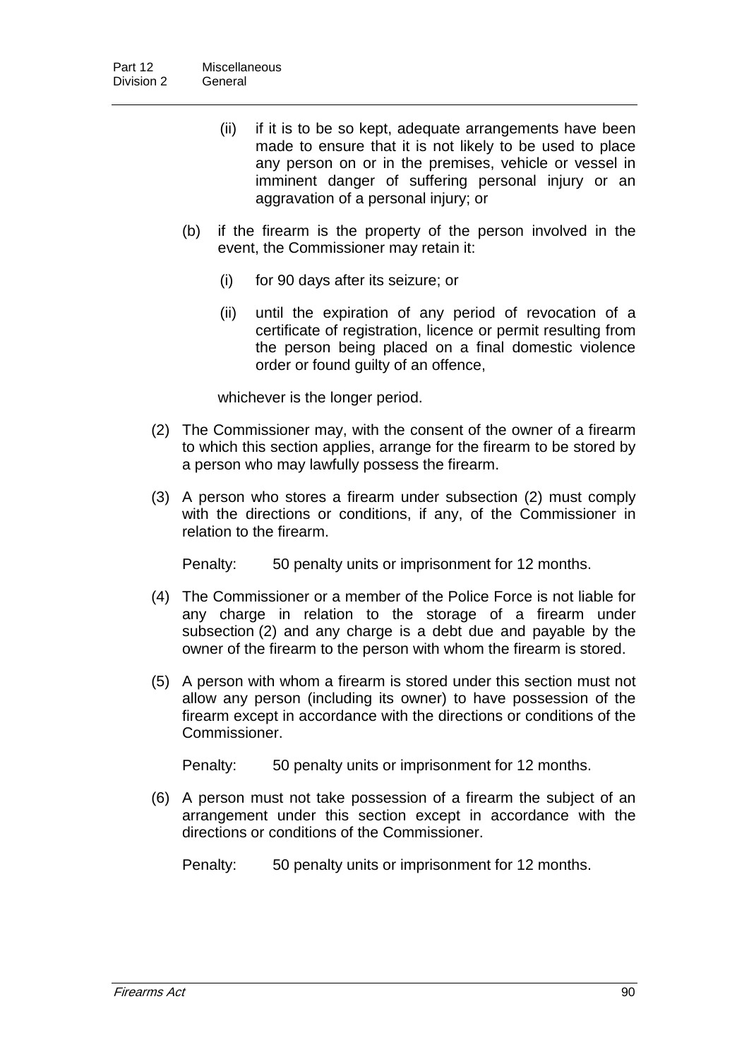(ii) if it is to be so kept, adequate arrangements have been made to ensure that it is not likely to be used to place any person on or in the premises, vehicle or vessel in imminent danger of suffering personal injury or an aggravation of a personal injury; or

(b) if the firearm is the property of the person involved in the event, the Commissioner may retain it:

(i) for 90 days after its seizure; or

(ii) until the expiration of any period of revocation of a certificate of registration, licence or permit resulting from the person being placed on a final domestic violence order or found guilty of an offence,

whichever is the longer period.

(2) The Commissioner may, with the consent of the owner of a firearm to which this section applies, arrange for the firearm to be stored by a person who may lawfully possess the firearm.

(3) A person who stores a firearm under subsection (2) must comply with the directions or conditions, if any, of the Commissioner in relation to the firearm.

Penalty: 50 penalty units or imprisonment for 12 months.

(4) The Commissioner or a member of the Police Force is not liable for any charge in relation to the storage of a firearm under subsection (2) and any charge is a debt due and payable by the owner of the firearm to the person with whom the firearm is stored.

(5) A person with whom a firearm is stored under this section must not allow any person (including its owner) to have possession of the firearm except in accordance with the directions or conditions of the Commissioner.

Penalty: 50 penalty units or imprisonment for 12 months.

(6) A person must not take possession of a firearm the subject of an arrangement under this section except in accordance with the directions or conditions of the Commissioner.

Penalty: 50 penalty units or imprisonment for 12 months.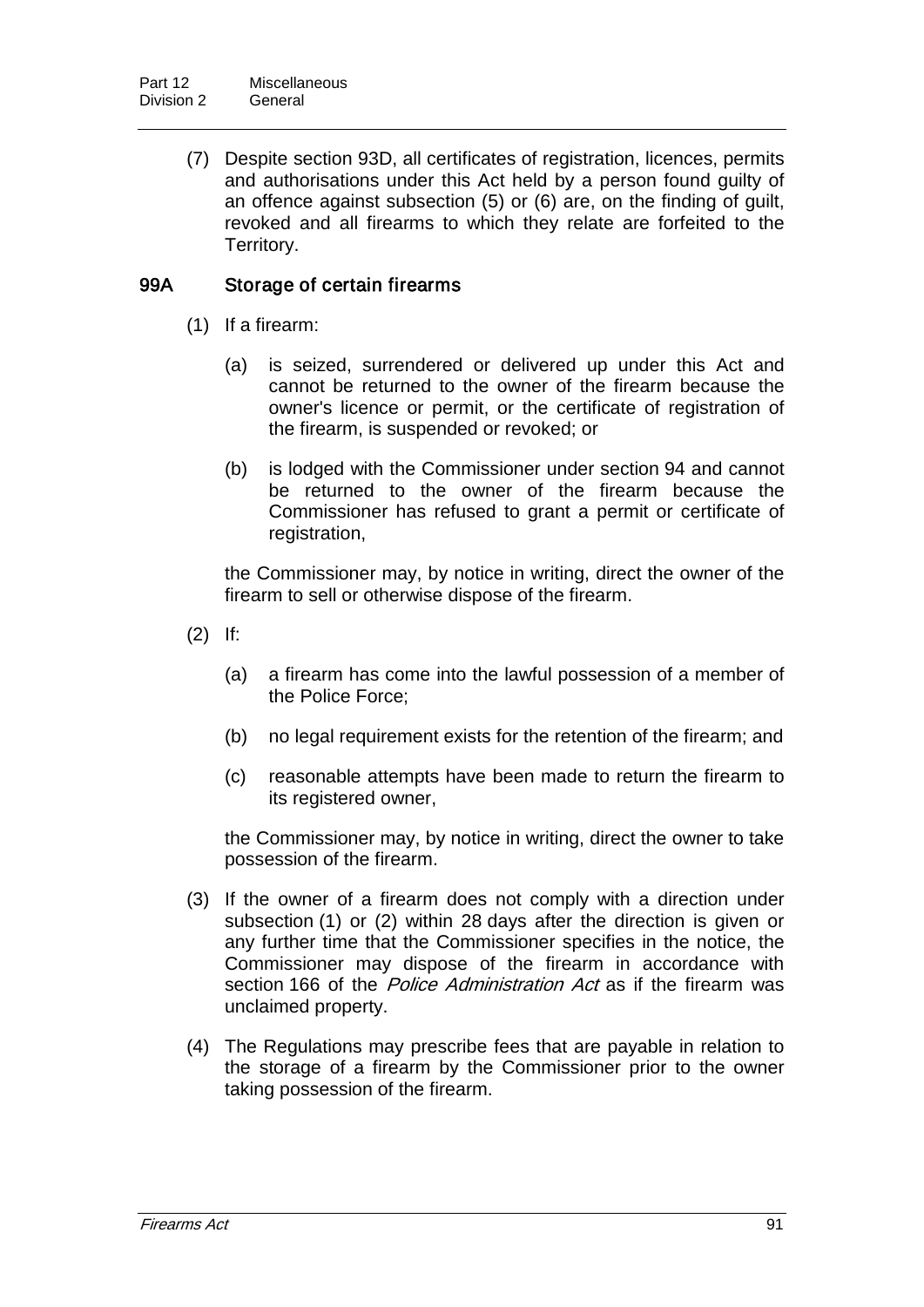(7) Despite section 93D, all certificates of registration, licences, permits and authorisations under this Act held by a person found guilty of an offence against subsection (5) or (6) are, on the finding of guilt, revoked and all firearms to which they relate are forfeited to the Territory.

### 99A Storage of certain firearms

(1) If a firearm:

(a) is seized, surrendered or delivered up under this Act and cannot be returned to the owner of the firearm because the owner's licence or permit, or the certificate of registration of the firearm, is suspended or revoked; or

(b) is lodged with the Commissioner under section 94 and cannot be returned to the owner of the firearm because the Commissioner has refused to grant a permit or certificate of registration,

the Commissioner may, by notice in writing, direct the owner of the firearm to sell or otherwise dispose of the firearm.

(2) If:

(a) a firearm has come into the lawful possession of a member of the Police Force;

(b) no legal requirement exists for the retention of the firearm; and

(c) reasonable attempts have been made to return the firearm to its registered owner,

the Commissioner may, by notice in writing, direct the owner to take possession of the firearm.

(3) If the owner of a firearm does not comply with a direction under subsection (1) or (2) within 28 days after the direction is given or any further time that the Commissioner specifies in the notice, the Commissioner may dispose of the firearm in accordance with section 166 of the *Police Administration Act* as if the firearm was unclaimed property.

(4) The Regulations may prescribe fees that are payable in relation to the storage of a firearm by the Commissioner prior to the owner taking possession of the firearm.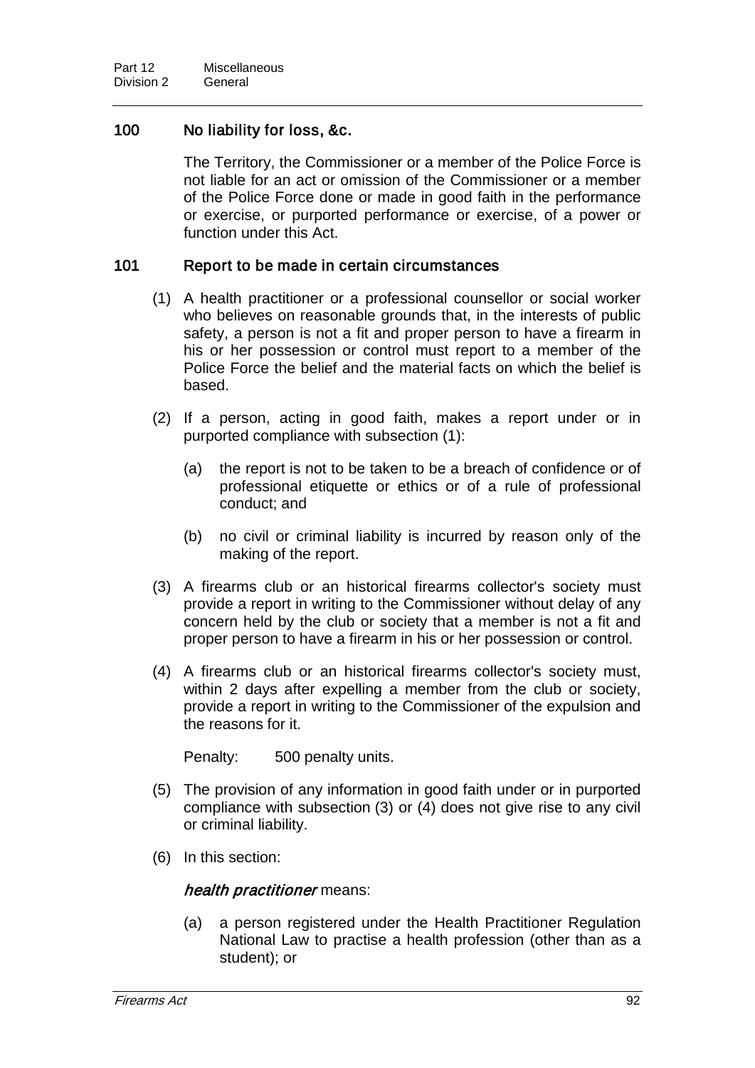### 100 No liability for loss, &c.

The Territory, the Commissioner or a member of the Police Force is not liable for an act or omission of the Commissioner or a member of the Police Force done or made in good faith in the performance or exercise, or purported performance or exercise, of a power or function under this Act.

### 101 Report to be made in certain circumstances

(1) A health practitioner or a professional counsellor or social worker who believes on reasonable grounds that, in the interests of public safety, a person is not a fit and proper person to have a firearm in his or her possession or control must report to a member of the Police Force the belief and the material facts on which the belief is based.

(2) If a person, acting in good faith, makes a report under or in purported compliance with subsection (1):

(a) the report is not to be taken to be a breach of confidence or of professional etiquette or ethics or of a rule of professional conduct; and

(b) no civil or criminal liability is incurred by reason only of the making of the report.

(3) A firearms club or an historical firearms collector's society must provide a report in writing to the Commissioner without delay of any concern held by the club or society that a member is not a fit and proper person to have a firearm in his or her possession or control.

(4) A firearms club or an historical firearms collector's society must, within 2 days after expelling a member from the club or society, provide a report in writing to the Commissioner of the expulsion and the reasons for it.

Penalty: 500 penalty units.

(5) The provision of any information in good faith under or in purported compliance with subsection (3) or (4) does not give rise to any civil or criminal liability.

(6) In this section:

***health practitioner*** means:

(a) a person registered under the Health Practitioner Regulation National Law to practise a health profession (other than as a student); or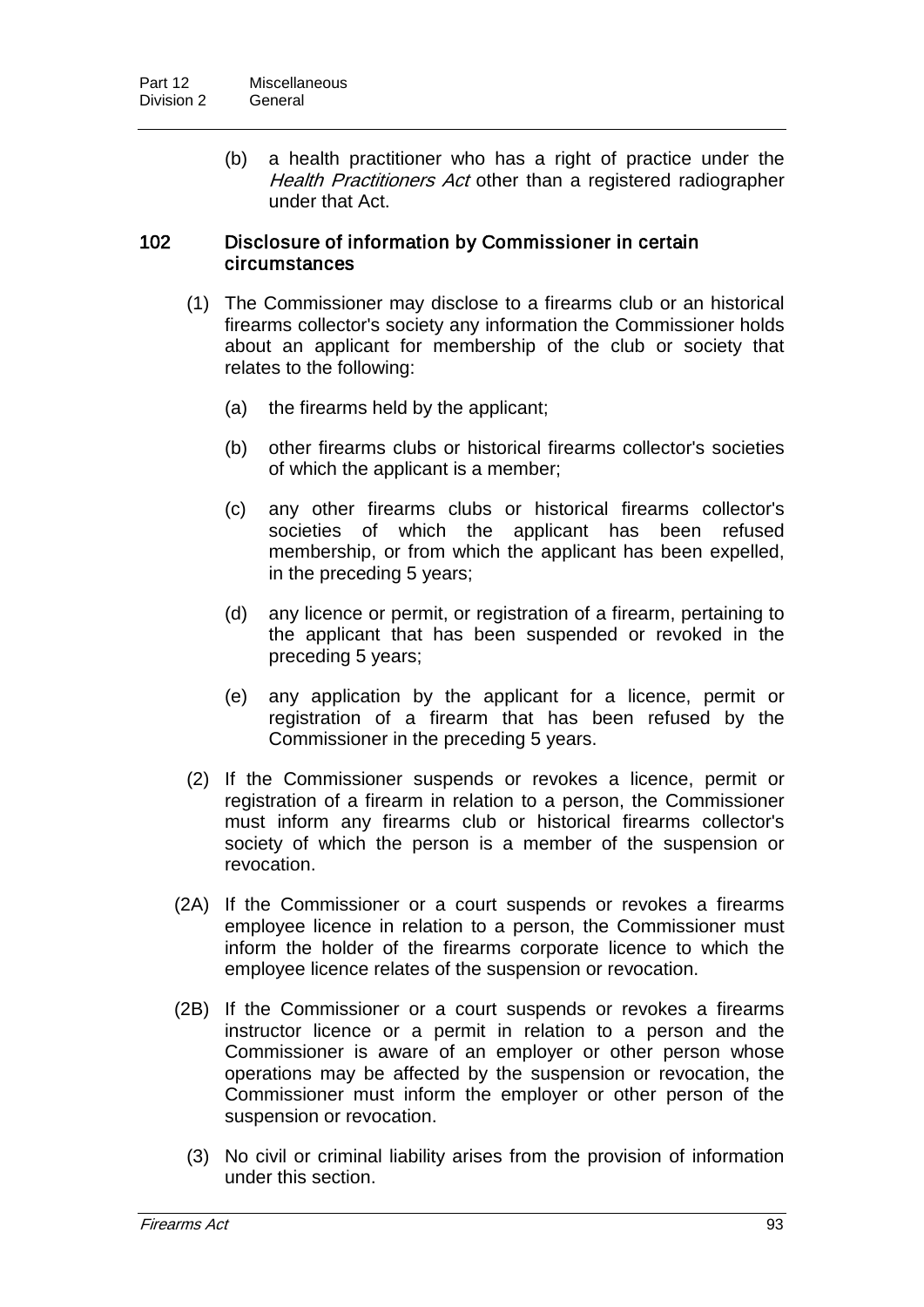(b) a health practitioner who has a right of practice under the *Health Practitioners Act* other than a registered radiographer under that Act.

### 102 Disclosure of information by Commissioner in certain circumstances

(1) The Commissioner may disclose to a firearms club or an historical firearms collector's society any information the Commissioner holds about an applicant for membership of the club or society that relates to the following:

(a) the firearms held by the applicant;

(b) other firearms clubs or historical firearms collector's societies of which the applicant is a member;

(c) any other firearms clubs or historical firearms collector's societies of which the applicant has been refused membership, or from which the applicant has been expelled, in the preceding 5 years;

(d) any licence or permit, or registration of a firearm, pertaining to the applicant that has been suspended or revoked in the preceding 5 years;

(e) any application by the applicant for a licence, permit or registration of a firearm that has been refused by the Commissioner in the preceding 5 years.

(2) If the Commissioner suspends or revokes a licence, permit or registration of a firearm in relation to a person, the Commissioner must inform any firearms club or historical firearms collector's society of which the person is a member of the suspension or revocation.

(2A) If the Commissioner or a court suspends or revokes a firearms employee licence in relation to a person, the Commissioner must inform the holder of the firearms corporate licence to which the employee licence relates of the suspension or revocation.

(2B) If the Commissioner or a court suspends or revokes a firearms instructor licence or a permit in relation to a person and the Commissioner is aware of an employer or other person whose operations may be affected by the suspension or revocation, the Commissioner must inform the employer or other person of the suspension or revocation.

(3) No civil or criminal liability arises from the provision of information under this section.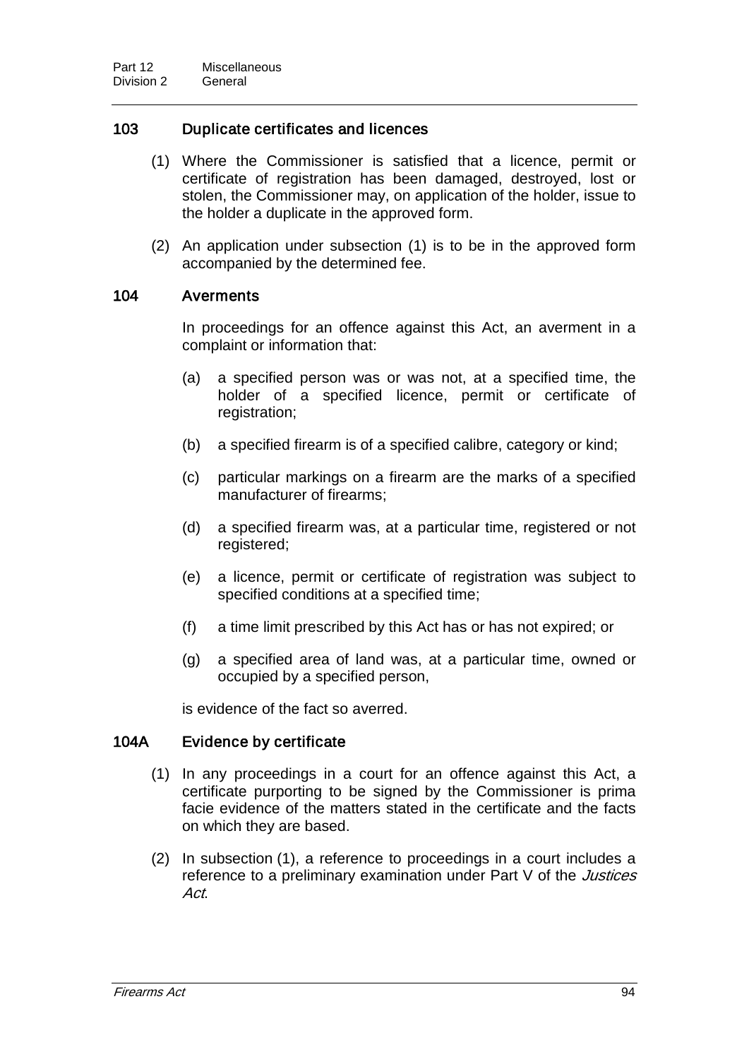## 103 Duplicate certificates and licences

(1) Where the Commissioner is satisfied that a licence, permit or certificate of registration has been damaged, destroyed, lost or stolen, the Commissioner may, on application of the holder, issue to the holder a duplicate in the approved form.

(2) An application under subsection (1) is to be in the approved form accompanied by the determined fee.

## 104 Averments

In proceedings for an offence against this Act, an averment in a complaint or information that:

(a) a specified person was or was not, at a specified time, the holder of a specified licence, permit or certificate of registration;

(b) a specified firearm is of a specified calibre, category or kind;

(c) particular markings on a firearm are the marks of a specified manufacturer of firearms;

(d) a specified firearm was, at a particular time, registered or not registered;

(e) a licence, permit or certificate of registration was subject to specified conditions at a specified time;

(f) a time limit prescribed by this Act has or has not expired; or

(g) a specified area of land was, at a particular time, owned or occupied by a specified person,

is evidence of the fact so averred.

## 104A Evidence by certificate

(1) In any proceedings in a court for an offence against this Act, a certificate purporting to be signed by the Commissioner is prima facie evidence of the matters stated in the certificate and the facts on which they are based.

(2) In subsection (1), a reference to proceedings in a court includes a reference to a preliminary examination under Part V of the *Justices Act*.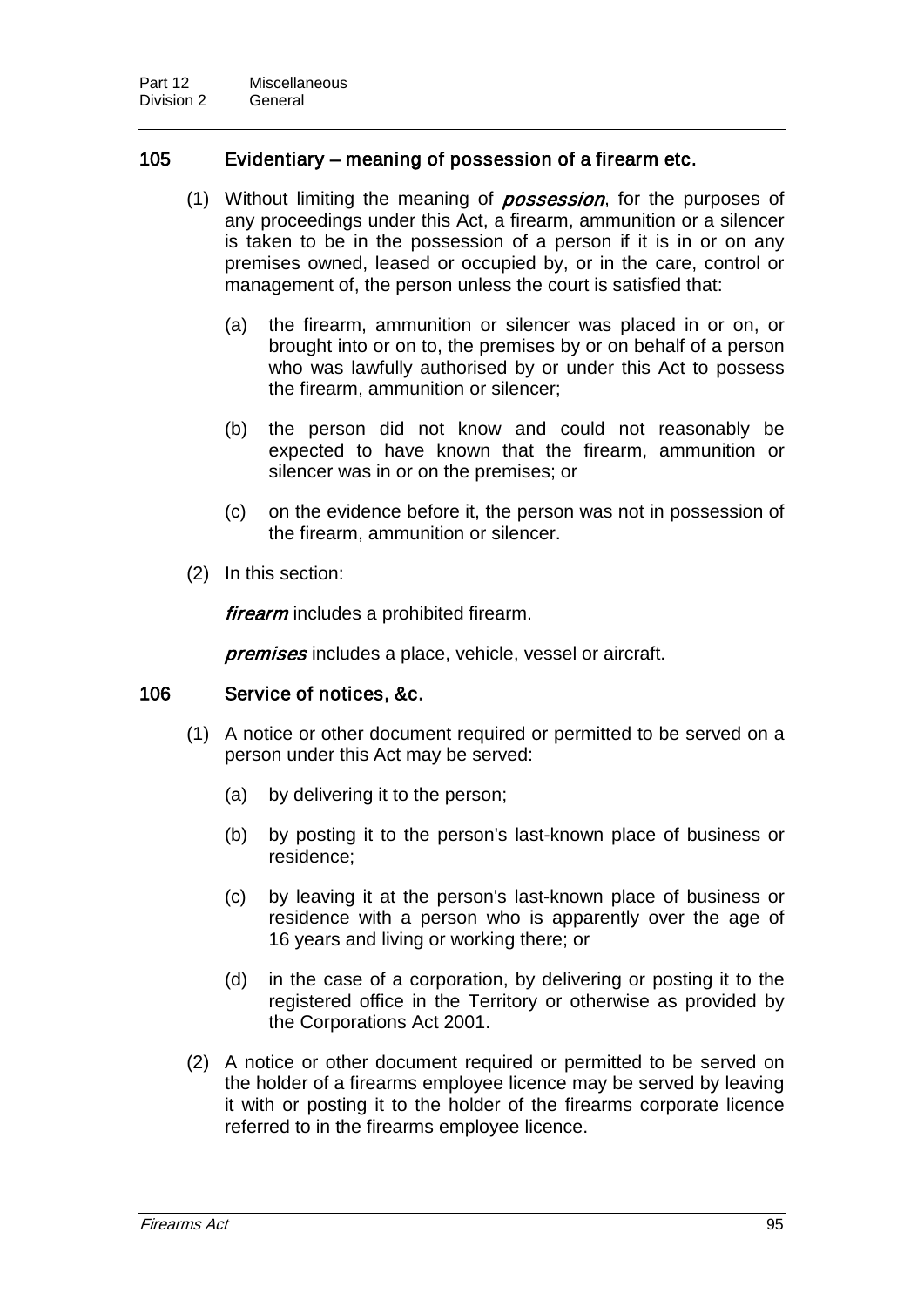### 105 Evidentiary – meaning of possession of a firearm etc.

(1) Without limiting the meaning of ***possession***, for the purposes of any proceedings under this Act, a firearm, ammunition or a silencer is taken to be in the possession of a person if it is in or on any premises owned, leased or occupied by, or in the care, control or management of, the person unless the court is satisfied that:

(a) the firearm, ammunition or silencer was placed in or on, or brought into or on to, the premises by or on behalf of a person who was lawfully authorised by or under this Act to possess the firearm, ammunition or silencer;

(b) the person did not know and could not reasonably be expected to have known that the firearm, ammunition or silencer was in or on the premises; or

(c) on the evidence before it, the person was not in possession of the firearm, ammunition or silencer.

(2) In this section:

***firearm*** includes a prohibited firearm.

***premises*** includes a place, vehicle, vessel or aircraft.

### 106 Service of notices, &c.

(1) A notice or other document required or permitted to be served on a person under this Act may be served:

(a) by delivering it to the person;

(b) by posting it to the person's last-known place of business or residence;

(c) by leaving it at the person's last-known place of business or residence with a person who is apparently over the age of 16 years and living or working there; or

(d) in the case of a corporation, by delivering or posting it to the registered office in the Territory or otherwise as provided by the Corporations Act 2001.

(2) A notice or other document required or permitted to be served on the holder of a firearms employee licence may be served by leaving it with or posting it to the holder of the firearms corporate licence referred to in the firearms employee licence.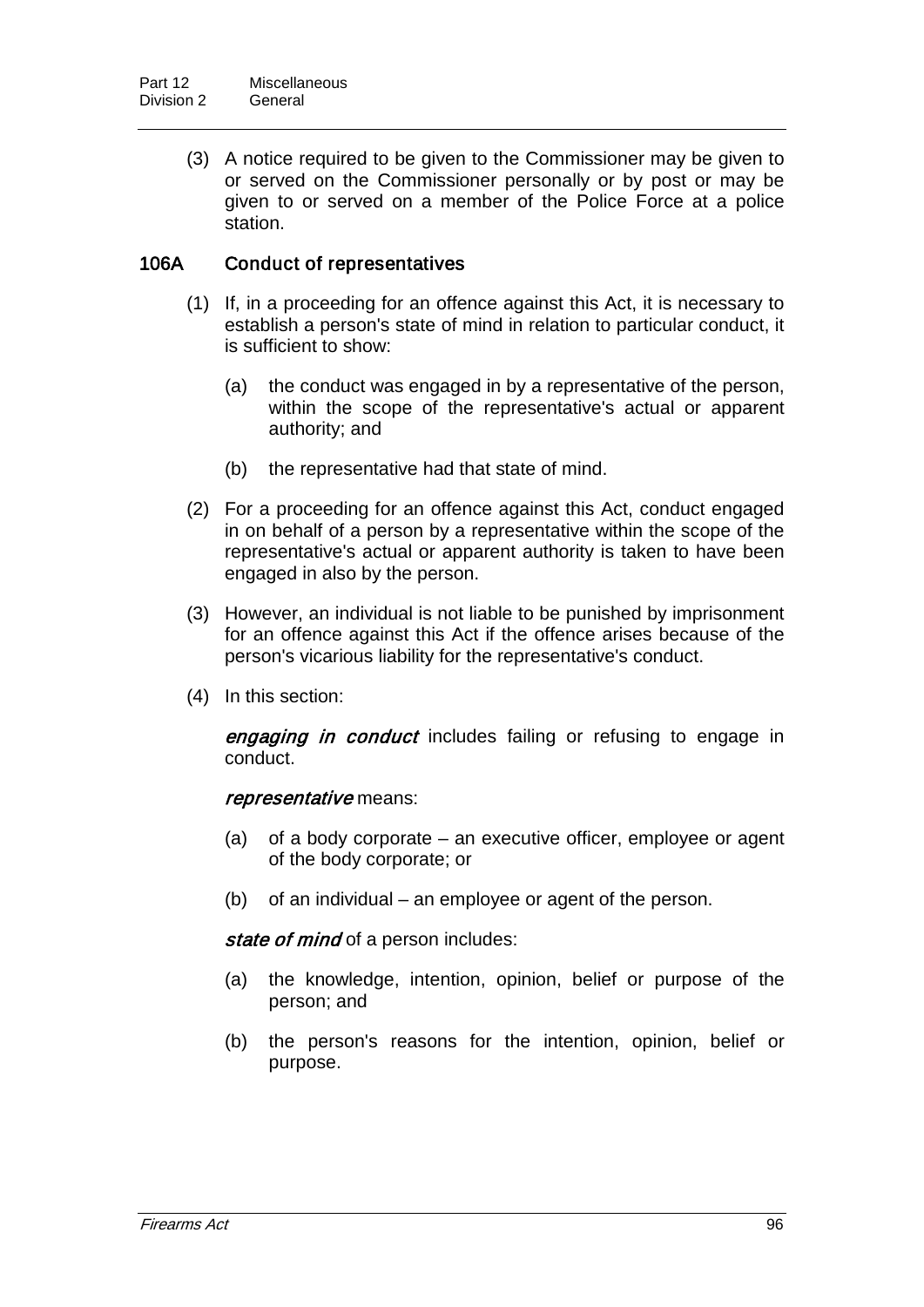(3) A notice required to be given to the Commissioner may be given to or served on the Commissioner personally or by post or may be given to or served on a member of the Police Force at a police station.

### 106A Conduct of representatives

(1) If, in a proceeding for an offence against this Act, it is necessary to establish a person's state of mind in relation to particular conduct, it is sufficient to show:

(a) the conduct was engaged in by a representative of the person, within the scope of the representative's actual or apparent authority; and

(b) the representative had that state of mind.

(2) For a proceeding for an offence against this Act, conduct engaged in on behalf of a person by a representative within the scope of the representative's actual or apparent authority is taken to have been engaged in also by the person.

(3) However, an individual is not liable to be punished by imprisonment for an offence against this Act if the offence arises because of the person's vicarious liability for the representative's conduct.

(4) In this section:

***engaging in conduct*** includes failing or refusing to engage in conduct.

***representative*** means:

(a) of a body corporate – an executive officer, employee or agent of the body corporate; or

(b) of an individual – an employee or agent of the person.

***state of mind*** of a person includes:

(a) the knowledge, intention, opinion, belief or purpose of the person; and

(b) the person's reasons for the intention, opinion, belief or purpose.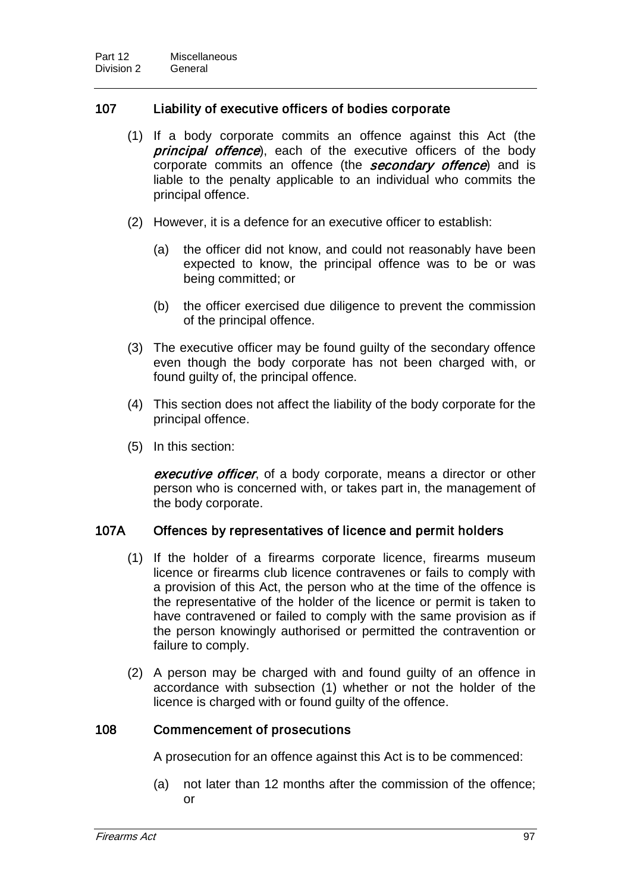### 107 Liability of executive officers of bodies corporate

(1) If a body corporate commits an offence against this Act (the ***principal offence***), each of the executive officers of the body corporate commits an offence (the ***secondary offence***) and is liable to the penalty applicable to an individual who commits the principal offence.

(2) However, it is a defence for an executive officer to establish:

(a) the officer did not know, and could not reasonably have been expected to know, the principal offence was to be or was being committed; or

(b) the officer exercised due diligence to prevent the commission of the principal offence.

(3) The executive officer may be found guilty of the secondary offence even though the body corporate has not been charged with, or found guilty of, the principal offence.

(4) This section does not affect the liability of the body corporate for the principal offence.

(5) In this section:

***executive officer***, of a body corporate, means a director or other person who is concerned with, or takes part in, the management of the body corporate.

### 107A Offences by representatives of licence and permit holders

(1) If the holder of a firearms corporate licence, firearms museum licence or firearms club licence contravenes or fails to comply with a provision of this Act, the person who at the time of the offence is the representative of the holder of the licence or permit is taken to have contravened or failed to comply with the same provision as if the person knowingly authorised or permitted the contravention or failure to comply.

(2) A person may be charged with and found guilty of an offence in accordance with subsection (1) whether or not the holder of the licence is charged with or found guilty of the offence.

### 108 Commencement of prosecutions

A prosecution for an offence against this Act is to be commenced:

(a) not later than 12 months after the commission of the offence; or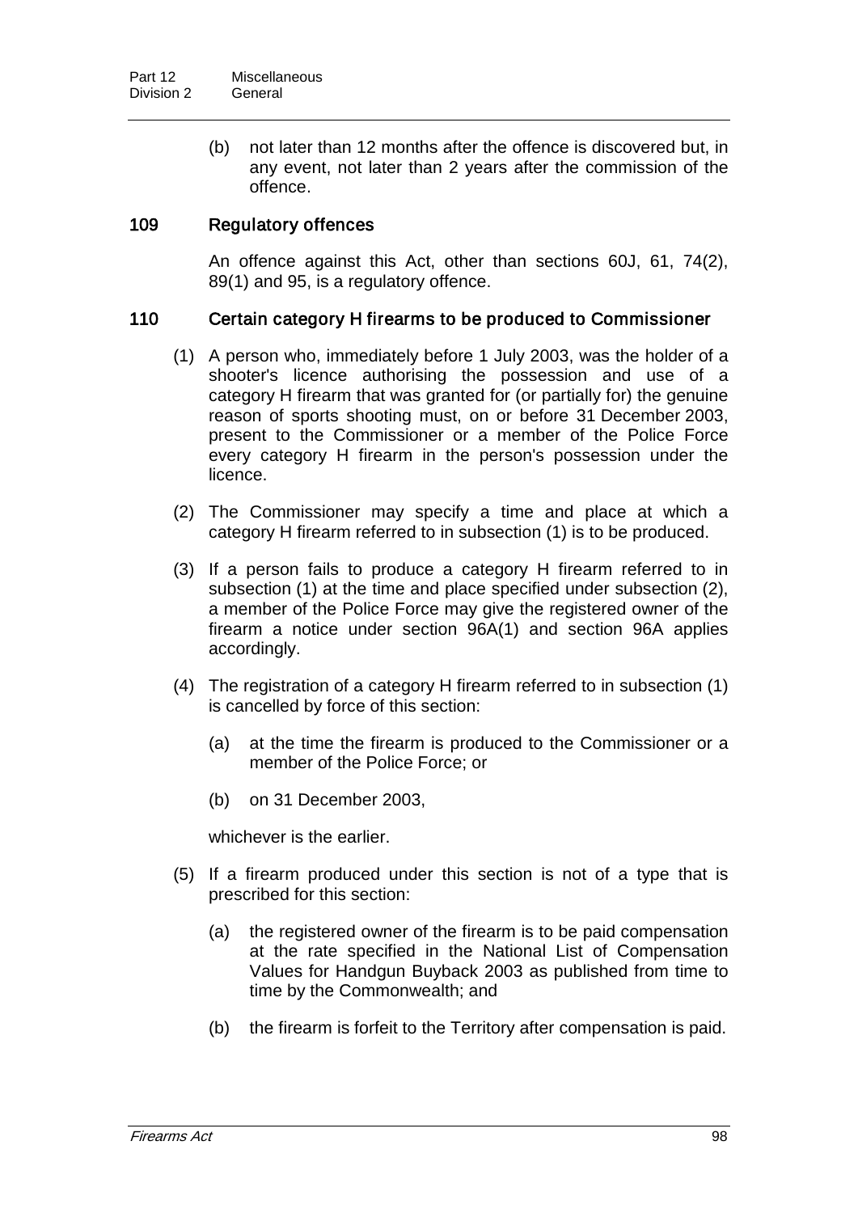(b) not later than 12 months after the offence is discovered but, in any event, not later than 2 years after the commission of the offence.

## 109 Regulatory offences

An offence against this Act, other than sections 60J, 61, 74(2), 89(1) and 95, is a regulatory offence.

## 110 Certain category H firearms to be produced to Commissioner

(1) A person who, immediately before 1 July 2003, was the holder of a shooter's licence authorising the possession and use of a category H firearm that was granted for (or partially for) the genuine reason of sports shooting must, on or before 31 December 2003, present to the Commissioner or a member of the Police Force every category H firearm in the person's possession under the licence.

(2) The Commissioner may specify a time and place at which a category H firearm referred to in subsection (1) is to be produced.

(3) If a person fails to produce a category H firearm referred to in subsection (1) at the time and place specified under subsection (2), a member of the Police Force may give the registered owner of the firearm a notice under section 96A(1) and section 96A applies accordingly.

(4) The registration of a category H firearm referred to in subsection (1) is cancelled by force of this section:

(a) at the time the firearm is produced to the Commissioner or a member of the Police Force; or

(b) on 31 December 2003,

whichever is the earlier.

(5) If a firearm produced under this section is not of a type that is prescribed for this section:

(a) the registered owner of the firearm is to be paid compensation at the rate specified in the National List of Compensation Values for Handgun Buyback 2003 as published from time to time by the Commonwealth; and

(b) the firearm is forfeit to the Territory after compensation is paid.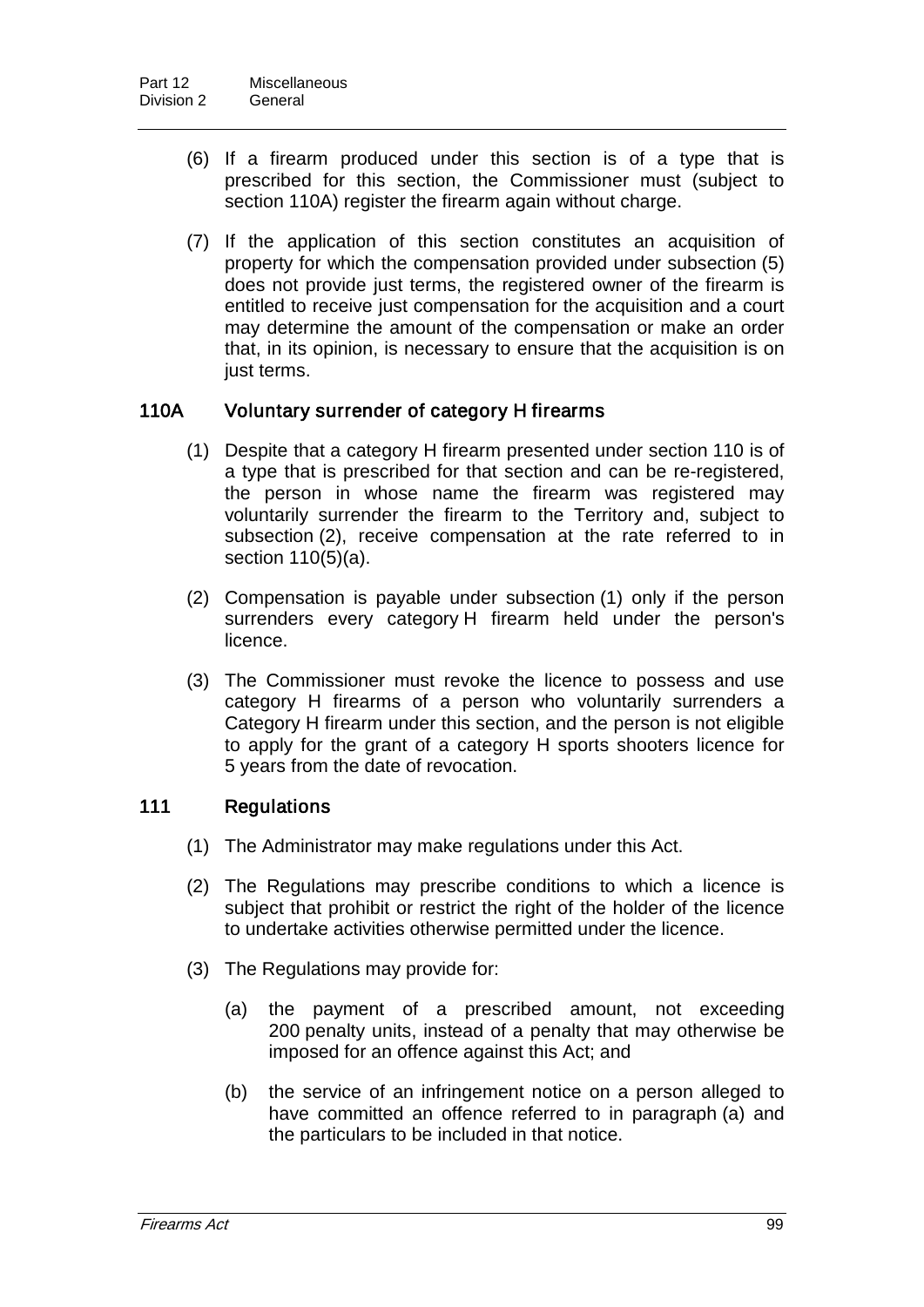(6) If a firearm produced under this section is of a type that is prescribed for this section, the Commissioner must (subject to section 110A) register the firearm again without charge.

(7) If the application of this section constitutes an acquisition of property for which the compensation provided under subsection (5) does not provide just terms, the registered owner of the firearm is entitled to receive just compensation for the acquisition and a court may determine the amount of the compensation or make an order that, in its opinion, is necessary to ensure that the acquisition is on just terms.

### 110A Voluntary surrender of category H firearms

(1) Despite that a category H firearm presented under section 110 is of a type that is prescribed for that section and can be re-registered, the person in whose name the firearm was registered may voluntarily surrender the firearm to the Territory and, subject to subsection (2), receive compensation at the rate referred to in section 110(5)(a).

(2) Compensation is payable under subsection (1) only if the person surrenders every category H firearm held under the person's licence.

(3) The Commissioner must revoke the licence to possess and use category H firearms of a person who voluntarily surrenders a Category H firearm under this section, and the person is not eligible to apply for the grant of a category H sports shooters licence for 5 years from the date of revocation.

### 111 Regulations

(1) The Administrator may make regulations under this Act.

(2) The Regulations may prescribe conditions to which a licence is subject that prohibit or restrict the right of the holder of the licence to undertake activities otherwise permitted under the licence.

(3) The Regulations may provide for:

(a) the payment of a prescribed amount, not exceeding 200 penalty units, instead of a penalty that may otherwise be imposed for an offence against this Act; and

(b) the service of an infringement notice on a person alleged to have committed an offence referred to in paragraph (a) and the particulars to be included in that notice.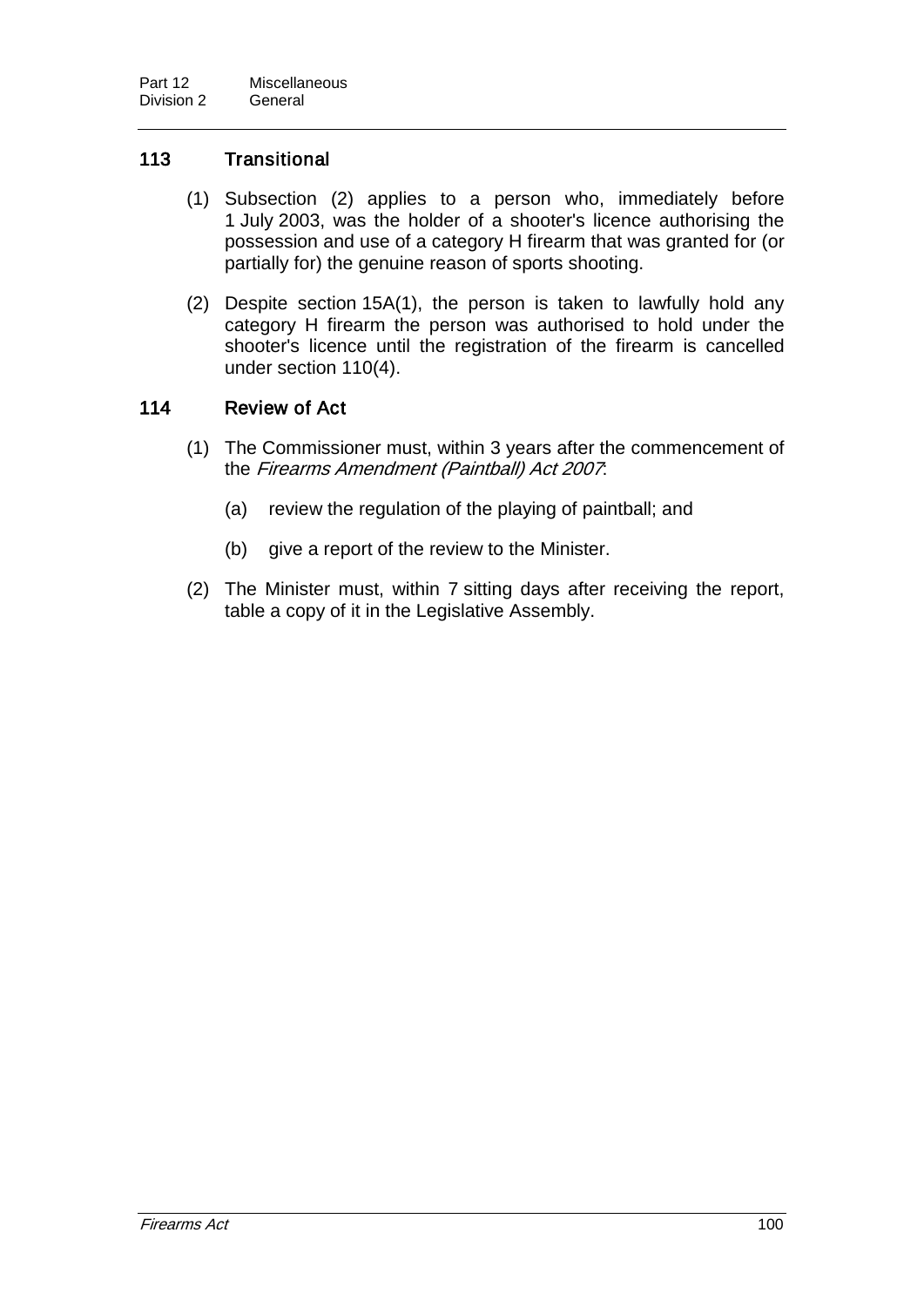### 113 Transitional

(1) Subsection (2) applies to a person who, immediately before 1 July 2003, was the holder of a shooter's licence authorising the possession and use of a category H firearm that was granted for (or partially for) the genuine reason of sports shooting.

(2) Despite section 15A(1), the person is taken to lawfully hold any category H firearm the person was authorised to hold under the shooter's licence until the registration of the firearm is cancelled under section 110(4).

### 114 Review of Act

(1) The Commissioner must, within 3 years after the commencement of the *Firearms Amendment (Paintball) Act 2007*:

(a) review the regulation of the playing of paintball; and

(b) give a report of the review to the Minister.

(2) The Minister must, within 7 sitting days after receiving the report, table a copy of it in the Legislative Assembly.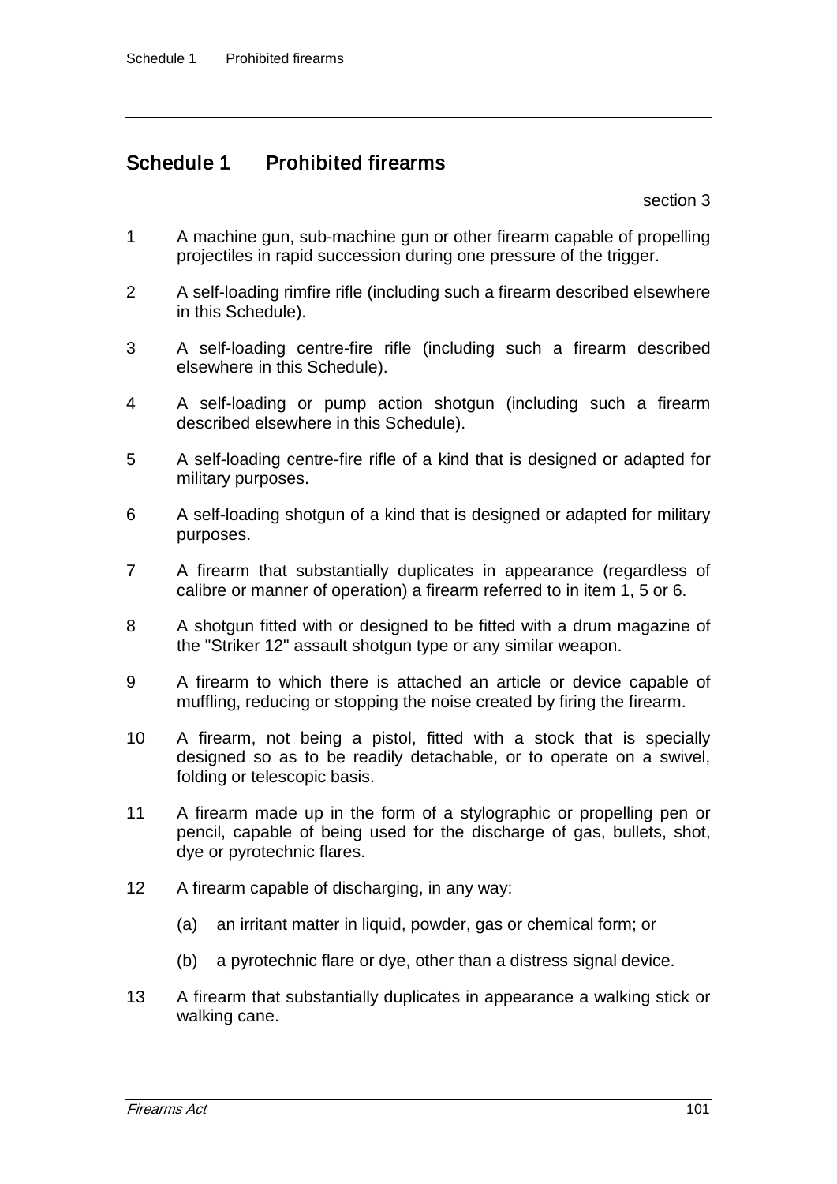# Schedule 1 Prohibited firearms

section 3

1 A machine gun, sub-machine gun or other firearm capable of propelling projectiles in rapid succession during one pressure of the trigger.

2 A self-loading rimfire rifle (including such a firearm described elsewhere in this Schedule).

3 A self-loading centre-fire rifle (including such a firearm described elsewhere in this Schedule).

4 A self-loading or pump action shotgun (including such a firearm described elsewhere in this Schedule).

5 A self-loading centre-fire rifle of a kind that is designed or adapted for military purposes.

6 A self-loading shotgun of a kind that is designed or adapted for military purposes.

7 A firearm that substantially duplicates in appearance (regardless of calibre or manner of operation) a firearm referred to in item 1, 5 or 6.

8 A shotgun fitted with or designed to be fitted with a drum magazine of the "Striker 12" assault shotgun type or any similar weapon.

9 A firearm to which there is attached an article or device capable of muffling, reducing or stopping the noise created by firing the firearm.

10 A firearm, not being a pistol, fitted with a stock that is specially designed so as to be readily detachable, or to operate on a swivel, folding or telescopic basis.

11 A firearm made up in the form of a stylographic or propelling pen or pencil, capable of being used for the discharge of gas, bullets, shot, dye or pyrotechnic flares.

12 A firearm capable of discharging, in any way:

(a) an irritant matter in liquid, powder, gas or chemical form; or

(b) a pyrotechnic flare or dye, other than a distress signal device.

13 A firearm that substantially duplicates in appearance a walking stick or walking cane.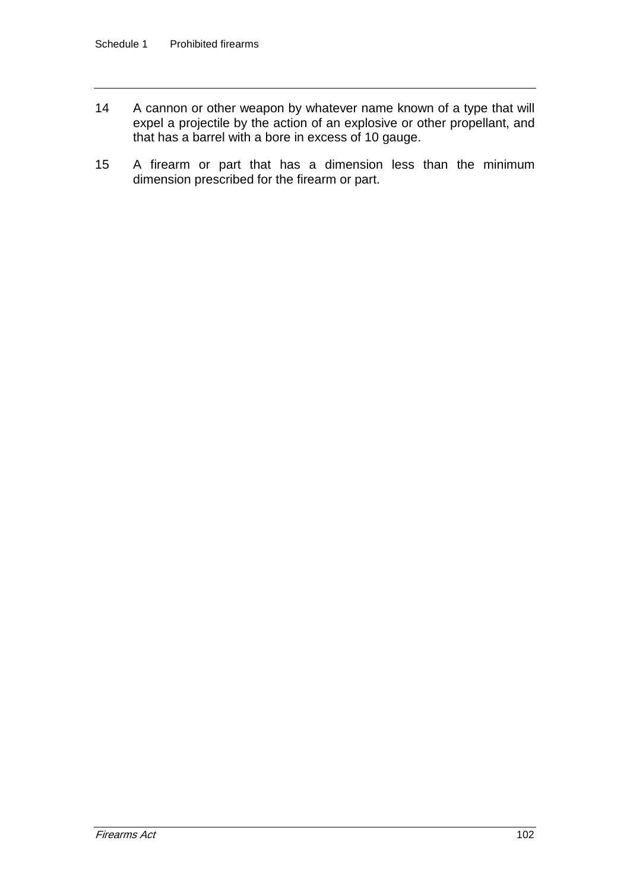14 A cannon or other weapon by whatever name known of a type that will expel a projectile by the action of an explosive or other propellant, and that has a barrel with a bore in excess of 10 gauge.

15 A firearm or part that has a dimension less than the minimum dimension prescribed for the firearm or part.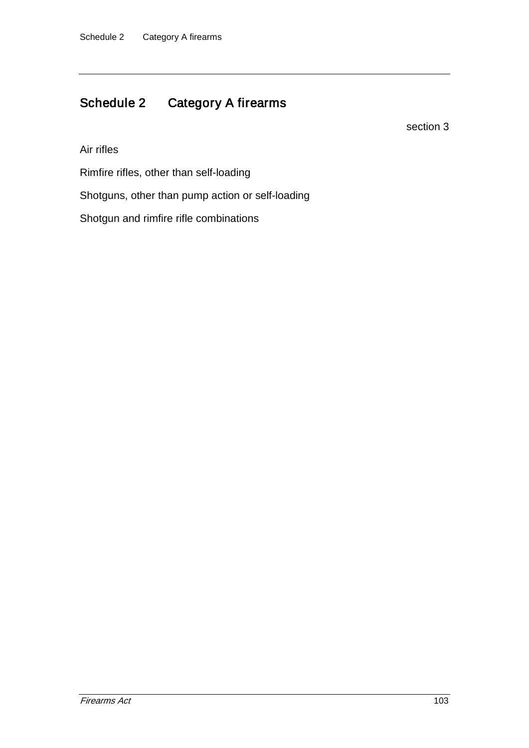# Schedule 2 Category A firearms

section 3

Air rifles

Rimfire rifles, other than self-loading

Shotguns, other than pump action or self-loading

Shotgun and rimfire rifle combinations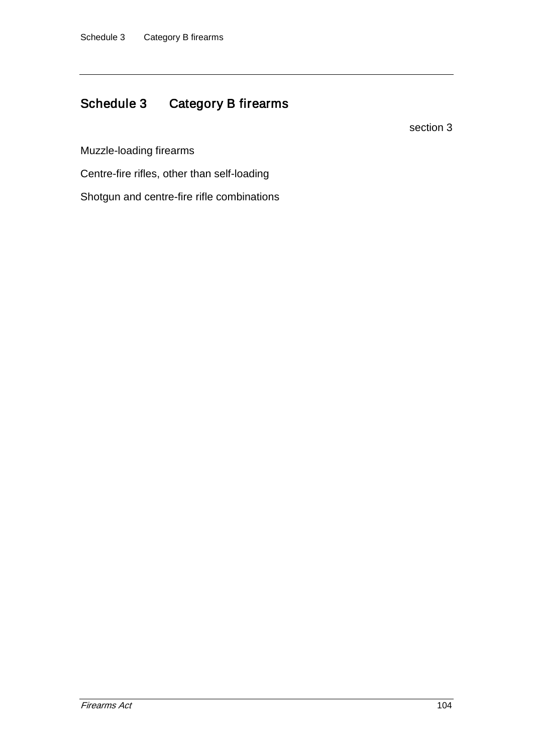# Schedule 3 Category B firearms

section 3

Muzzle-loading firearms

Centre-fire rifles, other than self-loading

Shotgun and centre-fire rifle combinations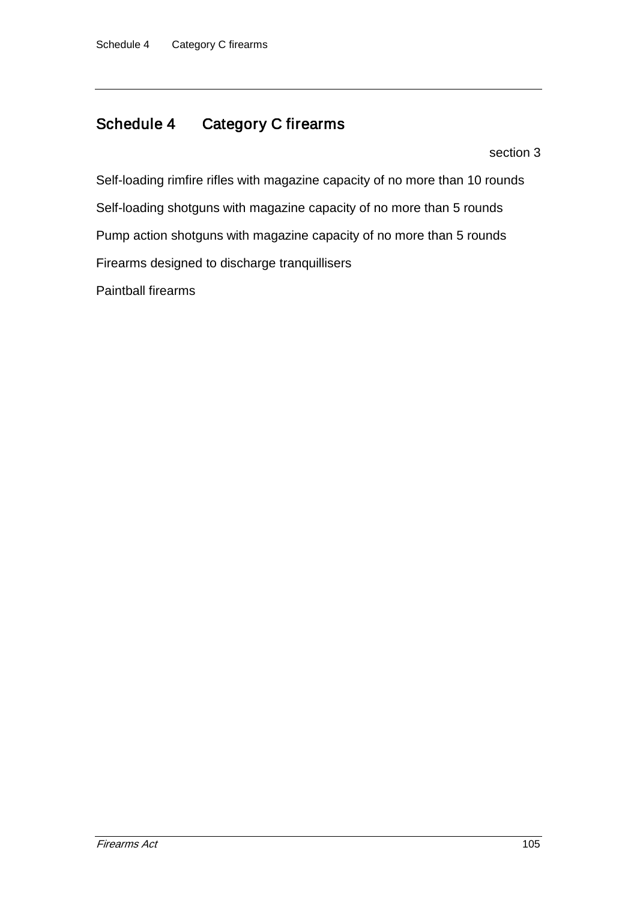# Schedule 4 Category C firearms

section 3

Self-loading rimfire rifles with magazine capacity of no more than 10 rounds

Self-loading shotguns with magazine capacity of no more than 5 rounds

Pump action shotguns with magazine capacity of no more than 5 rounds

Firearms designed to discharge tranquillisers

Paintball firearms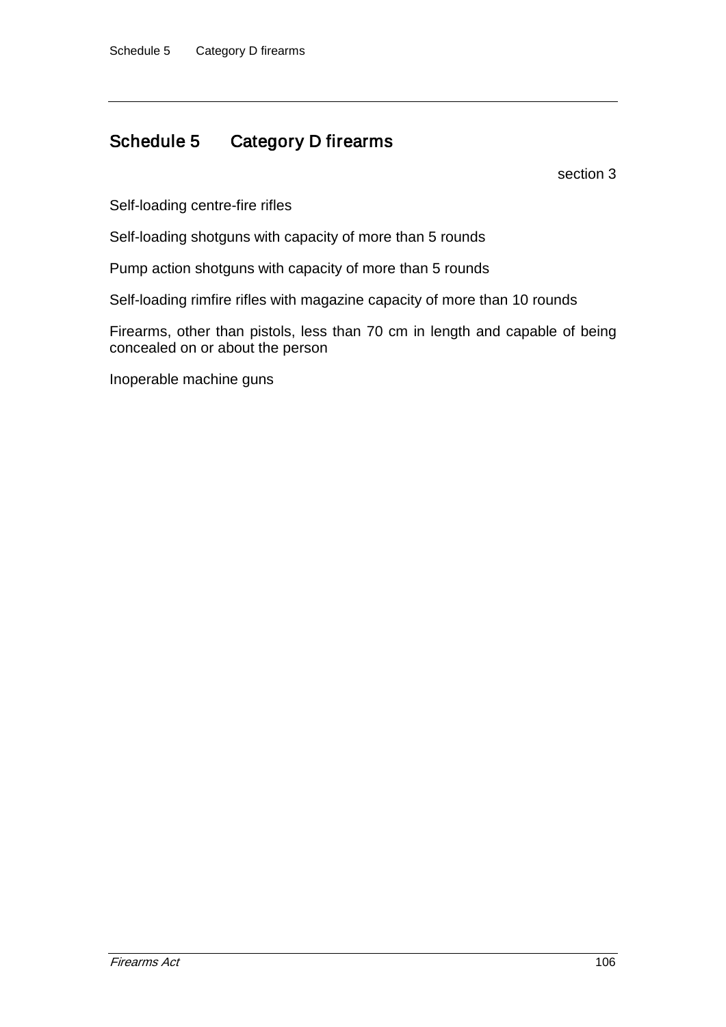# Schedule 5 Category D firearms

section 3

Self-loading centre-fire rifles

Self-loading shotguns with capacity of more than 5 rounds

Pump action shotguns with capacity of more than 5 rounds

Self-loading rimfire rifles with magazine capacity of more than 10 rounds

Firearms, other than pistols, less than 70 cm in length and capable of being concealed on or about the person

Inoperable machine guns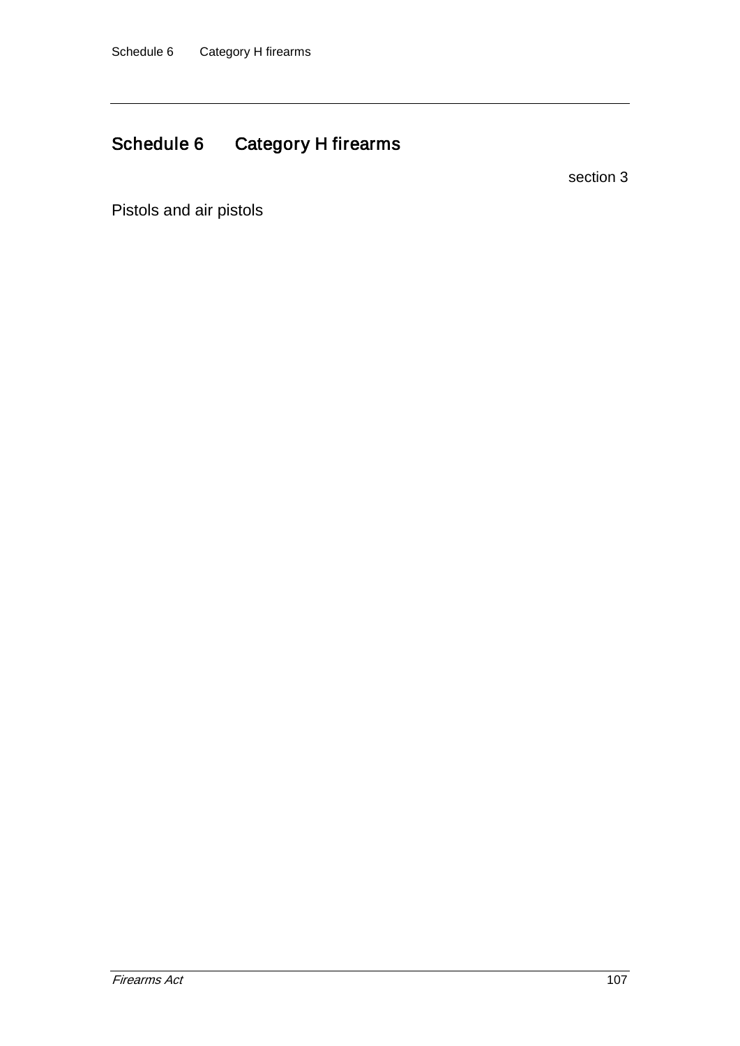# Schedule 6 Category H firearms

section 3

Pistols and air pistols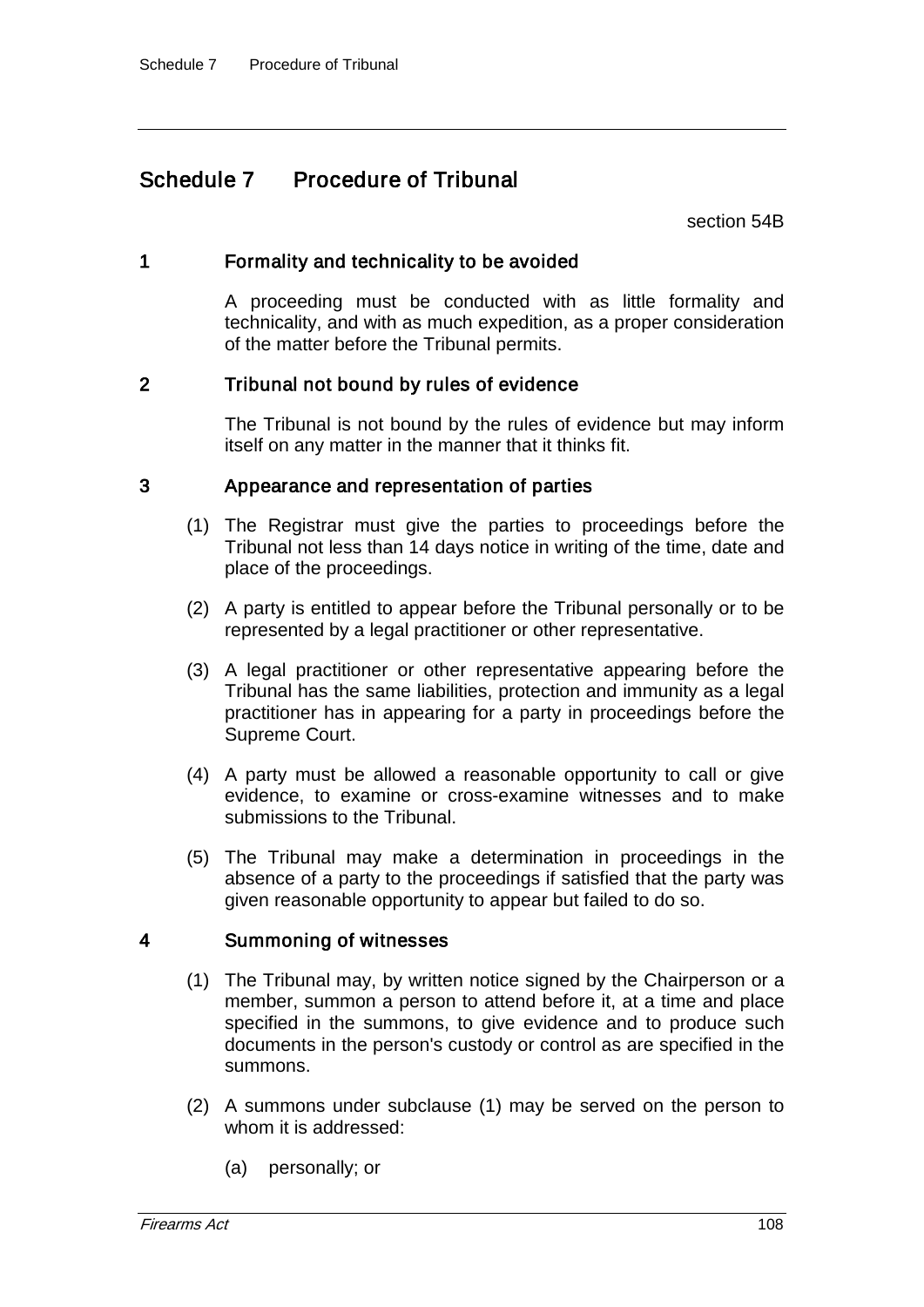# Schedule 7 Procedure of Tribunal

section 54B

## 1 Formality and technicality to be avoided

A proceeding must be conducted with as little formality and technicality, and with as much expedition, as a proper consideration of the matter before the Tribunal permits.

## 2 Tribunal not bound by rules of evidence

The Tribunal is not bound by the rules of evidence but may inform itself on any matter in the manner that it thinks fit.

## 3 Appearance and representation of parties

(1) The Registrar must give the parties to proceedings before the Tribunal not less than 14 days notice in writing of the time, date and place of the proceedings.

(2) A party is entitled to appear before the Tribunal personally or to be represented by a legal practitioner or other representative.

(3) A legal practitioner or other representative appearing before the Tribunal has the same liabilities, protection and immunity as a legal practitioner has in appearing for a party in proceedings before the Supreme Court.

(4) A party must be allowed a reasonable opportunity to call or give evidence, to examine or cross-examine witnesses and to make submissions to the Tribunal.

(5) The Tribunal may make a determination in proceedings in the absence of a party to the proceedings if satisfied that the party was given reasonable opportunity to appear but failed to do so.

## 4 Summoning of witnesses

(1) The Tribunal may, by written notice signed by the Chairperson or a member, summon a person to attend before it, at a time and place specified in the summons, to give evidence and to produce such documents in the person's custody or control as are specified in the summons.

(2) A summons under subclause (1) may be served on the person to whom it is addressed:

(a) personally; or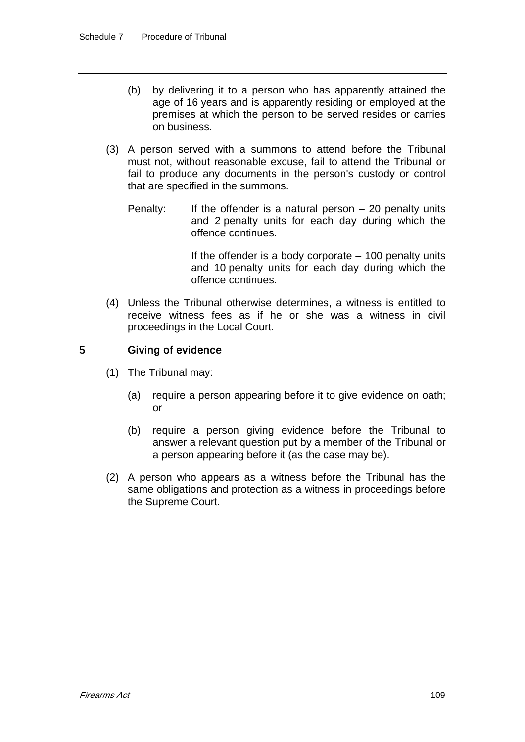(b) by delivering it to a person who has apparently attained the age of 16 years and is apparently residing or employed at the premises at which the person to be served resides or carries on business.

(3) A person served with a summons to attend before the Tribunal must not, without reasonable excuse, fail to attend the Tribunal or fail to produce any documents in the person's custody or control that are specified in the summons.

Penalty: If the offender is a natural person – 20 penalty units and 2 penalty units for each day during which the offence continues.

If the offender is a body corporate – 100 penalty units and 10 penalty units for each day during which the offence continues.

(4) Unless the Tribunal otherwise determines, a witness is entitled to receive witness fees as if he or she was a witness in civil proceedings in the Local Court.

### 5 Giving of evidence

(1) The Tribunal may:

(a) require a person appearing before it to give evidence on oath; or

(b) require a person giving evidence before the Tribunal to answer a relevant question put by a member of the Tribunal or a person appearing before it (as the case may be).

(2) A person who appears as a witness before the Tribunal has the same obligations and protection as a witness in proceedings before the Supreme Court.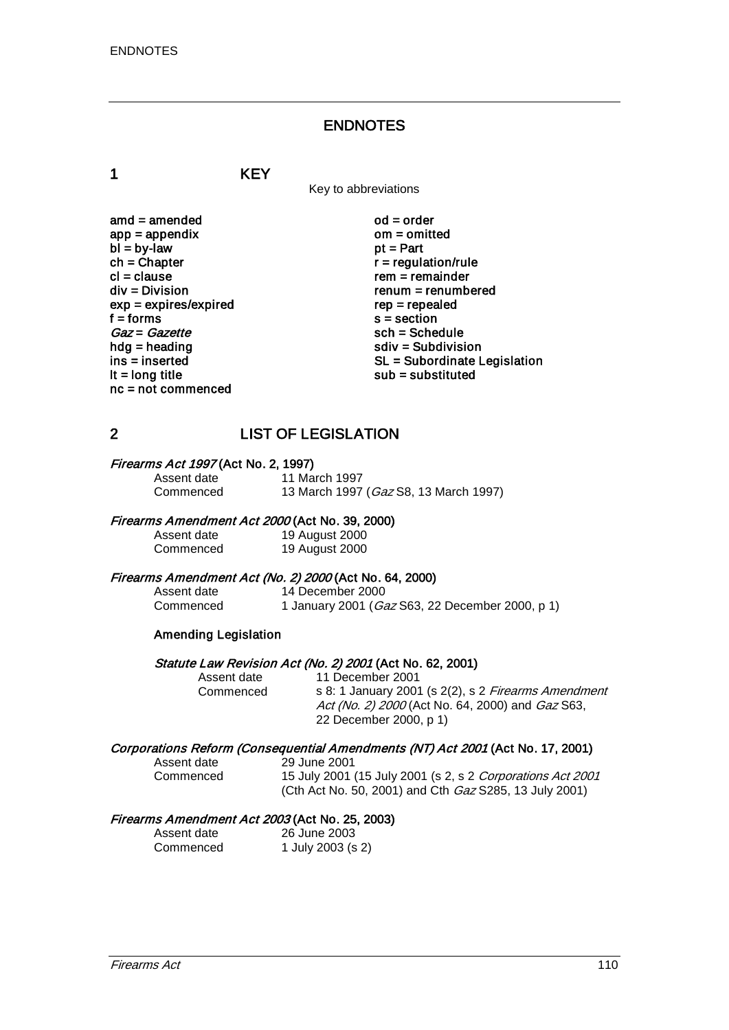# ENDNOTES

## 1 KEY

Key to abbreviations

| | |
|---|---|
| amd = amended | od = order |
| app = appendix | om = omitted |
| bl = by-law | pt = Part |
| ch = Chapter | r = regulation/rule |
| cl = clause | rem = remainder |
| div = Division | renum = renumbered |
| exp = expires/expired | rep = repealed |
| f = forms | s = section |
| *Gaz* = *Gazette* | sch = Schedule |
| hdg = heading | sdiv = Subdivision |
| ins = inserted | SL = Subordinate Legislation |
| lt = long title | sub = substituted |
| nc = not commenced | |

## 2 LIST OF LEGISLATION

***Firearms Act 1997*** **(Act No. 2, 1997)**

Assent date 11 March 1997
Commenced 13 March 1997 (*Gaz* S8, 13 March 1997)

***Firearms Amendment Act 2000*** **(Act No. 39, 2000)**

Assent date 19 August 2000
Commenced 19 August 2000

***Firearms Amendment Act (No. 2) 2000*** **(Act No. 64, 2000)**

Assent date 14 December 2000
Commenced 1 January 2001 (*Gaz* S63, 22 December 2000, p 1)

**Amending Legislation**

***Statute Law Revision Act (No. 2) 2001*** **(Act No. 62, 2001)**

Assent date 11 December 2001
Commenced s 8: 1 January 2001 (s 2(2), s 2 *Firearms Amendment Act (No. 2) 2000* (Act No. 64, 2000) and *Gaz* S63, 22 December 2000, p 1)

***Corporations Reform (Consequential Amendments (NT) Act 2001*** **(Act No. 17, 2001)**

Assent date 29 June 2001
Commenced 15 July 2001 (15 July 2001 (s 2, s 2 *Corporations Act 2001* (Cth Act No. 50, 2001) and Cth *Gaz* S285, 13 July 2001)

***Firearms Amendment Act 2003*** **(Act No. 25, 2003)**

Assent date 26 June 2003
Commenced 1 July 2003 (s 2)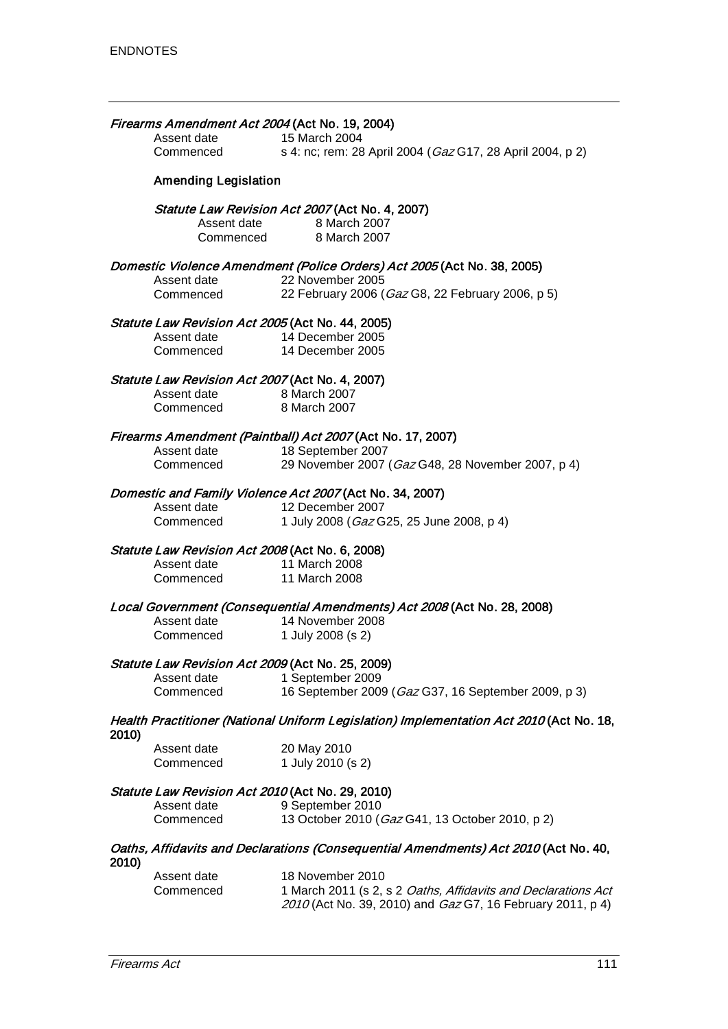ENDNOTES

***Firearms Amendment Act 2004* (Act No. 19, 2004)**

Assent date 15 March 2004
Commenced s 4: nc; rem: 28 April 2004 (*Gaz* G17, 28 April 2004, p 2)

**Amending Legislation**

***Statute Law Revision Act 2007* (Act No. 4, 2007)**

Assent date 8 March 2007
Commenced 8 March 2007

***Domestic Violence Amendment (Police Orders) Act 2005* (Act No. 38, 2005)**

Assent date 22 November 2005
Commenced 22 February 2006 (*Gaz* G8, 22 February 2006, p 5)

***Statute Law Revision Act 2005* (Act No. 44, 2005)**

Assent date 14 December 2005
Commenced 14 December 2005

***Statute Law Revision Act 2007* (Act No. 4, 2007)**

Assent date 8 March 2007
Commenced 8 March 2007

***Firearms Amendment (Paintball) Act 2007* (Act No. 17, 2007)**

Assent date 18 September 2007
Commenced 29 November 2007 (*Gaz* G48, 28 November 2007, p 4)

***Domestic and Family Violence Act 2007* (Act No. 34, 2007)**

Assent date 12 December 2007
Commenced 1 July 2008 (*Gaz* G25, 25 June 2008, p 4)

***Statute Law Revision Act 2008* (Act No. 6, 2008)**

Assent date 11 March 2008
Commenced 11 March 2008

***Local Government (Consequential Amendments) Act 2008* (Act No. 28, 2008)**

Assent date 14 November 2008
Commenced 1 July 2008 (s 2)

***Statute Law Revision Act 2009* (Act No. 25, 2009)**

Assent date 1 September 2009
Commenced 16 September 2009 (*Gaz* G37, 16 September 2009, p 3)

***Health Practitioner (National Uniform Legislation) Implementation Act 2010* (Act No. 18, 2010)**

Assent date 20 May 2010
Commenced 1 July 2010 (s 2)

***Statute Law Revision Act 2010* (Act No. 29, 2010)**

Assent date 9 September 2010
Commenced 13 October 2010 (*Gaz* G41, 13 October 2010, p 2)

***Oaths, Affidavits and Declarations (Consequential Amendments) Act 2010* (Act No. 40, 2010)**

Assent date 18 November 2010
Commenced 1 March 2011 (s 2, s 2 *Oaths, Affidavits and Declarations Act 2010* (Act No. 39, 2010) and *Gaz* G7, 16 February 2011, p 4)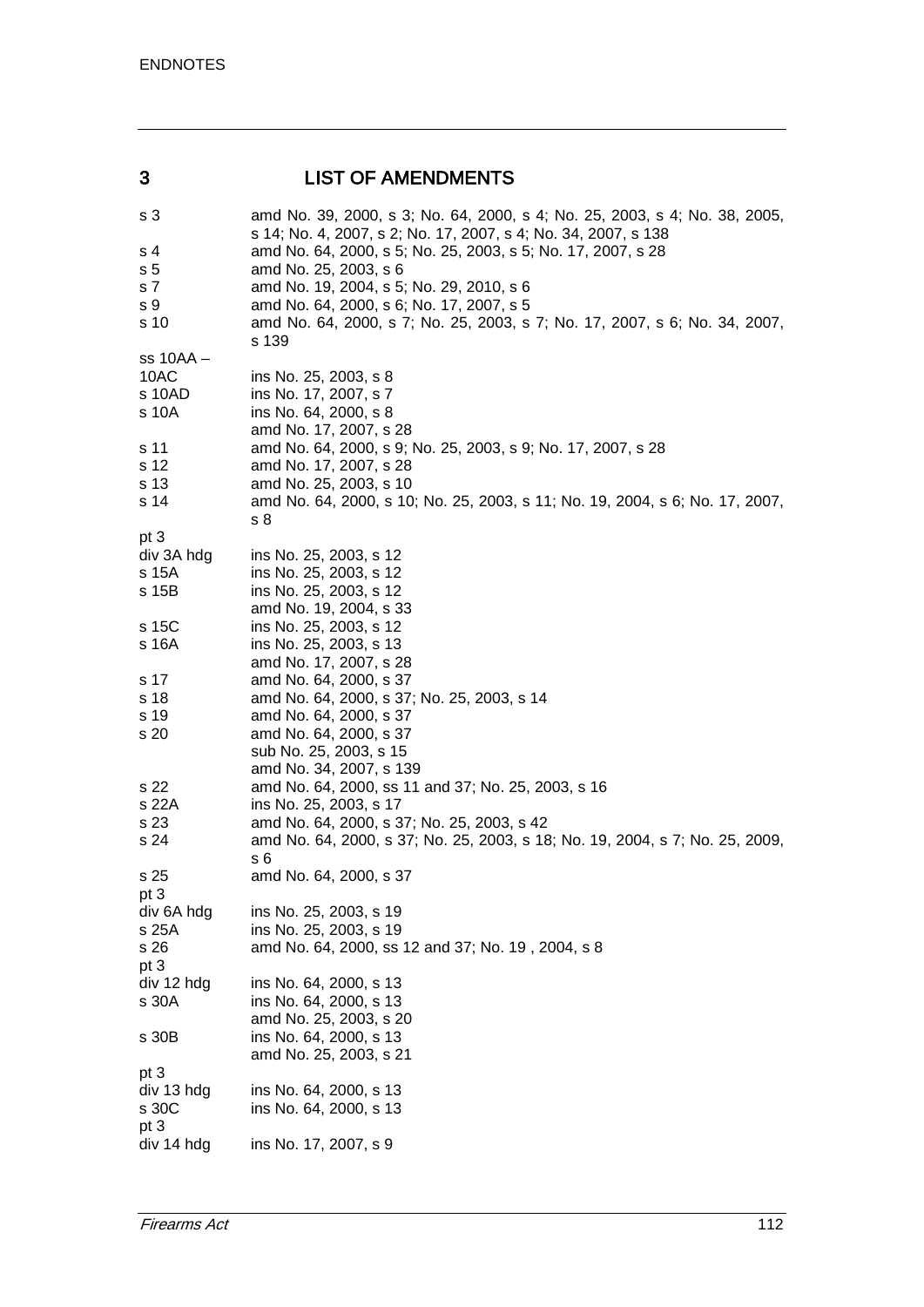## 3 LIST OF AMENDMENTS

| | |
|---|---|
| s 3 | amd No. 39, 2000, s 3; No. 64, 2000, s 4; No. 25, 2003, s 4; No. 38, 2005, s 14; No. 4, 2007, s 2; No. 17, 2007, s 4; No. 34, 2007, s 138 |
| s 4 | amd No. 64, 2000, s 5; No. 25, 2003, s 5; No. 17, 2007, s 28 |
| s 5 | amd No. 25, 2003, s 6 |
| s 7 | amd No. 19, 2004, s 5; No. 29, 2010, s 6 |
| s 9 | amd No. 64, 2000, s 6; No. 17, 2007, s 5 |
| s 10 | amd No. 64, 2000, s 7; No. 25, 2003, s 7; No. 17, 2007, s 6; No. 34, 2007, s 139 |
| ss 10AA – 10AC | ins No. 25, 2003, s 8 |
| s 10AD | ins No. 17, 2007, s 7 |
| s 10A | ins No. 64, 2000, s 8 |
| | amd No. 17, 2007, s 28 |
| s 11 | amd No. 64, 2000, s 9; No. 25, 2003, s 9; No. 17, 2007, s 28 |
| s 12 | amd No. 17, 2007, s 28 |
| s 13 | amd No. 25, 2003, s 10 |
| s 14 | amd No. 64, 2000, s 10; No. 25, 2003, s 11; No. 19, 2004, s 6; No. 17, 2007, s 8 |
| pt 3 | |
| div 3A hdg | ins No. 25, 2003, s 12 |
| s 15A | ins No. 25, 2003, s 12 |
| s 15B | ins No. 25, 2003, s 12 |
| | amd No. 19, 2004, s 33 |
| s 15C | ins No. 25, 2003, s 12 |
| s 16A | ins No. 25, 2003, s 13 |
| | amd No. 17, 2007, s 28 |
| s 17 | amd No. 64, 2000, s 37 |
| s 18 | amd No. 64, 2000, s 37; No. 25, 2003, s 14 |
| s 19 | amd No. 64, 2000, s 37 |
| s 20 | amd No. 64, 2000, s 37 |
| | sub No. 25, 2003, s 15 |
| | amd No. 34, 2007, s 139 |
| s 22 | amd No. 64, 2000, ss 11 and 37; No. 25, 2003, s 16 |
| s 22A | ins No. 25, 2003, s 17 |
| s 23 | amd No. 64, 2000, s 37; No. 25, 2003, s 42 |
| s 24 | amd No. 64, 2000, s 37; No. 25, 2003, s 18; No. 19, 2004, s 7; No. 25, 2009, s 6 |
| s 25 | amd No. 64, 2000, s 37 |
| pt 3 | |
| div 6A hdg | ins No. 25, 2003, s 19 |
| s 25A | ins No. 25, 2003, s 19 |
| s 26 | amd No. 64, 2000, ss 12 and 37; No. 19 , 2004, s 8 |
| pt 3 | |
| div 12 hdg | ins No. 64, 2000, s 13 |
| s 30A | ins No. 64, 2000, s 13 |
| | amd No. 25, 2003, s 20 |
| s 30B | ins No. 64, 2000, s 13 |
| | amd No. 25, 2003, s 21 |
| pt 3 | |
| div 13 hdg | ins No. 64, 2000, s 13 |
| s 30C | ins No. 64, 2000, s 13 |
| pt 3 | |
| div 14 hdg | ins No. 17, 2007, s 9 |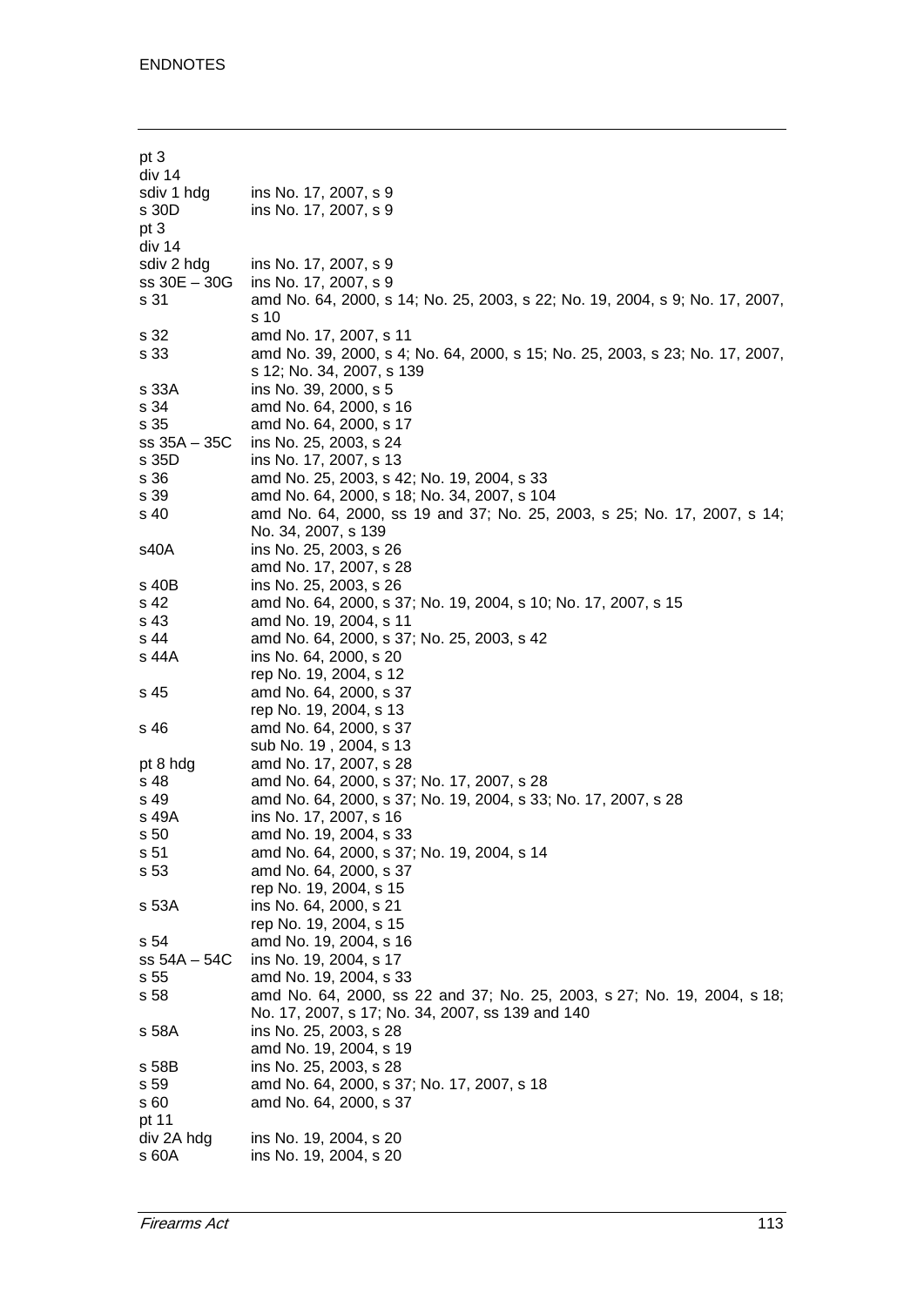| | |
|---|---|
| pt 3 | |
| div 14 | |
| sdiv 1 hdg | ins No. 17, 2007, s 9 |
| s 30D | ins No. 17, 2007, s 9 |
| pt 3 | |
| div 14 | |
| sdiv 2 hdg | ins No. 17, 2007, s 9 |
| ss 30E – 30G | ins No. 17, 2007, s 9 |
| s 31 | amd No. 64, 2000, s 14; No. 25, 2003, s 22; No. 19, 2004, s 9; No. 17, 2007, s 10 |
| s 32 | amd No. 17, 2007, s 11 |
| s 33 | amd No. 39, 2000, s 4; No. 64, 2000, s 15; No. 25, 2003, s 23; No. 17, 2007, s 12; No. 34, 2007, s 139 |
| s 33A | ins No. 39, 2000, s 5 |
| s 34 | amd No. 64, 2000, s 16 |
| s 35 | amd No. 64, 2000, s 17 |
| ss 35A – 35C | ins No. 25, 2003, s 24 |
| s 35D | ins No. 17, 2007, s 13 |
| s 36 | amd No. 25, 2003, s 42; No. 19, 2004, s 33 |
| s 39 | amd No. 64, 2000, s 18; No. 34, 2007, s 104 |
| s 40 | amd No. 64, 2000, ss 19 and 37; No. 25, 2003, s 25; No. 17, 2007, s 14; No. 34, 2007, s 139 |
| s40A | ins No. 25, 2003, s 26 |
| | amd No. 17, 2007, s 28 |
| s 40B | ins No. 25, 2003, s 26 |
| s 42 | amd No. 64, 2000, s 37; No. 19, 2004, s 10; No. 17, 2007, s 15 |
| s 43 | amd No. 19, 2004, s 11 |
| s 44 | amd No. 64, 2000, s 37; No. 25, 2003, s 42 |
| s 44A | ins No. 64, 2000, s 20 |
| | rep No. 19, 2004, s 12 |
| s 45 | amd No. 64, 2000, s 37 |
| | rep No. 19, 2004, s 13 |
| s 46 | amd No. 64, 2000, s 37 |
| | sub No. 19 , 2004, s 13 |
| pt 8 hdg | amd No. 17, 2007, s 28 |
| s 48 | amd No. 64, 2000, s 37; No. 17, 2007, s 28 |
| s 49 | amd No. 64, 2000, s 37; No. 19, 2004, s 33; No. 17, 2007, s 28 |
| s 49A | ins No. 17, 2007, s 16 |
| s 50 | amd No. 19, 2004, s 33 |
| s 51 | amd No. 64, 2000, s 37; No. 19, 2004, s 14 |
| s 53 | amd No. 64, 2000, s 37 |
| | rep No. 19, 2004, s 15 |
| s 53A | ins No. 64, 2000, s 21 |
| | rep No. 19, 2004, s 15 |
| s 54 | amd No. 19, 2004, s 16 |
| ss 54A – 54C | ins No. 19, 2004, s 17 |
| s 55 | amd No. 19, 2004, s 33 |
| s 58 | amd No. 64, 2000, ss 22 and 37; No. 25, 2003, s 27; No. 19, 2004, s 18; No. 17, 2007, s 17; No. 34, 2007, ss 139 and 140 |
| s 58A | ins No. 25, 2003, s 28 |
| | amd No. 19, 2004, s 19 |
| s 58B | ins No. 25, 2003, s 28 |
| s 59 | amd No. 64, 2000, s 37; No. 17, 2007, s 18 |
| s 60 | amd No. 64, 2000, s 37 |
| pt 11 | |
| div 2A hdg | ins No. 19, 2004, s 20 |
| s 60A | ins No. 19, 2004, s 20 |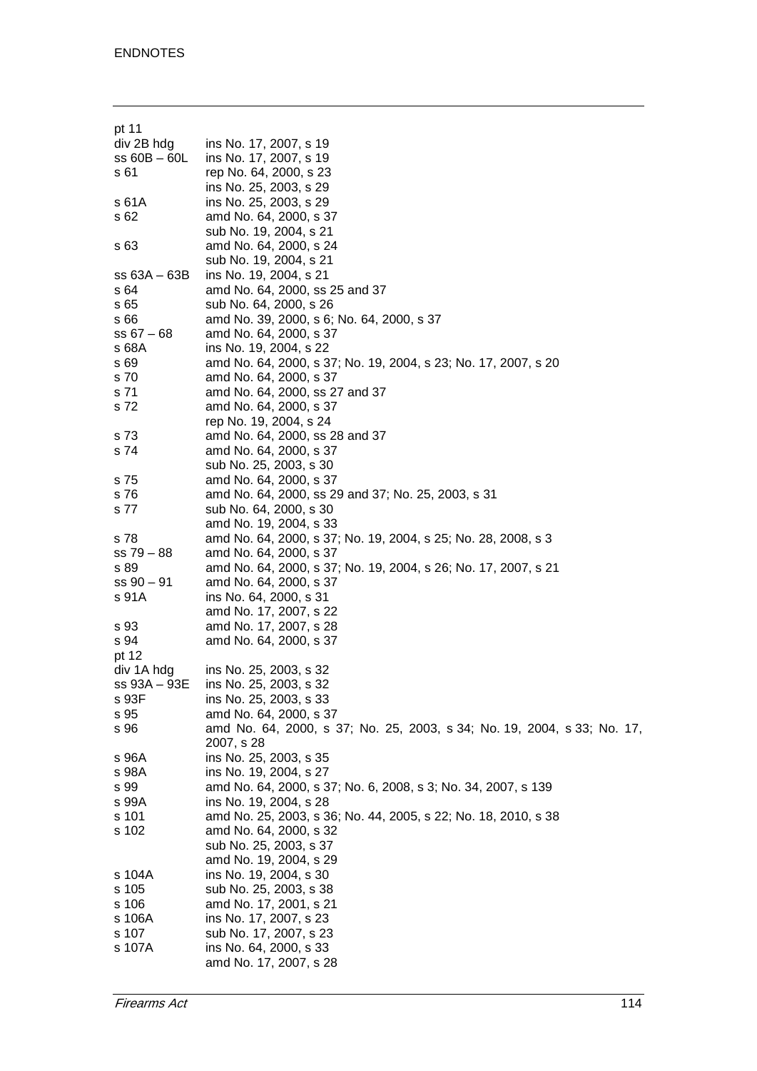| | |
|---|---|
| pt 11 | |
| div 2B hdg | ins No. 17, 2007, s 19 |
| ss 60B – 60L | ins No. 17, 2007, s 19 |
| s 61 | rep No. 64, 2000, s 23 |
| | ins No. 25, 2003, s 29 |
| s 61A | ins No. 25, 2003, s 29 |
| s 62 | amd No. 64, 2000, s 37 |
| | sub No. 19, 2004, s 21 |
| s 63 | amd No. 64, 2000, s 24 |
| | sub No. 19, 2004, s 21 |
| ss 63A – 63B | ins No. 19, 2004, s 21 |
| s 64 | amd No. 64, 2000, ss 25 and 37 |
| s 65 | sub No. 64, 2000, s 26 |
| s 66 | amd No. 39, 2000, s 6; No. 64, 2000, s 37 |
| ss 67 – 68 | amd No. 64, 2000, s 37 |
| s 68A | ins No. 19, 2004, s 22 |
| s 69 | amd No. 64, 2000, s 37; No. 19, 2004, s 23; No. 17, 2007, s 20 |
| s 70 | amd No. 64, 2000, s 37 |
| s 71 | amd No. 64, 2000, ss 27 and 37 |
| s 72 | amd No. 64, 2000, s 37 |
| | rep No. 19, 2004, s 24 |
| s 73 | amd No. 64, 2000, ss 28 and 37 |
| s 74 | amd No. 64, 2000, s 37 |
| | sub No. 25, 2003, s 30 |
| s 75 | amd No. 64, 2000, s 37 |
| s 76 | amd No. 64, 2000, ss 29 and 37; No. 25, 2003, s 31 |
| s 77 | sub No. 64, 2000, s 30 |
| | amd No. 19, 2004, s 33 |
| s 78 | amd No. 64, 2000, s 37; No. 19, 2004, s 25; No. 28, 2008, s 3 |
| ss 79 – 88 | amd No. 64, 2000, s 37 |
| s 89 | amd No. 64, 2000, s 37; No. 19, 2004, s 26; No. 17, 2007, s 21 |
| ss 90 – 91 | amd No. 64, 2000, s 37 |
| s 91A | ins No. 64, 2000, s 31 |
| | amd No. 17, 2007, s 22 |
| s 93 | amd No. 17, 2007, s 28 |
| s 94 | amd No. 64, 2000, s 37 |
| pt 12 | |
| div 1A hdg | ins No. 25, 2003, s 32 |
| ss 93A – 93E | ins No. 25, 2003, s 32 |
| s 93F | ins No. 25, 2003, s 33 |
| s 95 | amd No. 64, 2000, s 37 |
| s 96 | amd No. 64, 2000, s 37; No. 25, 2003, s 34; No. 19, 2004, s 33; No. 17, 2007, s 28 |
| s 96A | ins No. 25, 2003, s 35 |
| s 98A | ins No. 19, 2004, s 27 |
| s 99 | amd No. 64, 2000, s 37; No. 6, 2008, s 3; No. 34, 2007, s 139 |
| s 99A | ins No. 19, 2004, s 28 |
| s 101 | amd No. 25, 2003, s 36; No. 44, 2005, s 22; No. 18, 2010, s 38 |
| s 102 | amd No. 64, 2000, s 32 |
| | sub No. 25, 2003, s 37 |
| | amd No. 19, 2004, s 29 |
| s 104A | ins No. 19, 2004, s 30 |
| s 105 | sub No. 25, 2003, s 38 |
| s 106 | amd No. 17, 2001, s 21 |
| s 106A | ins No. 17, 2007, s 23 |
| s 107 | sub No. 17, 2007, s 23 |
| s 107A | ins No. 64, 2000, s 33 |
| | amd No. 17, 2007, s 28 |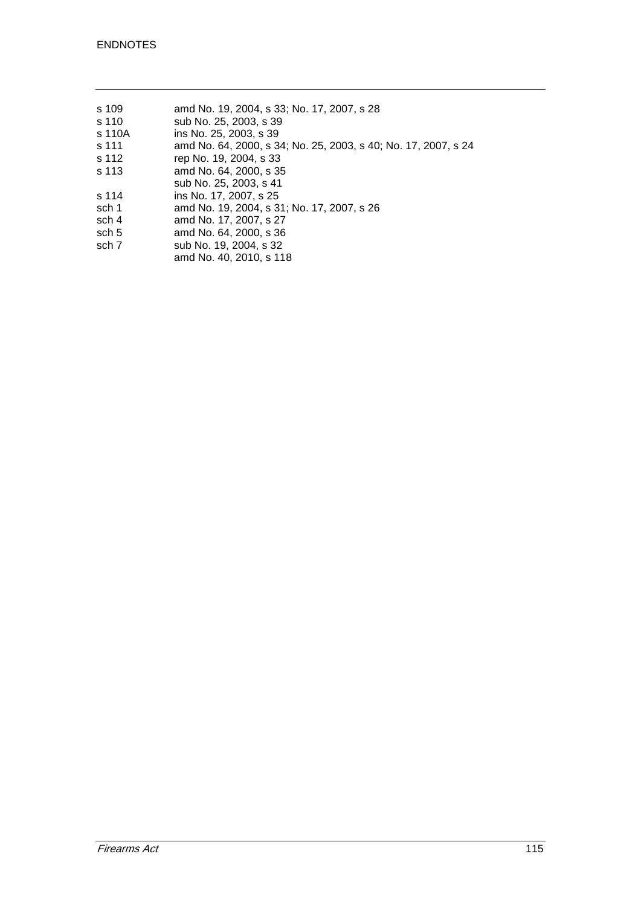| | |
|---|---|
| s 109 | amd No. 19, 2004, s 33; No. 17, 2007, s 28 |
| s 110 | sub No. 25, 2003, s 39 |
| s 110A | ins No. 25, 2003, s 39 |
| s 111 | amd No. 64, 2000, s 34; No. 25, 2003, s 40; No. 17, 2007, s 24 |
| s 112 | rep No. 19, 2004, s 33 |
| s 113 | amd No. 64, 2000, s 35 |
| | sub No. 25, 2003, s 41 |
| s 114 | ins No. 17, 2007, s 25 |
| sch 1 | amd No. 19, 2004, s 31; No. 17, 2007, s 26 |
| sch 4 | amd No. 17, 2007, s 27 |
| sch 5 | amd No. 64, 2000, s 36 |
| sch 7 | sub No. 19, 2004, s 32 |
| | amd No. 40, 2010, s 118 |